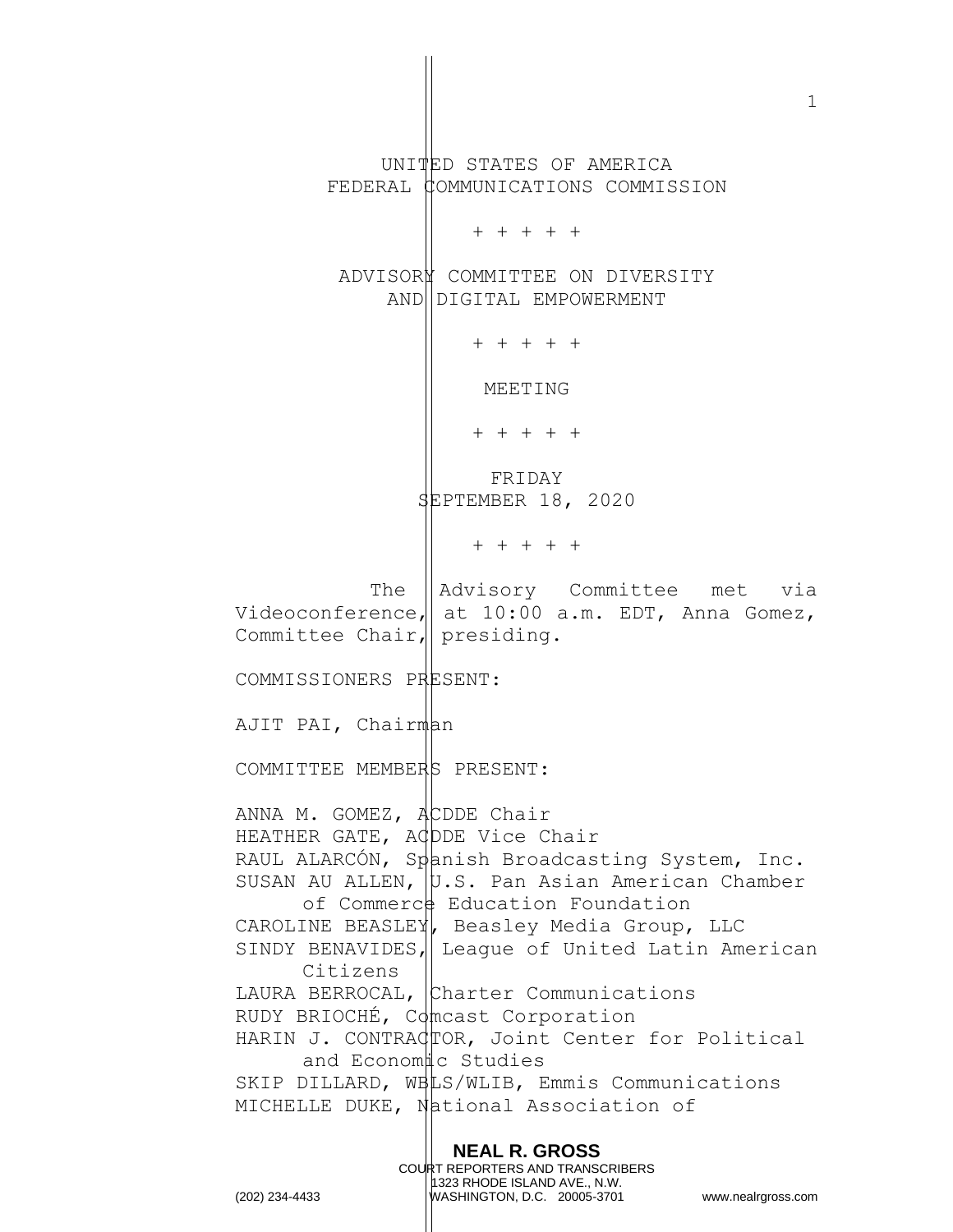UNITED STATES OF AMERICA
FEDERAL COMMUNICATIONS COMMISSION

+ + + + +

ADVISORY COMMITTEE ON DIVERSITY
AND DIGITAL EMPOWERMENT

+ + + + +

MEETING

+ + + + +

FRIDAY
SEPTEMBER 18, 2020

+ + + + +

The Advisory Committee met via Videoconference, at 10:00 a.m. EDT, Anna Gomez, Committee Chair, presiding.

COMMISSIONERS PRESENT:

AJIT PAI, Chairman

COMMITTEE MEMBERS PRESENT:

ANNA M. GOMEZ, ACDDE Chair
HEATHER GATE, ACDDE Vice Chair
RAUL ALARCÓN, Spanish Broadcasting System, Inc.
SUSAN AU ALLEN, U.S. Pan Asian American Chamber of Commerce Education Foundation
CAROLINE BEASLEY, Beasley Media Group, LLC
SINDY BENAVIDES, League of United Latin American Citizens
LAURA BERROCAL, Charter Communications
RUDY BRIOCHÉ, Comcast Corporation
HARIN J. CONTRACTOR, Joint Center for Political and Economic Studies
SKIP DILLARD, WBLS/WLIB, Emmis Communications
MICHELLE DUKE, National Association of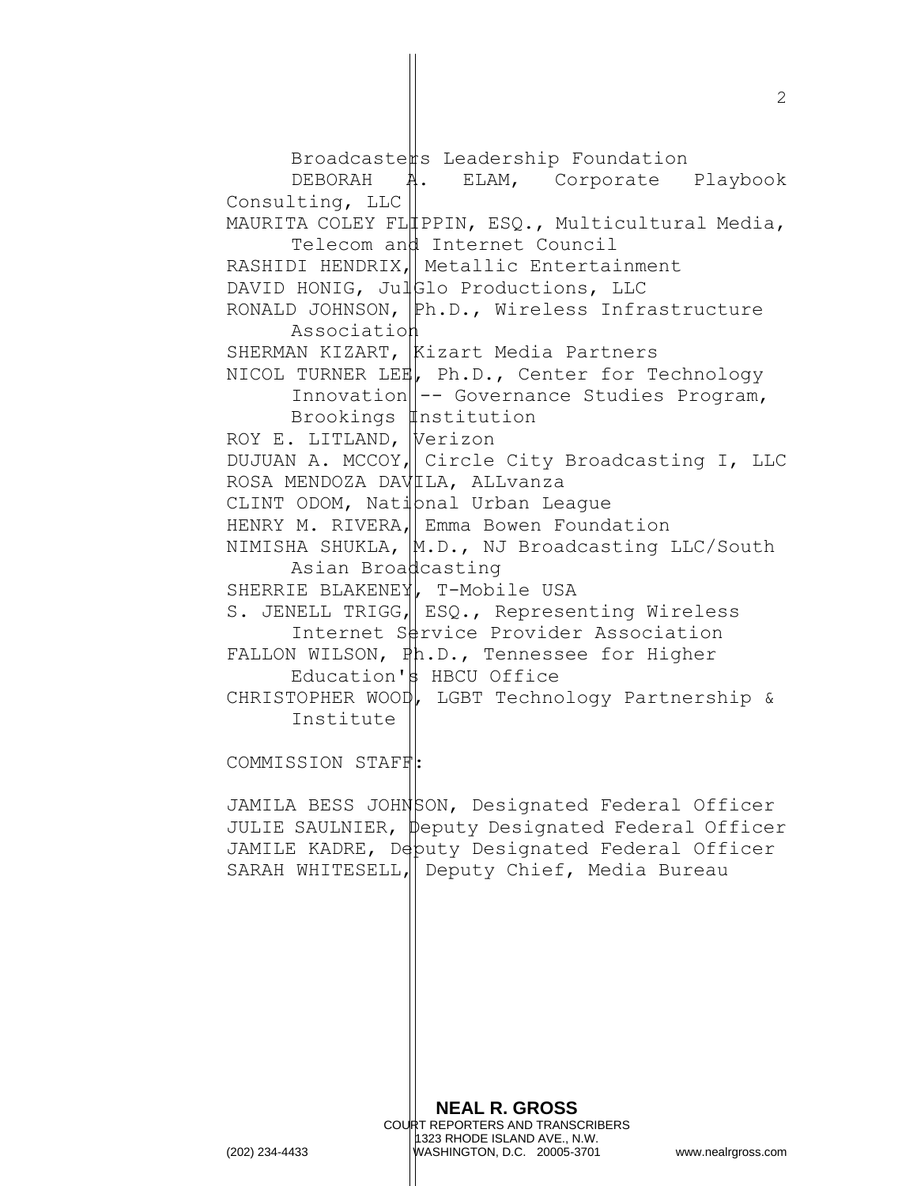Broadcasters Leadership Foundation
DEBORAH A. ELAM, Corporate Playbook Consulting, LLC
MAURITA COLEY FLIPPIN, ESQ., Multicultural Media, Telecom and Internet Council
RASHIDI HENDRIX, Metallic Entertainment
DAVID HONIG, JulGlo Productions, LLC
RONALD JOHNSON, Ph.D., Wireless Infrastructure Association
SHERMAN KIZART, Kizart Media Partners
NICOL TURNER LEE, Ph.D., Center for Technology Innovation -- Governance Studies Program, Brookings Institution
ROY E. LITLAND, Verizon
DUJUAN A. MCCOY, Circle City Broadcasting I, LLC
ROSA MENDOZA DAVILA, ALLvanza
CLINT ODOM, National Urban League
HENRY M. RIVERA, Emma Bowen Foundation
NIMISHA SHUKLA, M.D., NJ Broadcasting LLC/South Asian Broadcasting
SHERRIE BLAKENEY, T-Mobile USA
S. JENELL TRIGG, ESQ., Representing Wireless Internet Service Provider Association
FALLON WILSON, Ph.D., Tennessee for Higher Education's HBCU Office
CHRISTOPHER WOOD, LGBT Technology Partnership & Institute

COMMISSION STAFF:

JAMILA BESS JOHNSON, Designated Federal Officer
JULIE SAULNIER, Deputy Designated Federal Officer
JAMILE KADRE, Deputy Designated Federal Officer
SARAH WHITESELL, Deputy Chief, Media Bureau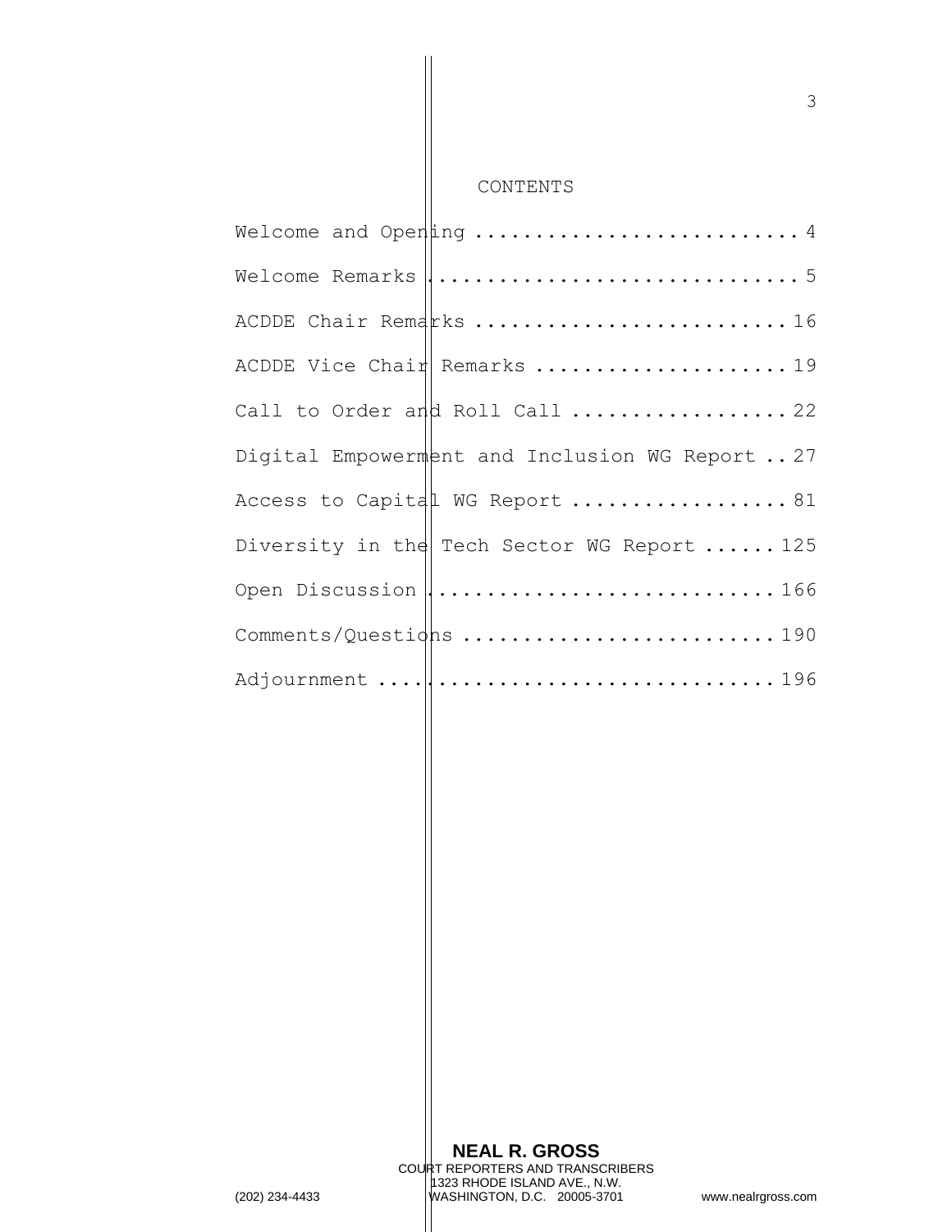# CONTENTS

| | |
|---|---|
| Welcome and Opening | 4 |
| Welcome Remarks | 5 |
| ACDDE Chair Remarks | 16 |
| ACDDE Vice Chair Remarks | 19 |
| Call to Order and Roll Call | 22 |
| Digital Empowerment and Inclusion WG Report | 27 |
| Access to Capital WG Report | 81 |
| Diversity in the Tech Sector WG Report | 125 |
| Open Discussion | 166 |
| Comments/Questions | 190 |
| Adjournment | 196 |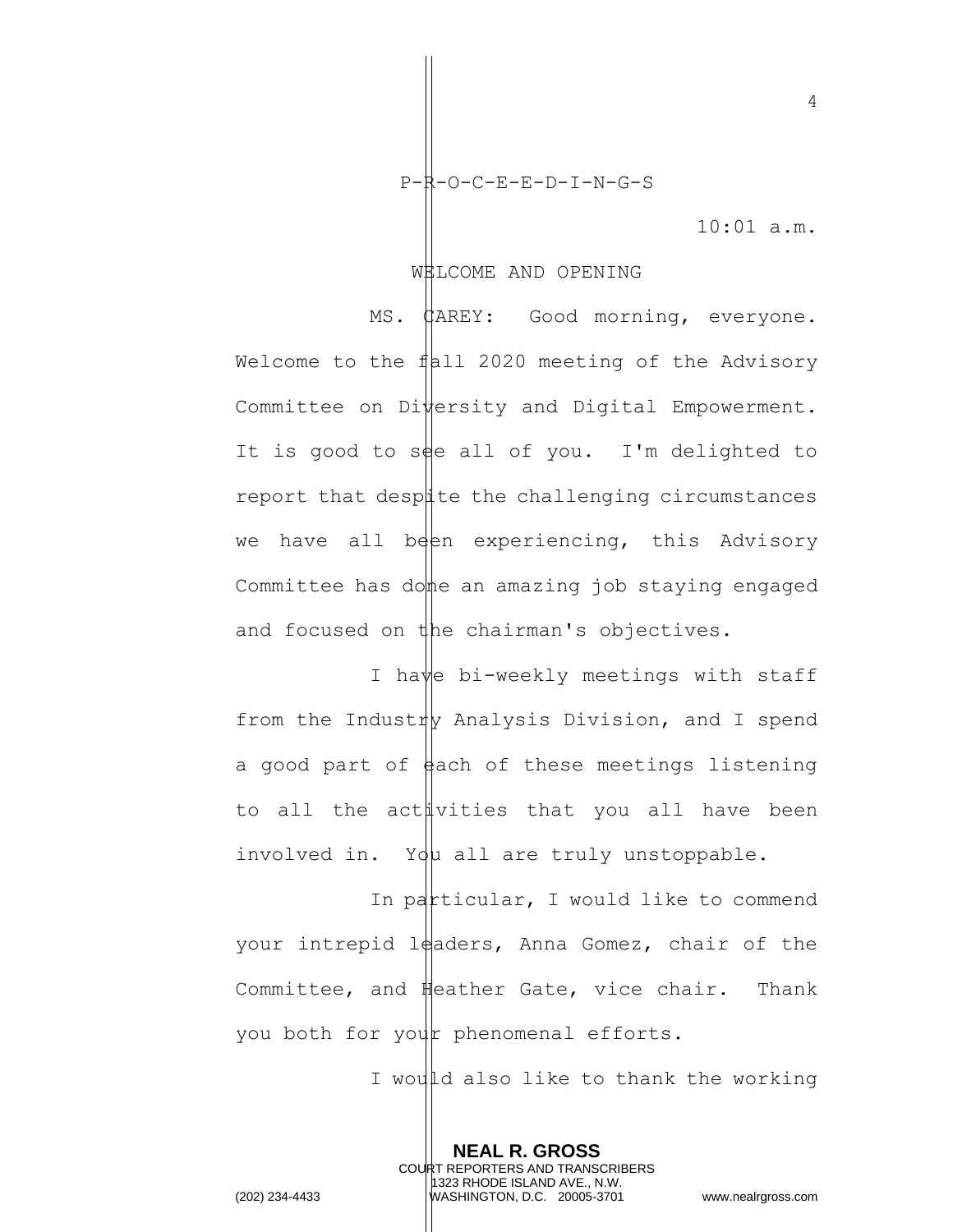P-R-O-C-E-E-D-I-N-G-S

10:01 a.m.

WELCOME AND OPENING

MS. CAREY: Good morning, everyone. Welcome to the fall 2020 meeting of the Advisory Committee on Diversity and Digital Empowerment. It is good to see all of you. I'm delighted to report that despite the challenging circumstances we have all been experiencing, this Advisory Committee has done an amazing job staying engaged and focused on the chairman's objectives.

I have bi-weekly meetings with staff from the Industry Analysis Division, and I spend a good part of each of these meetings listening to all the activities that you all have been involved in. You all are truly unstoppable.

In particular, I would like to commend your intrepid leaders, Anna Gomez, chair of the Committee, and Heather Gate, vice chair. Thank you both for your phenomenal efforts.

I would also like to thank the working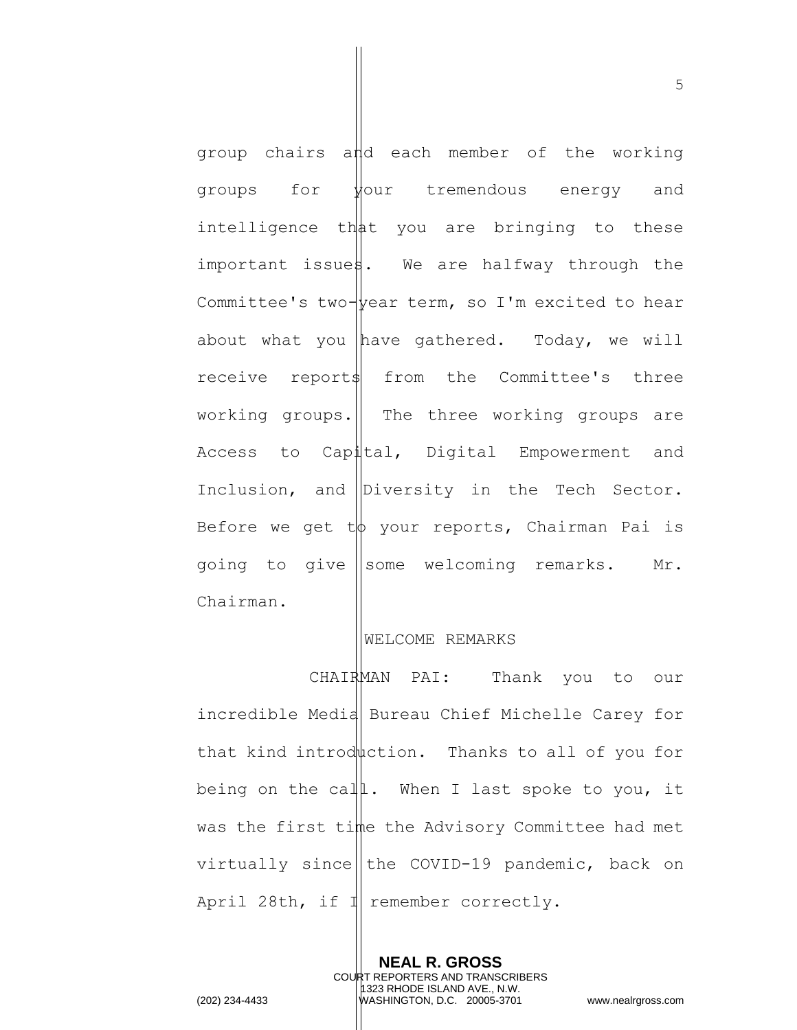group chairs and each member of the working groups for your tremendous energy and intelligence that you are bringing to these important issues. We are halfway through the Committee's two-year term, so I'm excited to hear about what you have gathered. Today, we will receive reports from the Committee's three working groups. The three working groups are Access to Capital, Digital Empowerment and Inclusion, and Diversity in the Tech Sector. Before we get to your reports, Chairman Pai is going to give some welcoming remarks. Mr. Chairman.

WELCOME REMARKS

CHAIRMAN PAI: Thank you to our incredible Media Bureau Chief Michelle Carey for that kind introduction. Thanks to all of you for being on the call. When I last spoke to you, it was the first time the Advisory Committee had met virtually since the COVID-19 pandemic, back on April 28th, if I remember correctly.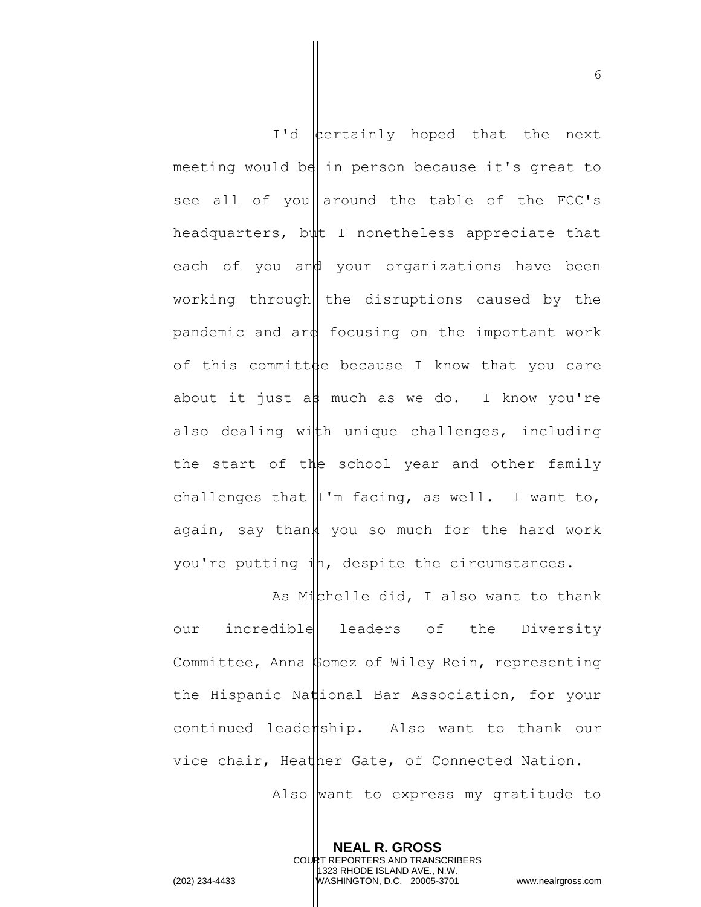I'd certainly hoped that the next meeting would be in person because it's great to see all of you around the table of the FCC's headquarters, but I nonetheless appreciate that each of you and your organizations have been working through the disruptions caused by the pandemic and are focusing on the important work of this committee because I know that you care about it just as much as we do. I know you're also dealing with unique challenges, including the start of the school year and other family challenges that I'm facing, as well. I want to, again, say thank you so much for the hard work you're putting in, despite the circumstances.

As Michelle did, I also want to thank our incredible leaders of the Diversity Committee, Anna Gomez of Wiley Rein, representing the Hispanic National Bar Association, for your continued leadership. Also want to thank our vice chair, Heather Gate, of Connected Nation.

Also want to express my gratitude to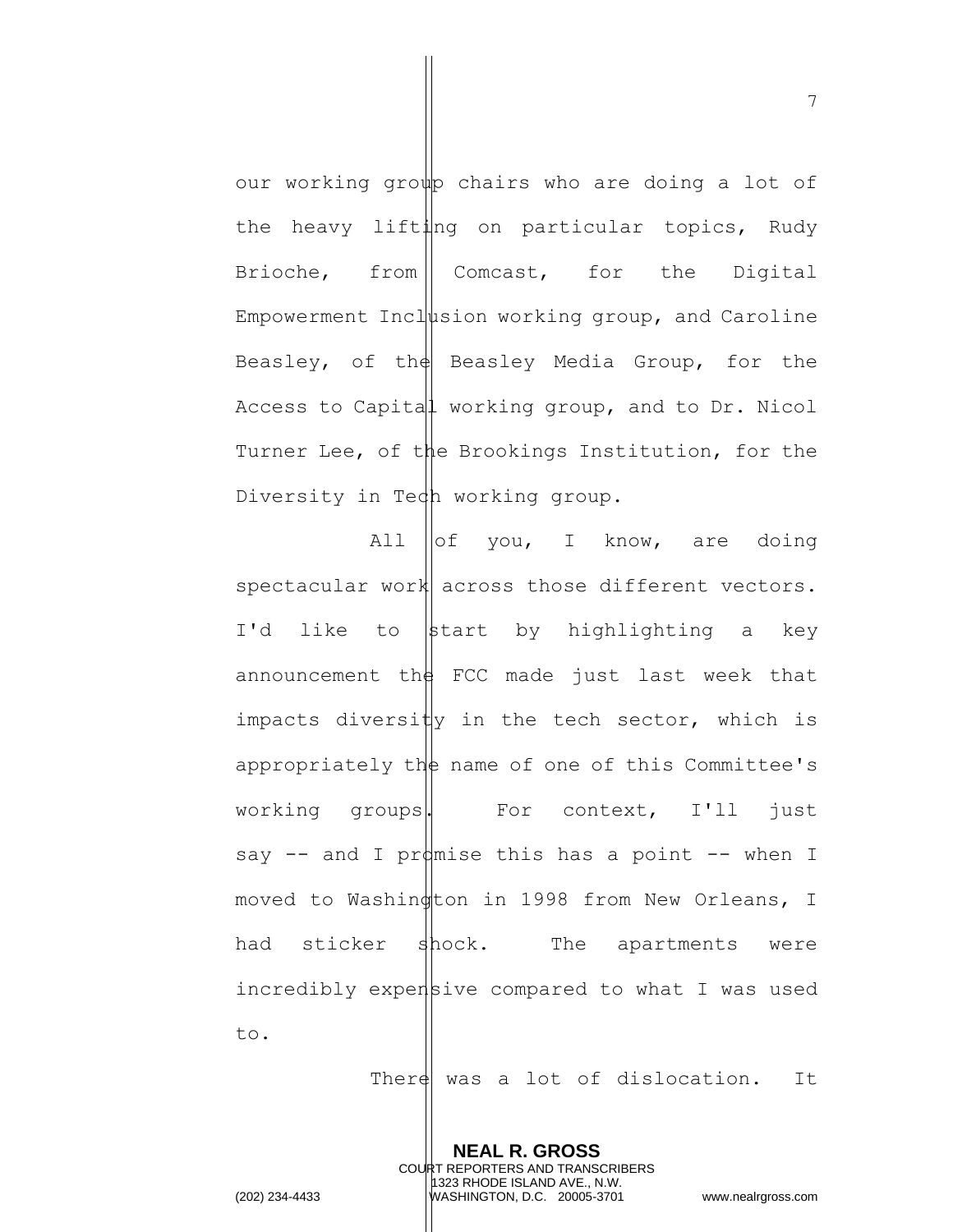our working group chairs who are doing a lot of the heavy lifting on particular topics, Rudy Brioche, from Comcast, for the Digital Empowerment Inclusion working group, and Caroline Beasley, of the Beasley Media Group, for the Access to Capital working group, and to Dr. Nicol Turner Lee, of the Brookings Institution, for the Diversity in Tech working group.

All of you, I know, are doing spectacular work across those different vectors. I'd like to start by highlighting a key announcement the FCC made just last week that impacts diversity in the tech sector, which is appropriately the name of one of this Committee's working groups. For context, I'll just say -- and I promise this has a point -- when I moved to Washington in 1998 from New Orleans, I had sticker shock. The apartments were incredibly expensive compared to what I was used to.

There was a lot of dislocation. It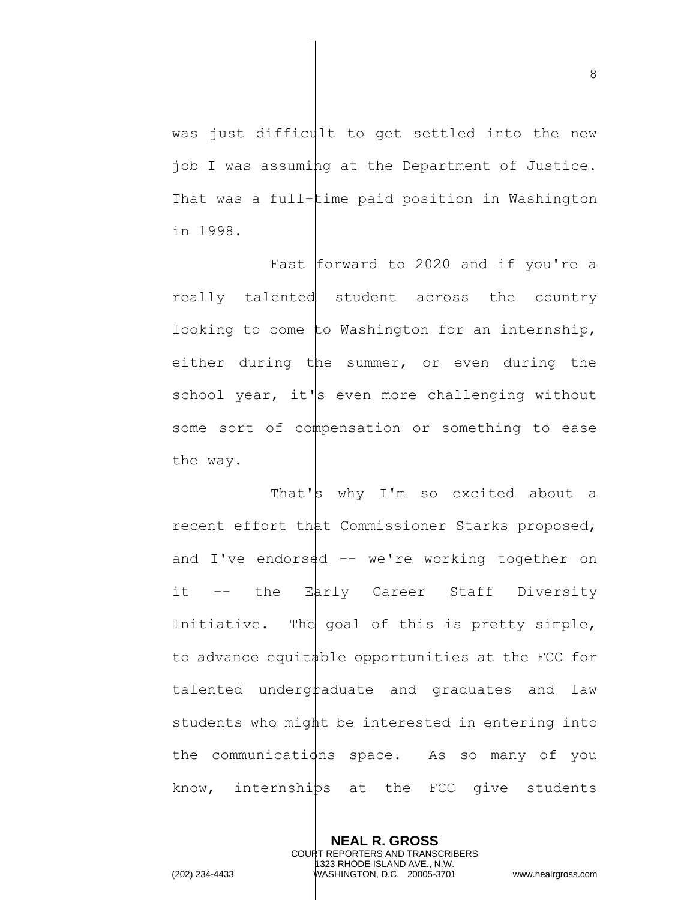was just difficult to get settled into the new job I was assuming at the Department of Justice. That was a full-time paid position in Washington in 1998.

Fast forward to 2020 and if you're a really talented student across the country looking to come to Washington for an internship, either during the summer, or even during the school year, it's even more challenging without some sort of compensation or something to ease the way.

That's why I'm so excited about a recent effort that Commissioner Starks proposed, and I've endorsed -- we're working together on it -- the Early Career Staff Diversity Initiative. The goal of this is pretty simple, to advance equitable opportunities at the FCC for talented undergraduate and graduates and law students who might be interested in entering into the communications space. As so many of you know, internships at the FCC give students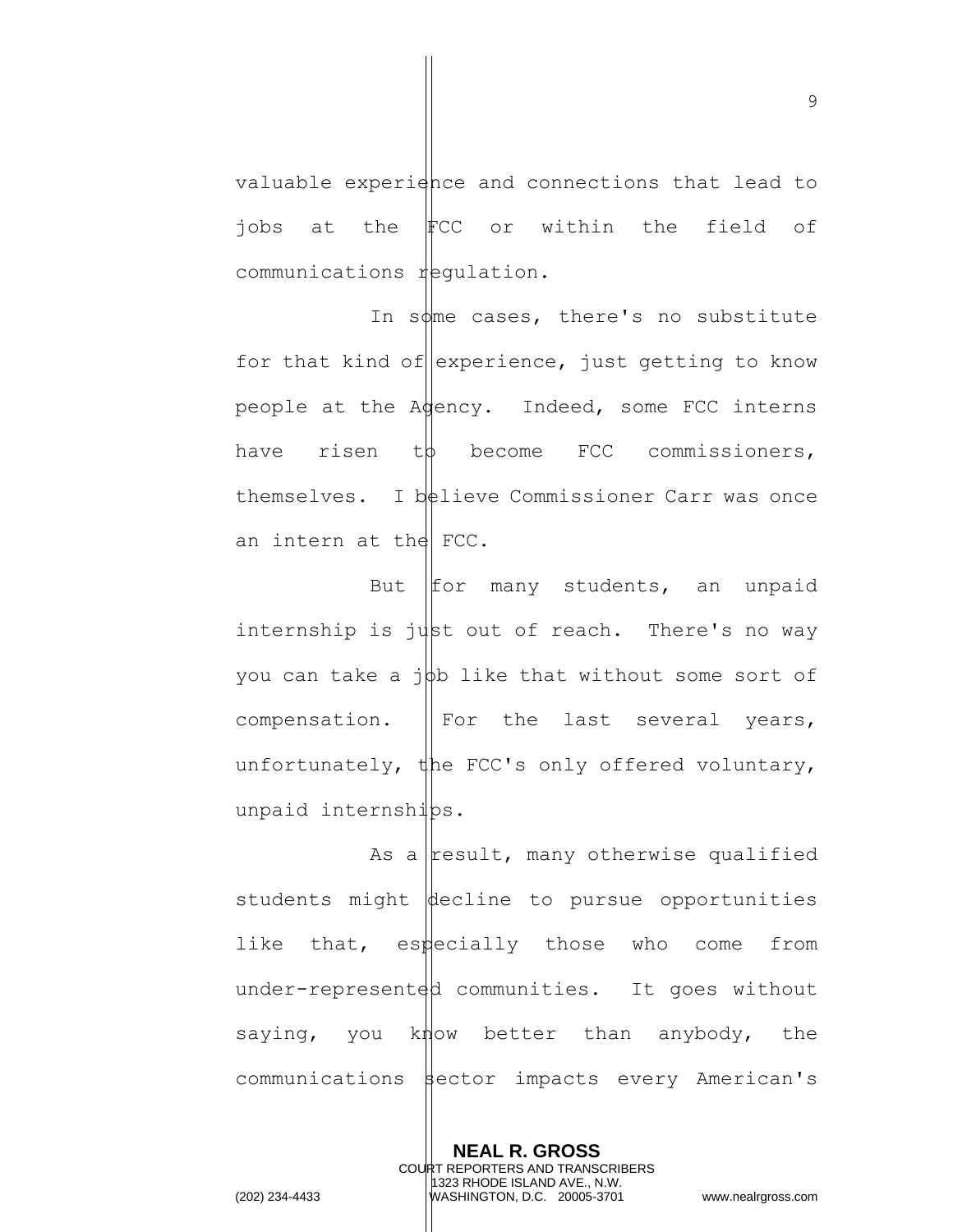valuable experience and connections that lead to jobs at the FCC or within the field of communications regulation.

In some cases, there's no substitute for that kind of experience, just getting to know people at the Agency. Indeed, some FCC interns have risen to become FCC commissioners, themselves. I believe Commissioner Carr was once an intern at the FCC.

But for many students, an unpaid internship is just out of reach. There's no way you can take a job like that without some sort of compensation. For the last several years, unfortunately, the FCC's only offered voluntary, unpaid internships.

As a result, many otherwise qualified students might decline to pursue opportunities like that, especially those who come from under-represented communities. It goes without saying, you know better than anybody, the communications sector impacts every American's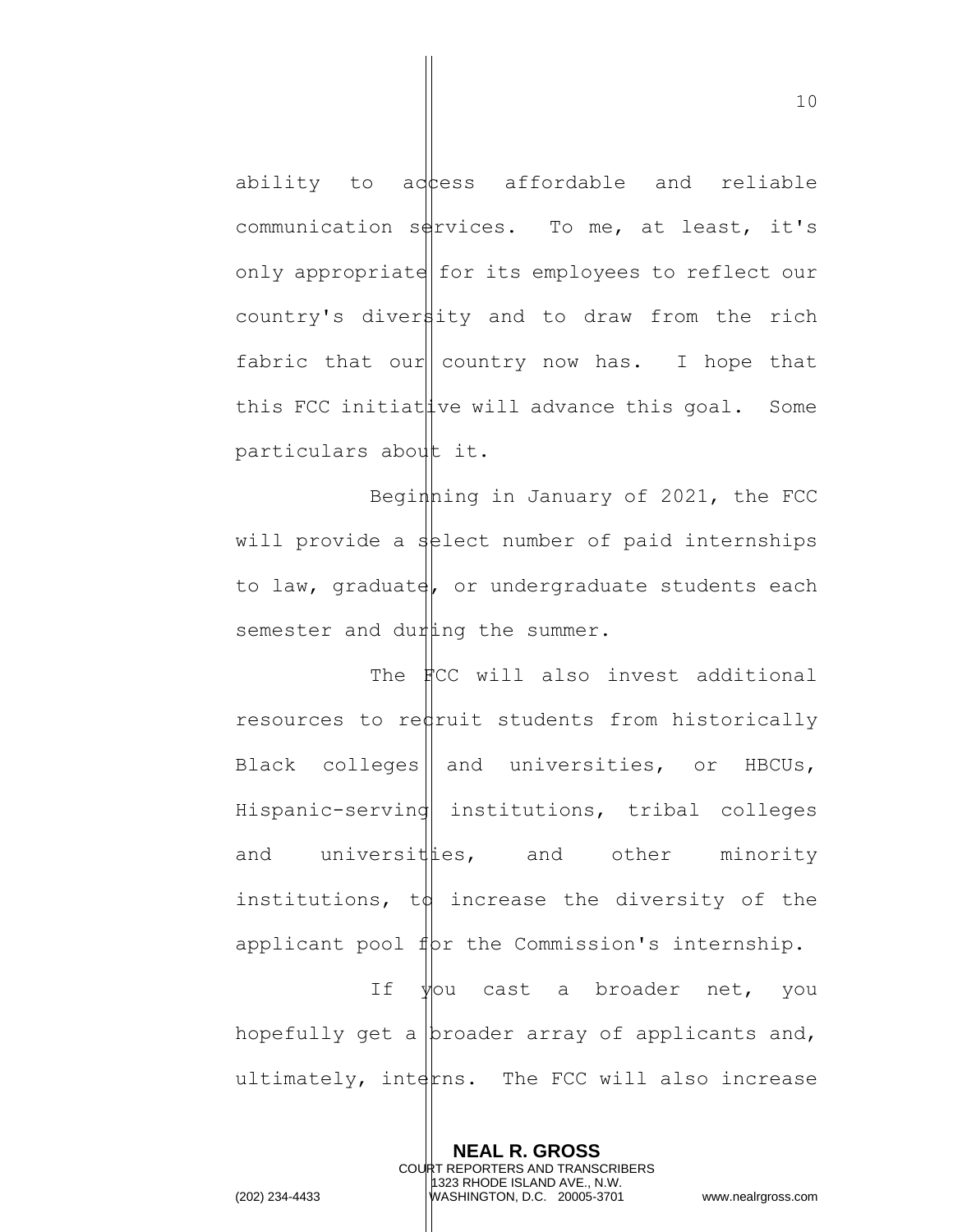ability to access affordable and reliable communication services. To me, at least, it's only appropriate for its employees to reflect our country's diversity and to draw from the rich fabric that our country now has. I hope that this FCC initiative will advance this goal. Some particulars about it.

Beginning in January of 2021, the FCC will provide a select number of paid internships to law, graduate, or undergraduate students each semester and during the summer.

The FCC will also invest additional resources to recruit students from historically Black colleges and universities, or HBCUs, Hispanic-serving institutions, tribal colleges and universities, and other minority institutions, to increase the diversity of the applicant pool for the Commission's internship.

If you cast a broader net, you hopefully get a broader array of applicants and, ultimately, interns. The FCC will also increase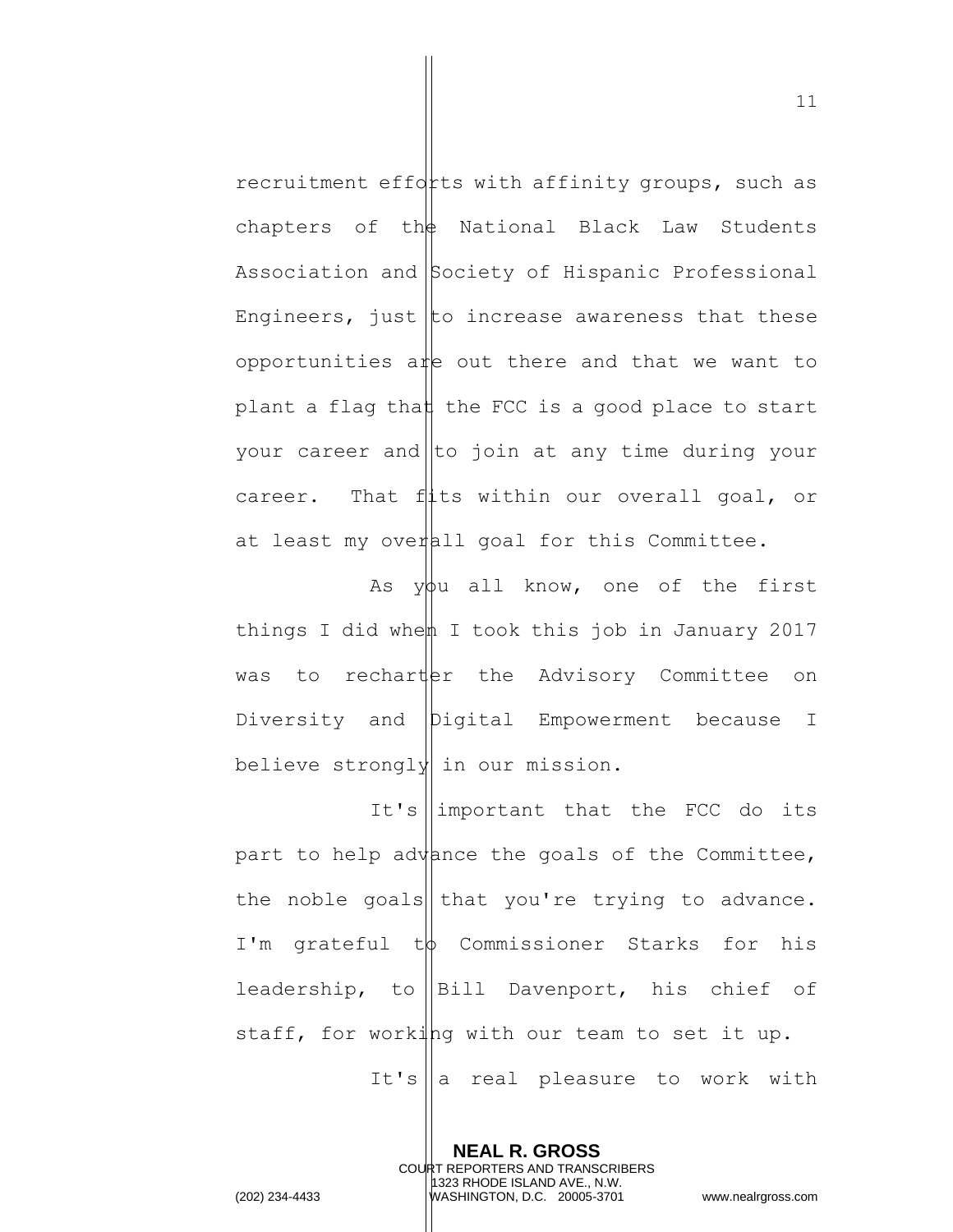recruitment efforts with affinity groups, such as chapters of the National Black Law Students Association and Society of Hispanic Professional Engineers, just to increase awareness that these opportunities are out there and that we want to plant a flag that the FCC is a good place to start your career and to join at any time during your career. That fits within our overall goal, or at least my overall goal for this Committee.

As you all know, one of the first things I did when I took this job in January 2017 was to recharter the Advisory Committee on Diversity and Digital Empowerment because I believe strongly in our mission.

It's important that the FCC do its part to help advance the goals of the Committee, the noble goals that you're trying to advance. I'm grateful to Commissioner Starks for his leadership, to Bill Davenport, his chief of staff, for working with our team to set it up.

It's a real pleasure to work with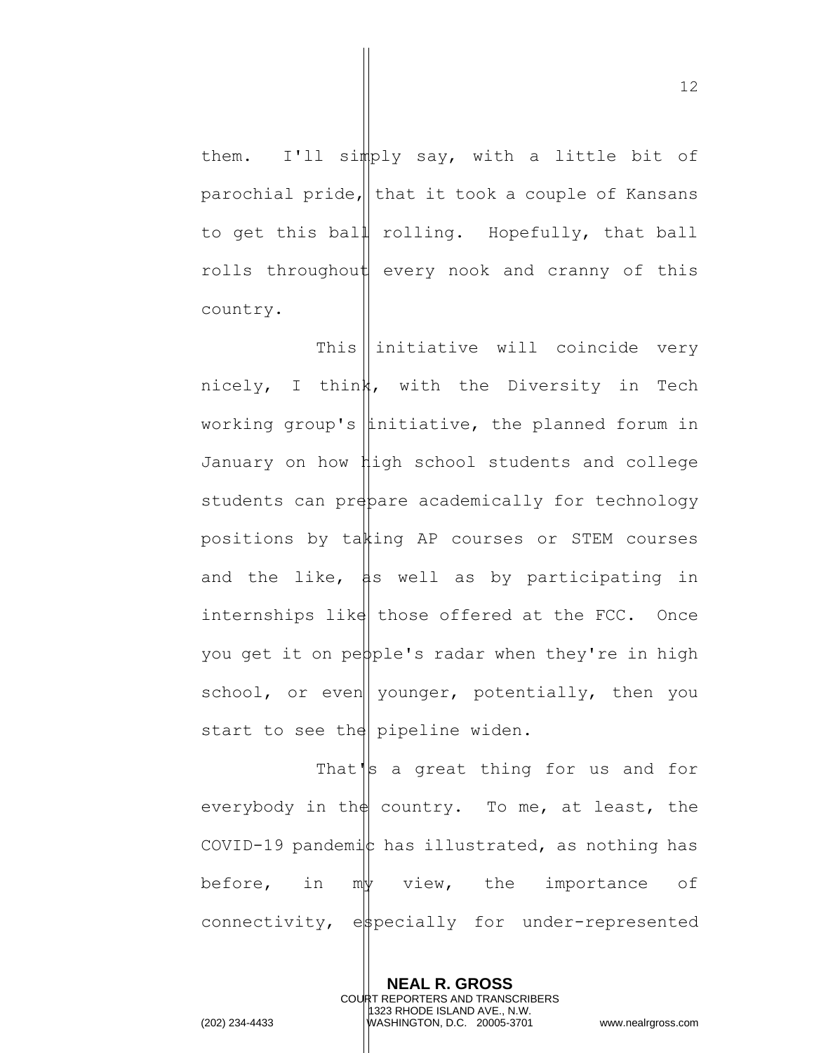them. I'll simply say, with a little bit of parochial pride, that it took a couple of Kansans to get this ball rolling. Hopefully, that ball rolls throughout every nook and cranny of this country.

This initiative will coincide very nicely, I think, with the Diversity in Tech working group's initiative, the planned forum in January on how high school students and college students can prepare academically for technology positions by taking AP courses or STEM courses and the like, as well as by participating in internships like those offered at the FCC. Once you get it on people's radar when they're in high school, or even younger, potentially, then you start to see the pipeline widen.

That's a great thing for us and for everybody in the country. To me, at least, the COVID-19 pandemic has illustrated, as nothing has before, in my view, the importance of connectivity, especially for under-represented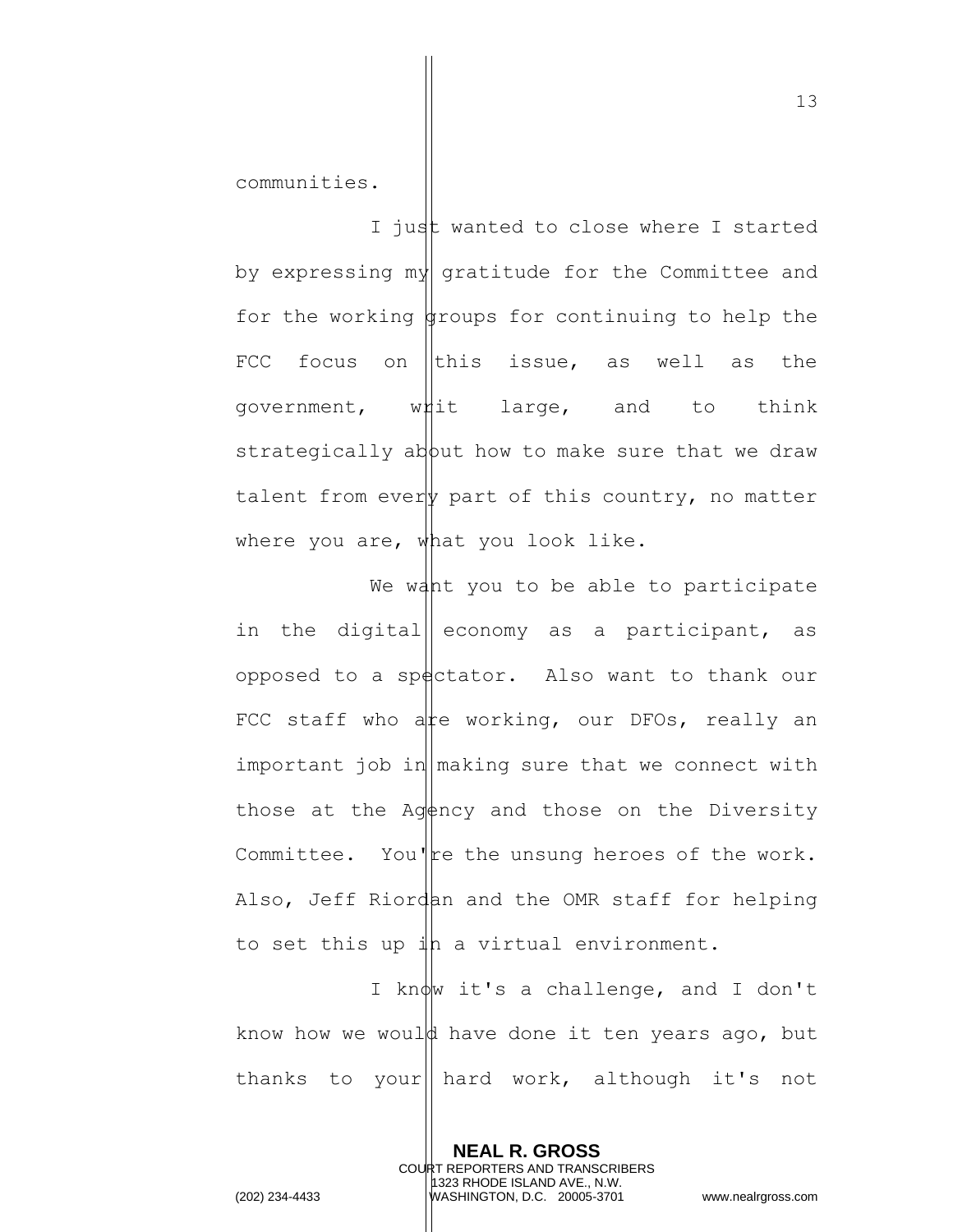communities.

I just wanted to close where I started by expressing my gratitude for the Committee and for the working groups for continuing to help the FCC focus on this issue, as well as the government, writ large, and to think strategically about how to make sure that we draw talent from every part of this country, no matter where you are, what you look like.

We want you to be able to participate in the digital economy as a participant, as opposed to a spectator. Also want to thank our FCC staff who are working, our DFOs, really an important job in making sure that we connect with those at the Agency and those on the Diversity Committee. You're the unsung heroes of the work. Also, Jeff Riordan and the OMR staff for helping to set this up in a virtual environment.

I know it's a challenge, and I don't know how we would have done it ten years ago, but thanks to your hard work, although it's not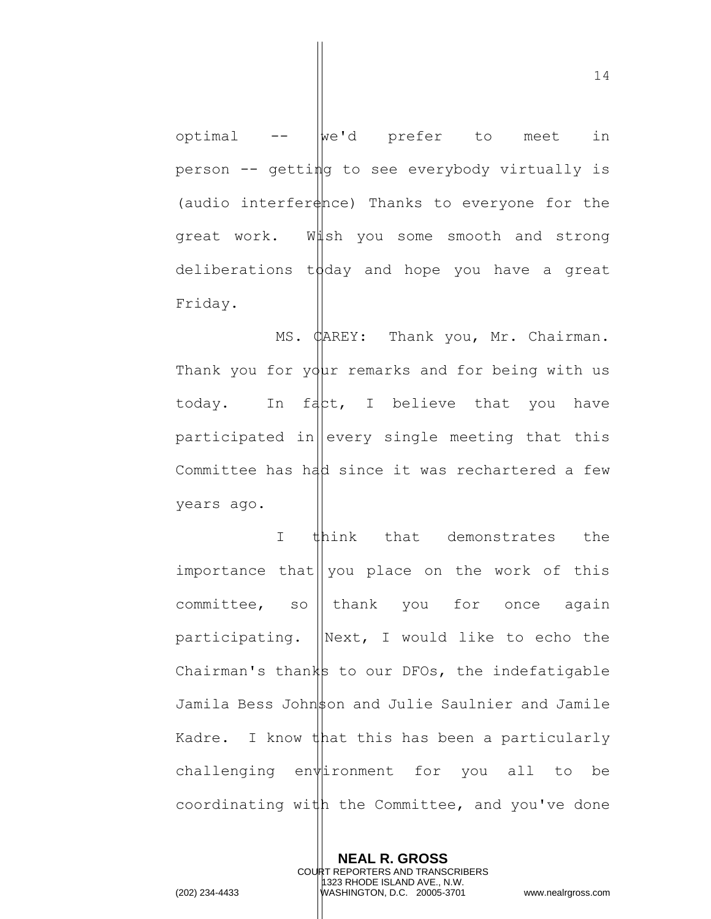optimal -- we'd prefer to meet in person -- getting to see everybody virtually is (audio interference) Thanks to everyone for the great work. Wish you some smooth and strong deliberations today and hope you have a great Friday.

MS. CAREY: Thank you, Mr. Chairman. Thank you for your remarks and for being with us today. In fact, I believe that you have participated in every single meeting that this Committee has had since it was rechartered a few years ago.

I think that demonstrates the importance that you place on the work of this committee, so thank you for once again participating. Next, I would like to echo the Chairman's thanks to our DFOs, the indefatigable Jamila Bess Johnson and Julie Saulnier and Jamile Kadre. I know that this has been a particularly challenging environment for you all to be coordinating with the Committee, and you've done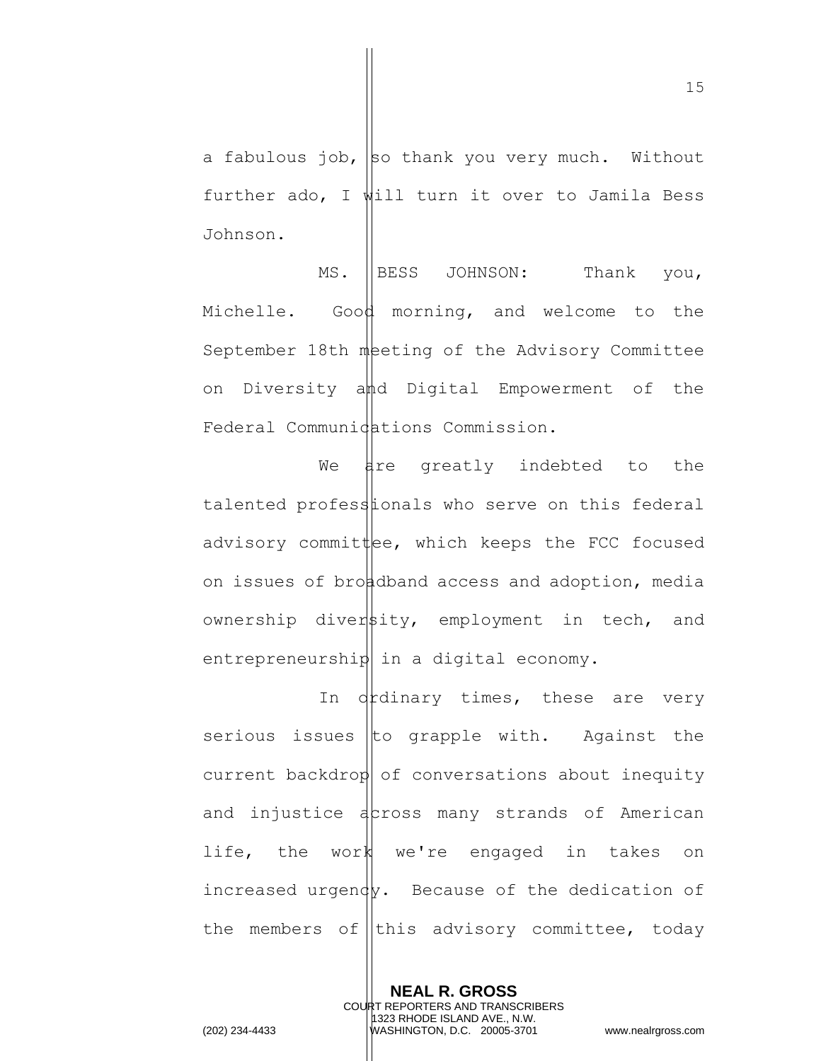a fabulous job, so thank you very much. Without further ado, I will turn it over to Jamila Bess Johnson.

MS. BESS JOHNSON: Thank you, Michelle. Good morning, and welcome to the September 18th meeting of the Advisory Committee on Diversity and Digital Empowerment of the Federal Communications Commission.

We are greatly indebted to the talented professionals who serve on this federal advisory committee, which keeps the FCC focused on issues of broadband access and adoption, media ownership diversity, employment in tech, and entrepreneurship in a digital economy.

In ordinary times, these are very serious issues to grapple with. Against the current backdrop of conversations about inequity and injustice across many strands of American life, the work we're engaged in takes on increased urgency. Because of the dedication of the members of this advisory committee, today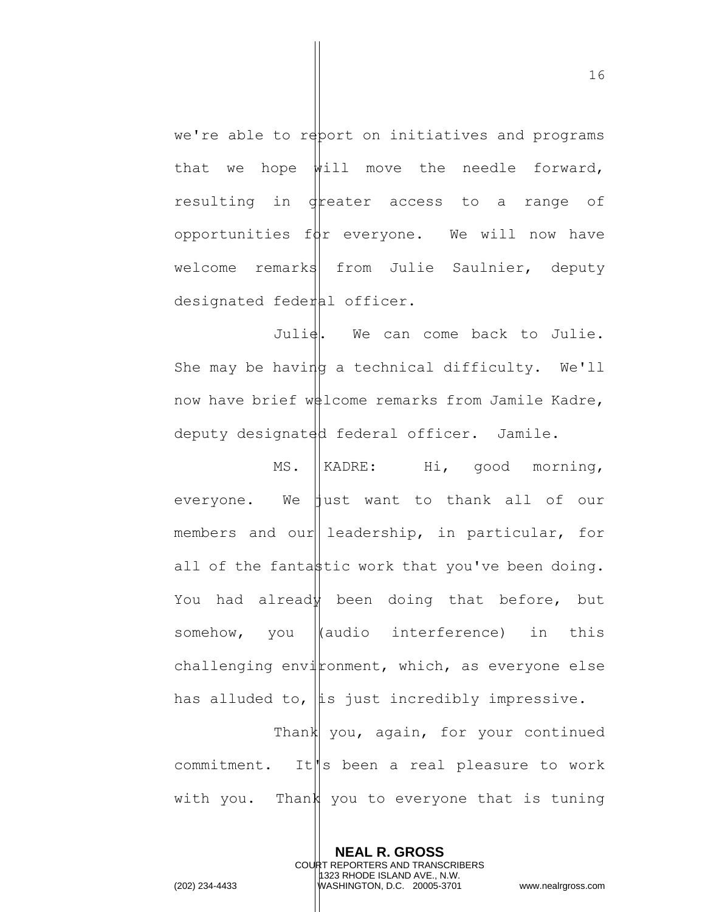we're able to report on initiatives and programs that we hope will move the needle forward, resulting in greater access to a range of opportunities for everyone. We will now have welcome remarks from Julie Saulnier, deputy designated federal officer.

Julie. We can come back to Julie. She may be having a technical difficulty. We'll now have brief welcome remarks from Jamile Kadre, deputy designated federal officer. Jamile.

MS. KADRE: Hi, good morning, everyone. We just want to thank all of our members and our leadership, in particular, for all of the fantastic work that you've been doing. You had already been doing that before, but somehow, you (audio interference) in this challenging environment, which, as everyone else has alluded to, is just incredibly impressive.

Thank you, again, for your continued commitment. It's been a real pleasure to work with you. Thank you to everyone that is tuning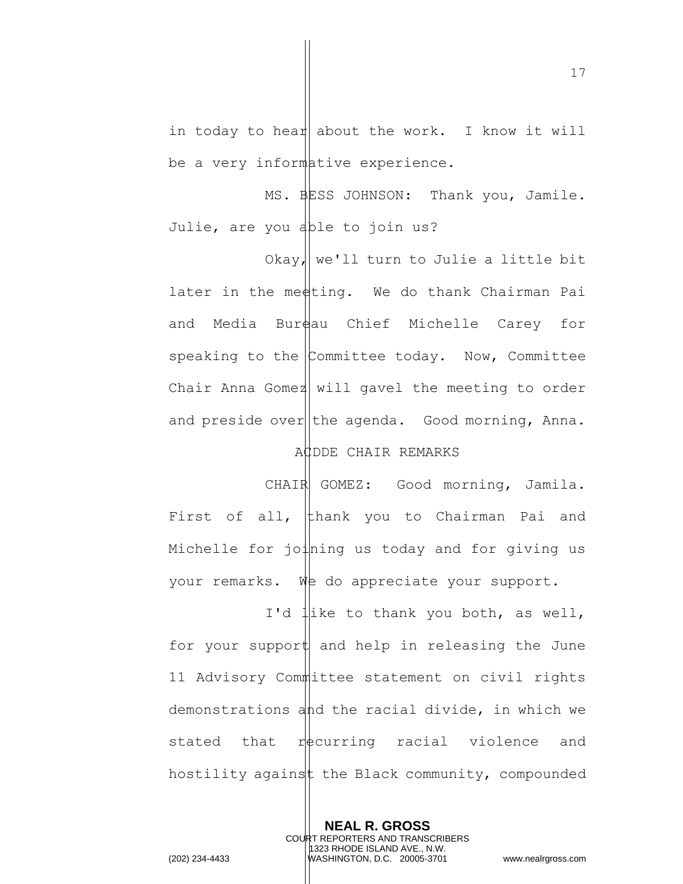in today to hear about the work. I know it will be a very informative experience.

MS. BESS JOHNSON: Thank you, Jamile. Julie, are you able to join us?

Okay, we'll turn to Julie a little bit later in the meeting. We do thank Chairman Pai and Media Bureau Chief Michelle Carey for speaking to the Committee today. Now, Committee Chair Anna Gomez will gavel the meeting to order and preside over the agenda. Good morning, Anna.

ACDDE CHAIR REMARKS

CHAIR GOMEZ: Good morning, Jamila. First of all, thank you to Chairman Pai and Michelle for joining us today and for giving us your remarks. We do appreciate your support.

I'd like to thank you both, as well, for your support and help in releasing the June 11 Advisory Committee statement on civil rights demonstrations and the racial divide, in which we stated that recurring racial violence and hostility against the Black community, compounded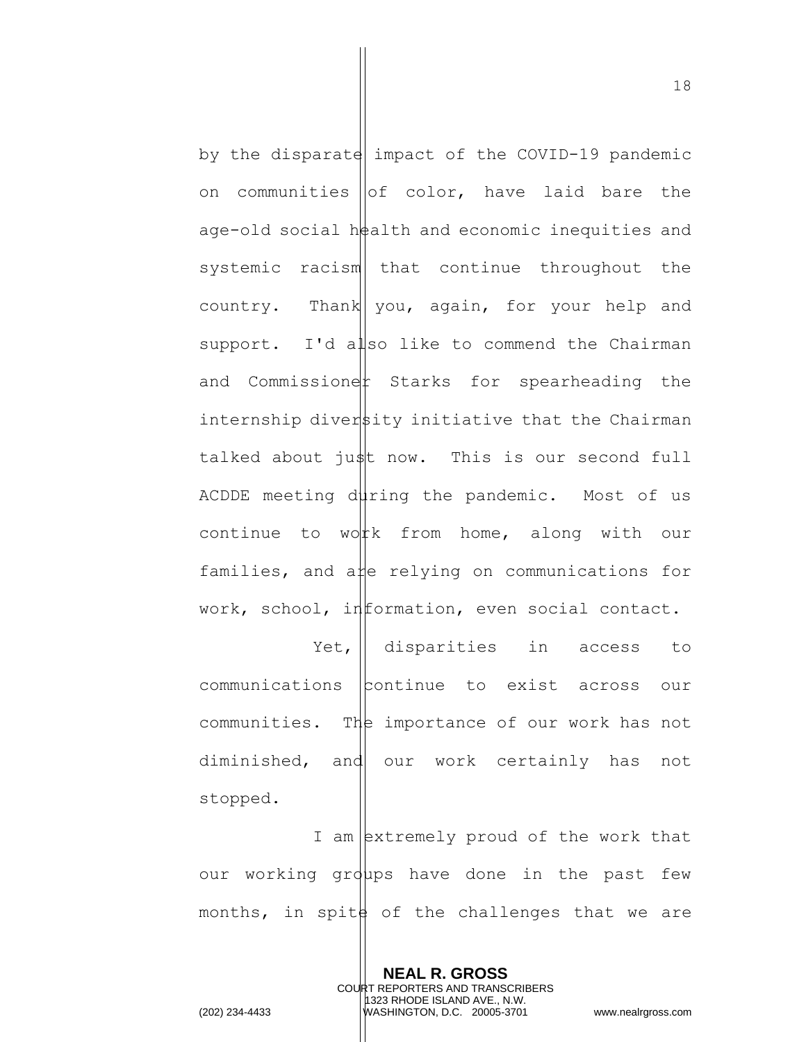by the disparate impact of the COVID-19 pandemic on communities of color, have laid bare the age-old social health and economic inequities and systemic racism that continue throughout the country. Thank you, again, for your help and support. I'd also like to commend the Chairman and Commissioner Starks for spearheading the internship diversity initiative that the Chairman talked about just now. This is our second full ACDDE meeting during the pandemic. Most of us continue to work from home, along with our families, and are relying on communications for work, school, information, even social contact.

Yet, disparities in access to communications continue to exist across our communities. The importance of our work has not diminished, and our work certainly has not stopped.

I am extremely proud of the work that our working groups have done in the past few months, in spite of the challenges that we are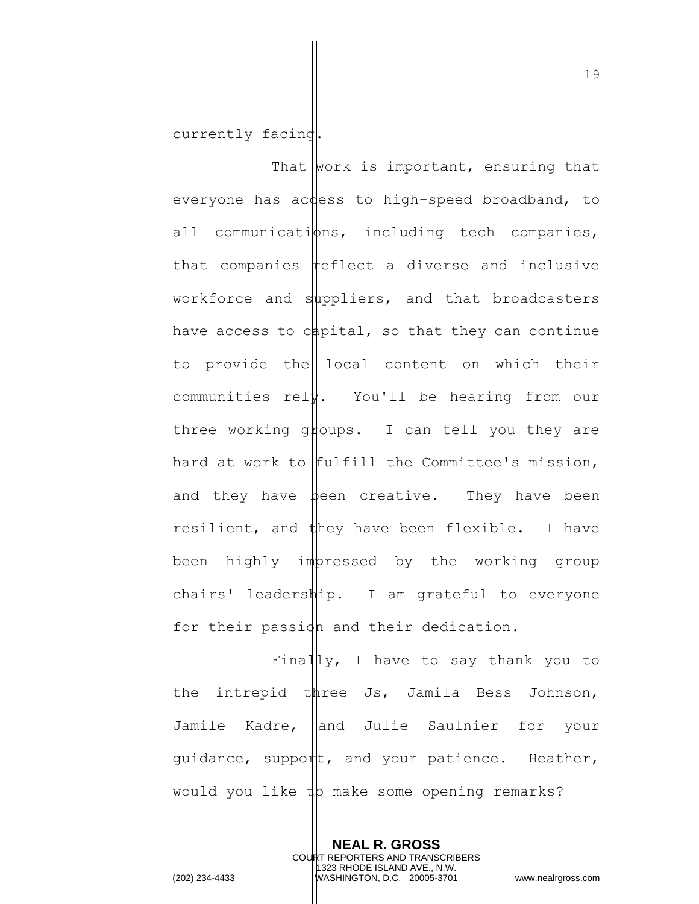currently facing.

That work is important, ensuring that everyone has access to high-speed broadband, to all communications, including tech companies, that companies reflect a diverse and inclusive workforce and suppliers, and that broadcasters have access to capital, so that they can continue to provide the local content on which their communities rely. You'll be hearing from our three working groups. I can tell you they are hard at work to fulfill the Committee's mission, and they have been creative. They have been resilient, and they have been flexible. I have been highly impressed by the working group chairs' leadership. I am grateful to everyone for their passion and their dedication.

Finally, I have to say thank you to the intrepid three Js, Jamila Bess Johnson, Jamile Kadre, and Julie Saulnier for your guidance, support, and your patience. Heather, would you like to make some opening remarks?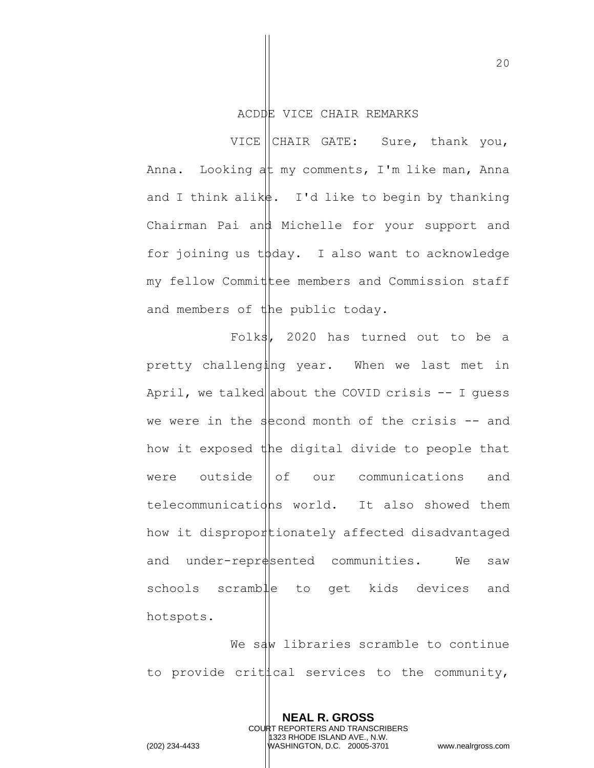## ACDDE VICE CHAIR REMARKS

VICE CHAIR GATE: Sure, thank you, Anna. Looking at my comments, I'm like man, Anna and I think alike. I'd like to begin by thanking Chairman Pai and Michelle for your support and for joining us today. I also want to acknowledge my fellow Committee members and Commission staff and members of the public today.

Folks, 2020 has turned out to be a pretty challenging year. When we last met in April, we talked about the COVID crisis -- I guess we were in the second month of the crisis -- and how it exposed the digital divide to people that were outside of our communications and telecommunications world. It also showed them how it disproportionately affected disadvantaged and under-represented communities. We saw schools scramble to get kids devices and hotspots.

We saw libraries scramble to continue to provide critical services to the community,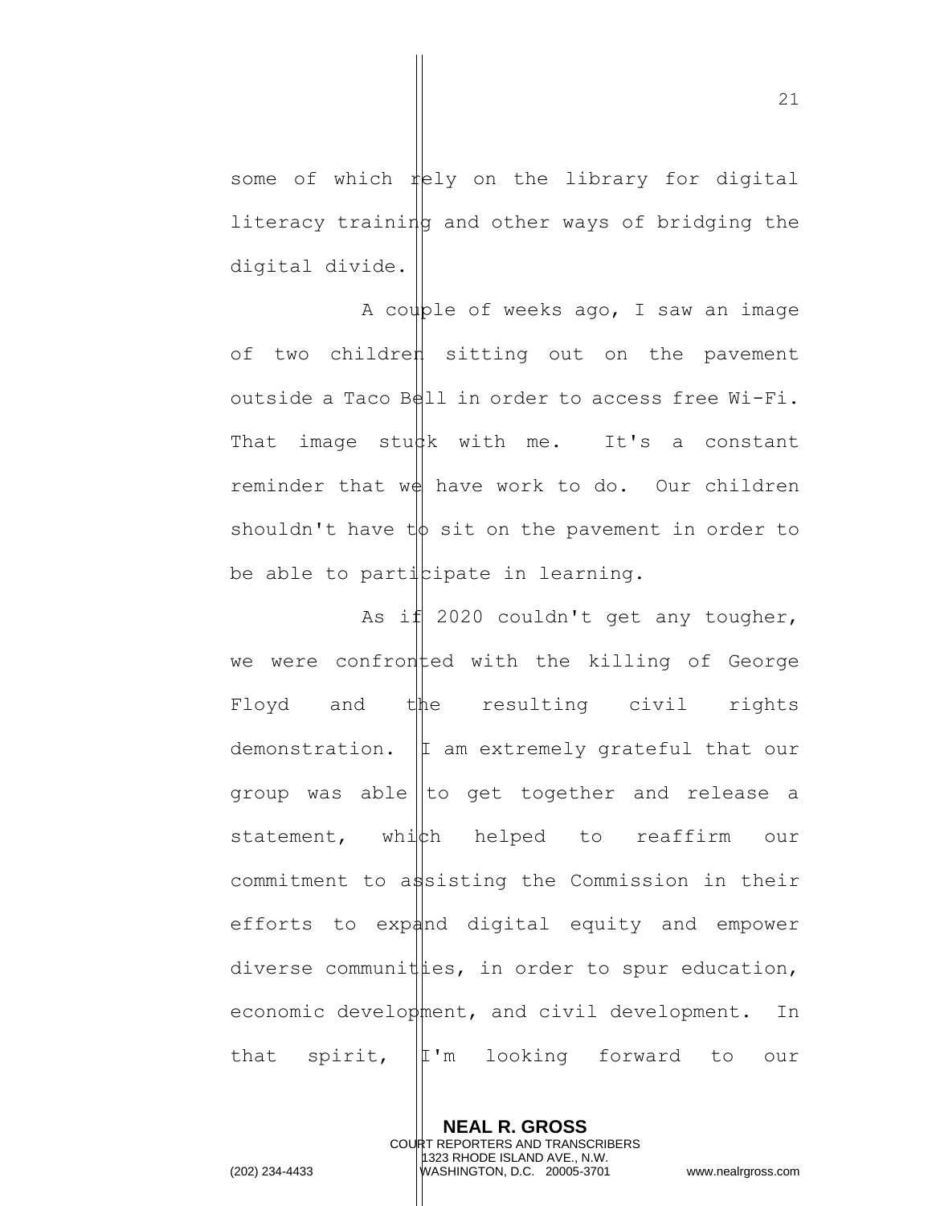some of which rely on the library for digital literacy training and other ways of bridging the digital divide.

A couple of weeks ago, I saw an image of two children sitting out on the pavement outside a Taco Bell in order to access free Wi-Fi. That image stuck with me. It's a constant reminder that we have work to do. Our children shouldn't have to sit on the pavement in order to be able to participate in learning.

As if 2020 couldn't get any tougher, we were confronted with the killing of George Floyd and the resulting civil rights demonstration. I am extremely grateful that our group was able to get together and release a statement, which helped to reaffirm our commitment to assisting the Commission in their efforts to expand digital equity and empower diverse communities, in order to spur education, economic development, and civil development. In that spirit, I'm looking forward to our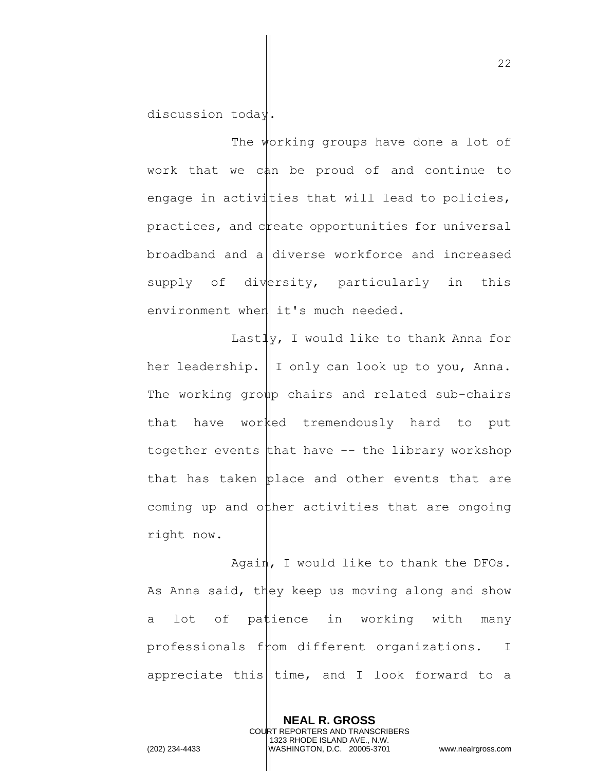discussion today.

The working groups have done a lot of work that we can be proud of and continue to engage in activities that will lead to policies, practices, and create opportunities for universal broadband and a diverse workforce and increased supply of diversity, particularly in this environment when it's much needed.

Lastly, I would like to thank Anna for her leadership. I only can look up to you, Anna. The working group chairs and related sub-chairs that have worked tremendously hard to put together events that have -- the library workshop that has taken place and other events that are coming up and other activities that are ongoing right now.

Again, I would like to thank the DFOs. As Anna said, they keep us moving along and show a lot of patience in working with many professionals from different organizations. I appreciate this time, and I look forward to a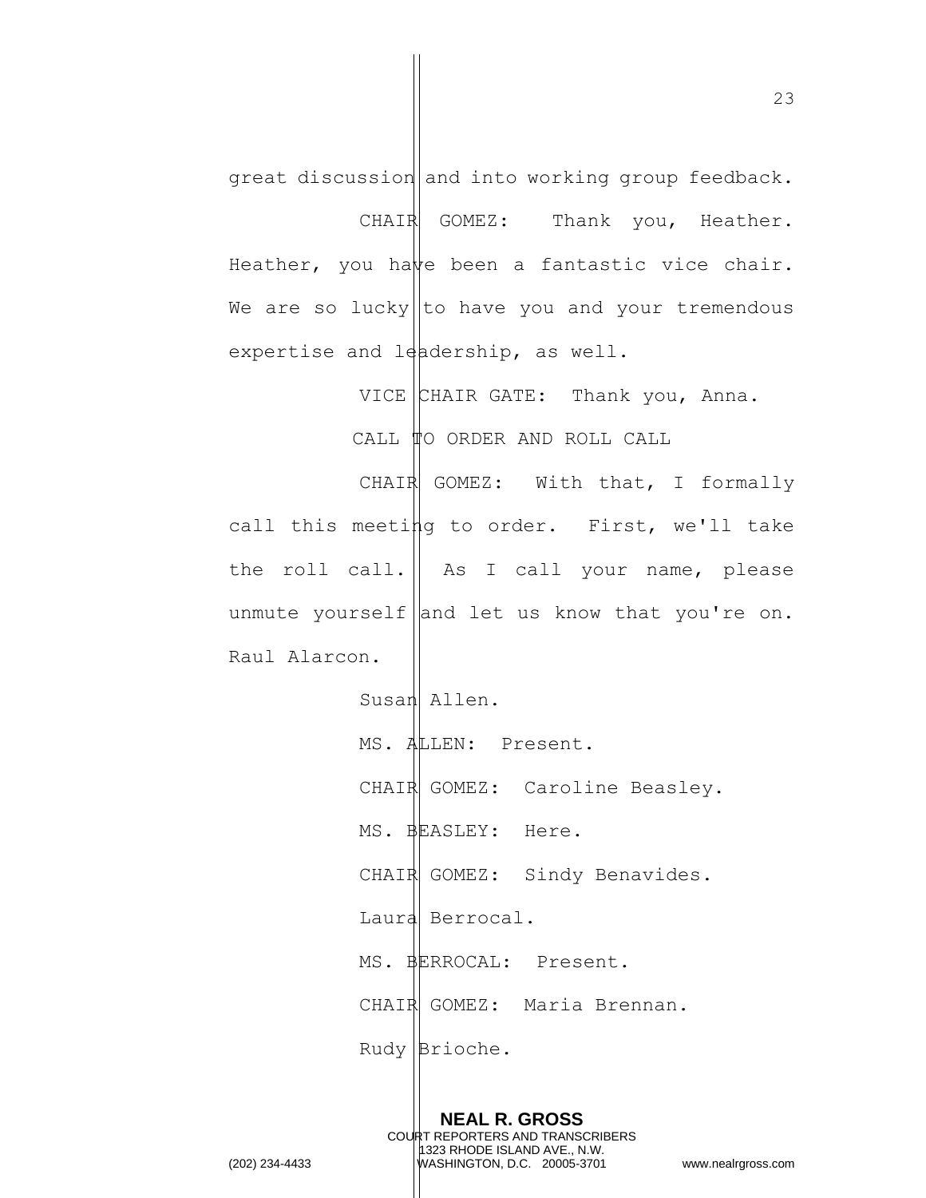great discussion and into working group feedback.

CHAIR GOMEZ: Thank you, Heather. Heather, you have been a fantastic vice chair. We are so lucky to have you and your tremendous expertise and leadership, as well.

VICE CHAIR GATE: Thank you, Anna.

CALL TO ORDER AND ROLL CALL

CHAIR GOMEZ: With that, I formally call this meeting to order. First, we'll take the roll call. As I call your name, please unmute yourself and let us know that you're on. Raul Alarcon.

Susan Allen.

MS. ALLEN: Present.

CHAIR GOMEZ: Caroline Beasley.

MS. BEASLEY: Here.

CHAIR GOMEZ: Sindy Benavides.

Laura Berrocal.

MS. BERROCAL: Present.

CHAIR GOMEZ: Maria Brennan.

Rudy Brioche.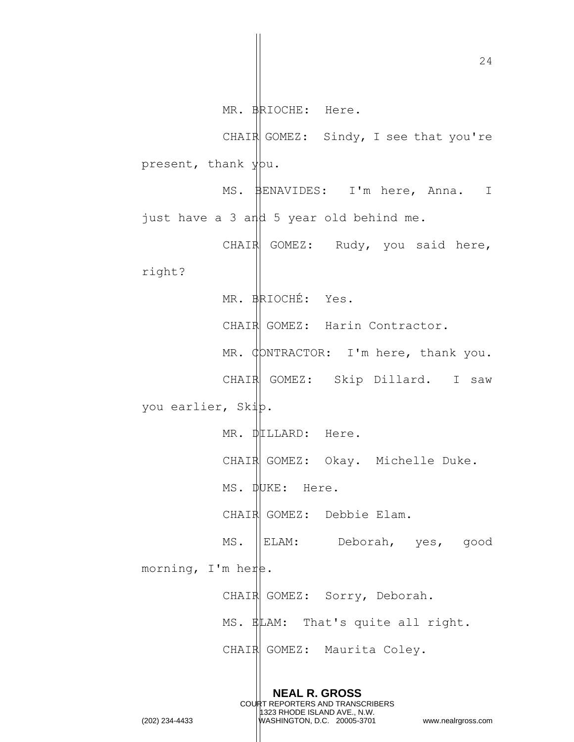MR. BRIOCHE: Here.

CHAIR GOMEZ: Sindy, I see that you're present, thank you.

MS. BENAVIDES: I'm here, Anna. I just have a 3 and 5 year old behind me.

CHAIR GOMEZ: Rudy, you said here, right?

MR. BRIOCHÉ: Yes.

CHAIR GOMEZ: Harin Contractor.

MR. CONTRACTOR: I'm here, thank you.

CHAIR GOMEZ: Skip Dillard. I saw you earlier, Skip.

MR. DILLARD: Here.

CHAIR GOMEZ: Okay. Michelle Duke.

MS. DUKE: Here.

CHAIR GOMEZ: Debbie Elam.

MS. ELAM: Deborah, yes, good morning, I'm here.

CHAIR GOMEZ: Sorry, Deborah.

MS. ELAM: That's quite all right.

CHAIR GOMEZ: Maurita Coley.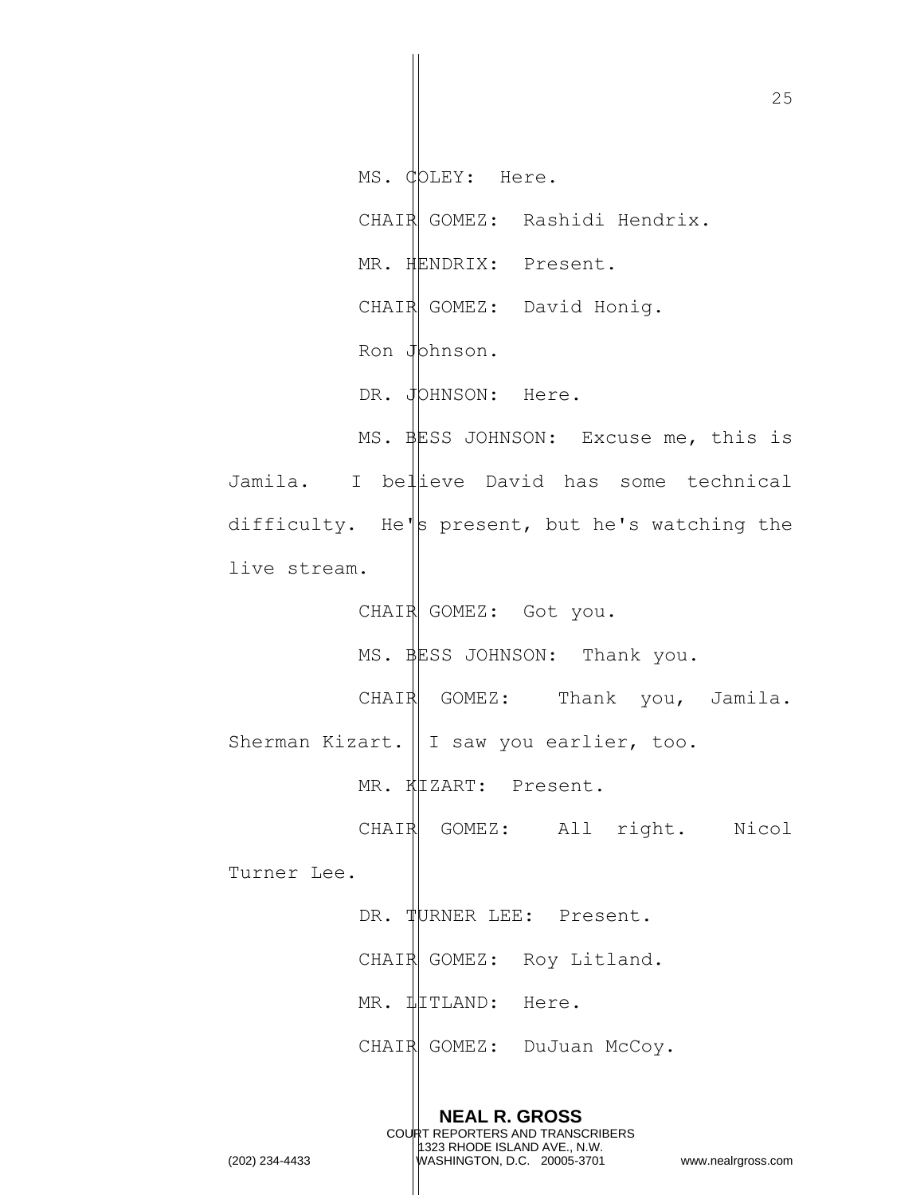MS. COLEY: Here.

CHAIR GOMEZ: Rashidi Hendrix.

MR. HENDRIX: Present.

CHAIR GOMEZ: David Honig.

Ron Johnson.

DR. JOHNSON: Here.

MS. BESS JOHNSON: Excuse me, this is Jamila. I believe David has some technical difficulty. He's present, but he's watching the live stream.

CHAIR GOMEZ: Got you.

MS. BESS JOHNSON: Thank you.

CHAIR GOMEZ: Thank you, Jamila. Sherman Kizart. I saw you earlier, too.

MR. KIZART: Present.

CHAIR GOMEZ: All right. Nicol Turner Lee.

DR. TURNER LEE: Present.

CHAIR GOMEZ: Roy Litland.

MR. LITLAND: Here.

CHAIR GOMEZ: DuJuan McCoy.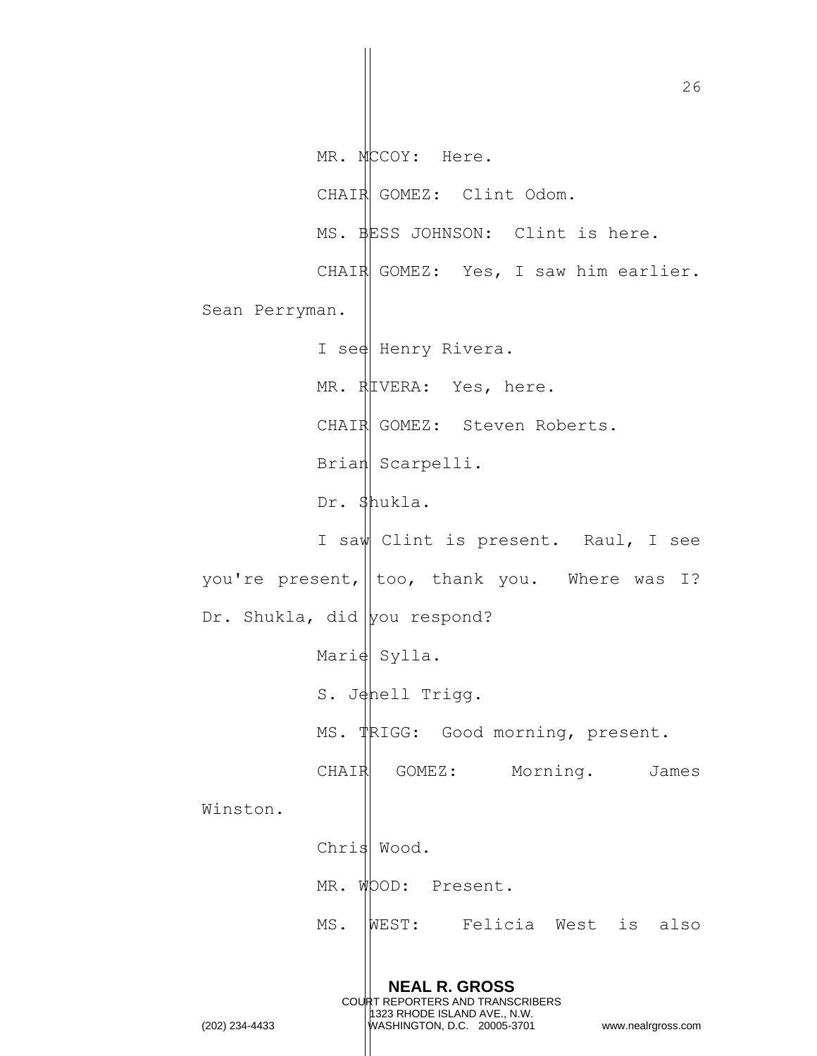MR. MCCOY: Here.

CHAIR GOMEZ: Clint Odom.

MS. BESS JOHNSON: Clint is here.

CHAIR GOMEZ: Yes, I saw him earlier. Sean Perryman.

I see Henry Rivera.

MR. RIVERA: Yes, here.

CHAIR GOMEZ: Steven Roberts.

Brian Scarpelli.

Dr. Shukla.

I saw Clint is present. Raul, I see you're present, too, thank you. Where was I? Dr. Shukla, did you respond?

Marie Sylla.

S. Jenell Trigg.

MS. TRIGG: Good morning, present.

CHAIR GOMEZ: Morning. James Winston.

Chris Wood.

MR. WOOD: Present.

MS. WEST: Felicia West is also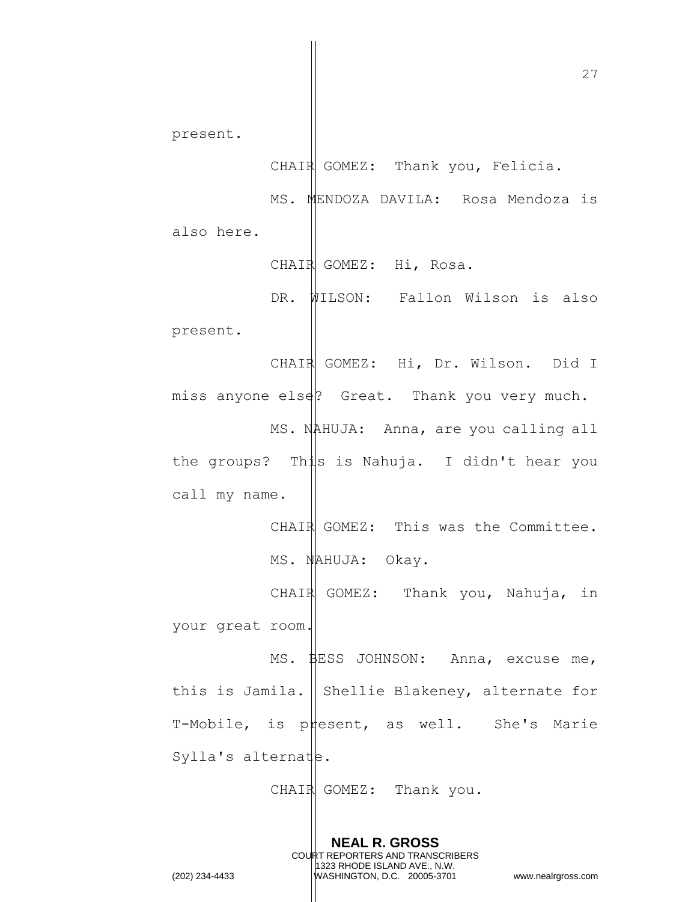present.

CHAIR GOMEZ: Thank you, Felicia.

MS. MENDOZA DAVILA: Rosa Mendoza is also here.

CHAIR GOMEZ: Hi, Rosa.

DR. WILSON: Fallon Wilson is also present.

CHAIR GOMEZ: Hi, Dr. Wilson. Did I miss anyone else? Great. Thank you very much.

MS. NAHUJA: Anna, are you calling all the groups? This is Nahuja. I didn't hear you call my name.

CHAIR GOMEZ: This was the Committee.

MS. NAHUJA: Okay.

CHAIR GOMEZ: Thank you, Nahuja, in your great room.

MS. BESS JOHNSON: Anna, excuse me, this is Jamila. Shellie Blakeney, alternate for T-Mobile, is present, as well. She's Marie Sylla's alternate.

CHAIR GOMEZ: Thank you.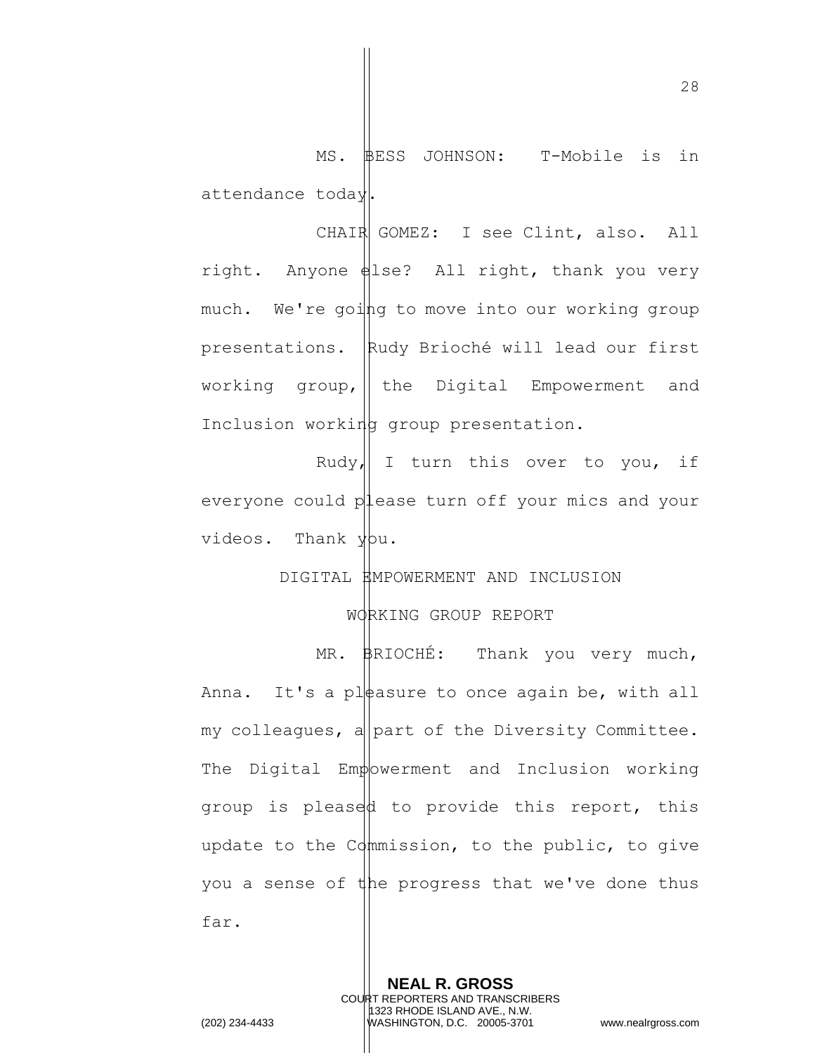MS. BESS JOHNSON: T-Mobile is in attendance today.

CHAIR GOMEZ: I see Clint, also. All right. Anyone else? All right, thank you very much. We're going to move into our working group presentations. Rudy Brioché will lead our first working group, the Digital Empowerment and Inclusion working group presentation.

Rudy, I turn this over to you, if everyone could please turn off your mics and your videos. Thank you.

DIGITAL EMPOWERMENT AND INCLUSION

WORKING GROUP REPORT

MR. BRIOCHÉ: Thank you very much, Anna. It's a pleasure to once again be, with all my colleagues, a part of the Diversity Committee. The Digital Empowerment and Inclusion working group is pleased to provide this report, this update to the Commission, to the public, to give you a sense of the progress that we've done thus far.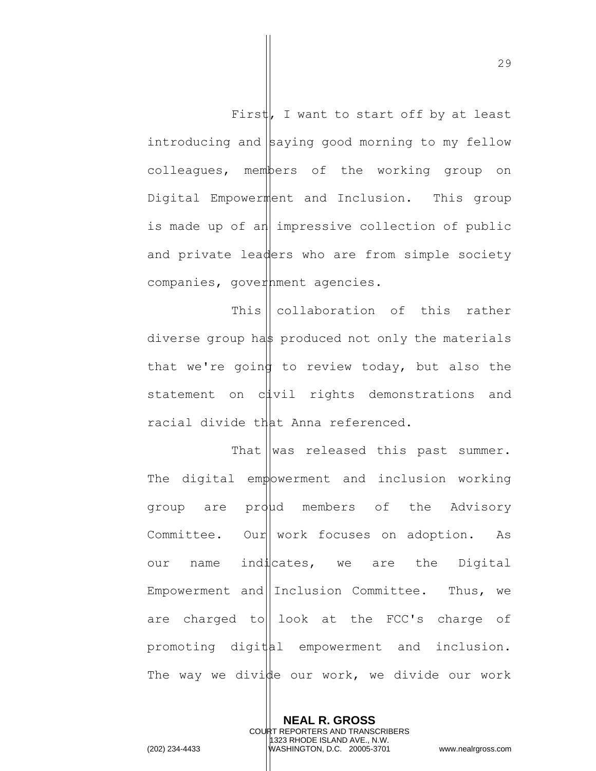First, I want to start off by at least introducing and saying good morning to my fellow colleagues, members of the working group on Digital Empowerment and Inclusion. This group is made up of an impressive collection of public and private leaders who are from simple society companies, government agencies.

This collaboration of this rather diverse group has produced not only the materials that we're going to review today, but also the statement on civil rights demonstrations and racial divide that Anna referenced.

That was released this past summer. The digital empowerment and inclusion working group are proud members of the Advisory Committee. Our work focuses on adoption. As our name indicates, we are the Digital Empowerment and Inclusion Committee. Thus, we are charged to look at the FCC's charge of promoting digital empowerment and inclusion. The way we divide our work, we divide our work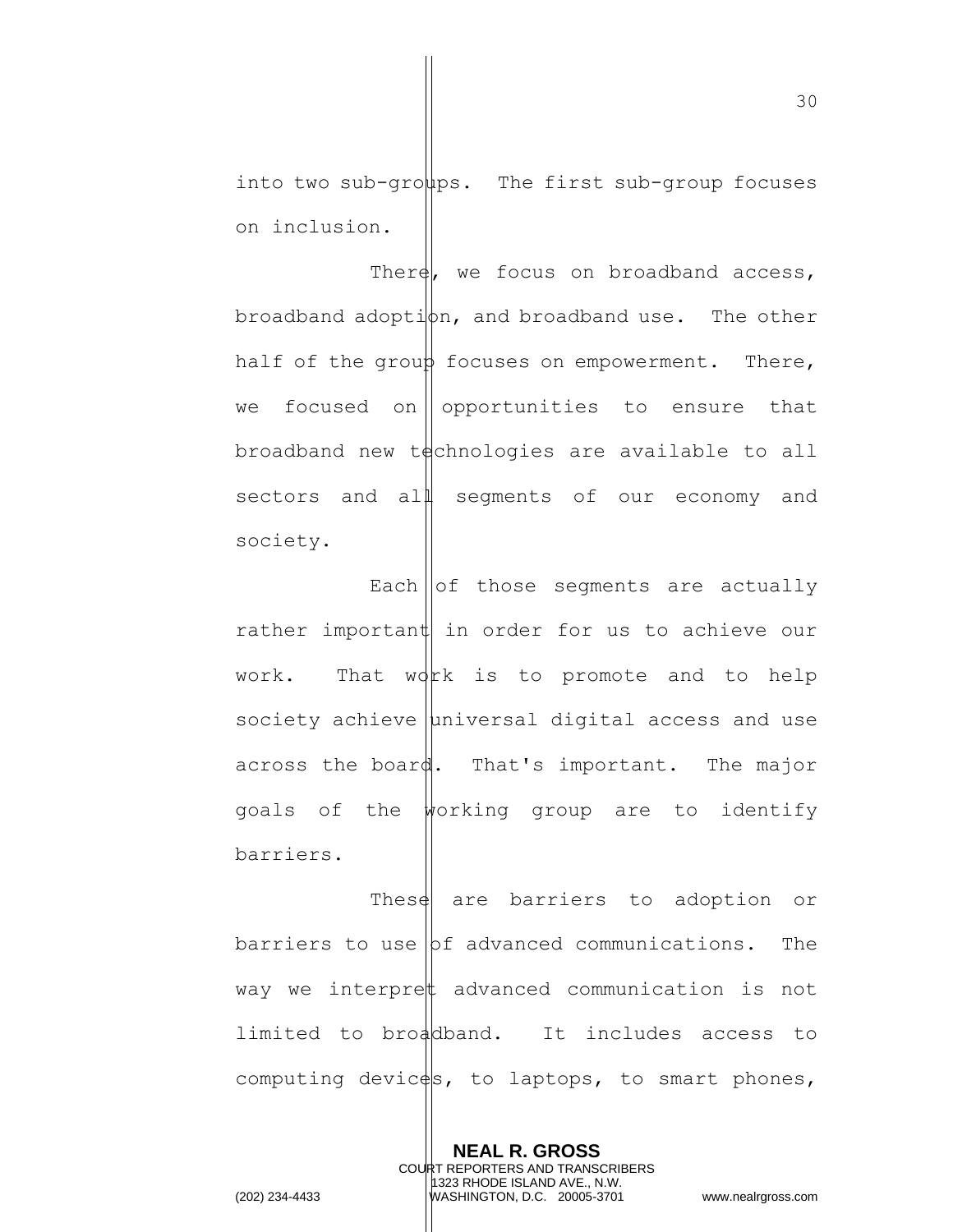into two sub-groups. The first sub-group focuses on inclusion.

There, we focus on broadband access, broadband adoption, and broadband use. The other half of the group focuses on empowerment. There, we focused on opportunities to ensure that broadband new technologies are available to all sectors and all segments of our economy and society.

Each of those segments are actually rather important in order for us to achieve our work. That work is to promote and to help society achieve universal digital access and use across the board. That's important. The major goals of the working group are to identify barriers.

These are barriers to adoption or barriers to use of advanced communications. The way we interpret advanced communication is not limited to broadband. It includes access to computing devices, to laptops, to smart phones,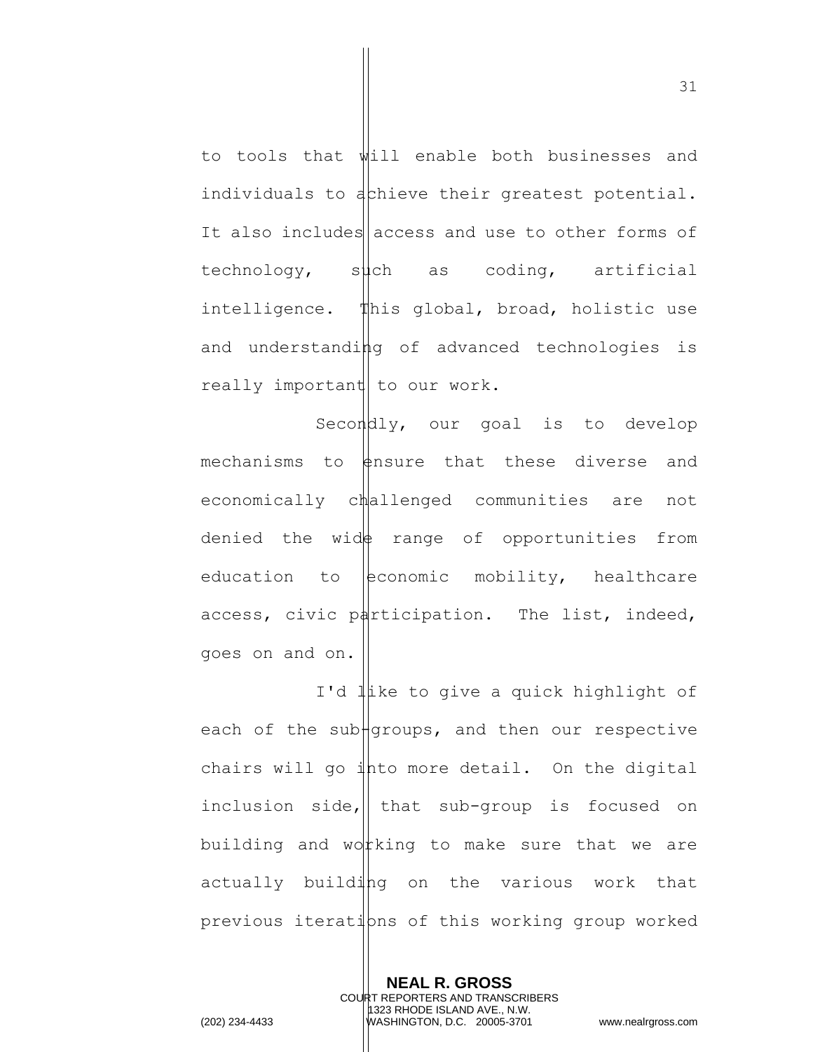to tools that will enable both businesses and individuals to achieve their greatest potential. It also includes access and use to other forms of technology, such as coding, artificial intelligence. This global, broad, holistic use and understanding of advanced technologies is really important to our work.

Secondly, our goal is to develop mechanisms to ensure that these diverse and economically challenged communities are not denied the wide range of opportunities from education to economic mobility, healthcare access, civic participation. The list, indeed, goes on and on.

I'd like to give a quick highlight of each of the sub-groups, and then our respective chairs will go into more detail. On the digital inclusion side, that sub-group is focused on building and working to make sure that we are actually building on the various work that previous iterations of this working group worked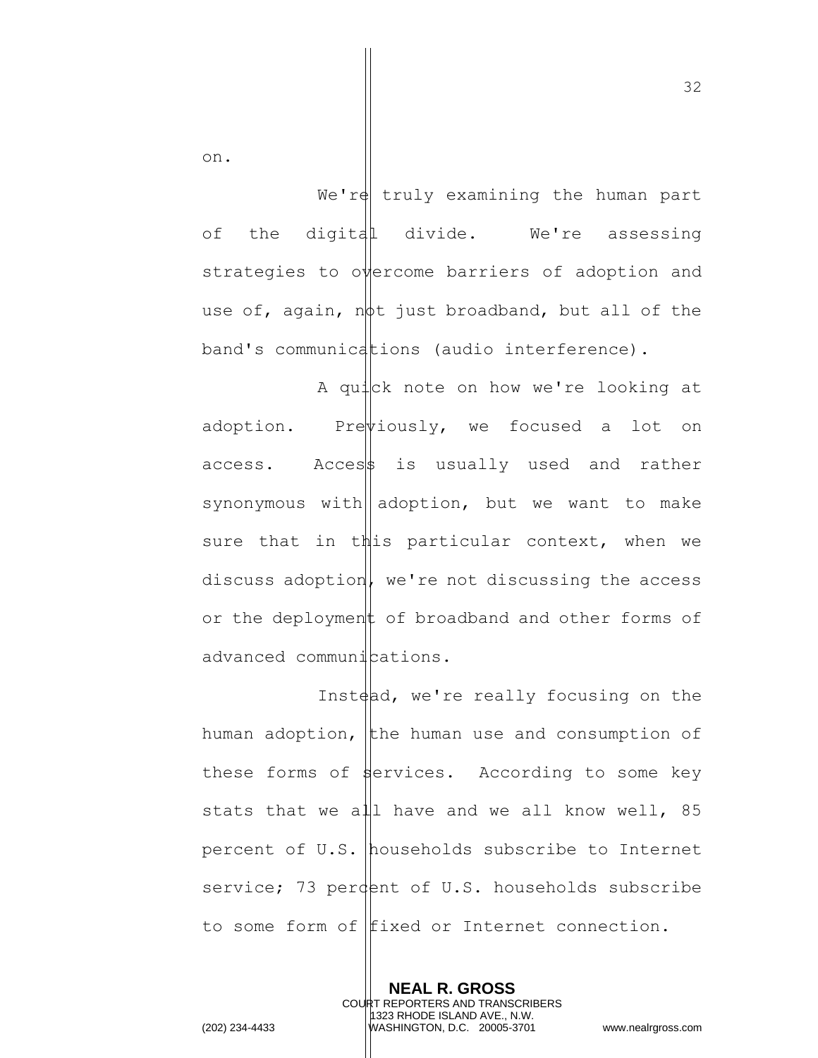on.

We're truly examining the human part of the digital divide. We're assessing strategies to overcome barriers of adoption and use of, again, not just broadband, but all of the band's communications (audio interference).

A quick note on how we're looking at adoption. Previously, we focused a lot on access. Access is usually used and rather synonymous with adoption, but we want to make sure that in this particular context, when we discuss adoption, we're not discussing the access or the deployment of broadband and other forms of advanced communications.

Instead, we're really focusing on the human adoption, the human use and consumption of these forms of services. According to some key stats that we all have and we all know well, 85 percent of U.S. households subscribe to Internet service; 73 percent of U.S. households subscribe to some form of fixed or Internet connection.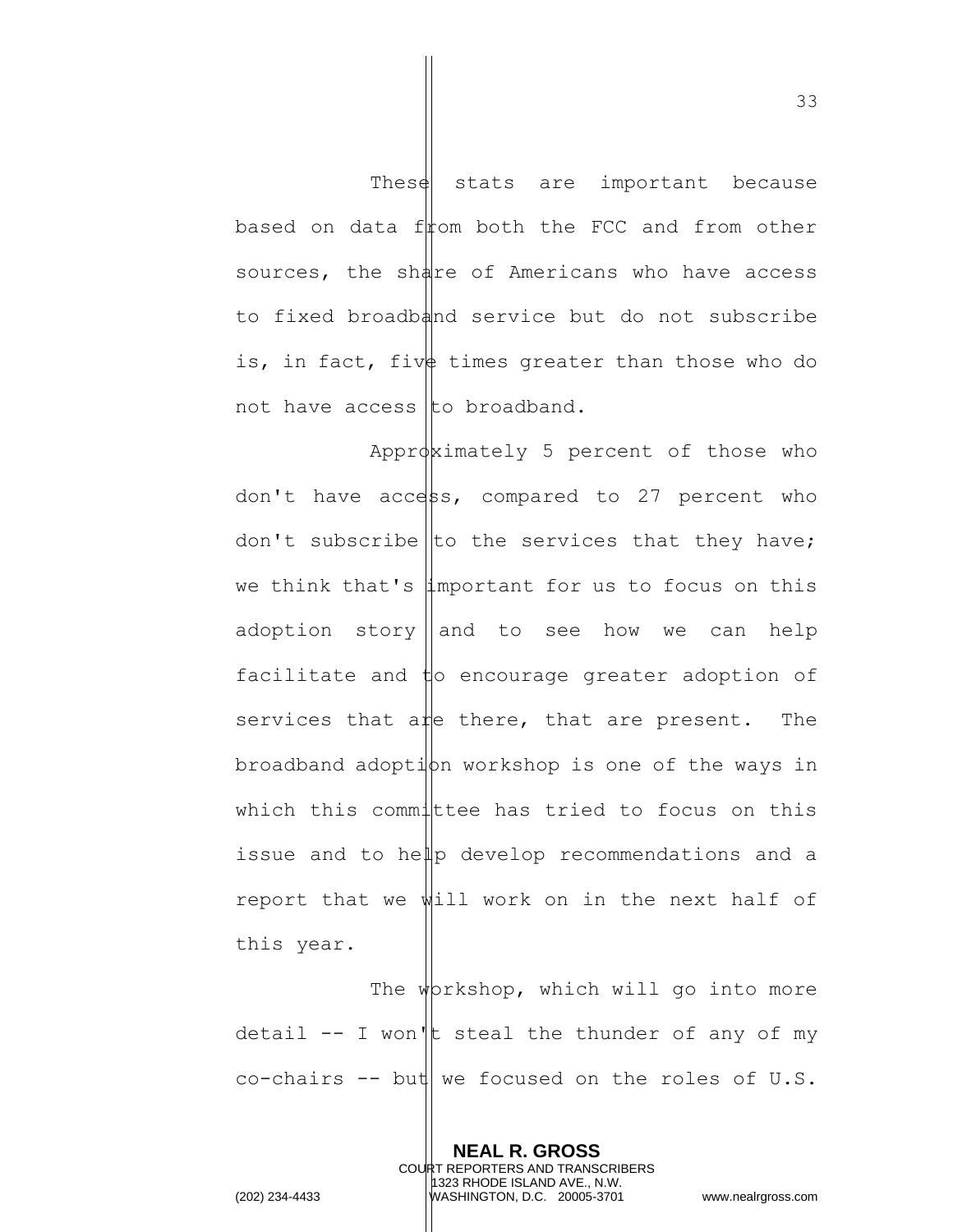These stats are important because based on data from both the FCC and from other sources, the share of Americans who have access to fixed broadband service but do not subscribe is, in fact, five times greater than those who do not have access to broadband.

Approximately 5 percent of those who don't have access, compared to 27 percent who don't subscribe to the services that they have; we think that's important for us to focus on this adoption story and to see how we can help facilitate and to encourage greater adoption of services that are there, that are present. The broadband adoption workshop is one of the ways in which this committee has tried to focus on this issue and to help develop recommendations and a report that we will work on in the next half of this year.

The workshop, which will go into more detail -- I won't steal the thunder of any of my co-chairs -- but we focused on the roles of U.S.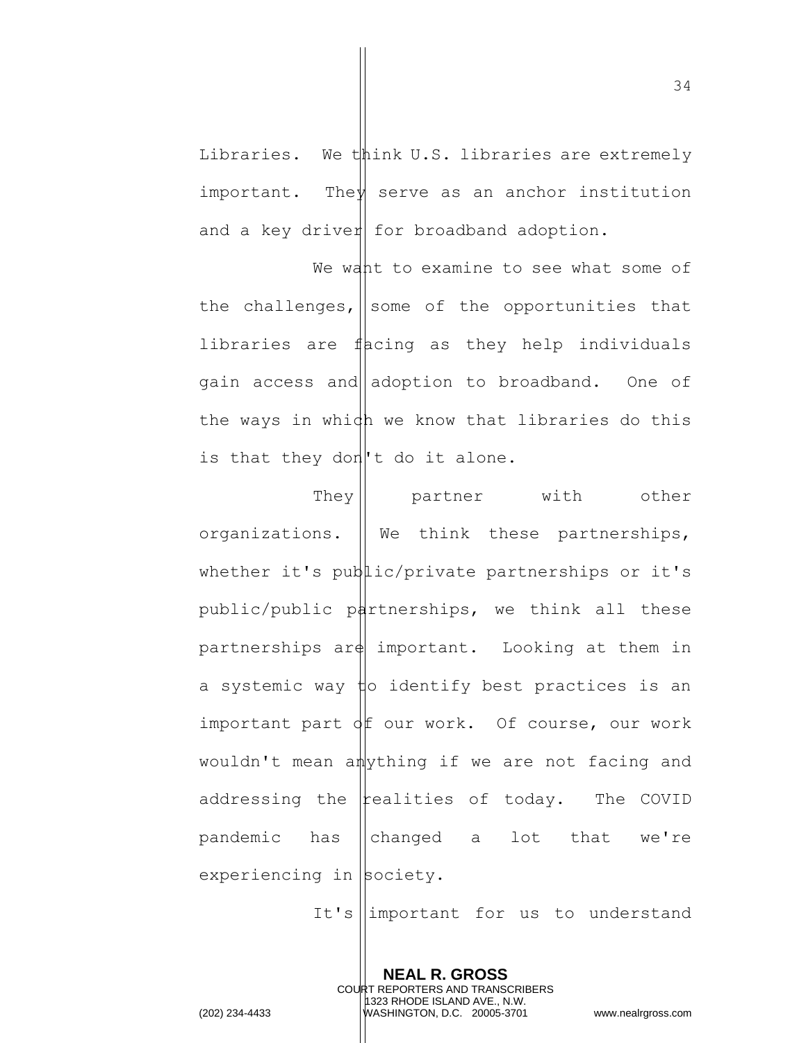Libraries. We think U.S. libraries are extremely important. They serve as an anchor institution and a key driver for broadband adoption.

We want to examine to see what some of the challenges, some of the opportunities that libraries are facing as they help individuals gain access and adoption to broadband. One of the ways in which we know that libraries do this is that they don't do it alone.

They partner with other organizations. We think these partnerships, whether it's public/private partnerships or it's public/public partnerships, we think all these partnerships are important. Looking at them in a systemic way to identify best practices is an important part of our work. Of course, our work wouldn't mean anything if we are not facing and addressing the realities of today. The COVID pandemic has changed a lot that we're experiencing in society.

It's important for us to understand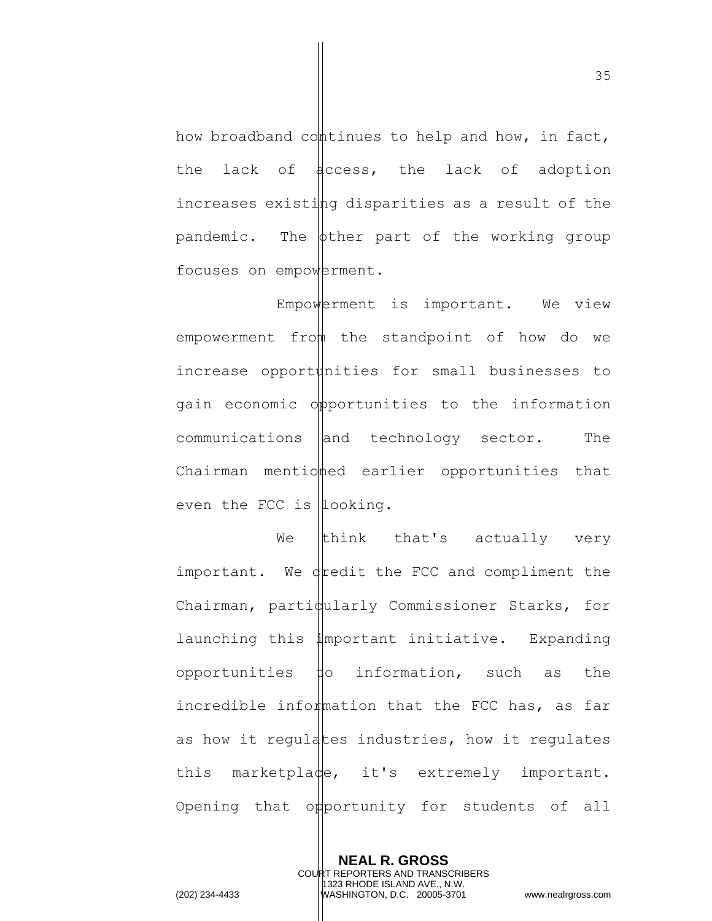how broadband continues to help and how, in fact, the lack of access, the lack of adoption increases existing disparities as a result of the pandemic. The other part of the working group focuses on empowerment.

Empowerment is important. We view empowerment from the standpoint of how do we increase opportunities for small businesses to gain economic opportunities to the information communications and technology sector. The Chairman mentioned earlier opportunities that even the FCC is looking.

We think that's actually very important. We credit the FCC and compliment the Chairman, particularly Commissioner Starks, for launching this important initiative. Expanding opportunities to information, such as the incredible information that the FCC has, as far as how it regulates industries, how it regulates this marketplace, it's extremely important. Opening that opportunity for students of all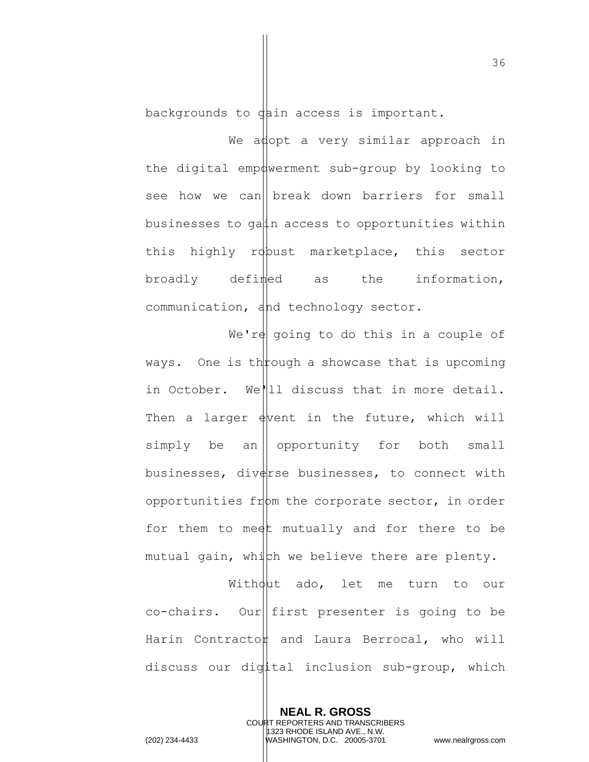backgrounds to gain access is important.

We adopt a very similar approach in the digital empowerment sub-group by looking to see how we can break down barriers for small businesses to gain access to opportunities within this highly robust marketplace, this sector broadly defined as the information, communication, and technology sector.

We're going to do this in a couple of ways. One is through a showcase that is upcoming in October. We'll discuss that in more detail. Then a larger event in the future, which will simply be an opportunity for both small businesses, diverse businesses, to connect with opportunities from the corporate sector, in order for them to meet mutually and for there to be mutual gain, which we believe there are plenty.

Without ado, let me turn to our co-chairs. Our first presenter is going to be Harin Contractor and Laura Berrocal, who will discuss our digital inclusion sub-group, which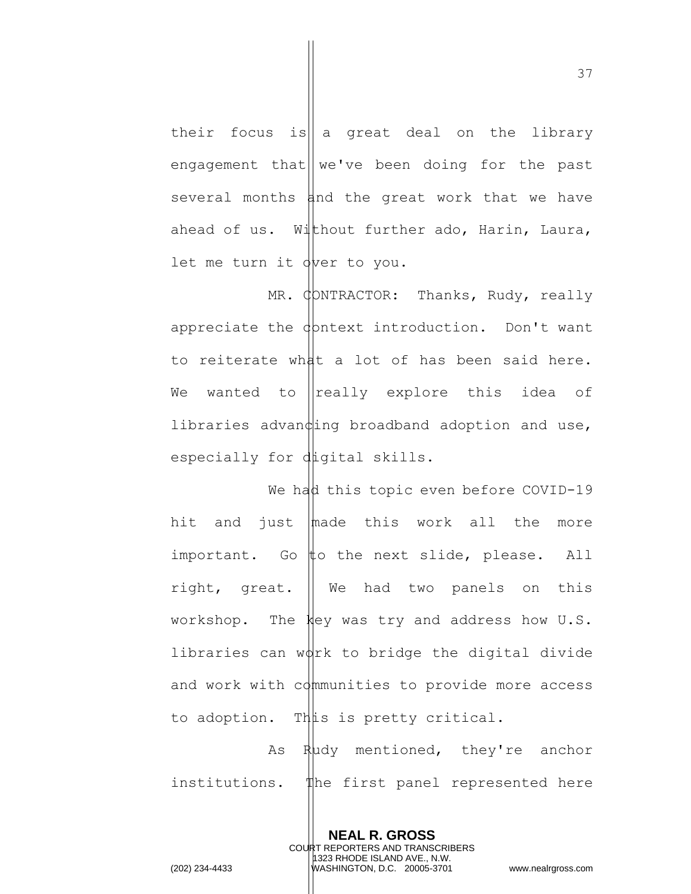their focus is a great deal on the library engagement that we've been doing for the past several months and the great work that we have ahead of us. Without further ado, Harin, Laura, let me turn it over to you.

MR. CONTRACTOR: Thanks, Rudy, really appreciate the context introduction. Don't want to reiterate what a lot of has been said here. We wanted to really explore this idea of libraries advancing broadband adoption and use, especially for digital skills.

We had this topic even before COVID-19 hit and just made this work all the more important. Go to the next slide, please. All right, great. We had two panels on this workshop. The key was try and address how U.S. libraries can work to bridge the digital divide and work with communities to provide more access to adoption. This is pretty critical.

As Rudy mentioned, they're anchor institutions. The first panel represented here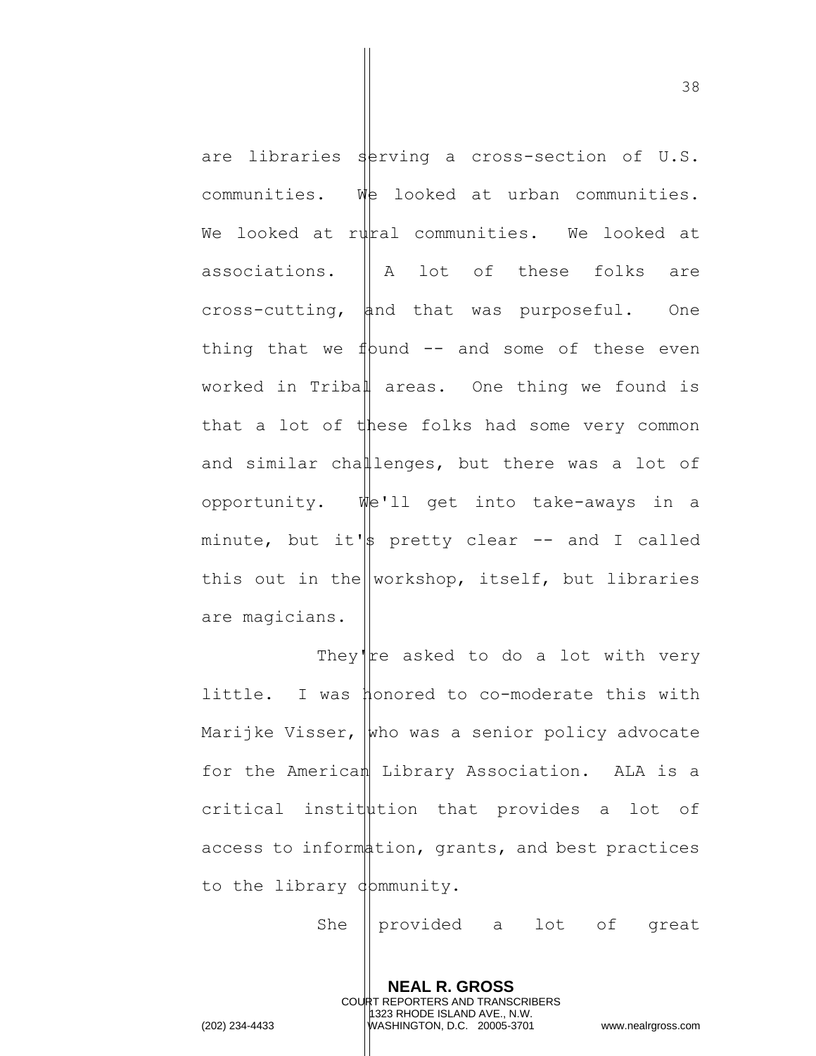are libraries serving a cross-section of U.S. communities. We looked at urban communities. We looked at rural communities. We looked at associations. A lot of these folks are cross-cutting, and that was purposeful. One thing that we found -- and some of these even worked in Tribal areas. One thing we found is that a lot of these folks had some very common and similar challenges, but there was a lot of opportunity. We'll get into take-aways in a minute, but it's pretty clear -- and I called this out in the workshop, itself, but libraries are magicians.

They're asked to do a lot with very little. I was honored to co-moderate this with Marijke Visser, who was a senior policy advocate for the American Library Association. ALA is a critical institution that provides a lot of access to information, grants, and best practices to the library community.

She provided a lot of great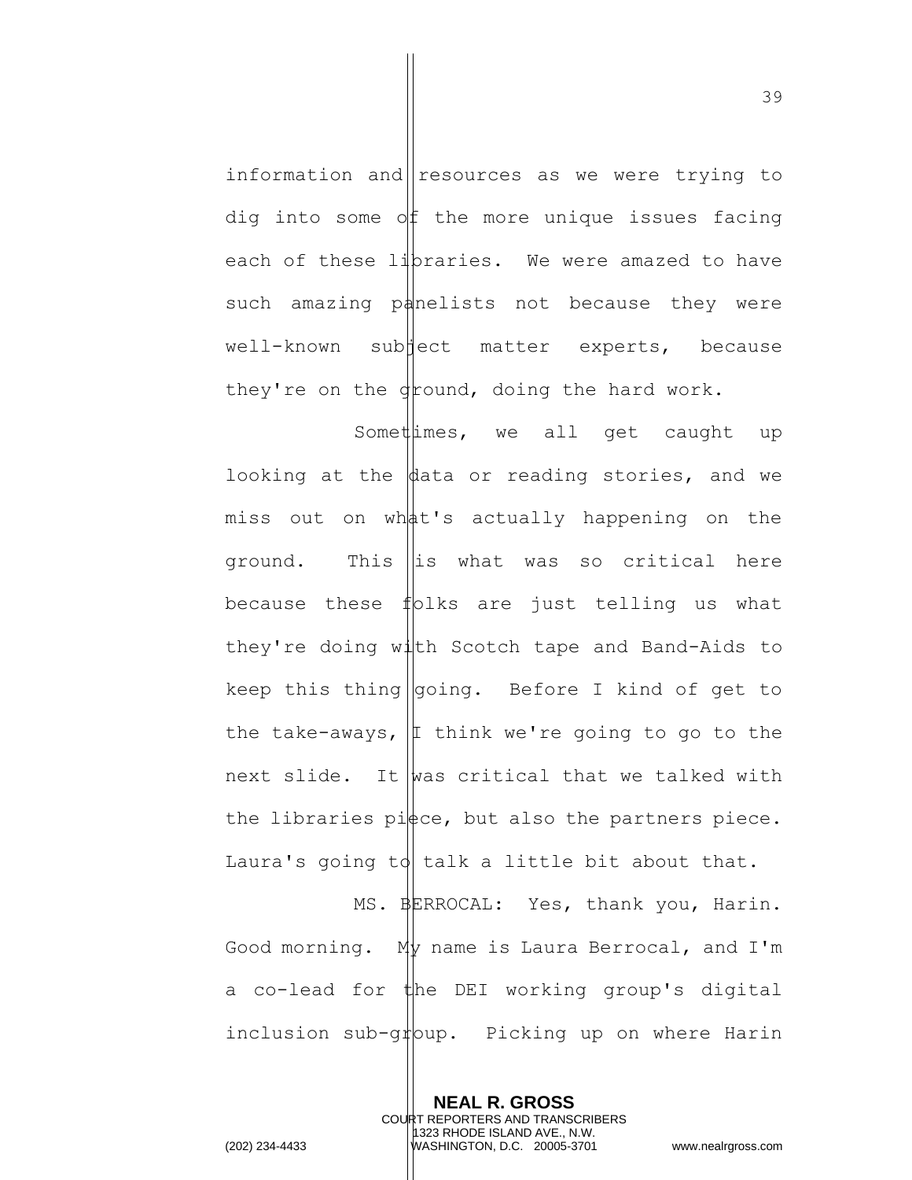information and resources as we were trying to dig into some of the more unique issues facing each of these libraries. We were amazed to have such amazing panelists not because they were well-known subject matter experts, because they're on the ground, doing the hard work.

Sometimes, we all get caught up looking at the data or reading stories, and we miss out on what's actually happening on the ground. This is what was so critical here because these folks are just telling us what they're doing with Scotch tape and Band-Aids to keep this thing going. Before I kind of get to the take-aways, I think we're going to go to the next slide. It was critical that we talked with the libraries piece, but also the partners piece. Laura's going to talk a little bit about that.

MS. BERROCAL: Yes, thank you, Harin. Good morning. My name is Laura Berrocal, and I'm a co-lead for the DEI working group's digital inclusion sub-group. Picking up on where Harin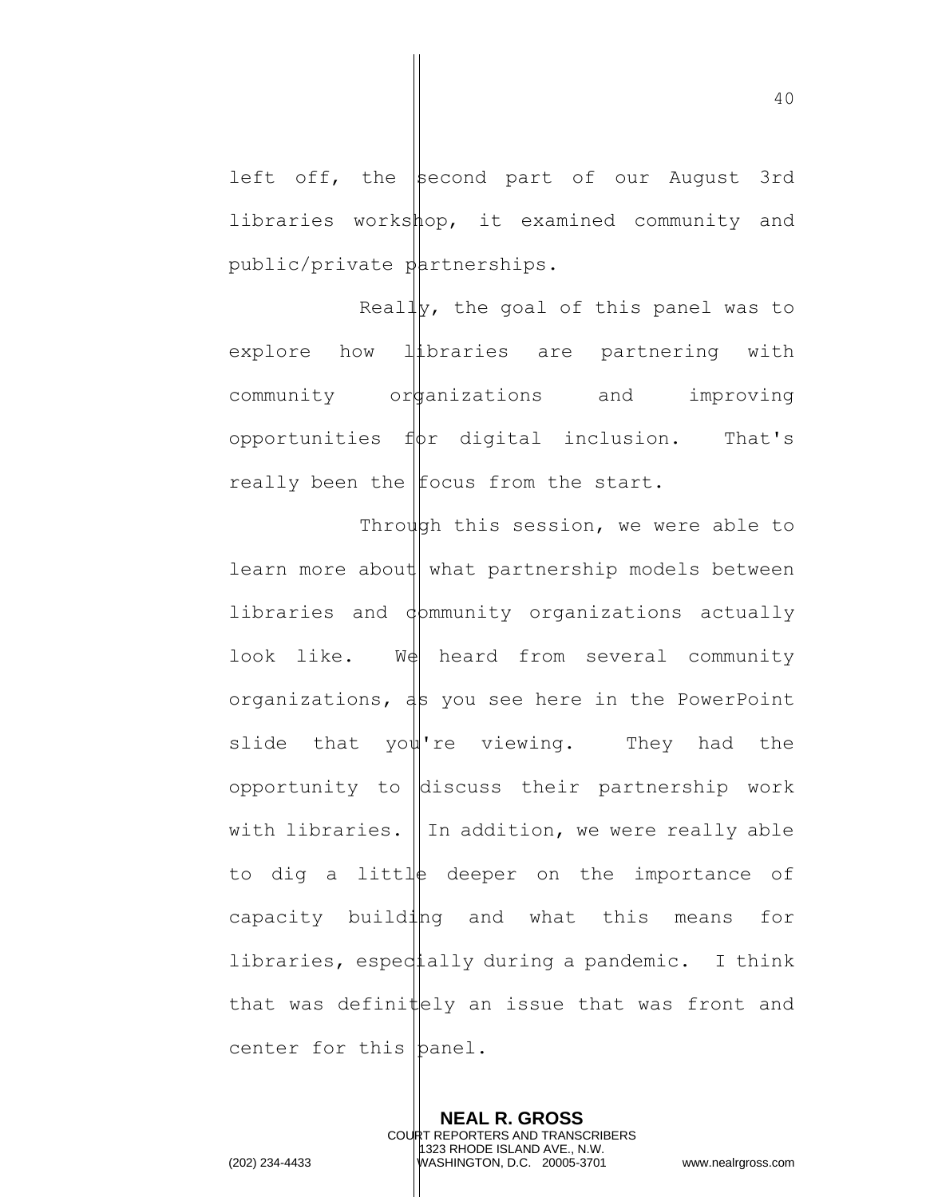left off, the second part of our August 3rd libraries workshop, it examined community and public/private partnerships.

Really, the goal of this panel was to explore how libraries are partnering with community organizations and improving opportunities for digital inclusion. That's really been the focus from the start.

Through this session, we were able to learn more about what partnership models between libraries and community organizations actually look like. We heard from several community organizations, as you see here in the PowerPoint slide that you're viewing. They had the opportunity to discuss their partnership work with libraries. In addition, we were really able to dig a little deeper on the importance of capacity building and what this means for libraries, especially during a pandemic. I think that was definitely an issue that was front and center for this panel.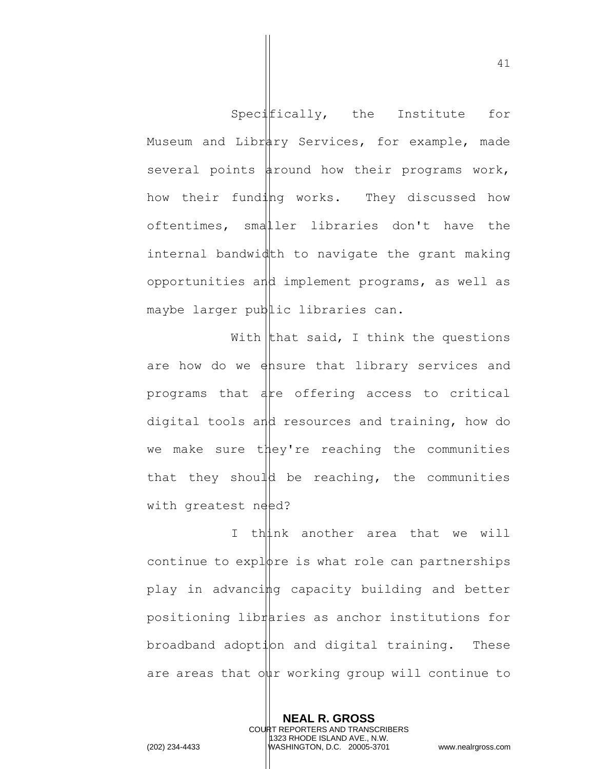Specifically, the Institute for Museum and Library Services, for example, made several points around how their programs work, how their funding works. They discussed how oftentimes, smaller libraries don't have the internal bandwidth to navigate the grant making opportunities and implement programs, as well as maybe larger public libraries can.

With that said, I think the questions are how do we ensure that library services and programs that are offering access to critical digital tools and resources and training, how do we make sure they're reaching the communities that they should be reaching, the communities with greatest need?

I think another area that we will continue to explore is what role can partnerships play in advancing capacity building and better positioning libraries as anchor institutions for broadband adoption and digital training. These are areas that our working group will continue to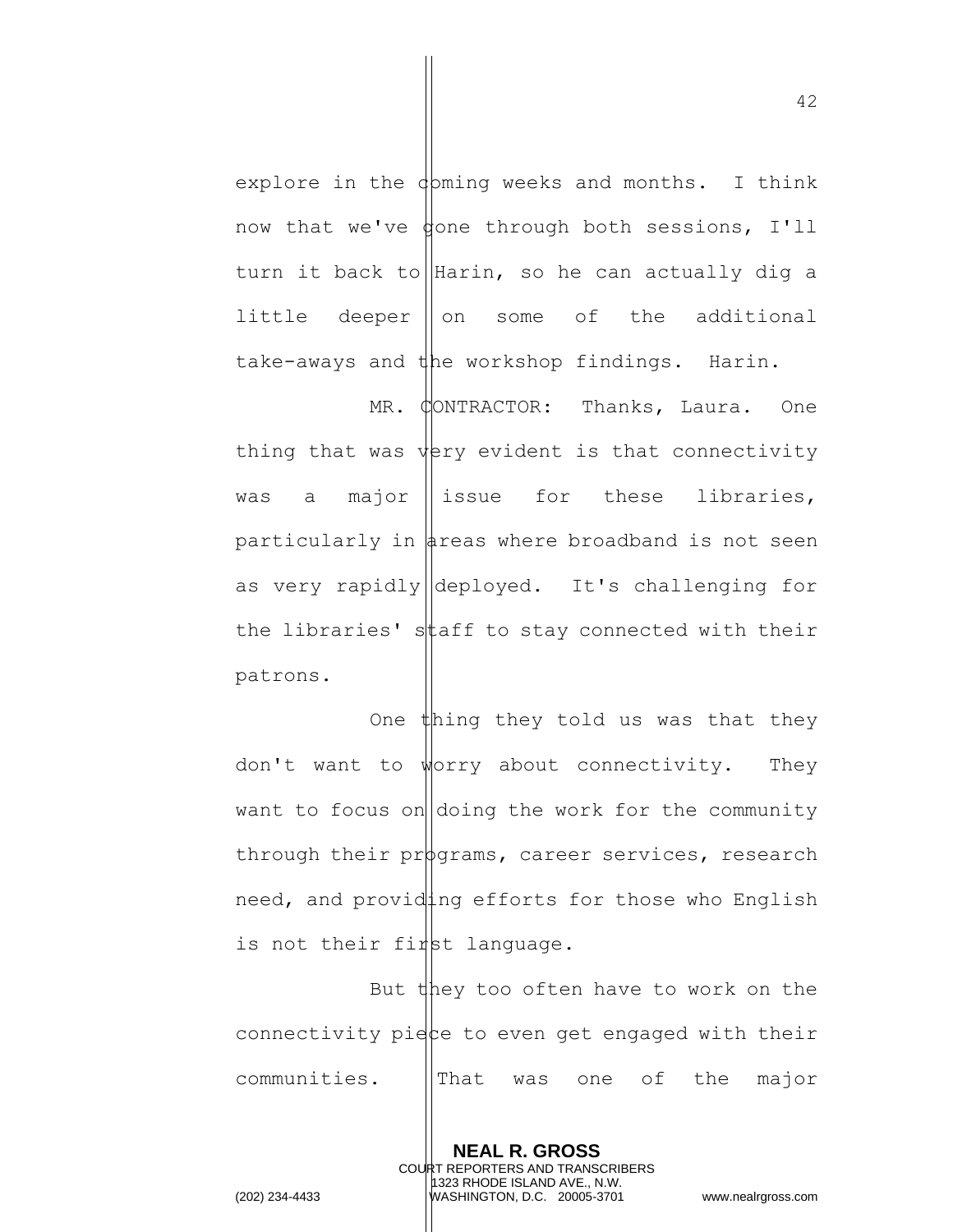explore in the coming weeks and months. I think now that we've gone through both sessions, I'll turn it back to Harin, so he can actually dig a little deeper on some of the additional take-aways and the workshop findings. Harin.

MR. CONTRACTOR: Thanks, Laura. One thing that was very evident is that connectivity was a major issue for these libraries, particularly in areas where broadband is not seen as very rapidly deployed. It's challenging for the libraries' staff to stay connected with their patrons.

One thing they told us was that they don't want to worry about connectivity. They want to focus on doing the work for the community through their programs, career services, research need, and providing efforts for those who English is not their first language.

But they too often have to work on the connectivity piece to even get engaged with their communities. That was one of the major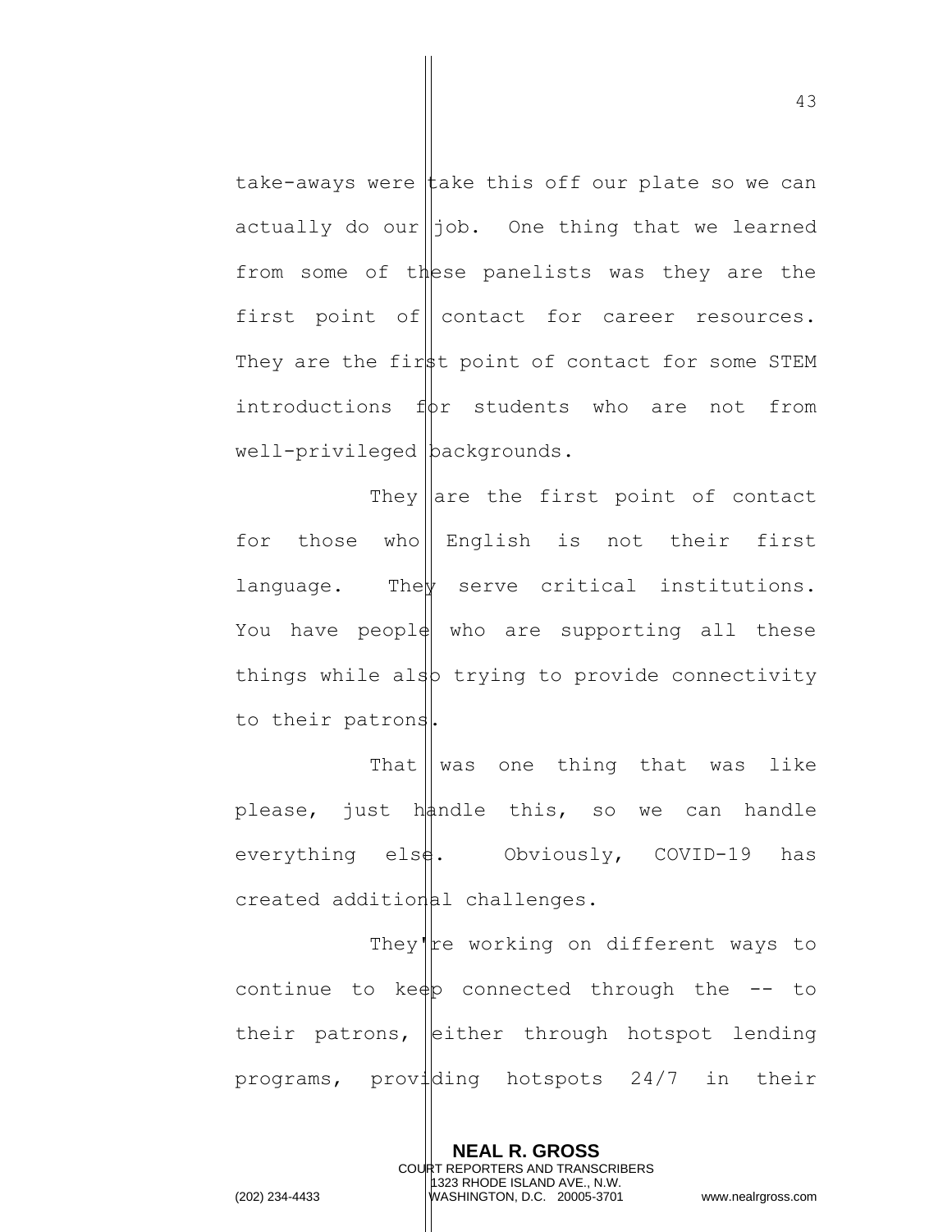take-aways were take this off our plate so we can actually do our job. One thing that we learned from some of these panelists was they are the first point of contact for career resources. They are the first point of contact for some STEM introductions for students who are not from well-privileged backgrounds.

They are the first point of contact for those who English is not their first language. They serve critical institutions. You have people who are supporting all these things while also trying to provide connectivity to their patrons.

That was one thing that was like please, just handle this, so we can handle everything else. Obviously, COVID-19 has created additional challenges.

They're working on different ways to continue to keep connected through the -- to their patrons, either through hotspot lending programs, providing hotspots 24/7 in their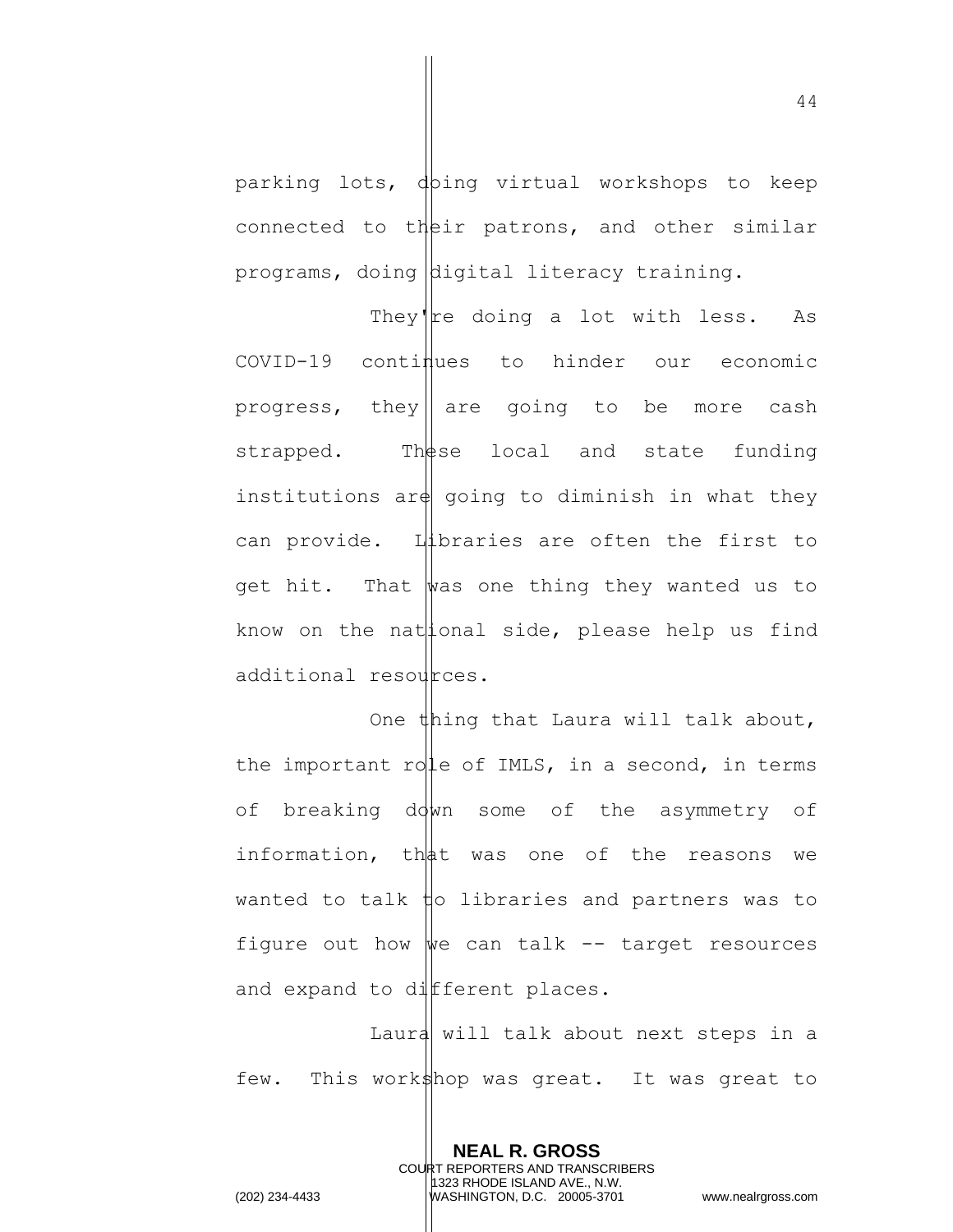parking lots, doing virtual workshops to keep connected to their patrons, and other similar programs, doing digital literacy training.

They're doing a lot with less. As COVID-19 continues to hinder our economic progress, they are going to be more cash strapped. These local and state funding institutions are going to diminish in what they can provide. Libraries are often the first to get hit. That was one thing they wanted us to know on the national side, please help us find additional resources.

One thing that Laura will talk about, the important role of IMLS, in a second, in terms of breaking down some of the asymmetry of information, that was one of the reasons we wanted to talk to libraries and partners was to figure out how we can talk -- target resources and expand to different places.

Laura will talk about next steps in a few. This workshop was great. It was great to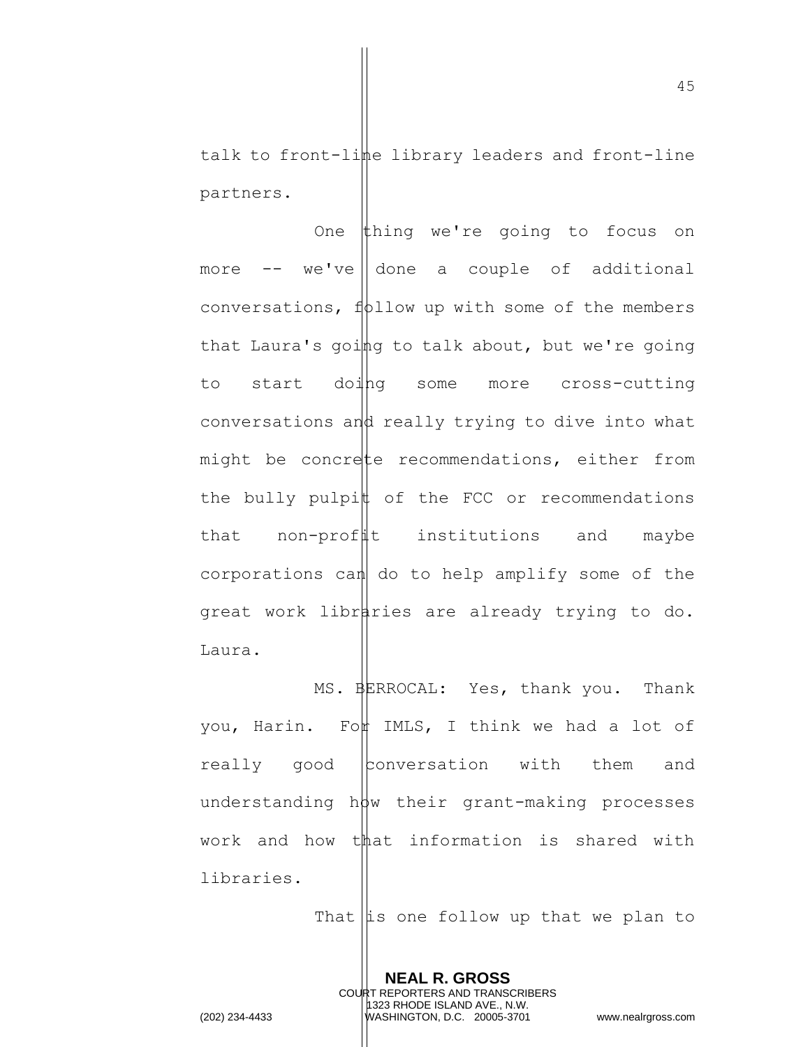talk to front-line library leaders and front-line partners.

One thing we're going to focus on more -- we've done a couple of additional conversations, follow up with some of the members that Laura's going to talk about, but we're going to start doing some more cross-cutting conversations and really trying to dive into what might be concrete recommendations, either from the bully pulpit of the FCC or recommendations that non-profit institutions and maybe corporations can do to help amplify some of the great work libraries are already trying to do. Laura.

MS. BERROCAL: Yes, thank you. Thank you, Harin. For IMLS, I think we had a lot of really good conversation with them and understanding how their grant-making processes work and how that information is shared with libraries.

That is one follow up that we plan to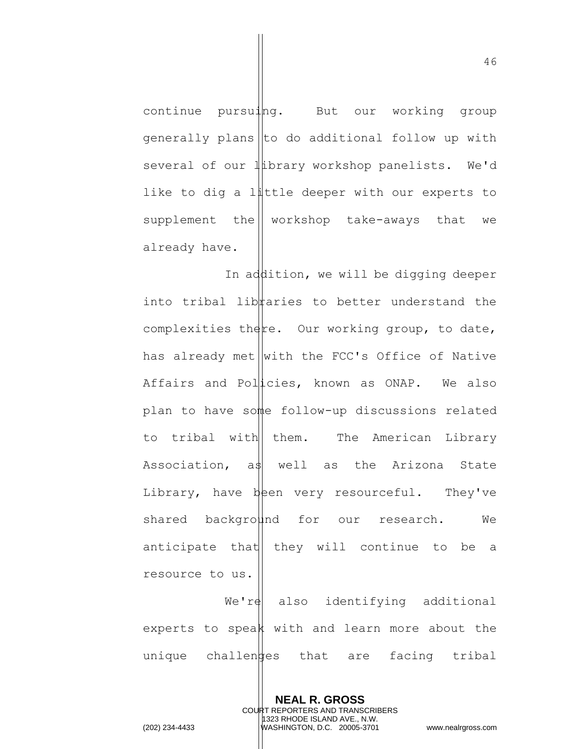continue pursuing. But our working group generally plans to do additional follow up with several of our library workshop panelists. We'd like to dig a little deeper with our experts to supplement the workshop take-aways that we already have.

In addition, we will be digging deeper into tribal libraries to better understand the complexities there. Our working group, to date, has already met with the FCC's Office of Native Affairs and Policies, known as ONAP. We also plan to have some follow-up discussions related to tribal with them. The American Library Association, as well as the Arizona State Library, have been very resourceful. They've shared background for our research. We anticipate that they will continue to be a resource to us.

We're also identifying additional experts to speak with and learn more about the unique challenges that are facing tribal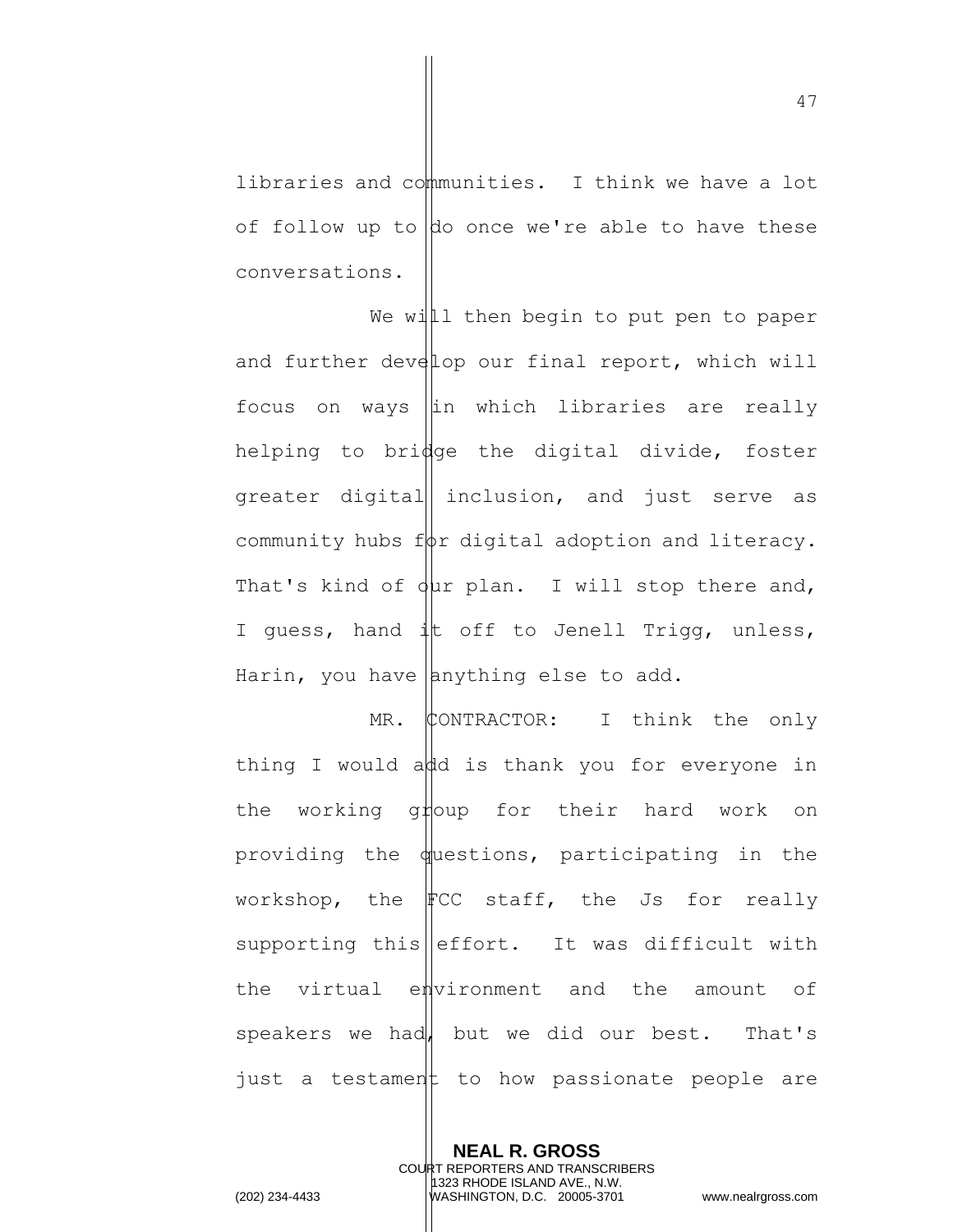libraries and communities. I think we have a lot of follow up to do once we're able to have these conversations.

We will then begin to put pen to paper and further develop our final report, which will focus on ways in which libraries are really helping to bridge the digital divide, foster greater digital inclusion, and just serve as community hubs for digital adoption and literacy. That's kind of our plan. I will stop there and, I guess, hand it off to Jenell Trigg, unless, Harin, you have anything else to add.

MR. CONTRACTOR: I think the only thing I would add is thank you for everyone in the working group for their hard work on providing the questions, participating in the workshop, the FCC staff, the Js for really supporting this effort. It was difficult with the virtual environment and the amount of speakers we had, but we did our best. That's just a testament to how passionate people are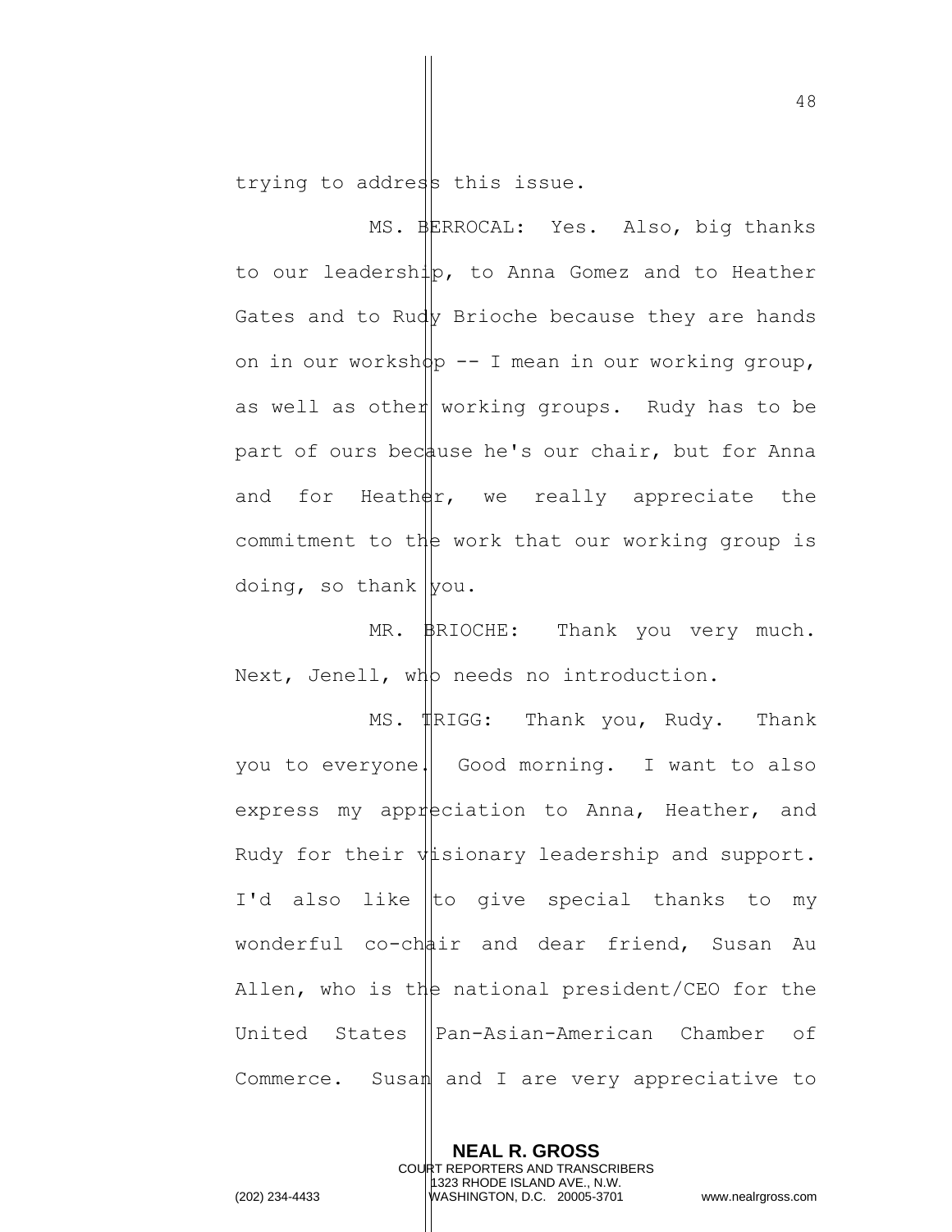trying to address this issue.

MS. BERROCAL: Yes. Also, big thanks to our leadership, to Anna Gomez and to Heather Gates and to Rudy Brioche because they are hands on in our workshop -- I mean in our working group, as well as other working groups. Rudy has to be part of ours because he's our chair, but for Anna and for Heather, we really appreciate the commitment to the work that our working group is doing, so thank you.

MR. BRIOCHE: Thank you very much. Next, Jenell, who needs no introduction.

MS. TRIGG: Thank you, Rudy. Thank you to everyone. Good morning. I want to also express my appreciation to Anna, Heather, and Rudy for their visionary leadership and support. I'd also like to give special thanks to my wonderful co-chair and dear friend, Susan Au Allen, who is the national president/CEO for the United States Pan-Asian-American Chamber of Commerce. Susan and I are very appreciative to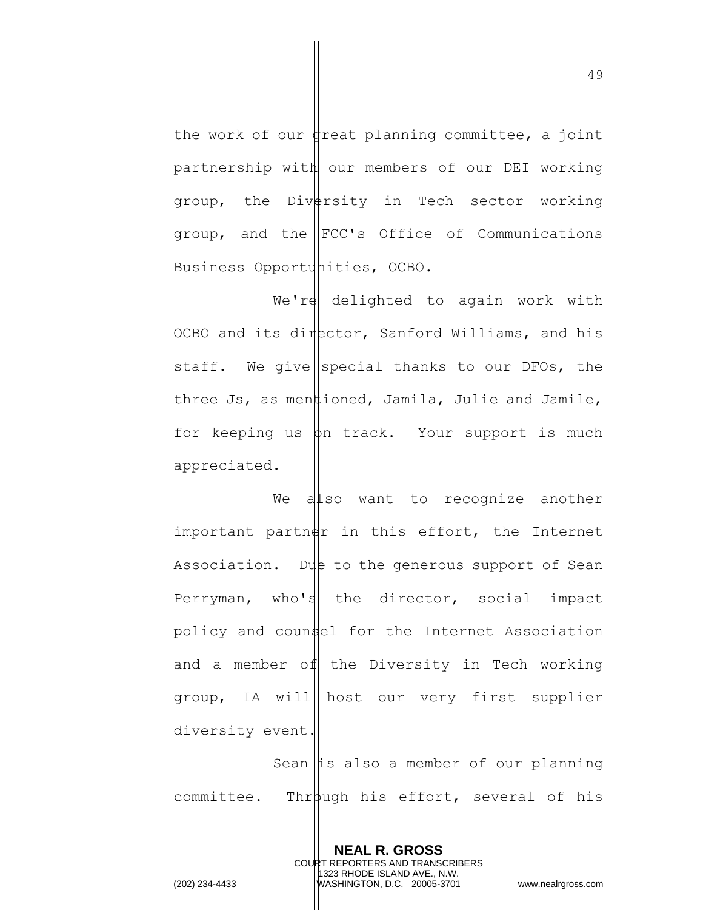the work of our great planning committee, a joint partnership with our members of our DEI working group, the Diversity in Tech sector working group, and the FCC's Office of Communications Business Opportunities, OCBO.

We're delighted to again work with OCBO and its director, Sanford Williams, and his staff. We give special thanks to our DFOs, the three Js, as mentioned, Jamila, Julie and Jamile, for keeping us on track. Your support is much appreciated.

We also want to recognize another important partner in this effort, the Internet Association. Due to the generous support of Sean Perryman, who's the director, social impact policy and counsel for the Internet Association and a member of the Diversity in Tech working group, IA will host our very first supplier diversity event.

Sean is also a member of our planning committee. Through his effort, several of his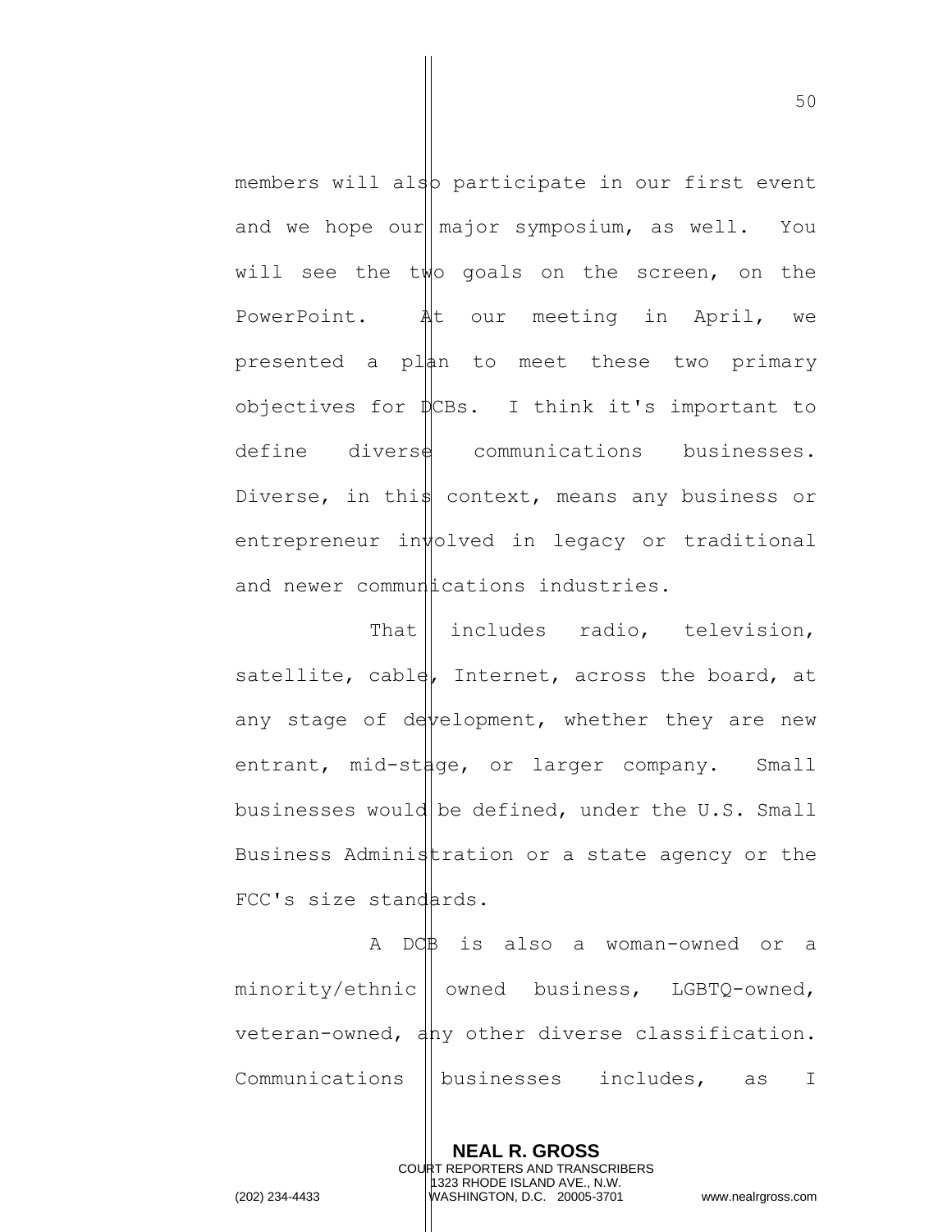members will also participate in our first event and we hope our major symposium, as well. You will see the two goals on the screen, on the PowerPoint. At our meeting in April, we presented a plan to meet these two primary objectives for DCBs. I think it's important to define diverse communications businesses. Diverse, in this context, means any business or entrepreneur involved in legacy or traditional and newer communications industries.

That includes radio, television, satellite, cable, Internet, across the board, at any stage of development, whether they are new entrant, mid-stage, or larger company. Small businesses would be defined, under the U.S. Small Business Administration or a state agency or the FCC's size standards.

A DCB is also a woman-owned or a minority/ethnic owned business, LGBTQ-owned, veteran-owned, any other diverse classification. Communications businesses includes, as I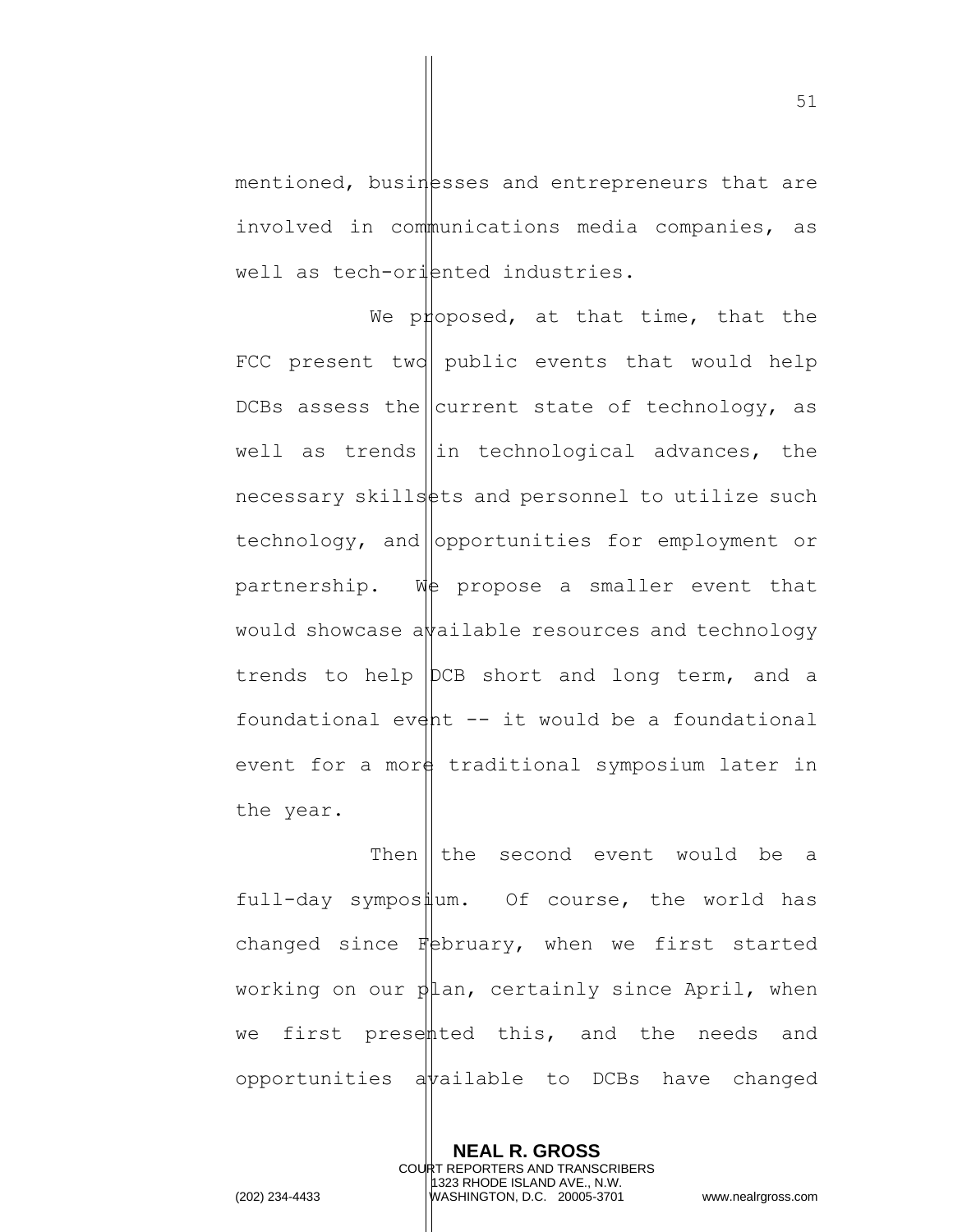mentioned, businesses and entrepreneurs that are involved in communications media companies, as well as tech-oriented industries.

We proposed, at that time, that the FCC present two public events that would help DCBs assess the current state of technology, as well as trends in technological advances, the necessary skillsets and personnel to utilize such technology, and opportunities for employment or partnership. We propose a smaller event that would showcase available resources and technology trends to help DCB short and long term, and a foundational event -- it would be a foundational event for a more traditional symposium later in the year.

Then the second event would be a full-day symposium. Of course, the world has changed since February, when we first started working on our plan, certainly since April, when we first presented this, and the needs and opportunities available to DCBs have changed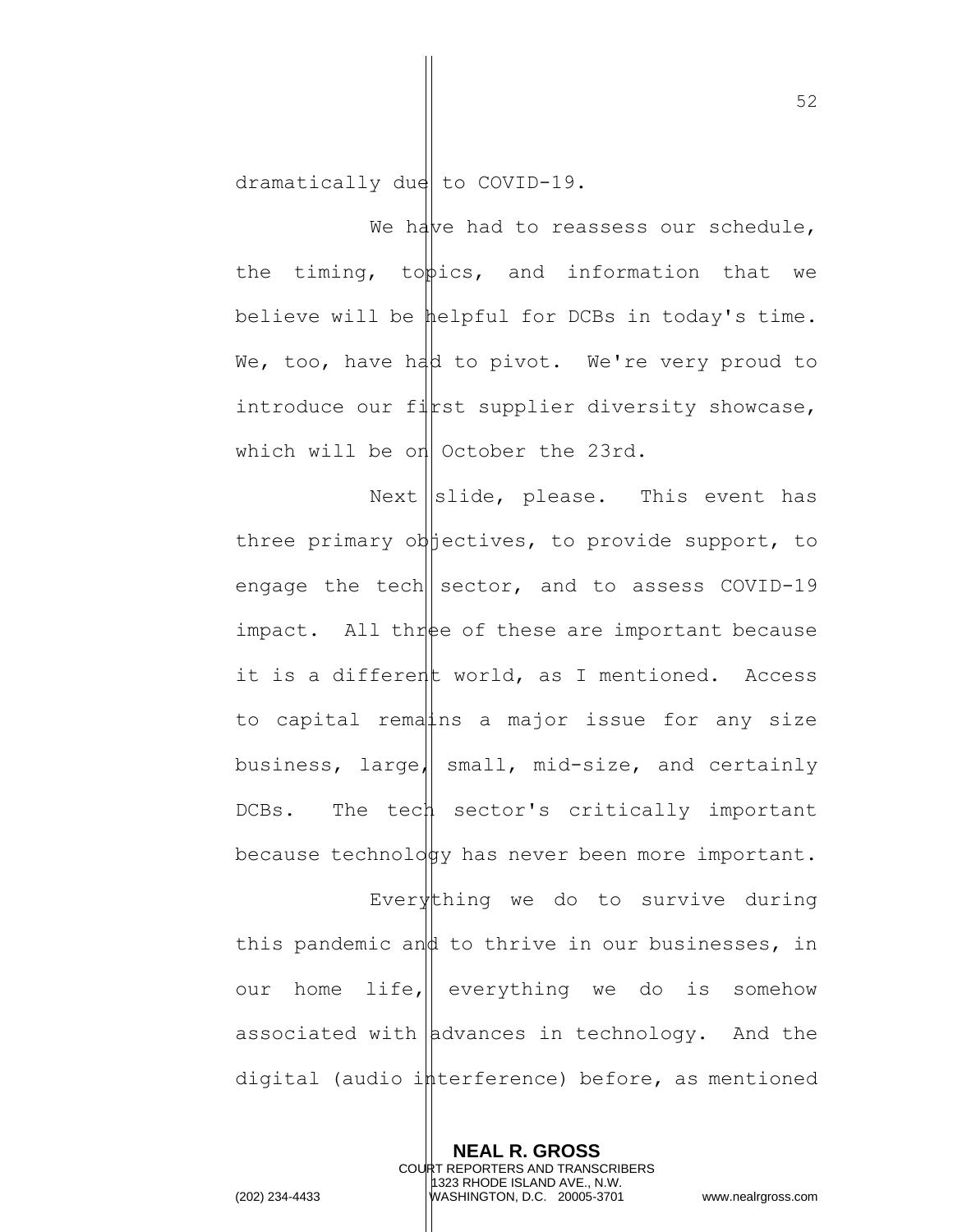dramatically due to COVID-19.

We have had to reassess our schedule, the timing, topics, and information that we believe will be helpful for DCBs in today's time. We, too, have had to pivot. We're very proud to introduce our first supplier diversity showcase, which will be on October the 23rd.

Next slide, please. This event has three primary objectives, to provide support, to engage the tech sector, and to assess COVID-19 impact. All three of these are important because it is a different world, as I mentioned. Access to capital remains a major issue for any size business, large, small, mid-size, and certainly DCBs. The tech sector's critically important because technology has never been more important.

Everything we do to survive during this pandemic and to thrive in our businesses, in our home life, everything we do is somehow associated with advances in technology. And the digital (audio interference) before, as mentioned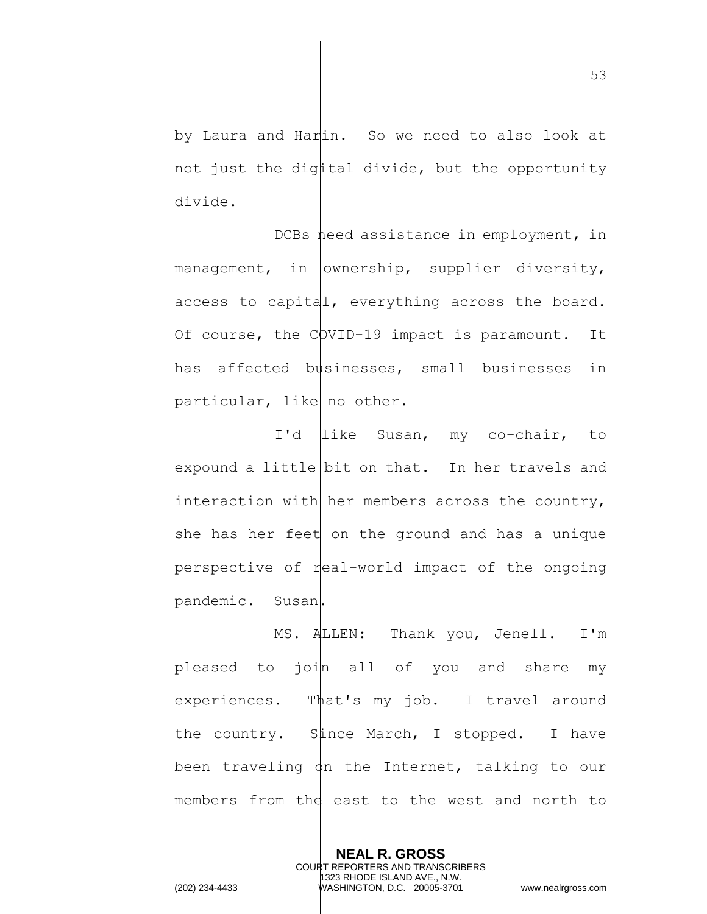by Laura and Harin. So we need to also look at not just the digital divide, but the opportunity divide.

DCBs need assistance in employment, in management, in ownership, supplier diversity, access to capital, everything across the board. Of course, the COVID-19 impact is paramount. It has affected businesses, small businesses in particular, like no other.

I'd like Susan, my co-chair, to expound a little bit on that. In her travels and interaction with her members across the country, she has her feet on the ground and has a unique perspective of real-world impact of the ongoing pandemic. Susan.

MS. ALLEN: Thank you, Jenell. I'm pleased to join all of you and share my experiences. That's my job. I travel around the country. Since March, I stopped. I have been traveling on the Internet, talking to our members from the east to the west and north to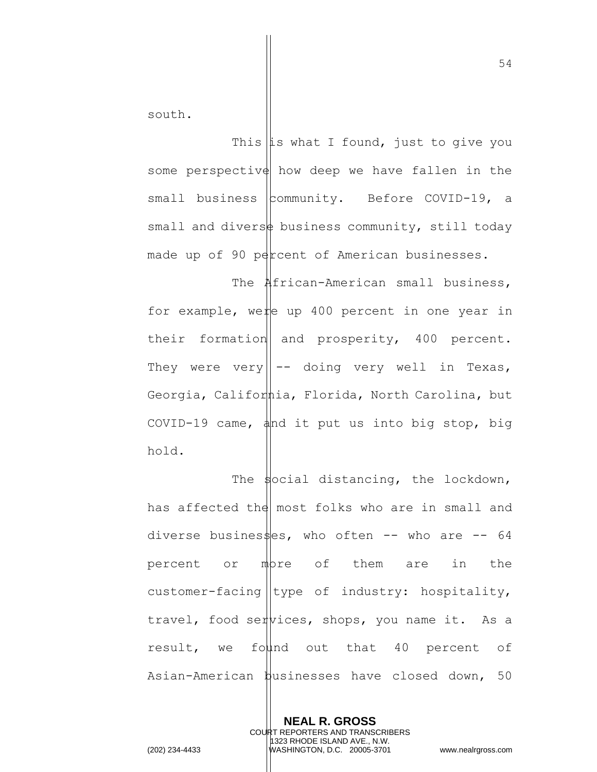south.

This is what I found, just to give you some perspective how deep we have fallen in the small business community. Before COVID-19, a small and diverse business community, still today made up of 90 percent of American businesses.

The African-American small business, for example, were up 400 percent in one year in their formation and prosperity, 400 percent. They were very -- doing very well in Texas, Georgia, California, Florida, North Carolina, but COVID-19 came, and it put us into big stop, big hold.

The social distancing, the lockdown, has affected the most folks who are in small and diverse businesses, who often -- who are -- 64 percent or more of them are in the customer-facing type of industry: hospitality, travel, food services, shops, you name it. As a result, we found out that 40 percent of Asian-American businesses have closed down, 50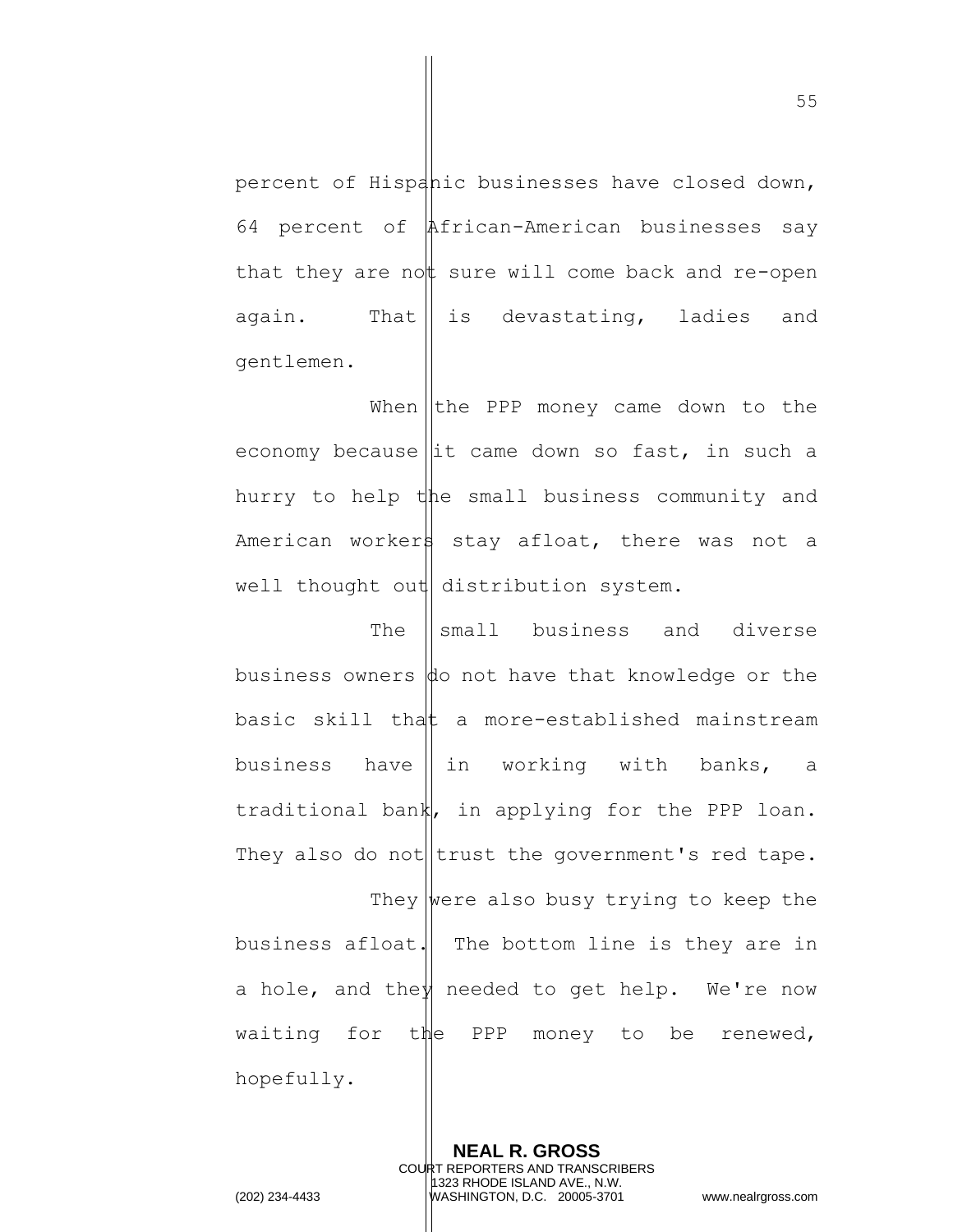percent of Hispanic businesses have closed down, 64 percent of African-American businesses say that they are not sure will come back and re-open again. That is devastating, ladies and gentlemen.

When the PPP money came down to the economy because it came down so fast, in such a hurry to help the small business community and American workers stay afloat, there was not a well thought out distribution system.

The small business and diverse business owners do not have that knowledge or the basic skill that a more-established mainstream business have in working with banks, a traditional bank, in applying for the PPP loan. They also do not trust the government's red tape.

They were also busy trying to keep the business afloat. The bottom line is they are in a hole, and they needed to get help. We're now waiting for the PPP money to be renewed, hopefully.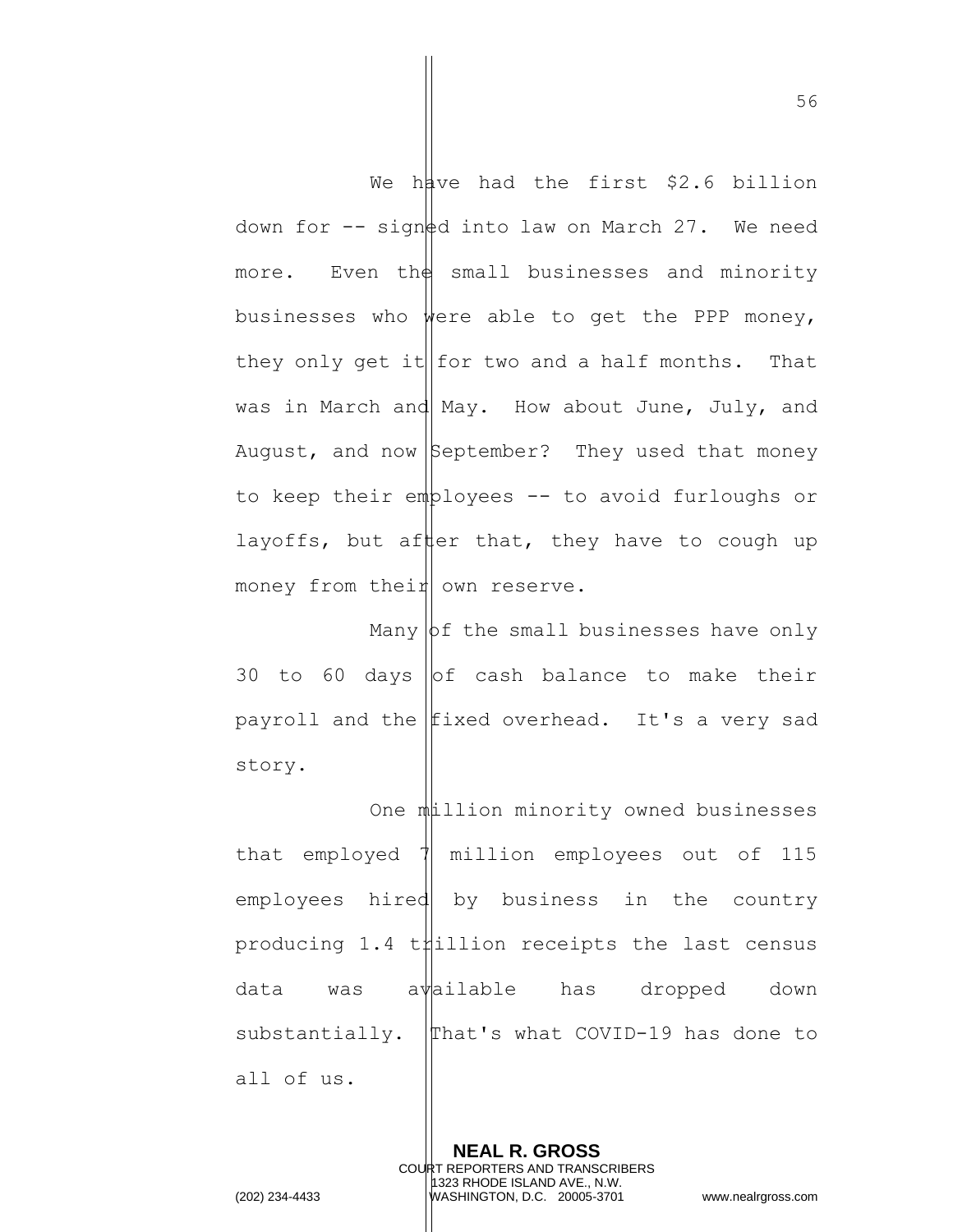We have had the first $2.6 billion down for -- signed into law on March 27. We need more. Even the small businesses and minority businesses who were able to get the PPP money, they only get it for two and a half months. That was in March and May. How about June, July, and August, and now September? They used that money to keep their employees -- to avoid furloughs or layoffs, but after that, they have to cough up money from their own reserve.

Many of the small businesses have only 30 to 60 days of cash balance to make their payroll and the fixed overhead. It's a very sad story.

One million minority owned businesses that employed 7 million employees out of 115 employees hired by business in the country producing 1.4 trillion receipts the last census data was available has dropped down substantially. That's what COVID-19 has done to all of us.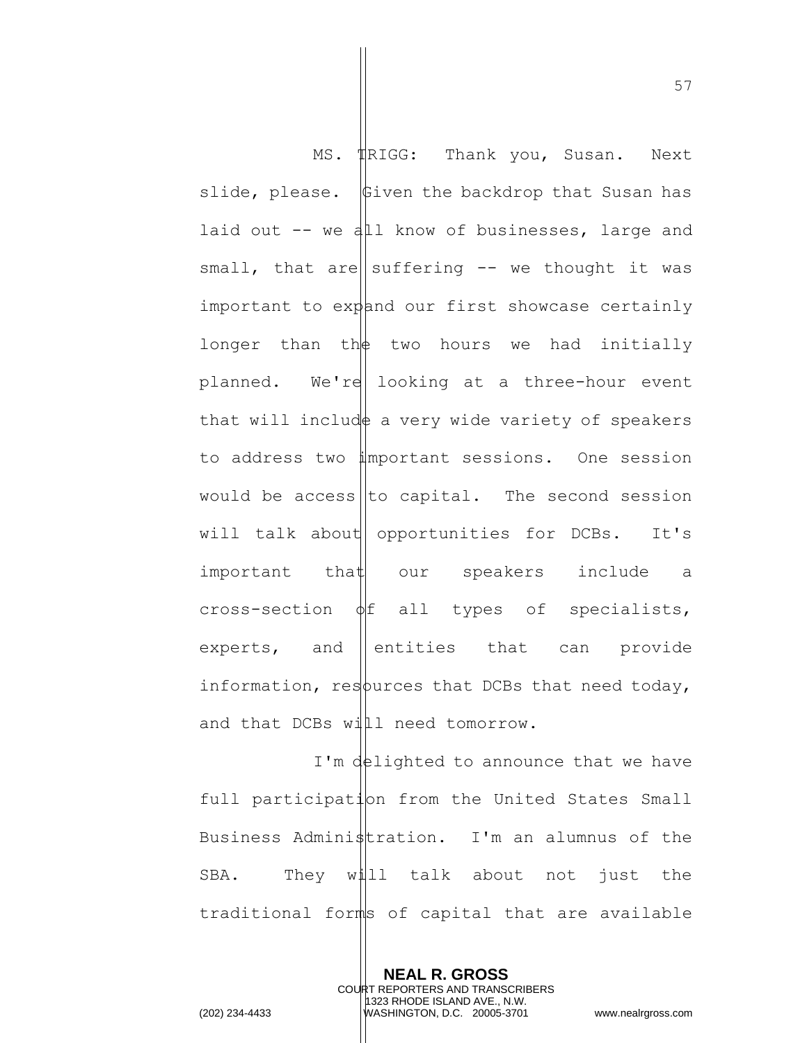MS. TRIGG: Thank you, Susan. Next slide, please. Given the backdrop that Susan has laid out -- we all know of businesses, large and small, that are suffering -- we thought it was important to expand our first showcase certainly longer than the two hours we had initially planned. We're looking at a three-hour event that will include a very wide variety of speakers to address two important sessions. One session would be access to capital. The second session will talk about opportunities for DCBs. It's important that our speakers include a cross-section of all types of specialists, experts, and entities that can provide information, resources that DCBs that need today, and that DCBs will need tomorrow.

I'm delighted to announce that we have full participation from the United States Small Business Administration. I'm an alumnus of the SBA. They will talk about not just the traditional forms of capital that are available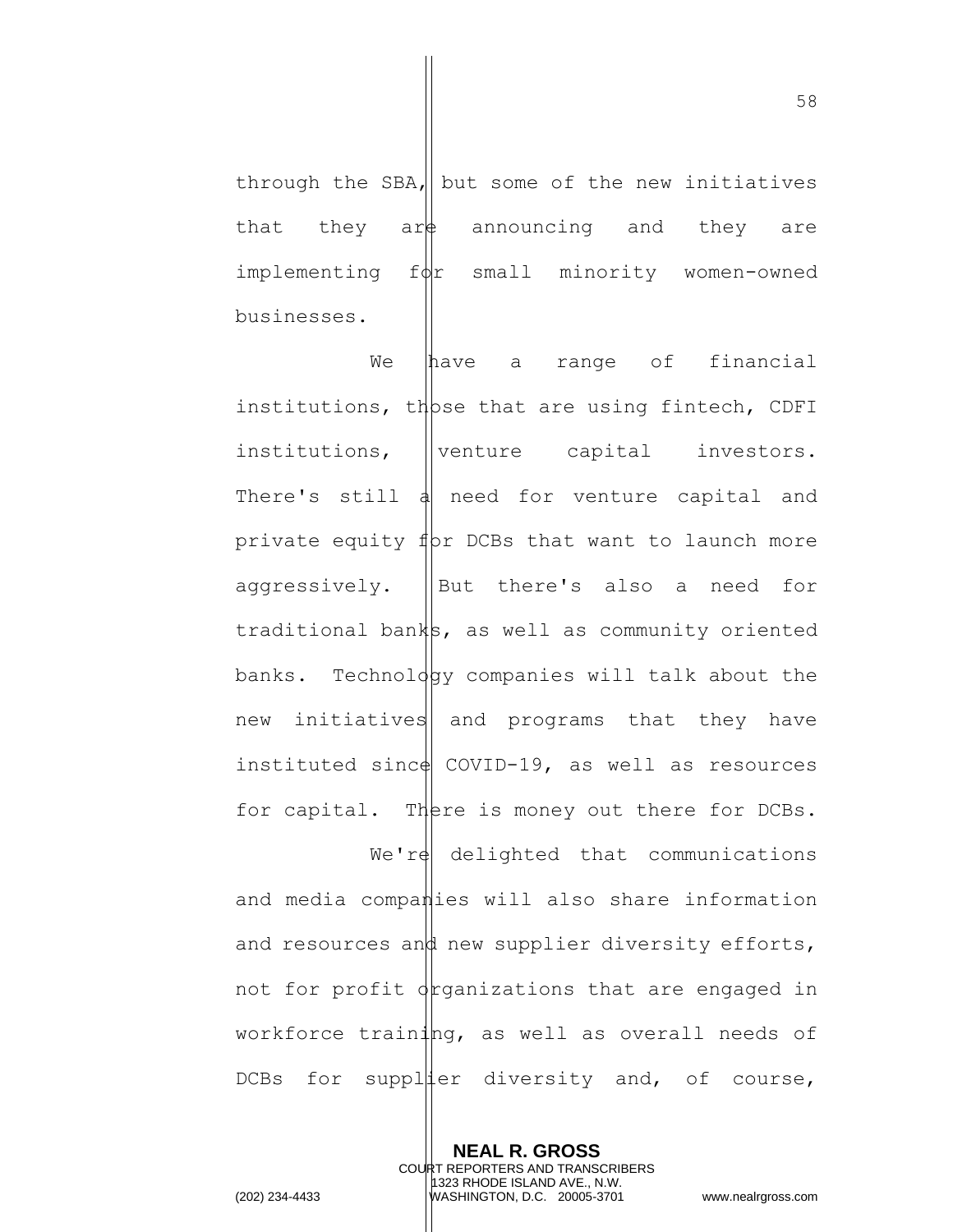through the SBA, but some of the new initiatives that they are announcing and they are implementing for small minority women-owned businesses.

We have a range of financial institutions, those that are using fintech, CDFI institutions, venture capital investors. There's still a need for venture capital and private equity for DCBs that want to launch more aggressively. But there's also a need for traditional banks, as well as community oriented banks. Technology companies will talk about the new initiatives and programs that they have instituted since COVID-19, as well as resources for capital. There is money out there for DCBs.

We're delighted that communications and media companies will also share information and resources and new supplier diversity efforts, not for profit organizations that are engaged in workforce training, as well as overall needs of DCBs for supplier diversity and, of course,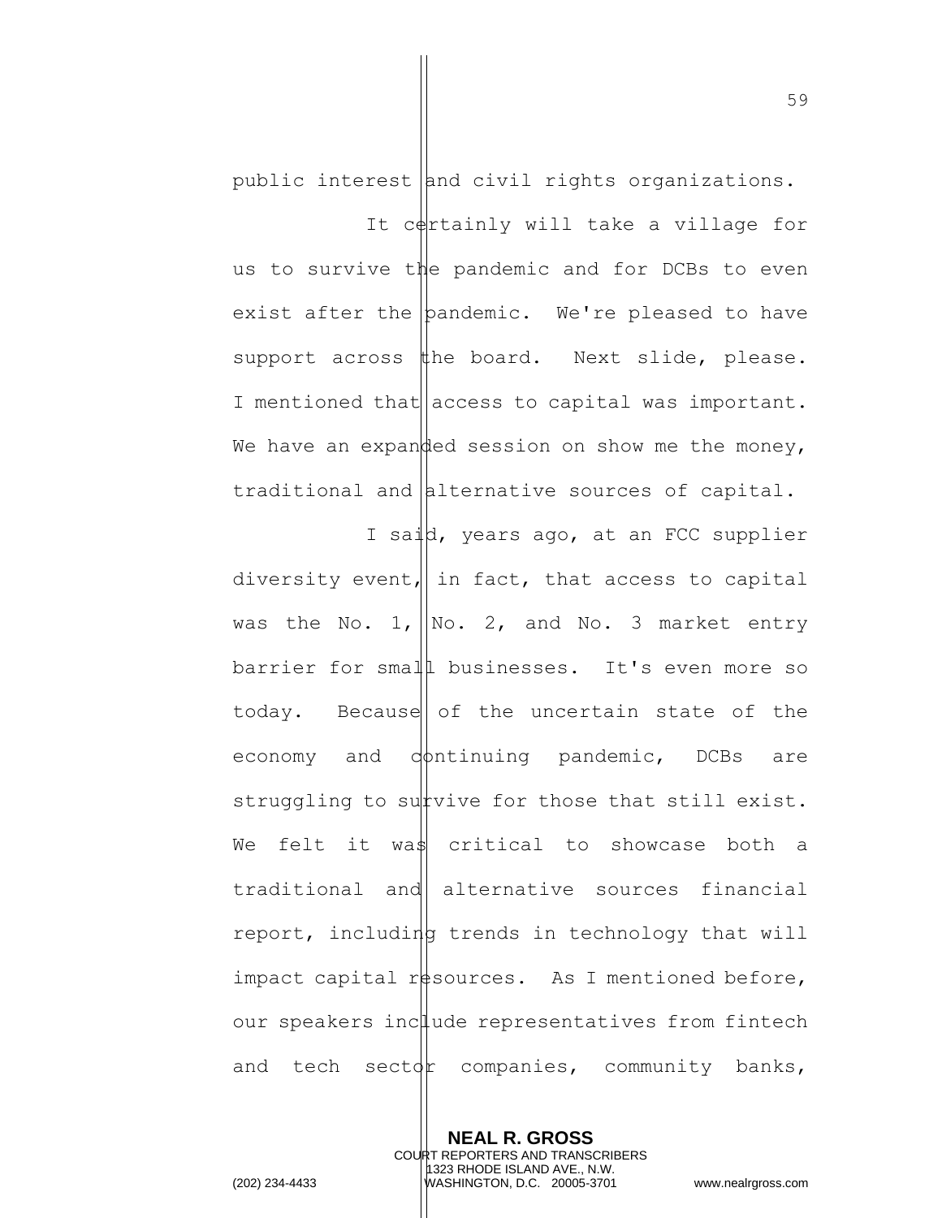public interest and civil rights organizations.

It certainly will take a village for us to survive the pandemic and for DCBs to even exist after the pandemic. We're pleased to have support across the board. Next slide, please. I mentioned that access to capital was important. We have an expanded session on show me the money, traditional and alternative sources of capital.

I said, years ago, at an FCC supplier diversity event, in fact, that access to capital was the No. 1, No. 2, and No. 3 market entry barrier for small businesses. It's even more so today. Because of the uncertain state of the economy and continuing pandemic, DCBs are struggling to survive for those that still exist. We felt it was critical to showcase both a traditional and alternative sources financial report, including trends in technology that will impact capital resources. As I mentioned before, our speakers include representatives from fintech and tech sector companies, community banks,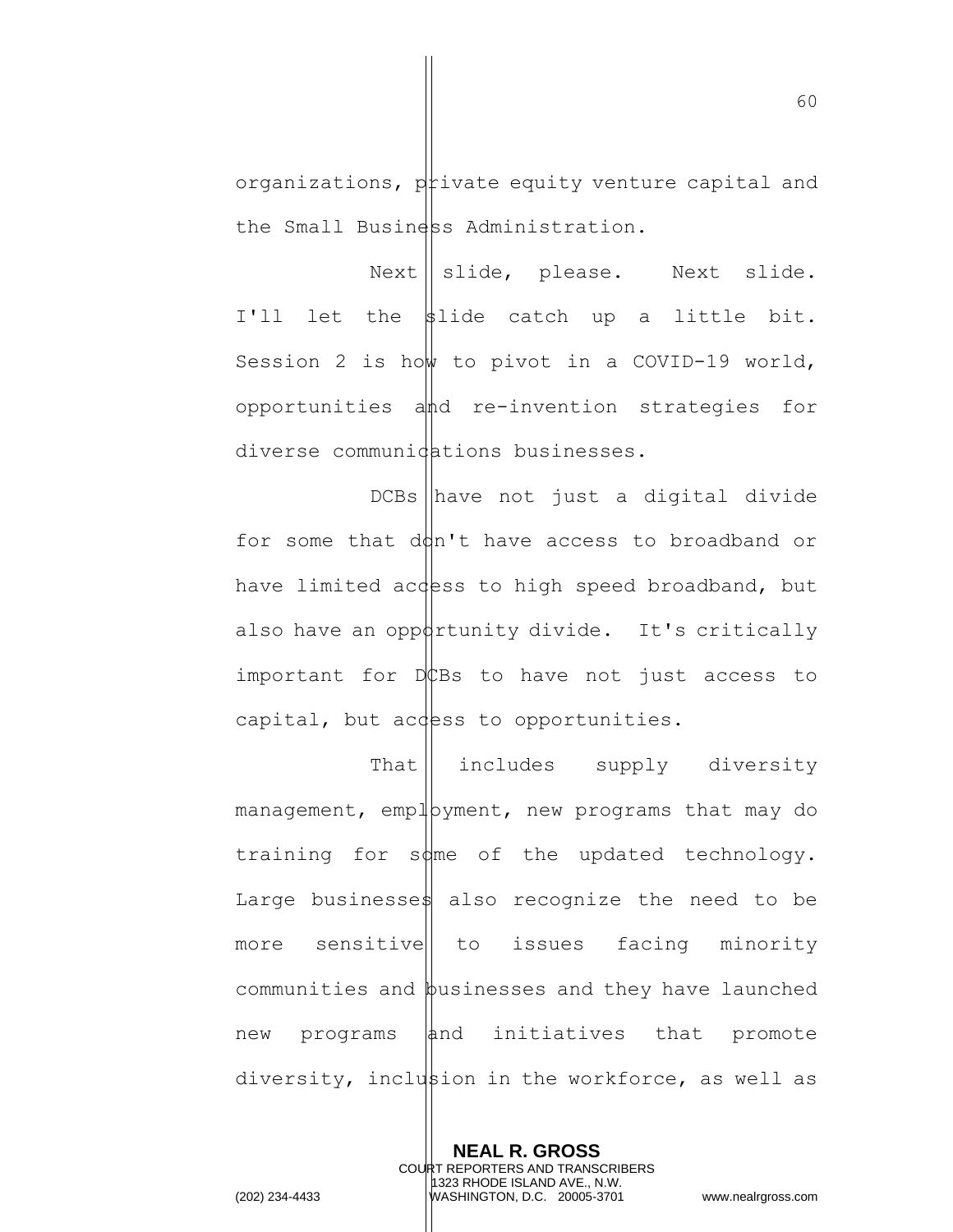organizations, private equity venture capital and the Small Business Administration.

Next slide, please. Next slide. I'll let the slide catch up a little bit. Session 2 is how to pivot in a COVID-19 world, opportunities and re-invention strategies for diverse communications businesses.

DCBs have not just a digital divide for some that don't have access to broadband or have limited access to high speed broadband, but also have an opportunity divide. It's critically important for DCBs to have not just access to capital, but access to opportunities.

That includes supply diversity management, employment, new programs that may do training for some of the updated technology. Large businesses also recognize the need to be more sensitive to issues facing minority communities and businesses and they have launched new programs and initiatives that promote diversity, inclusion in the workforce, as well as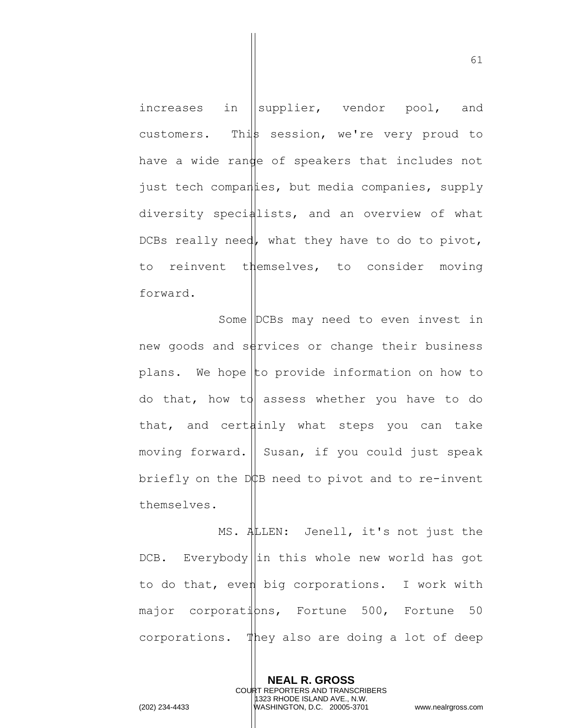increases in supplier, vendor pool, and customers. This session, we're very proud to have a wide range of speakers that includes not just tech companies, but media companies, supply diversity specialists, and an overview of what DCBs really need, what they have to do to pivot, to reinvent themselves, to consider moving forward.

Some DCBs may need to even invest in new goods and services or change their business plans. We hope to provide information on how to do that, how to assess whether you have to do that, and certainly what steps you can take moving forward. Susan, if you could just speak briefly on the DCB need to pivot and to re-invent themselves.

MS. ALLEN: Jenell, it's not just the DCB. Everybody in this whole new world has got to do that, even big corporations. I work with major corporations, Fortune 500, Fortune 50 corporations. They also are doing a lot of deep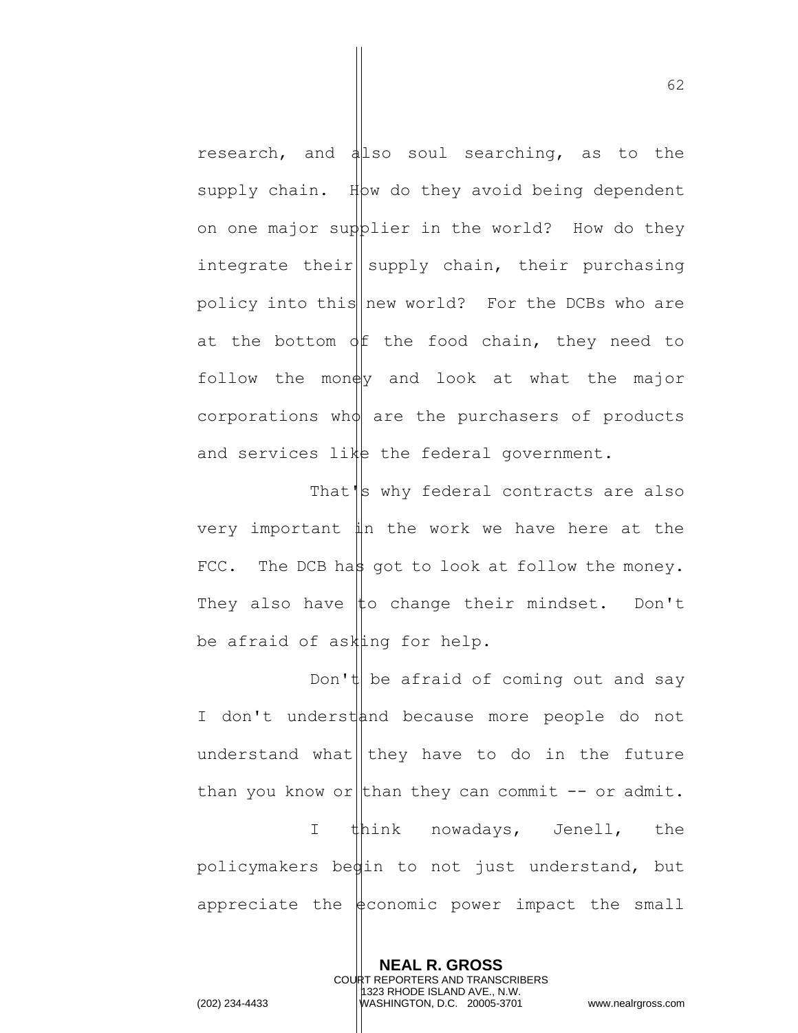research, and also soul searching, as to the supply chain. How do they avoid being dependent on one major supplier in the world? How do they integrate their supply chain, their purchasing policy into this new world? For the DCBs who are at the bottom of the food chain, they need to follow the money and look at what the major corporations who are the purchasers of products and services like the federal government.

That's why federal contracts are also very important in the work we have here at the FCC. The DCB has got to look at follow the money. They also have to change their mindset. Don't be afraid of asking for help.

Don't be afraid of coming out and say I don't understand because more people do not understand what they have to do in the future than you know or than they can commit -- or admit.

I think nowadays, Jenell, the policymakers begin to not just understand, but appreciate the economic power impact the small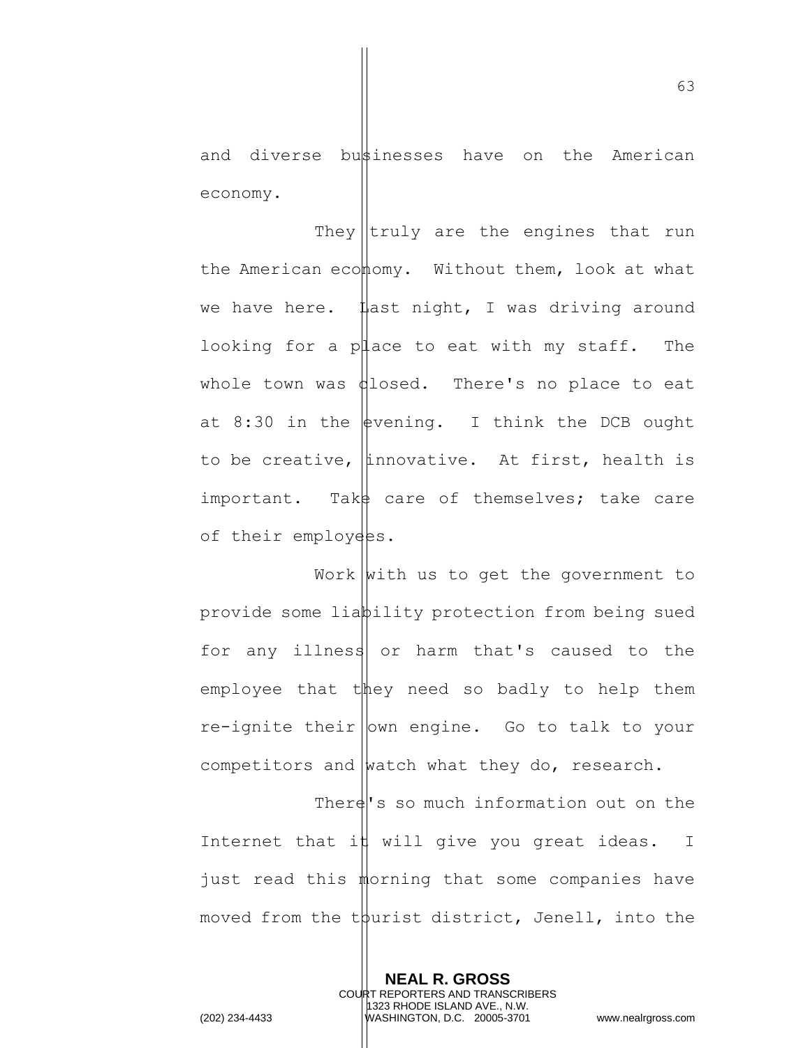and diverse businesses have on the American economy.

They truly are the engines that run the American economy. Without them, look at what we have here. Last night, I was driving around looking for a place to eat with my staff. The whole town was closed. There's no place to eat at 8:30 in the evening. I think the DCB ought to be creative, innovative. At first, health is important. Take care of themselves; take care of their employees.

Work with us to get the government to provide some liability protection from being sued for any illness or harm that's caused to the employee that they need so badly to help them re-ignite their own engine. Go to talk to your competitors and watch what they do, research.

There's so much information out on the Internet that it will give you great ideas. I just read this morning that some companies have moved from the tourist district, Jenell, into the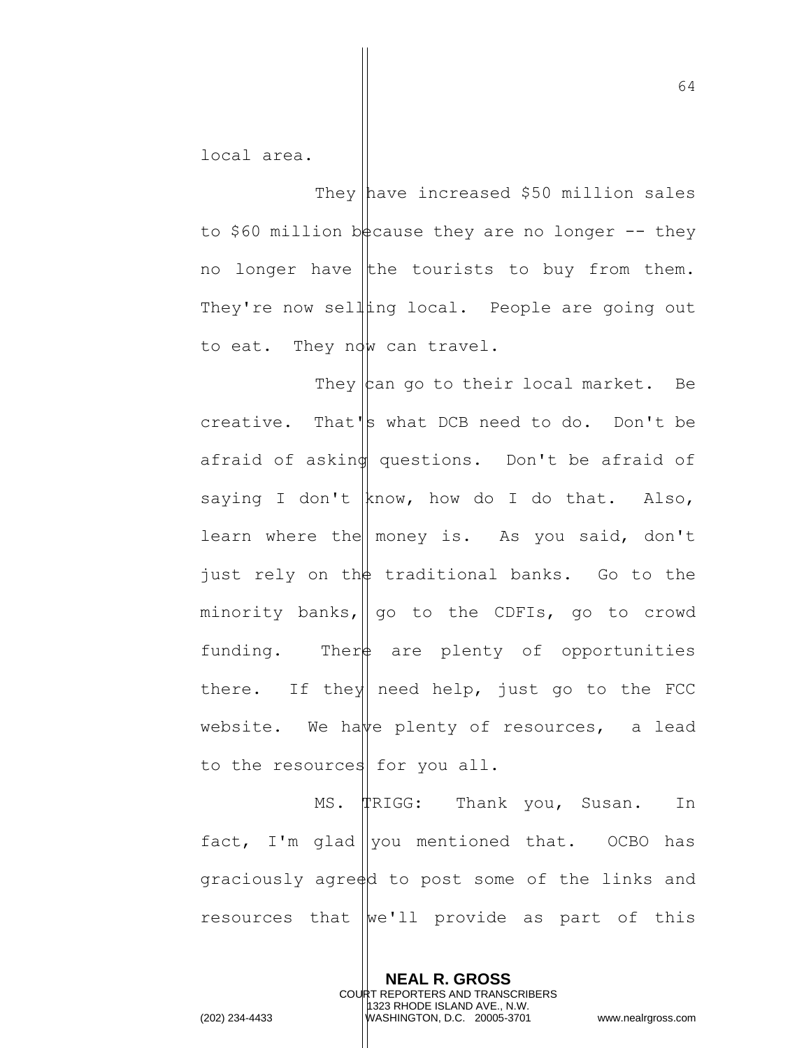local area.

They have increased $50 million sales to $60 million because they are no longer -- they no longer have the tourists to buy from them. They're now selling local. People are going out to eat. They now can travel.

They can go to their local market. Be creative. That's what DCB need to do. Don't be afraid of asking questions. Don't be afraid of saying I don't know, how do I do that. Also, learn where the money is. As you said, don't just rely on the traditional banks. Go to the minority banks, go to the CDFIs, go to crowd funding. There are plenty of opportunities there. If they need help, just go to the FCC website. We have plenty of resources, a lead to the resources for you all.

MS. TRIGG: Thank you, Susan. In fact, I'm glad you mentioned that. OCBO has graciously agreed to post some of the links and resources that we'll provide as part of this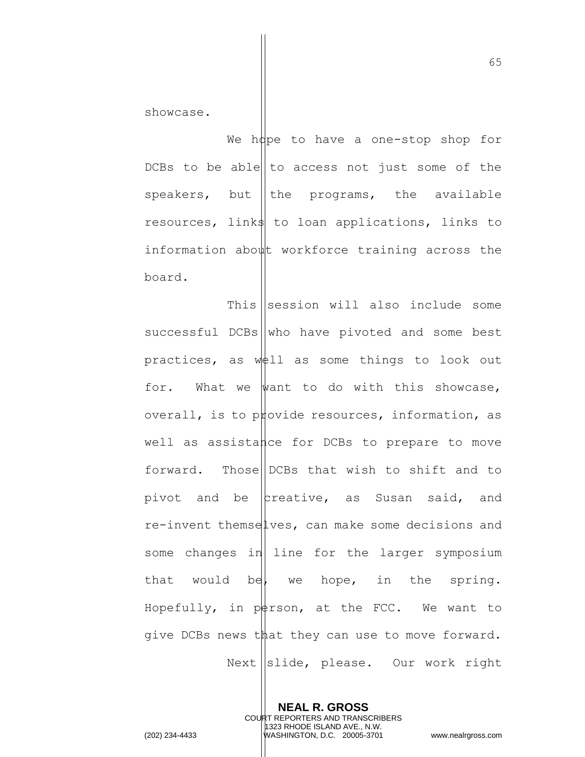showcase.

We hope to have a one-stop shop for DCBs to be able to access not just some of the speakers, but the programs, the available resources, links to loan applications, links to information about workforce training across the board.

This session will also include some successful DCBs who have pivoted and some best practices, as well as some things to look out for. What we want to do with this showcase, overall, is to provide resources, information, as well as assistance for DCBs to prepare to move forward. Those DCBs that wish to shift and to pivot and be creative, as Susan said, and re-invent themselves, can make some decisions and some changes in line for the larger symposium that would be, we hope, in the spring. Hopefully, in person, at the FCC. We want to give DCBs news that they can use to move forward.

Next slide, please. Our work right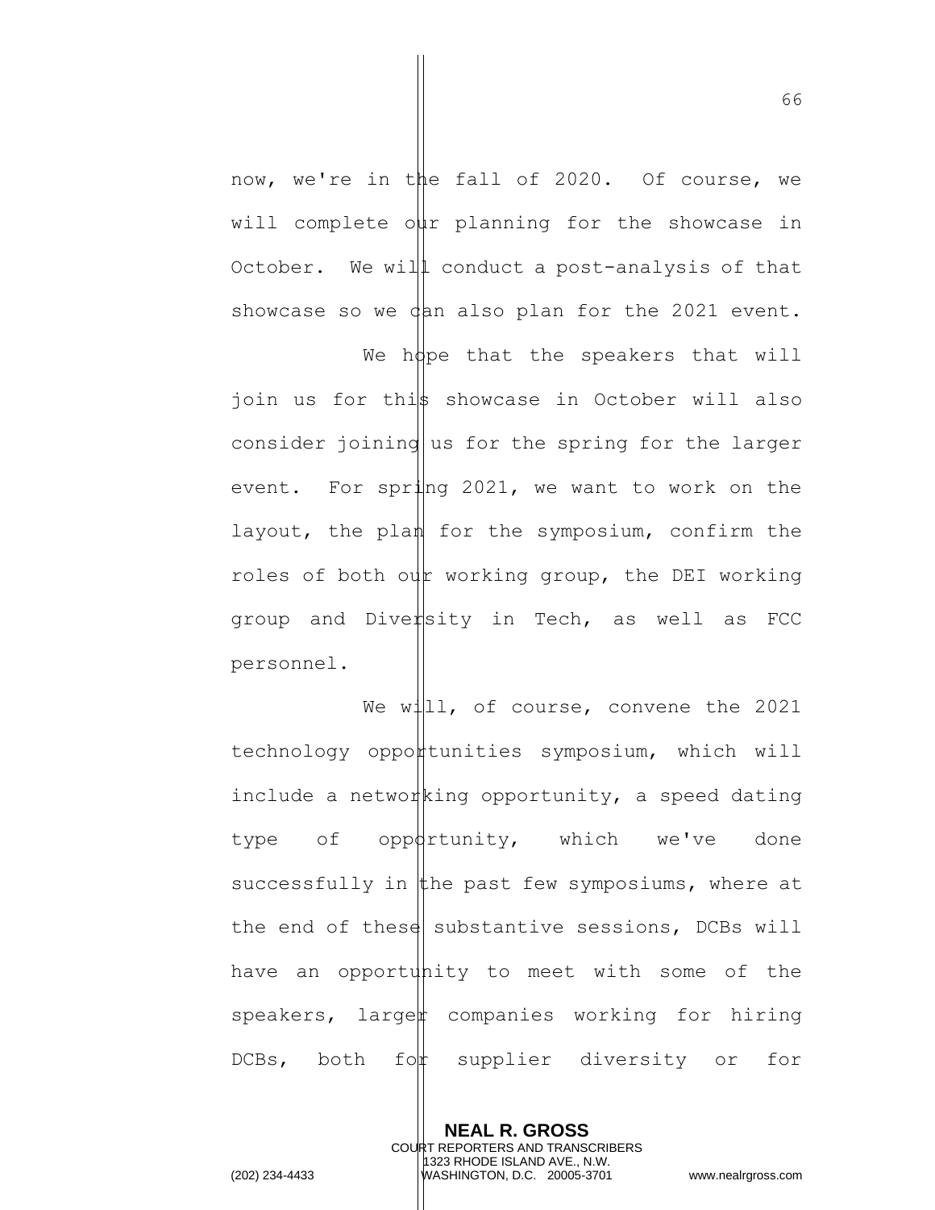now, we're in the fall of 2020. Of course, we will complete our planning for the showcase in October. We will conduct a post-analysis of that showcase so we can also plan for the 2021 event.

We hope that the speakers that will join us for this showcase in October will also consider joining us for the spring for the larger event. For spring 2021, we want to work on the layout, the plan for the symposium, confirm the roles of both our working group, the DEI working group and Diversity in Tech, as well as FCC personnel.

We will, of course, convene the 2021 technology opportunities symposium, which will include a networking opportunity, a speed dating type of opportunity, which we've done successfully in the past few symposiums, where at the end of these substantive sessions, DCBs will have an opportunity to meet with some of the speakers, larger companies working for hiring DCBs, both for supplier diversity or for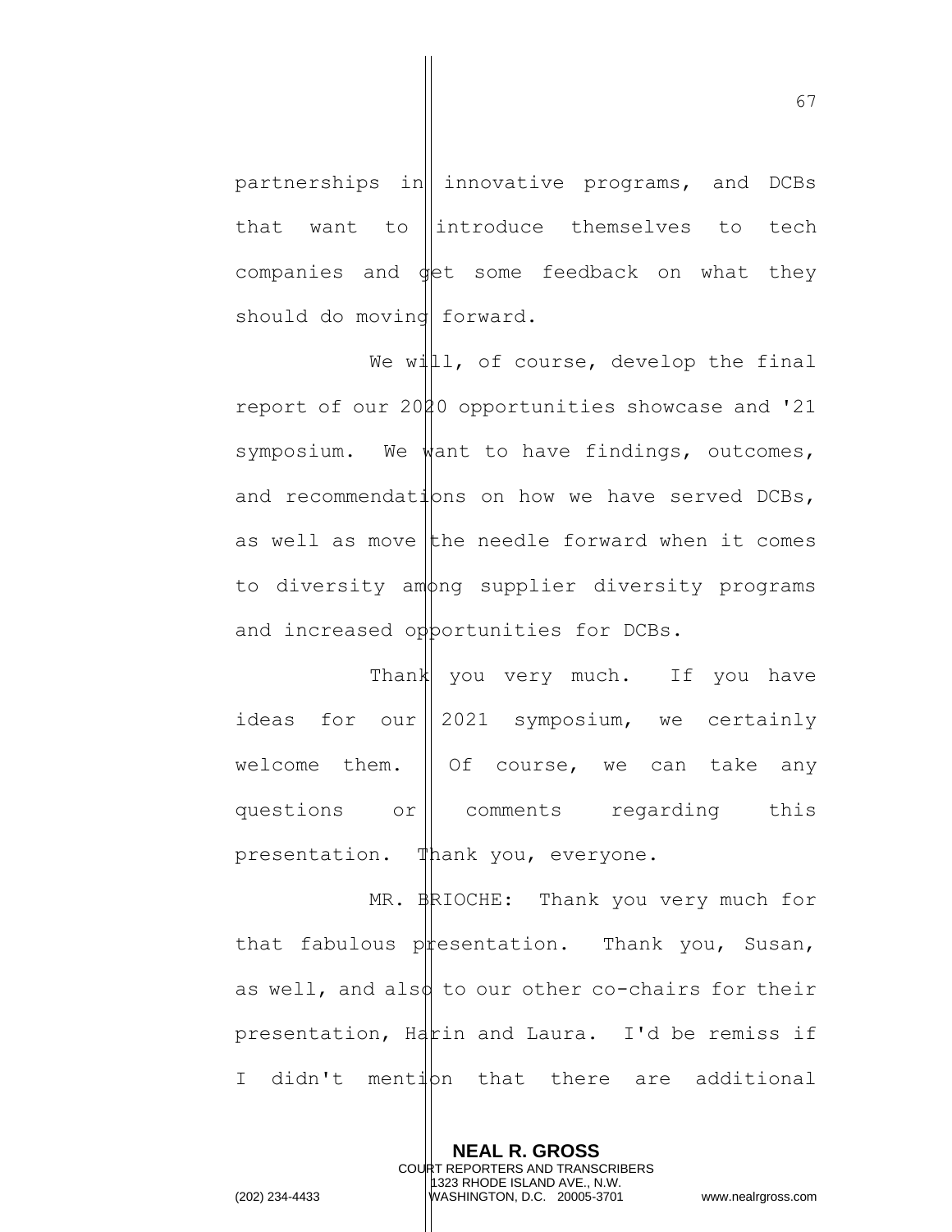partnerships in innovative programs, and DCBs that want to introduce themselves to tech companies and get some feedback on what they should do moving forward.

We will, of course, develop the final report of our 2020 opportunities showcase and '21 symposium. We want to have findings, outcomes, and recommendations on how we have served DCBs, as well as move the needle forward when it comes to diversity among supplier diversity programs and increased opportunities for DCBs.

Thank you very much. If you have ideas for our 2021 symposium, we certainly welcome them. Of course, we can take any questions or comments regarding this presentation. Thank you, everyone.

MR. BRIOCHE: Thank you very much for that fabulous presentation. Thank you, Susan, as well, and also to our other co-chairs for their presentation, Harin and Laura. I'd be remiss if I didn't mention that there are additional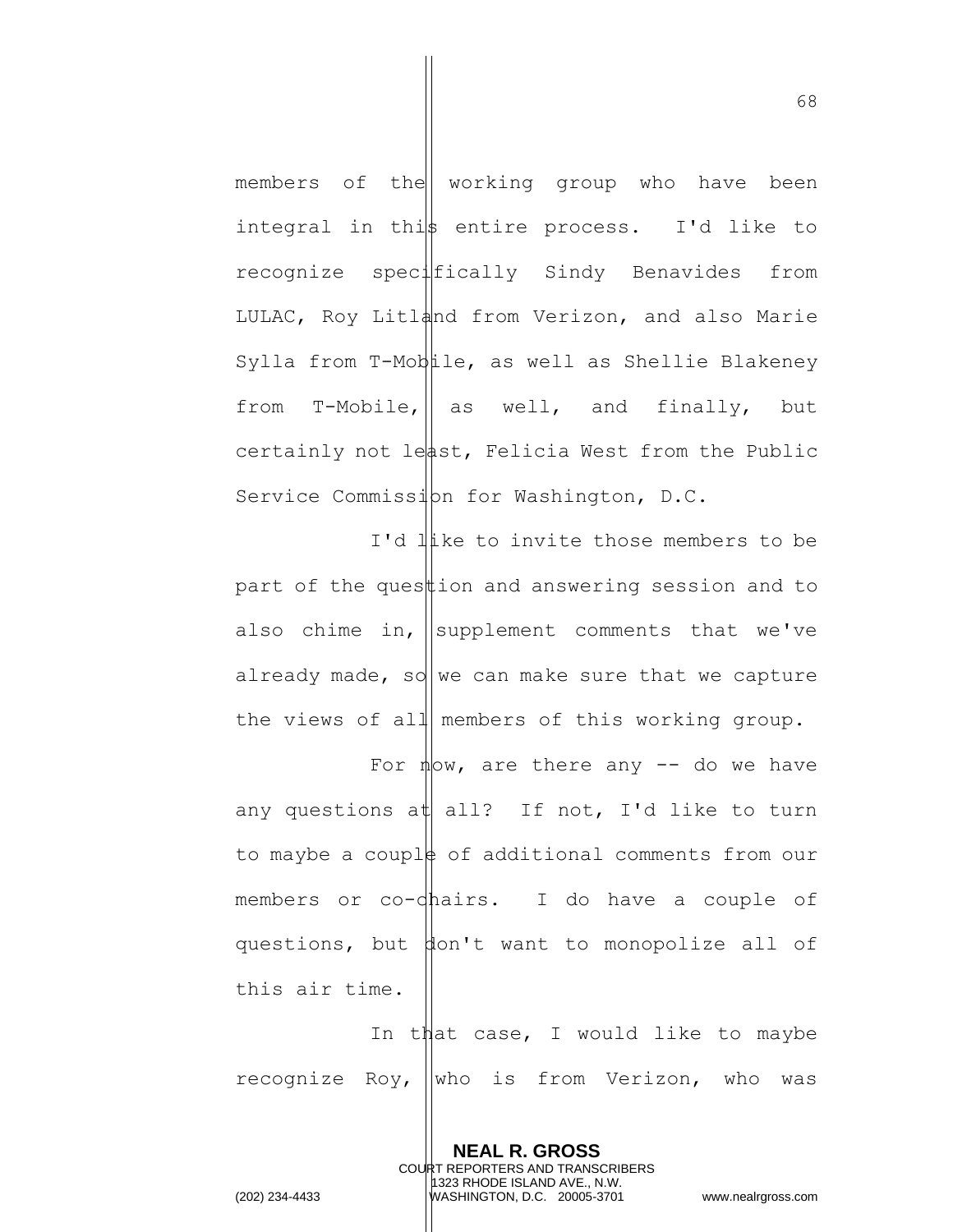members of the working group who have been integral in this entire process. I'd like to recognize specifically Sindy Benavides from LULAC, Roy Litland from Verizon, and also Marie Sylla from T-Mobile, as well as Shellie Blakeney from T-Mobile, as well, and finally, but certainly not least, Felicia West from the Public Service Commission for Washington, D.C.

I'd like to invite those members to be part of the question and answering session and to also chime in, supplement comments that we've already made, so we can make sure that we capture the views of all members of this working group.

For now, are there any -- do we have any questions at all? If not, I'd like to turn to maybe a couple of additional comments from our members or co-chairs. I do have a couple of questions, but don't want to monopolize all of this air time.

In that case, I would like to maybe recognize Roy, who is from Verizon, who was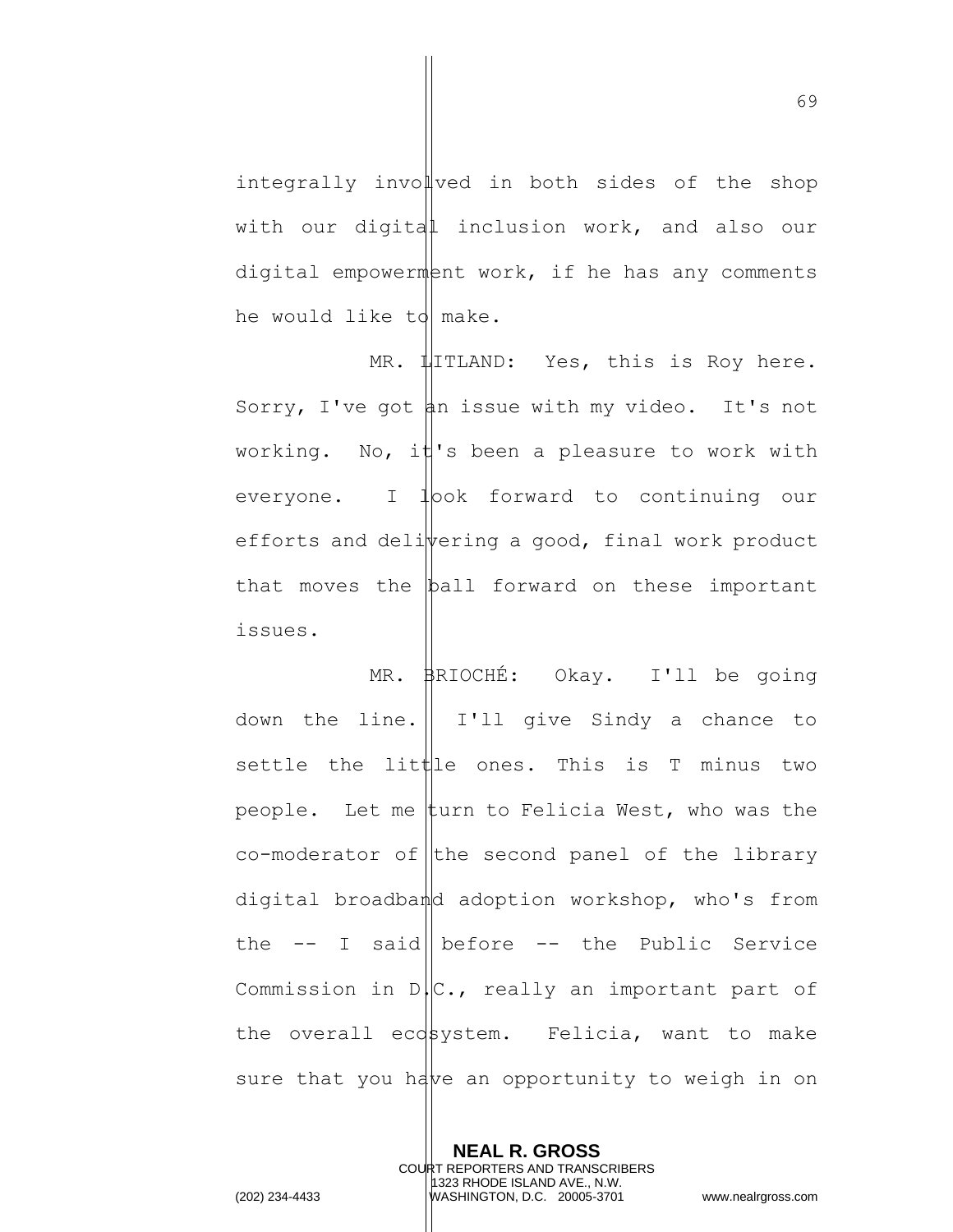integrally involved in both sides of the shop with our digital inclusion work, and also our digital empowerment work, if he has any comments he would like to make.

MR. LITLAND: Yes, this is Roy here. Sorry, I've got an issue with my video. It's not working. No, it's been a pleasure to work with everyone. I look forward to continuing our efforts and delivering a good, final work product that moves the ball forward on these important issues.

MR. BRIOCHÉ: Okay. I'll be going down the line. I'll give Sindy a chance to settle the little ones. This is T minus two people. Let me turn to Felicia West, who was the co-moderator of the second panel of the library digital broadband adoption workshop, who's from the -- I said before -- the Public Service Commission in D.C., really an important part of the overall ecosystem. Felicia, want to make sure that you have an opportunity to weigh in on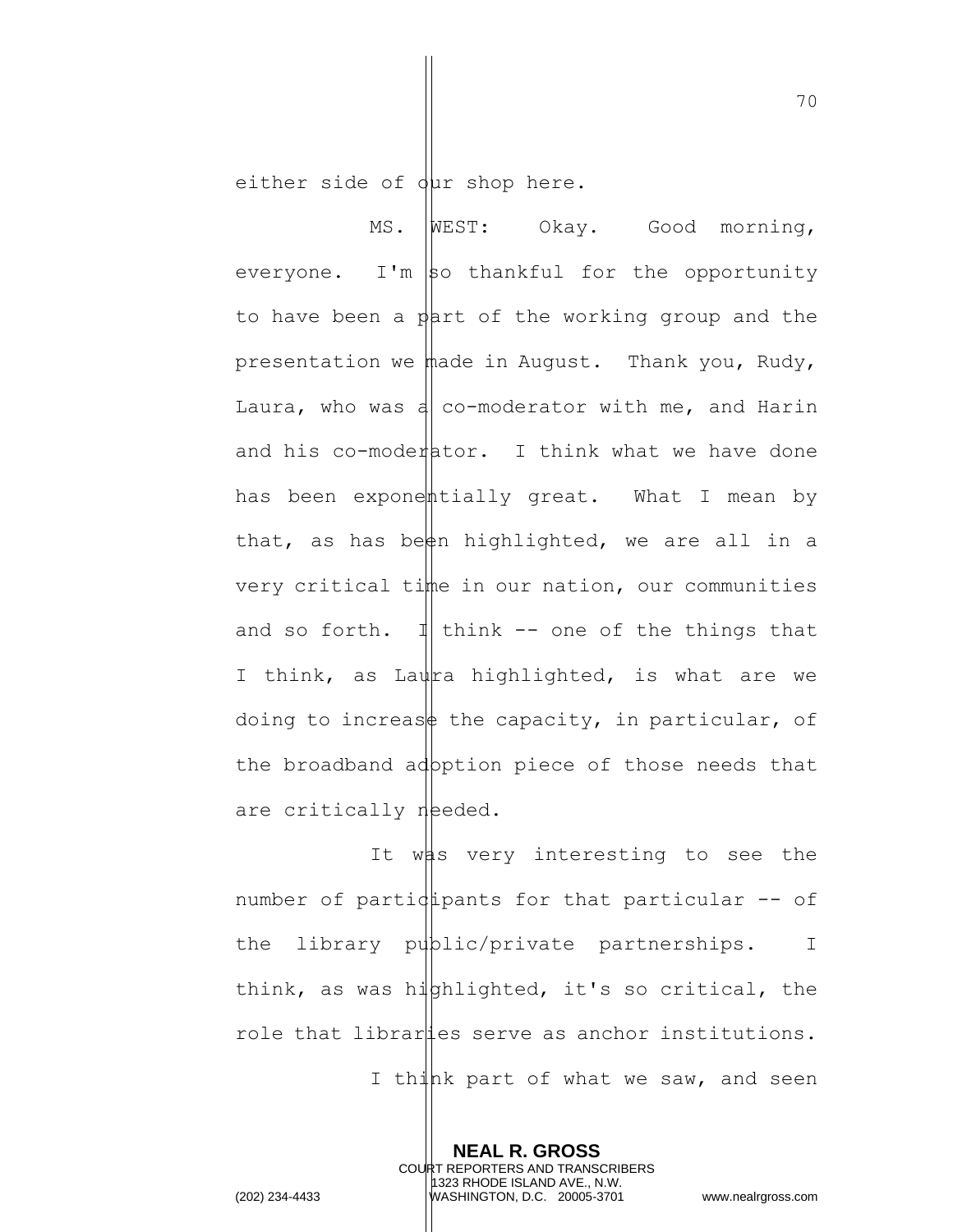either side of our shop here.

MS. WEST: Okay. Good morning, everyone. I'm so thankful for the opportunity to have been a part of the working group and the presentation we made in August. Thank you, Rudy, Laura, who was a co-moderator with me, and Harin and his co-moderator. I think what we have done has been exponentially great. What I mean by that, as has been highlighted, we are all in a very critical time in our nation, our communities and so forth. I think -- one of the things that I think, as Laura highlighted, is what are we doing to increase the capacity, in particular, of the broadband adoption piece of those needs that are critically needed.

It was very interesting to see the number of participants for that particular -- of the library public/private partnerships. I think, as was highlighted, it's so critical, the role that libraries serve as anchor institutions.

I think part of what we saw, and seen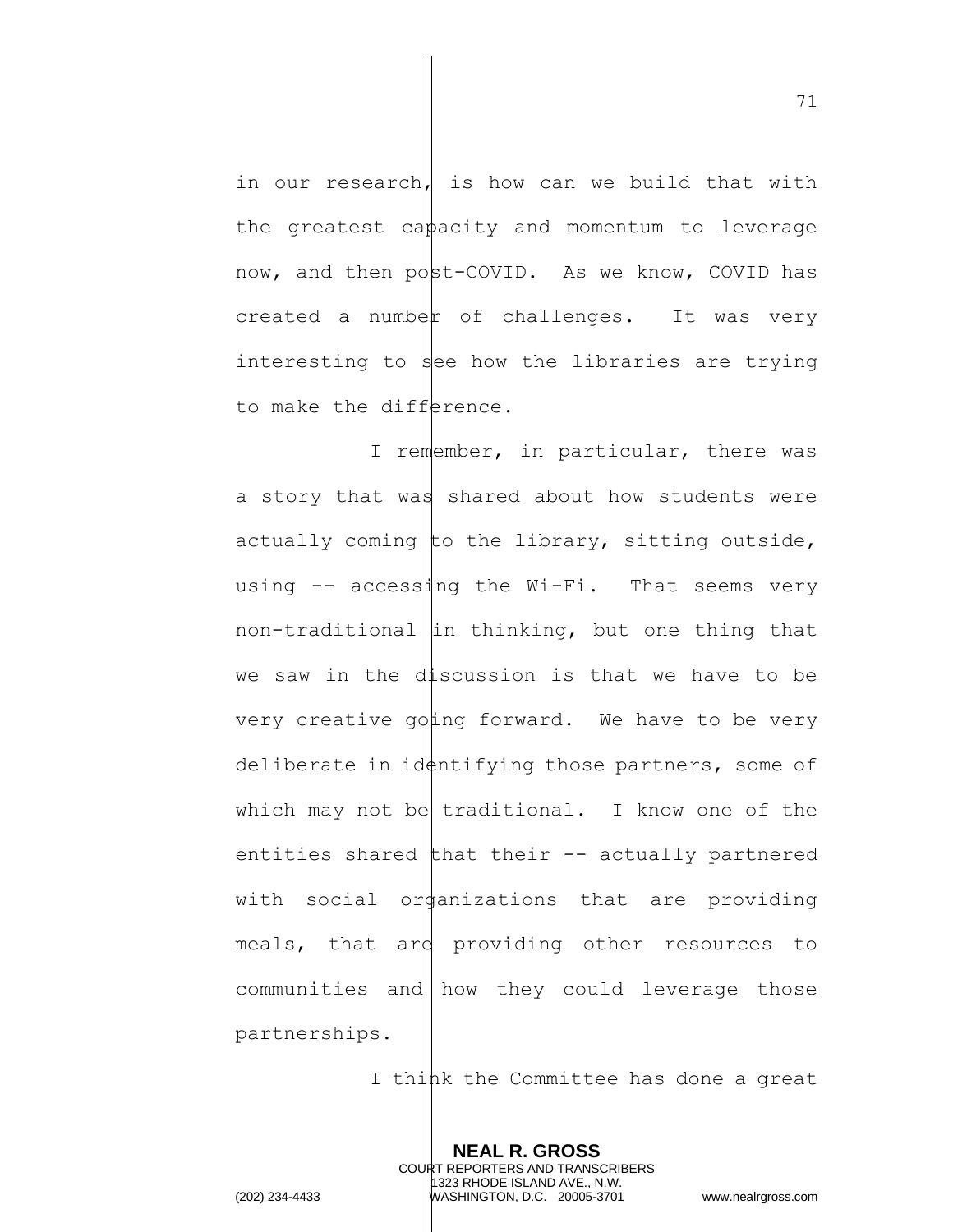in our research, is how can we build that with the greatest capacity and momentum to leverage now, and then post-COVID. As we know, COVID has created a number of challenges. It was very interesting to see how the libraries are trying to make the difference.

I remember, in particular, there was a story that was shared about how students were actually coming to the library, sitting outside, using -- accessing the Wi-Fi. That seems very non-traditional in thinking, but one thing that we saw in the discussion is that we have to be very creative going forward. We have to be very deliberate in identifying those partners, some of which may not be traditional. I know one of the entities shared that their -- actually partnered with social organizations that are providing meals, that are providing other resources to communities and how they could leverage those partnerships.

I think the Committee has done a great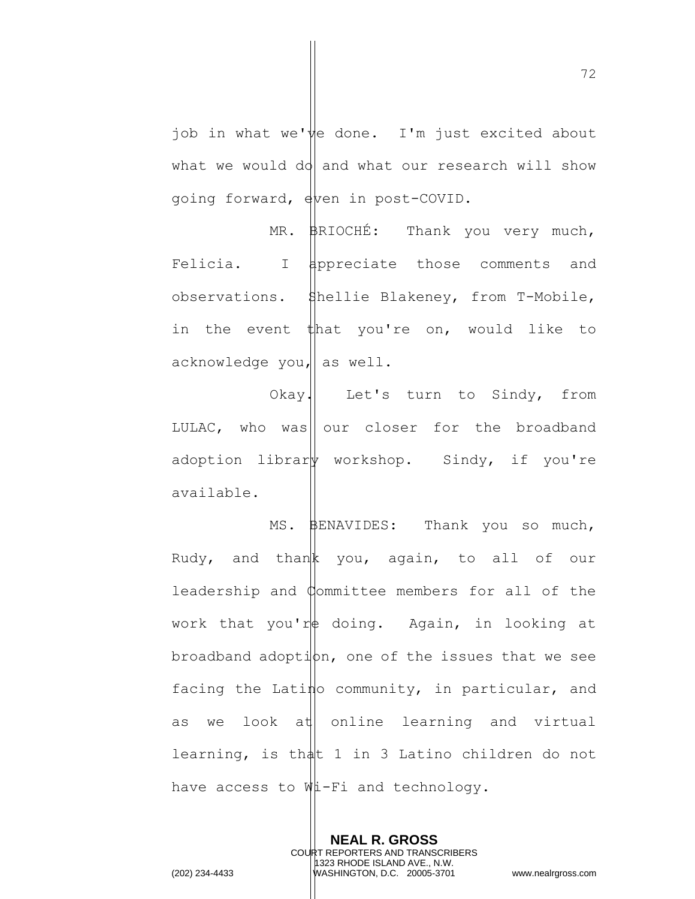job in what we've done. I'm just excited about what we would do and what our research will show going forward, even in post-COVID.

MR. BRIOCHÉ: Thank you very much, Felicia. I appreciate those comments and observations. Shellie Blakeney, from T-Mobile, in the event that you're on, would like to acknowledge you, as well.

Okay. Let's turn to Sindy, from LULAC, who was our closer for the broadband adoption library workshop. Sindy, if you're available.

MS. BENAVIDES: Thank you so much, Rudy, and thank you, again, to all of our leadership and Committee members for all of the work that you're doing. Again, in looking at broadband adoption, one of the issues that we see facing the Latino community, in particular, and as we look at online learning and virtual learning, is that 1 in 3 Latino children do not have access to Wi-Fi and technology.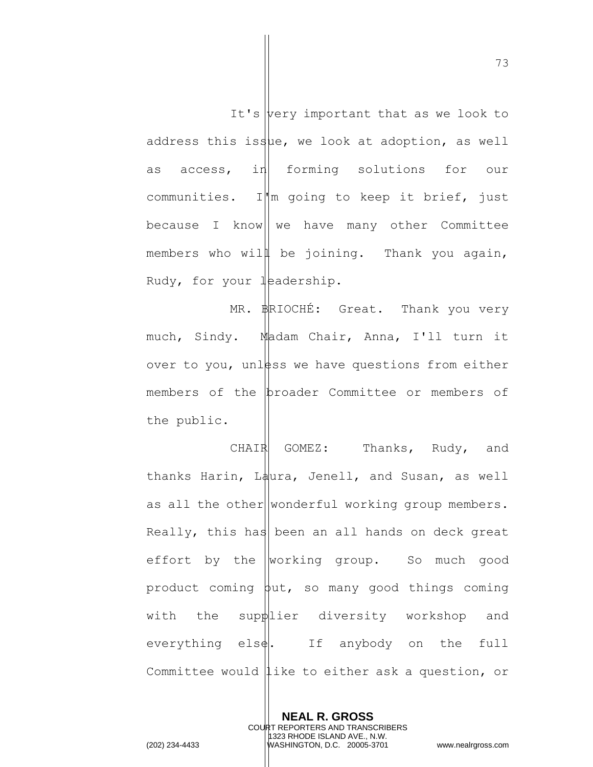It's very important that as we look to address this issue, we look at adoption, as well as access, in forming solutions for our communities. I'm going to keep it brief, just because I know we have many other Committee members who will be joining. Thank you again, Rudy, for your leadership.

MR. BRIOCHÉ: Great. Thank you very much, Sindy. Madam Chair, Anna, I'll turn it over to you, unless we have questions from either members of the broader Committee or members of the public.

CHAIR GOMEZ: Thanks, Rudy, and thanks Harin, Laura, Jenell, and Susan, as well as all the other wonderful working group members. Really, this has been an all hands on deck great effort by the working group. So much good product coming out, so many good things coming with the supplier diversity workshop and everything else. If anybody on the full Committee would like to either ask a question, or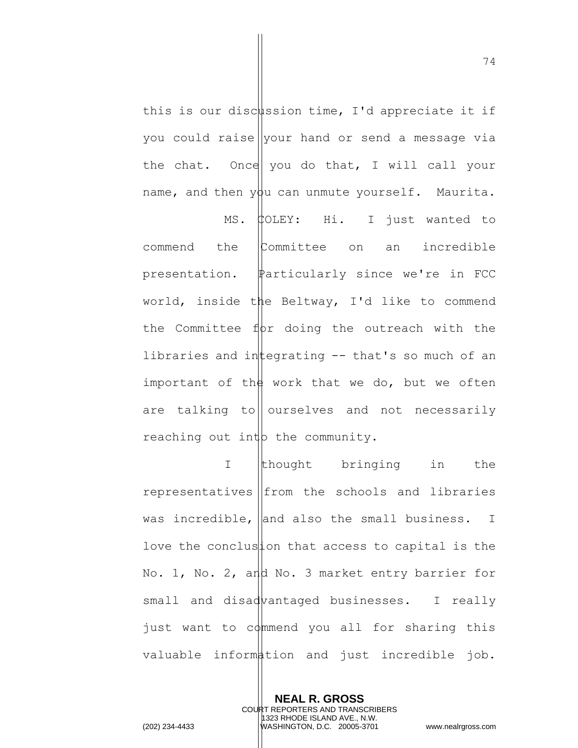this is our discussion time, I'd appreciate it if you could raise your hand or send a message via the chat. Once you do that, I will call your name, and then you can unmute yourself. Maurita.

MS. COLEY: Hi. I just wanted to commend the Committee on an incredible presentation. Particularly since we're in FCC world, inside the Beltway, I'd like to commend the Committee for doing the outreach with the libraries and integrating -- that's so much of an important of the work that we do, but we often are talking to ourselves and not necessarily reaching out into the community.

I thought bringing in the representatives from the schools and libraries was incredible, and also the small business. I love the conclusion that access to capital is the No. 1, No. 2, and No. 3 market entry barrier for small and disadvantaged businesses. I really just want to commend you all for sharing this valuable information and just incredible job.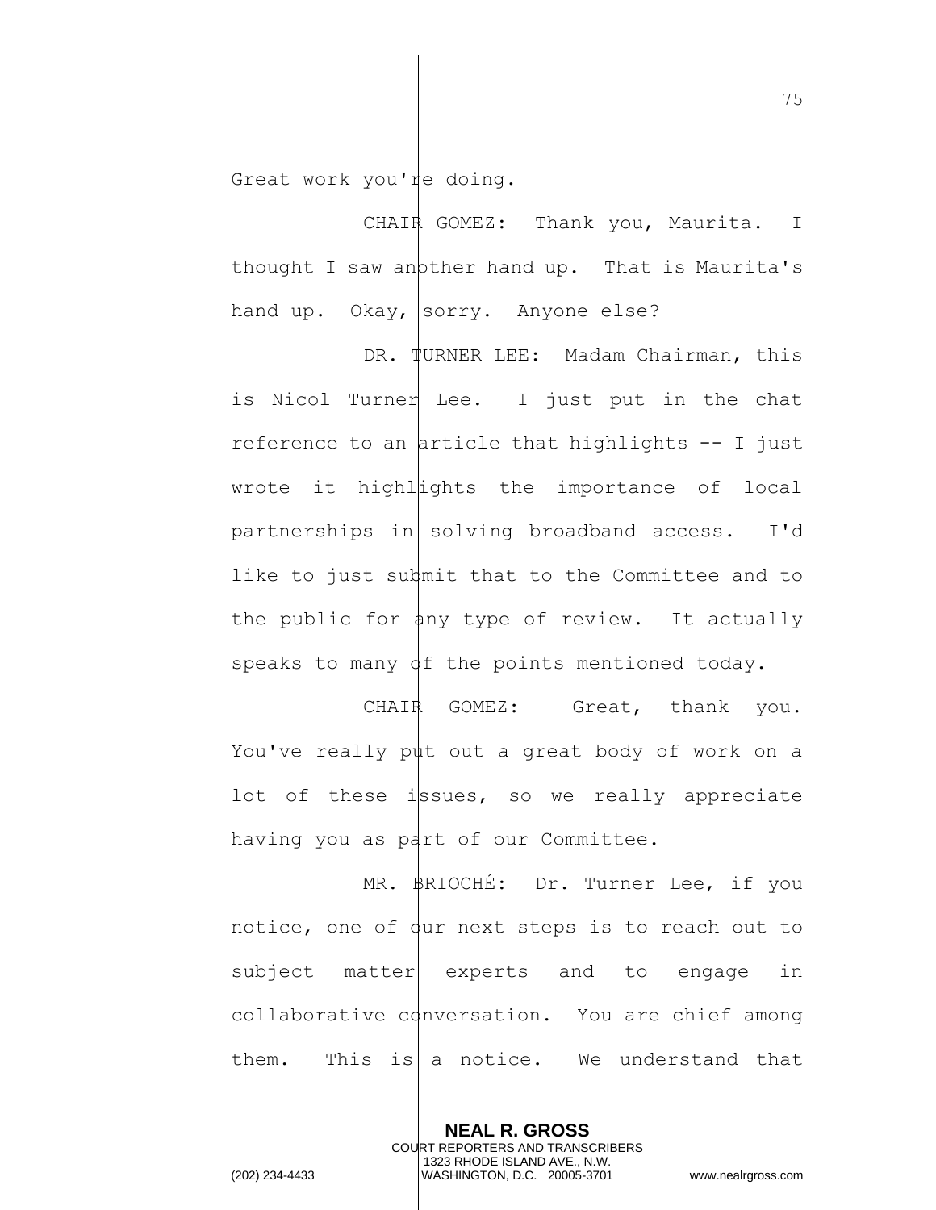Great work you're doing.

CHAIR GOMEZ: Thank you, Maurita. I thought I saw another hand up. That is Maurita's hand up. Okay, sorry. Anyone else?

DR. TURNER LEE: Madam Chairman, this is Nicol Turner Lee. I just put in the chat reference to an article that highlights -- I just wrote it highlights the importance of local partnerships in solving broadband access. I'd like to just submit that to the Committee and to the public for any type of review. It actually speaks to many of the points mentioned today.

CHAIR GOMEZ: Great, thank you. You've really put out a great body of work on a lot of these issues, so we really appreciate having you as part of our Committee.

MR. BRIOCHÉ: Dr. Turner Lee, if you notice, one of our next steps is to reach out to subject matter experts and to engage in collaborative conversation. You are chief among them. This is a notice. We understand that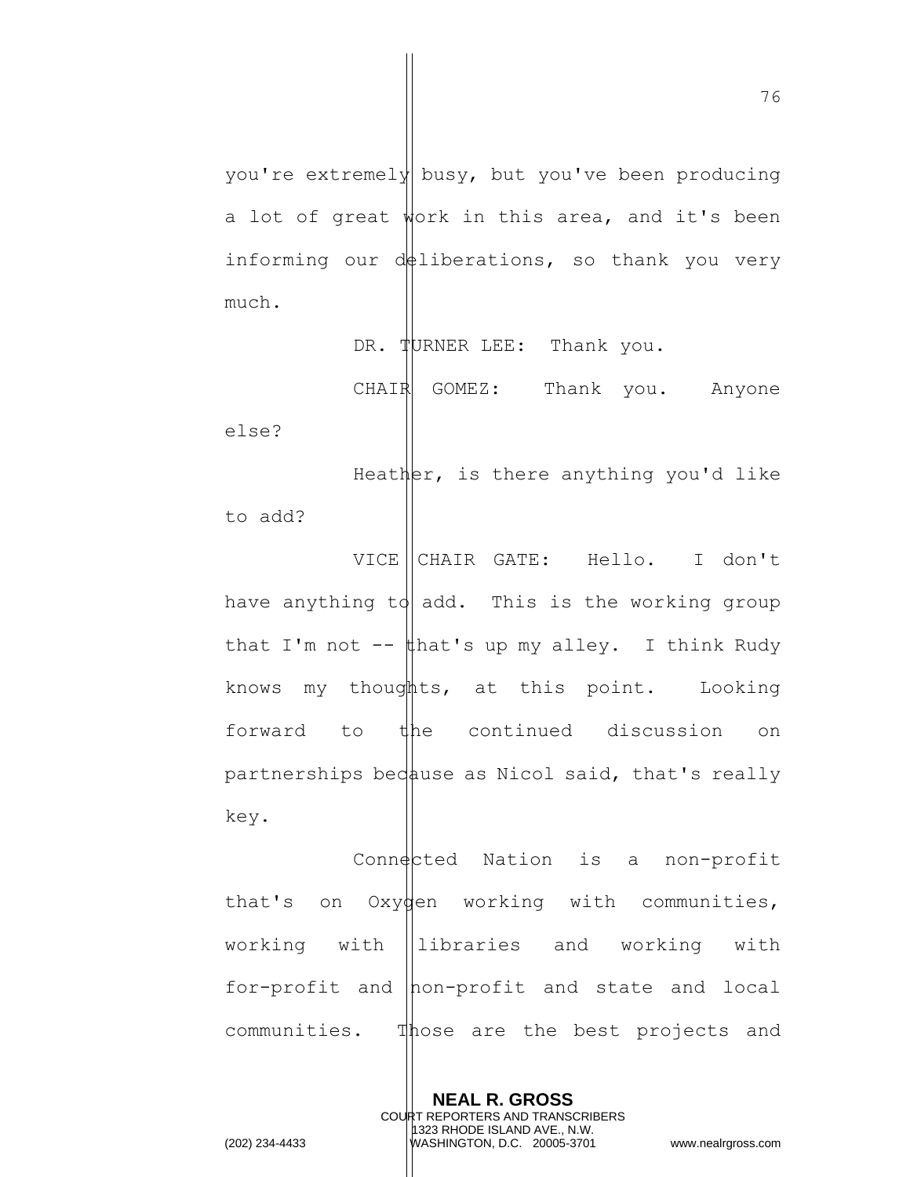you're extremely busy, but you've been producing a lot of great work in this area, and it's been informing our deliberations, so thank you very much.

DR. TURNER LEE: Thank you.

CHAIR GOMEZ: Thank you. Anyone else?

Heather, is there anything you'd like to add?

VICE CHAIR GATE: Hello. I don't have anything to add. This is the working group that I'm not -- that's up my alley. I think Rudy knows my thoughts, at this point. Looking forward to the continued discussion on partnerships because as Nicol said, that's really key.

Connected Nation is a non-profit that's on Oxygen working with communities, working with libraries and working with for-profit and non-profit and state and local communities. Those are the best projects and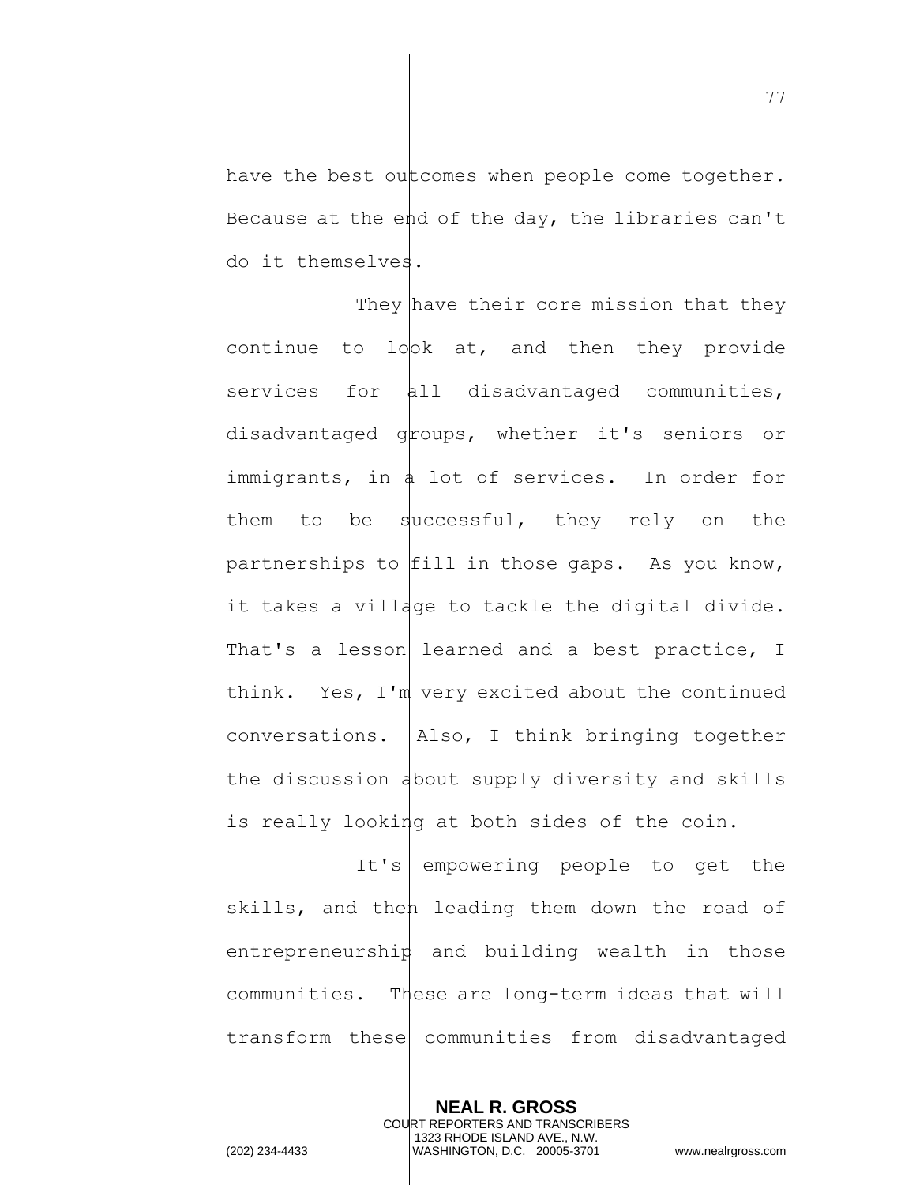have the best outcomes when people come together. Because at the end of the day, the libraries can't do it themselves.

They have their core mission that they continue to look at, and then they provide services for all disadvantaged communities, disadvantaged groups, whether it's seniors or immigrants, in a lot of services. In order for them to be successful, they rely on the partnerships to fill in those gaps. As you know, it takes a village to tackle the digital divide. That's a lesson learned and a best practice, I think. Yes, I'm very excited about the continued conversations. Also, I think bringing together the discussion about supply diversity and skills is really looking at both sides of the coin.

It's empowering people to get the skills, and then leading them down the road of entrepreneurship and building wealth in those communities. These are long-term ideas that will transform these communities from disadvantaged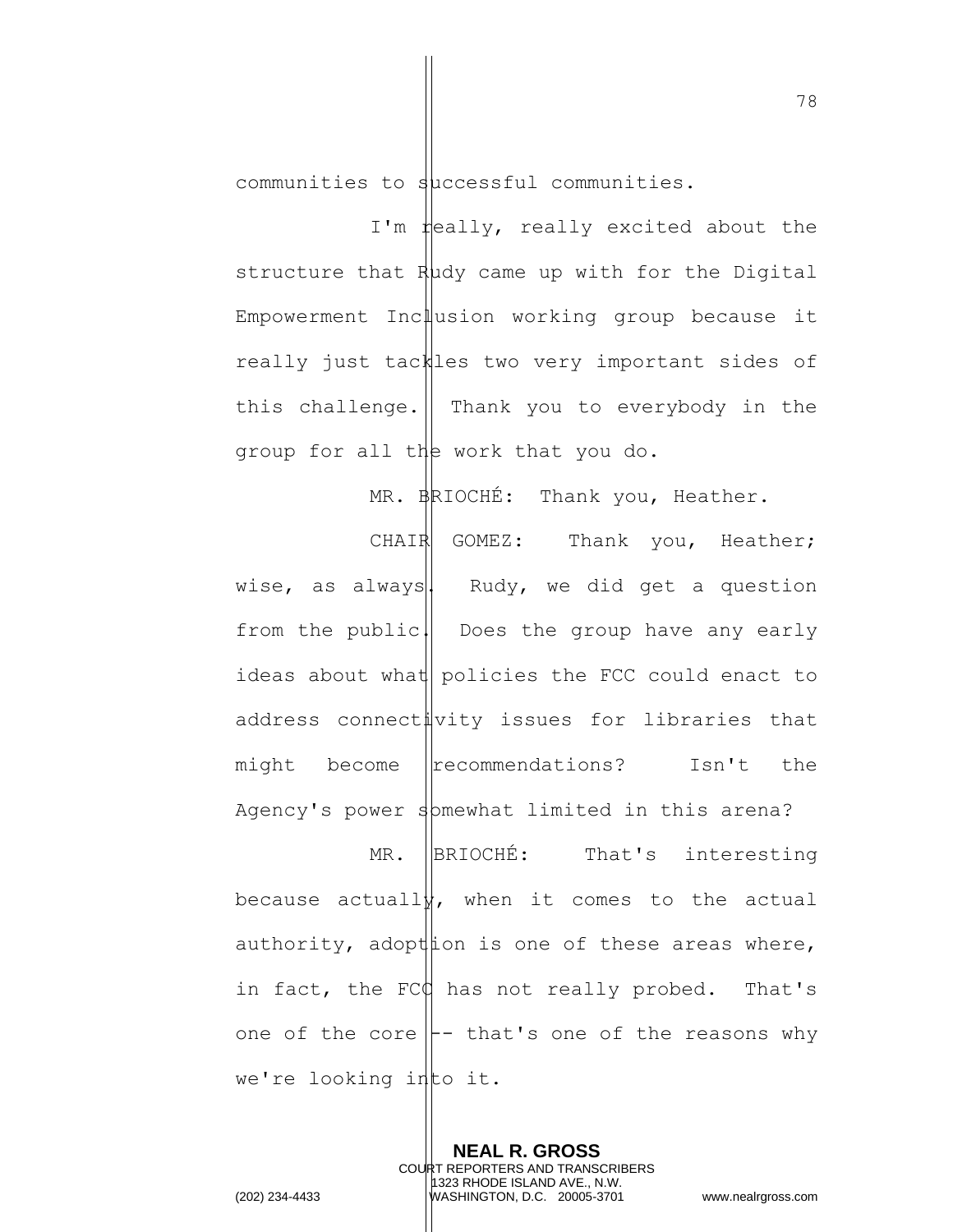communities to successful communities.

I'm really, really excited about the structure that Rudy came up with for the Digital Empowerment Inclusion working group because it really just tackles two very important sides of this challenge. Thank you to everybody in the group for all the work that you do.

MR. BRIOCHÉ: Thank you, Heather.

CHAIR GOMEZ: Thank you, Heather; wise, as always. Rudy, we did get a question from the public. Does the group have any early ideas about what policies the FCC could enact to address connectivity issues for libraries that might become recommendations? Isn't the Agency's power somewhat limited in this arena?

MR. BRIOCHÉ: That's interesting because actually, when it comes to the actual authority, adoption is one of these areas where, in fact, the FCC has not really probed. That's one of the core -- that's one of the reasons why we're looking into it.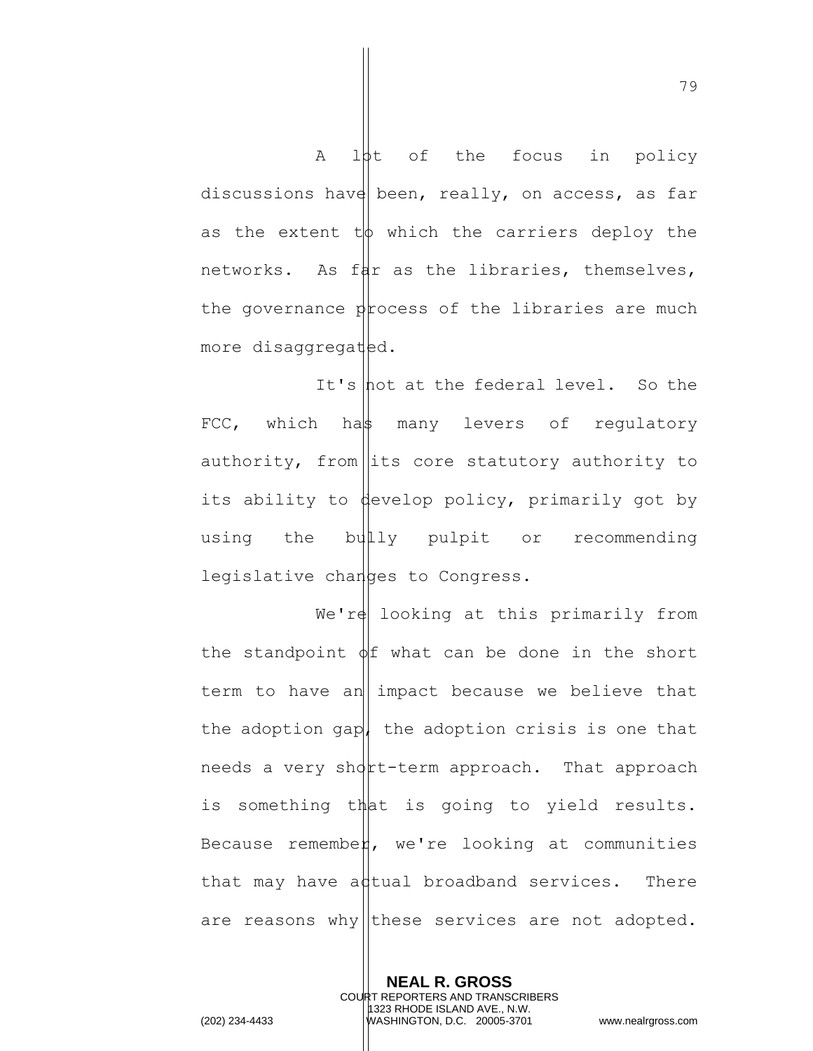A lot of the focus in policy discussions have been, really, on access, as far as the extent to which the carriers deploy the networks. As far as the libraries, themselves, the governance process of the libraries are much more disaggregated.

It's not at the federal level. So the FCC, which has many levers of regulatory authority, from its core statutory authority to its ability to develop policy, primarily got by using the bully pulpit or recommending legislative changes to Congress.

We're looking at this primarily from the standpoint of what can be done in the short term to have an impact because we believe that the adoption gap, the adoption crisis is one that needs a very short-term approach. That approach is something that is going to yield results. Because remember, we're looking at communities that may have actual broadband services. There are reasons why these services are not adopted.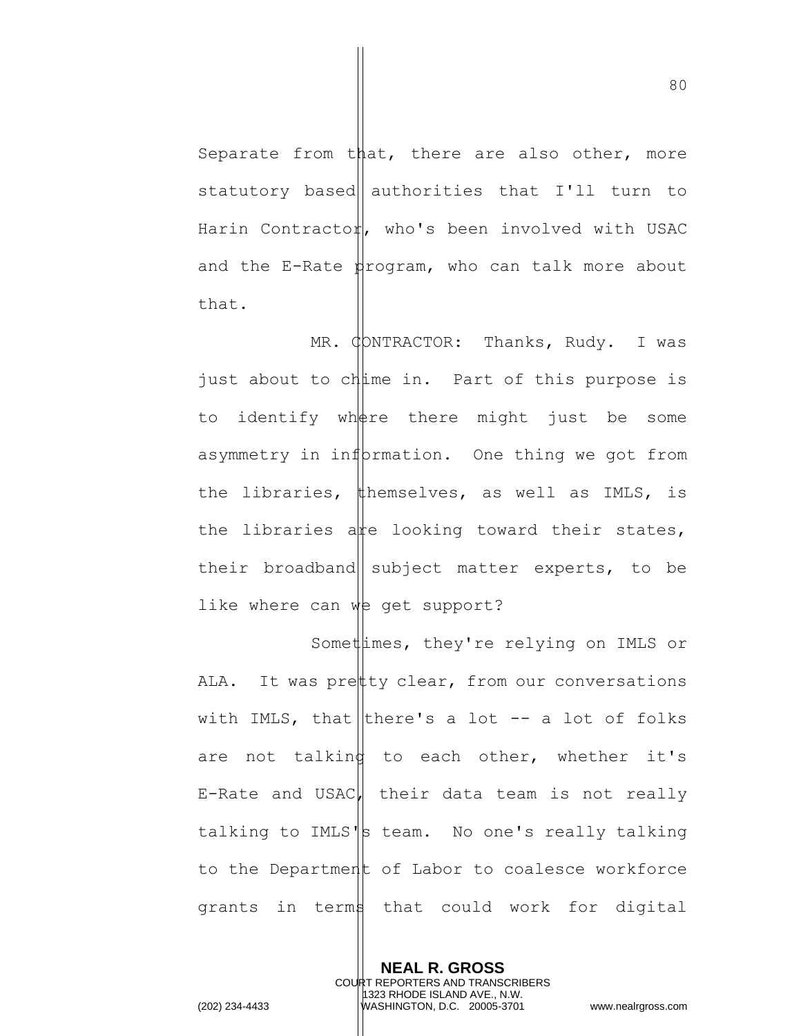Separate from that, there are also other, more statutory based authorities that I'll turn to Harin Contractor, who's been involved with USAC and the E-Rate program, who can talk more about that.

MR. CONTRACTOR: Thanks, Rudy. I was just about to chime in. Part of this purpose is to identify where there might just be some asymmetry in information. One thing we got from the libraries, themselves, as well as IMLS, is the libraries are looking toward their states, their broadband subject matter experts, to be like where can we get support?

Sometimes, they're relying on IMLS or ALA. It was pretty clear, from our conversations with IMLS, that there's a lot -- a lot of folks are not talking to each other, whether it's E-Rate and USAC, their data team is not really talking to IMLS's team. No one's really talking to the Department of Labor to coalesce workforce grants in terms that could work for digital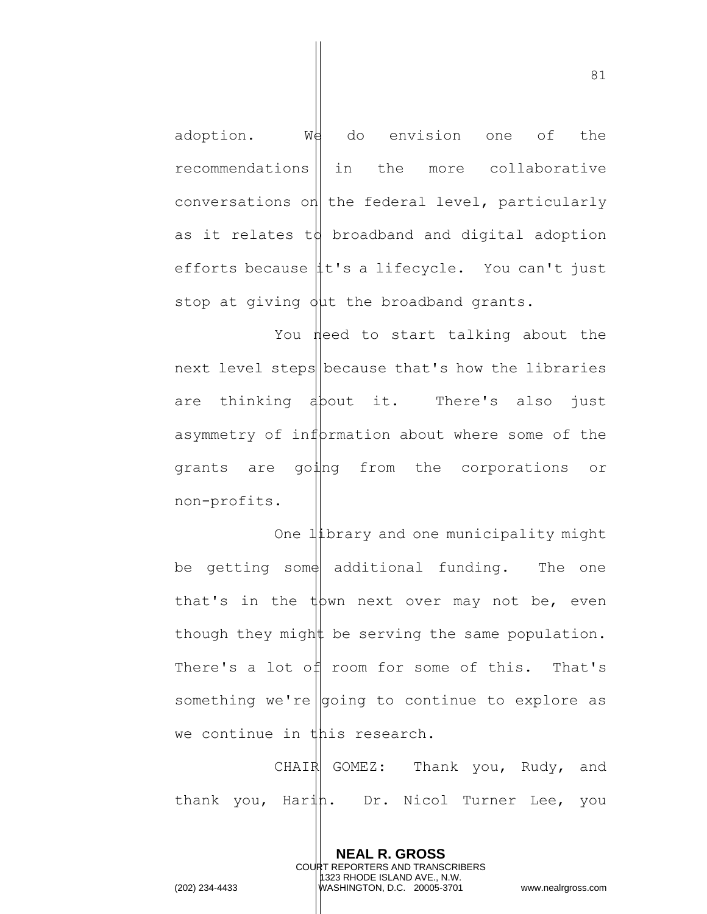adoption. We do envision one of the recommendations in the more collaborative conversations on the federal level, particularly as it relates to broadband and digital adoption efforts because it's a lifecycle. You can't just stop at giving out the broadband grants.

You need to start talking about the next level steps because that's how the libraries are thinking about it. There's also just asymmetry of information about where some of the grants are going from the corporations or non-profits.

One library and one municipality might be getting some additional funding. The one that's in the town next over may not be, even though they might be serving the same population. There's a lot of room for some of this. That's something we're going to continue to explore as we continue in this research.

CHAIR GOMEZ: Thank you, Rudy, and thank you, Harin. Dr. Nicol Turner Lee, you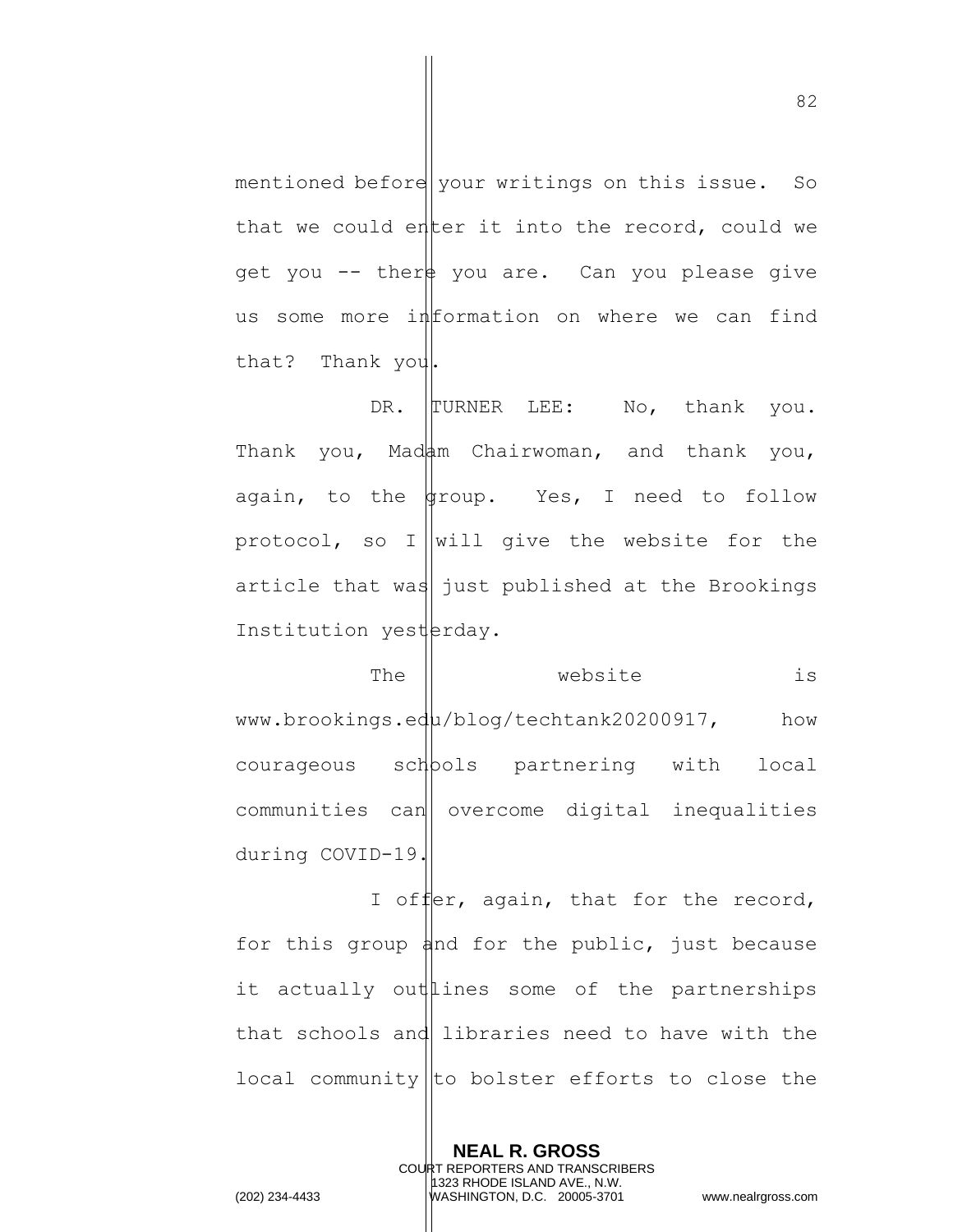mentioned before your writings on this issue. So that we could enter it into the record, could we get you -- there you are. Can you please give us some more information on where we can find that? Thank you.

DR. TURNER LEE: No, thank you. Thank you, Madam Chairwoman, and thank you, again, to the group. Yes, I need to follow protocol, so I will give the website for the article that was just published at the Brookings Institution yesterday.

The website is www.brookings.edu/blog/techtank20200917, how courageous schools partnering with local communities can overcome digital inequalities during COVID-19.

I offer, again, that for the record, for this group and for the public, just because it actually outlines some of the partnerships that schools and libraries need to have with the local community to bolster efforts to close the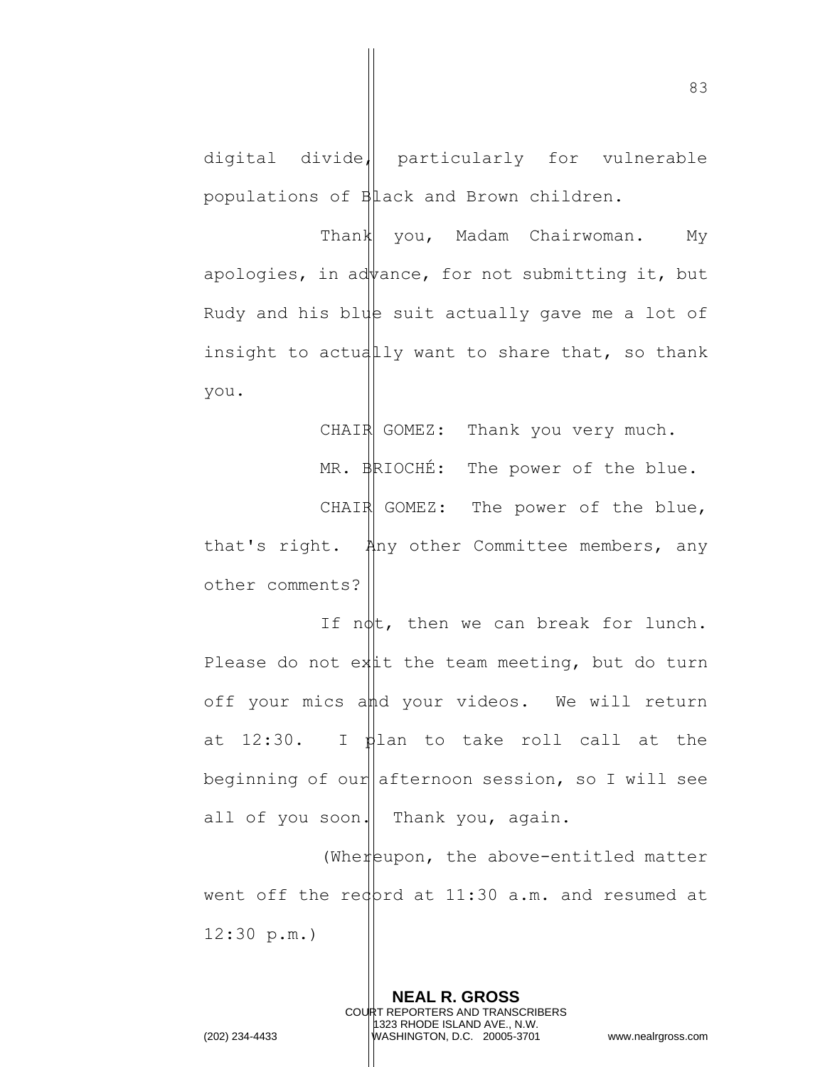digital divide, particularly for vulnerable populations of Black and Brown children.

Thank you, Madam Chairwoman. My apologies, in advance, for not submitting it, but Rudy and his blue suit actually gave me a lot of insight to actually want to share that, so thank you.

CHAIR GOMEZ: Thank you very much.

MR. BRIOCHÉ: The power of the blue.

CHAIR GOMEZ: The power of the blue, that's right. Any other Committee members, any other comments?

If not, then we can break for lunch. Please do not exit the team meeting, but do turn off your mics and your videos. We will return at 12:30. I plan to take roll call at the beginning of our afternoon session, so I will see all of you soon. Thank you, again.

(Whereupon, the above-entitled matter went off the record at 11:30 a.m. and resumed at 12:30 p.m.)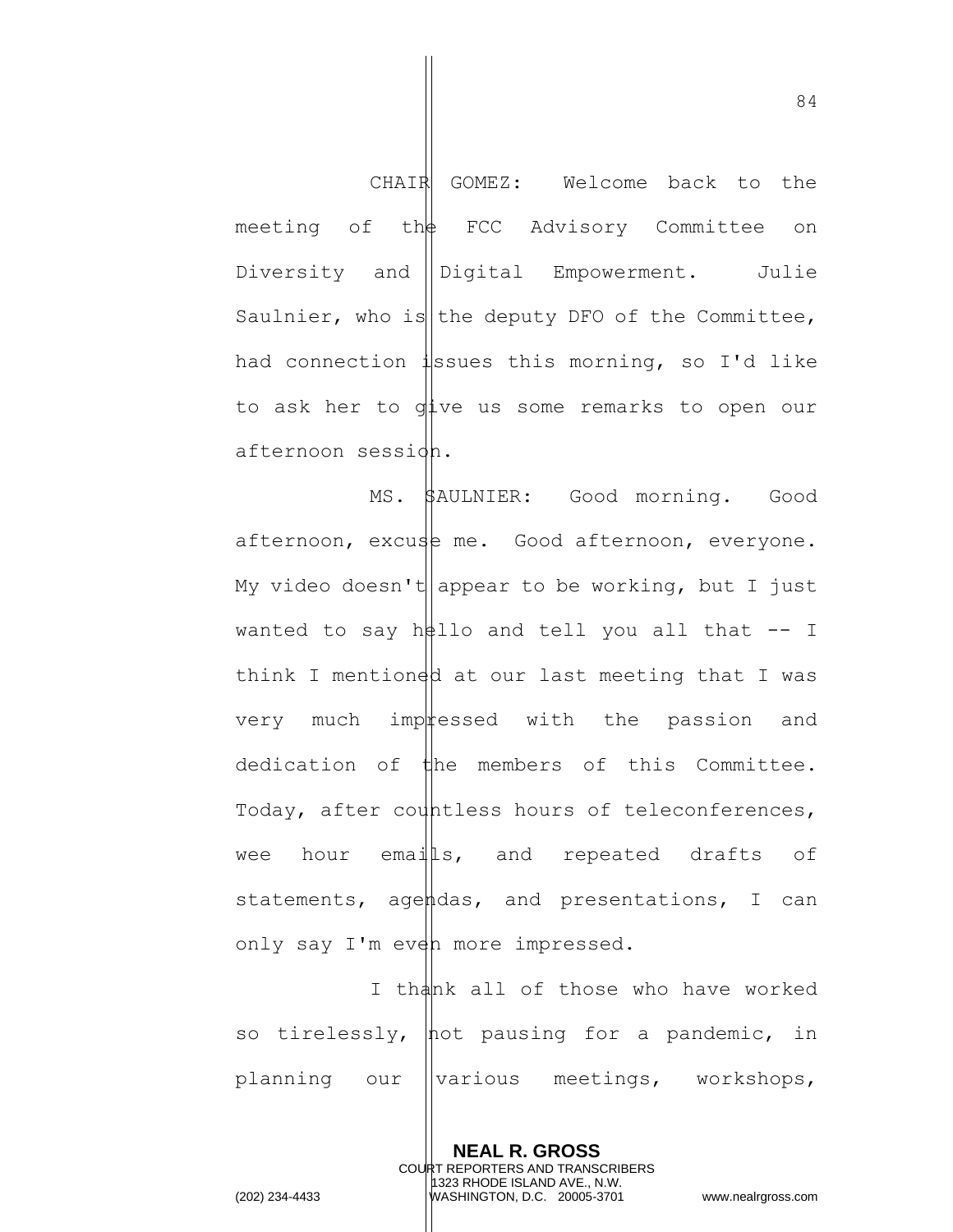CHAIR GOMEZ: Welcome back to the meeting of the FCC Advisory Committee on Diversity and Digital Empowerment. Julie Saulnier, who is the deputy DFO of the Committee, had connection issues this morning, so I'd like to ask her to give us some remarks to open our afternoon session.

MS. SAULNIER: Good morning. Good afternoon, excuse me. Good afternoon, everyone. My video doesn't appear to be working, but I just wanted to say hello and tell you all that -- I think I mentioned at our last meeting that I was very much impressed with the passion and dedication of the members of this Committee. Today, after countless hours of teleconferences, wee hour emails, and repeated drafts of statements, agendas, and presentations, I can only say I'm even more impressed.

I thank all of those who have worked so tirelessly, not pausing for a pandemic, in planning our various meetings, workshops,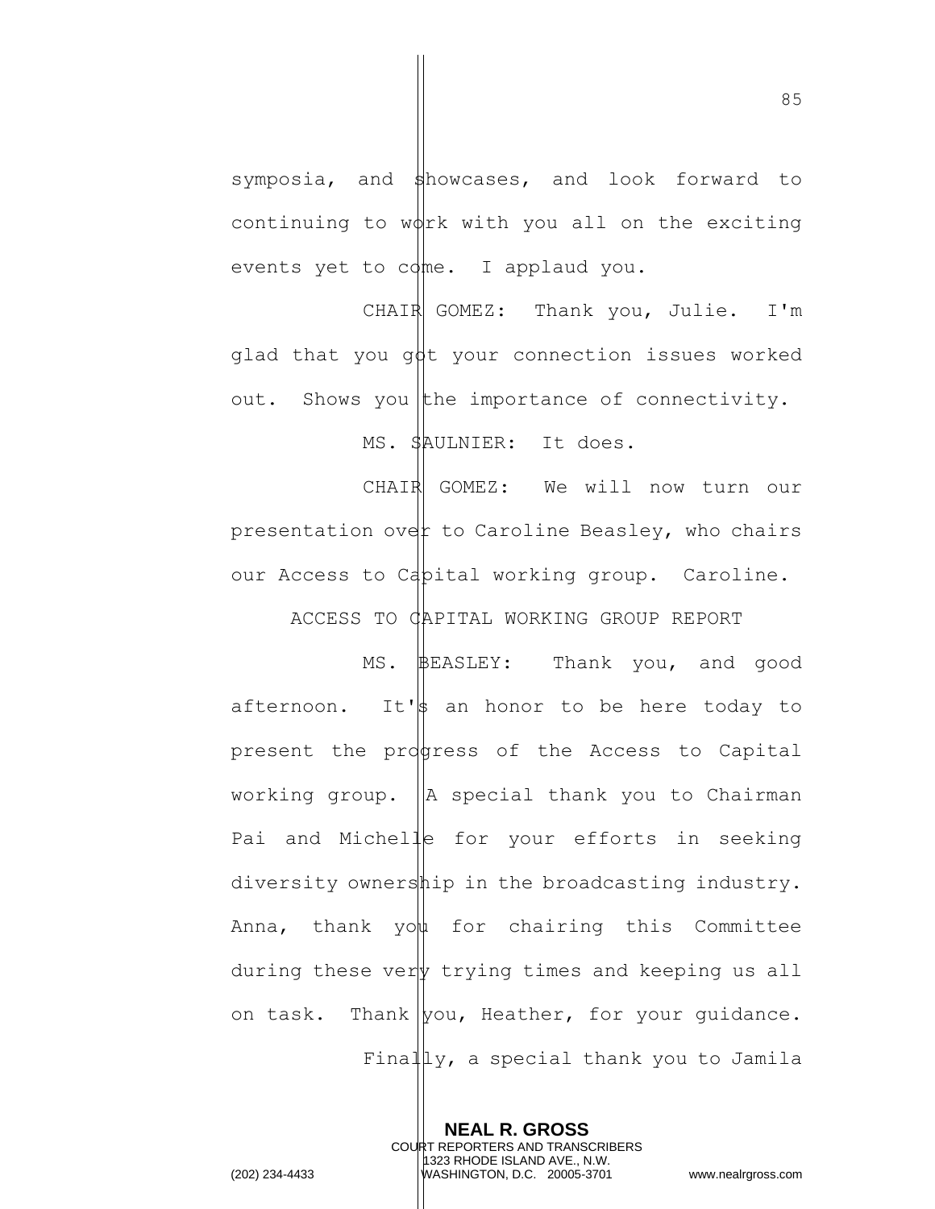symposia, and showcases, and look forward to continuing to work with you all on the exciting events yet to come. I applaud you.

CHAIR GOMEZ: Thank you, Julie. I'm glad that you got your connection issues worked out. Shows you the importance of connectivity.

MS. SAULNIER: It does.

CHAIR GOMEZ: We will now turn our presentation over to Caroline Beasley, who chairs our Access to Capital working group. Caroline.

ACCESS TO CAPITAL WORKING GROUP REPORT

MS. BEASLEY: Thank you, and good afternoon. It's an honor to be here today to present the progress of the Access to Capital working group. A special thank you to Chairman Pai and Michelle for your efforts in seeking diversity ownership in the broadcasting industry. Anna, thank you for chairing this Committee during these very trying times and keeping us all on task. Thank you, Heather, for your guidance.

Finally, a special thank you to Jamila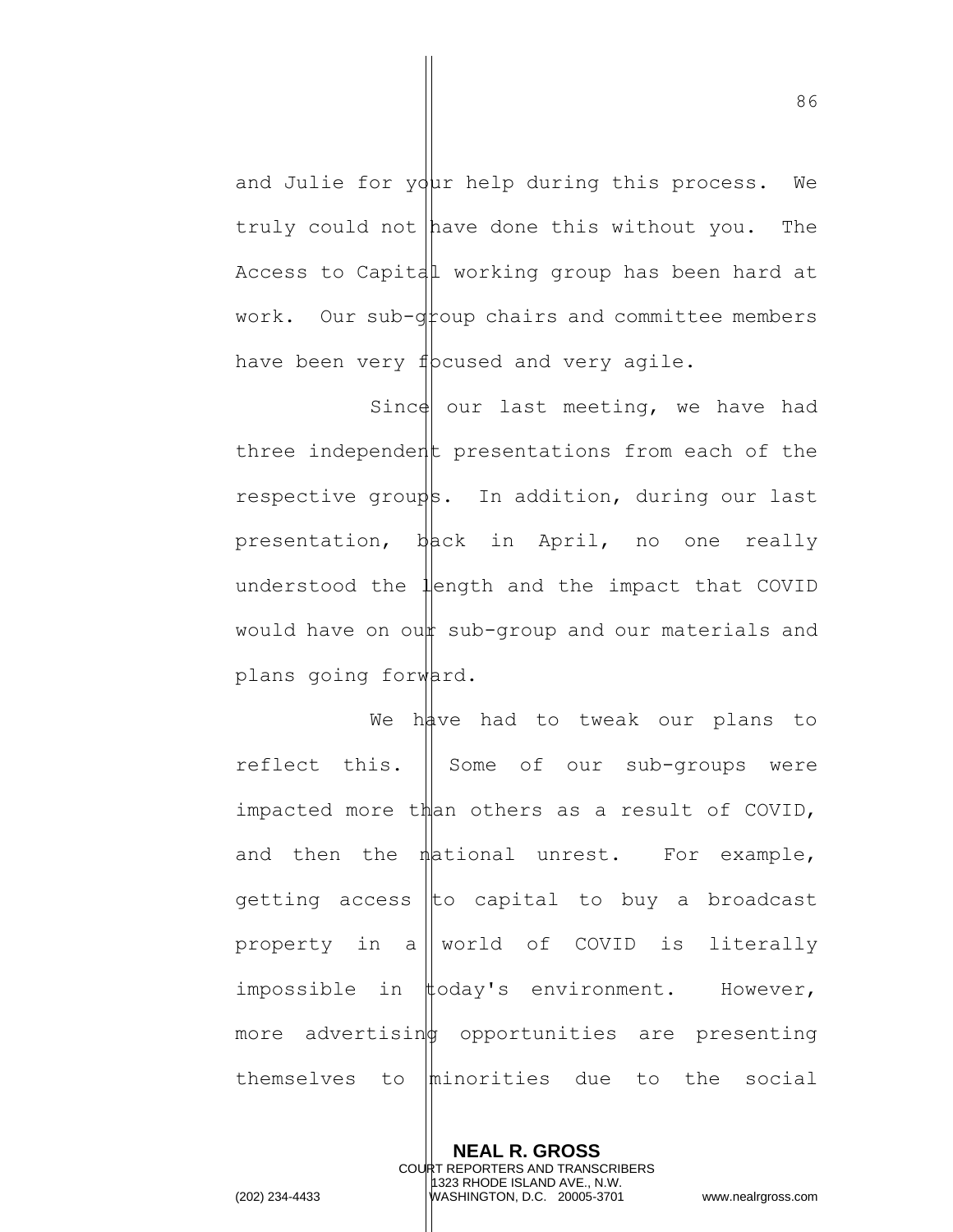and Julie for your help during this process. We truly could not have done this without you. The Access to Capital working group has been hard at work. Our sub-group chairs and committee members have been very focused and very agile.

Since our last meeting, we have had three independent presentations from each of the respective groups. In addition, during our last presentation, back in April, no one really understood the length and the impact that COVID would have on our sub-group and our materials and plans going forward.

We have had to tweak our plans to reflect this. Some of our sub-groups were impacted more than others as a result of COVID, and then the national unrest. For example, getting access to capital to buy a broadcast property in a world of COVID is literally impossible in today's environment. However, more advertising opportunities are presenting themselves to minorities due to the social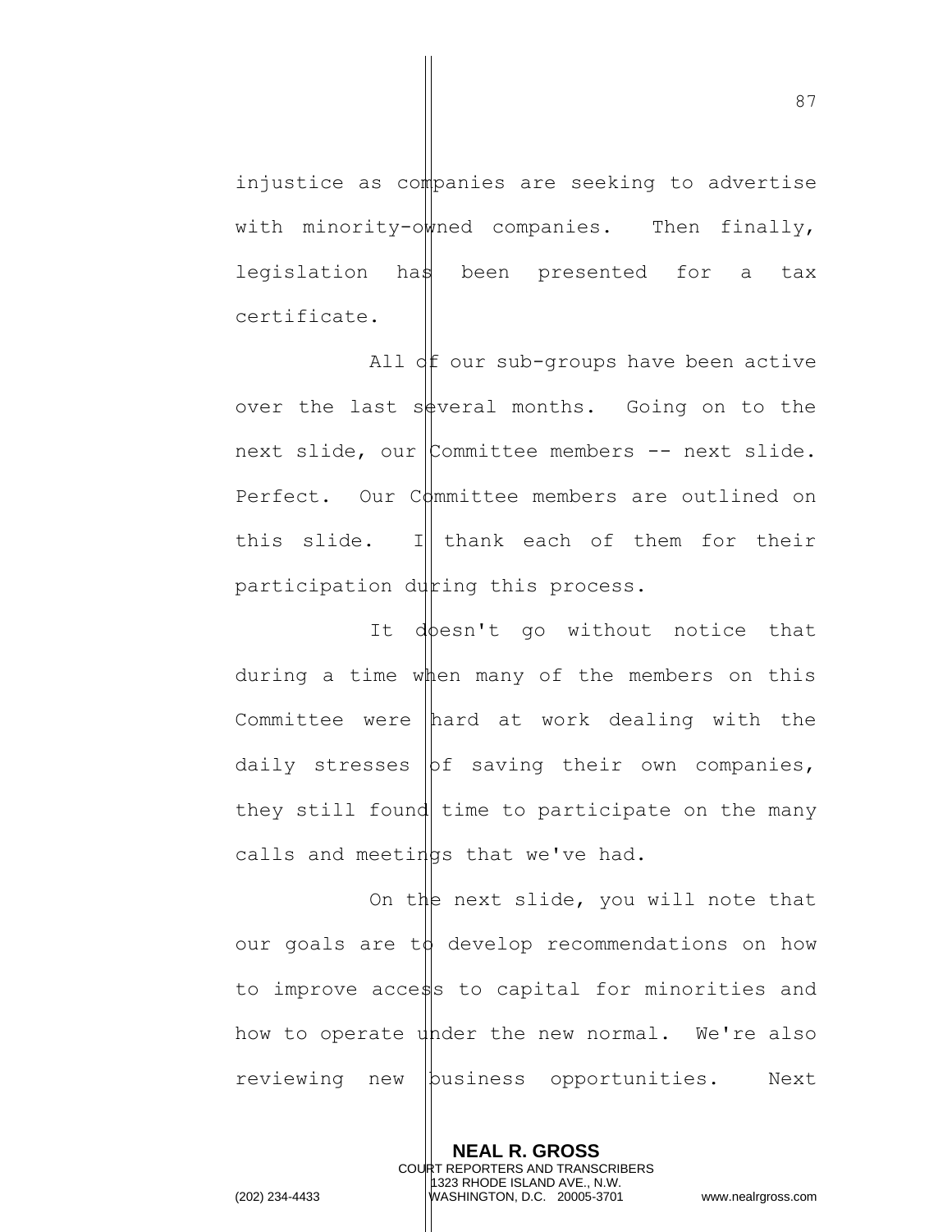injustice as companies are seeking to advertise with minority-owned companies. Then finally, legislation has been presented for a tax certificate.

All of our sub-groups have been active over the last several months. Going on to the next slide, our Committee members -- next slide. Perfect. Our Committee members are outlined on this slide. I thank each of them for their participation during this process.

It doesn't go without notice that during a time when many of the members on this Committee were hard at work dealing with the daily stresses of saving their own companies, they still found time to participate on the many calls and meetings that we've had.

On the next slide, you will note that our goals are to develop recommendations on how to improve access to capital for minorities and how to operate under the new normal. We're also reviewing new business opportunities. Next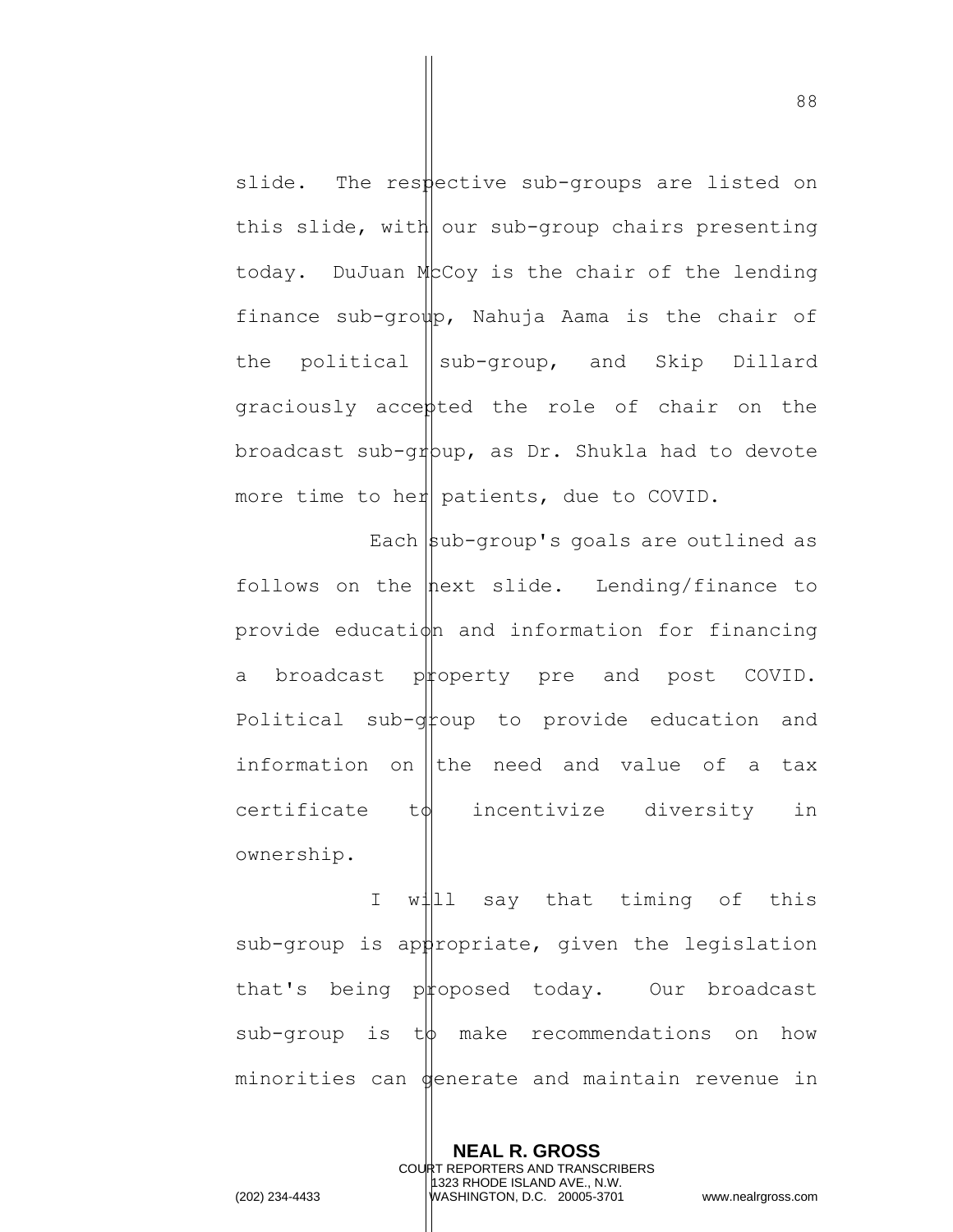slide. The respective sub-groups are listed on this slide, with our sub-group chairs presenting today. DuJuan McCoy is the chair of the lending finance sub-group, Nahuja Aama is the chair of the political sub-group, and Skip Dillard graciously accepted the role of chair on the broadcast sub-group, as Dr. Shukla had to devote more time to her patients, due to COVID.

Each sub-group's goals are outlined as follows on the next slide. Lending/finance to provide education and information for financing a broadcast property pre and post COVID. Political sub-group to provide education and information on the need and value of a tax certificate to incentivize diversity in ownership.

I will say that timing of this sub-group is appropriate, given the legislation that's being proposed today. Our broadcast sub-group is to make recommendations on how minorities can generate and maintain revenue in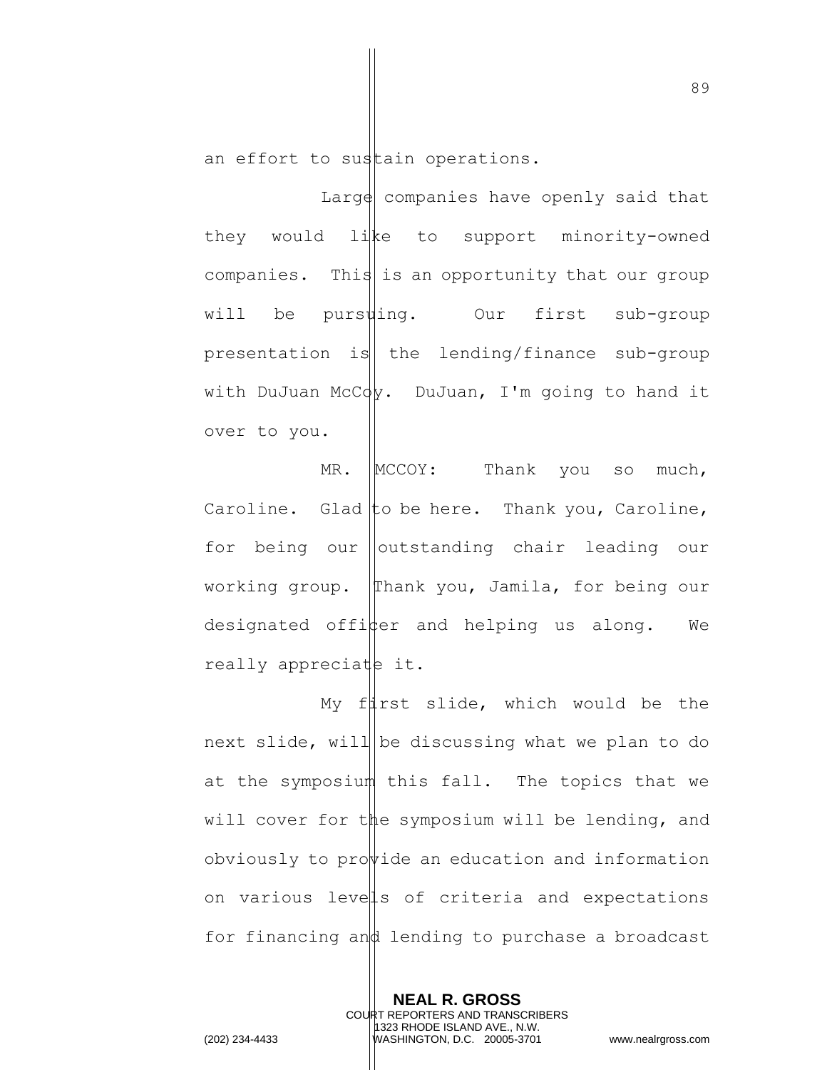an effort to sustain operations.

Large companies have openly said that they would like to support minority-owned companies. This is an opportunity that our group will be pursuing. Our first sub-group presentation is the lending/finance sub-group with DuJuan McCoy. DuJuan, I'm going to hand it over to you.

MR. MCCOY: Thank you so much, Caroline. Glad to be here. Thank you, Caroline, for being our outstanding chair leading our working group. Thank you, Jamila, for being our designated officer and helping us along. We really appreciate it.

My first slide, which would be the next slide, will be discussing what we plan to do at the symposium this fall. The topics that we will cover for the symposium will be lending, and obviously to provide an education and information on various levels of criteria and expectations for financing and lending to purchase a broadcast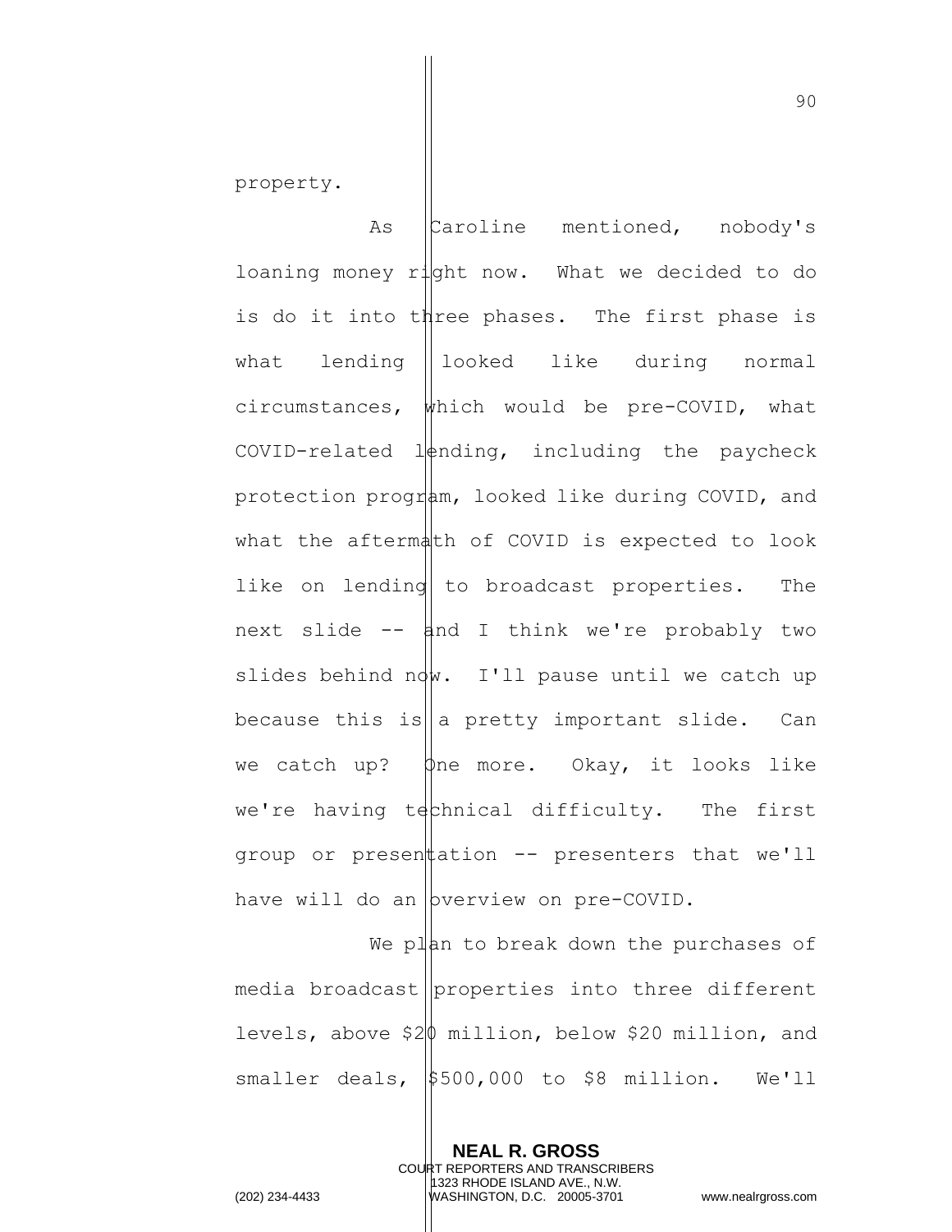property.

As Caroline mentioned, nobody's loaning money right now. What we decided to do is do it into three phases. The first phase is what lending looked like during normal circumstances, which would be pre-COVID, what COVID-related lending, including the paycheck protection program, looked like during COVID, and what the aftermath of COVID is expected to look like on lending to broadcast properties. The next slide -- and I think we're probably two slides behind now. I'll pause until we catch up because this is a pretty important slide. Can we catch up? One more. Okay, it looks like we're having technical difficulty. The first group or presentation -- presenters that we'll have will do an overview on pre-COVID.

We plan to break down the purchases of media broadcast properties into three different levels, above $20 million, below $20 million, and smaller deals, $500,000 to $8 million. We'll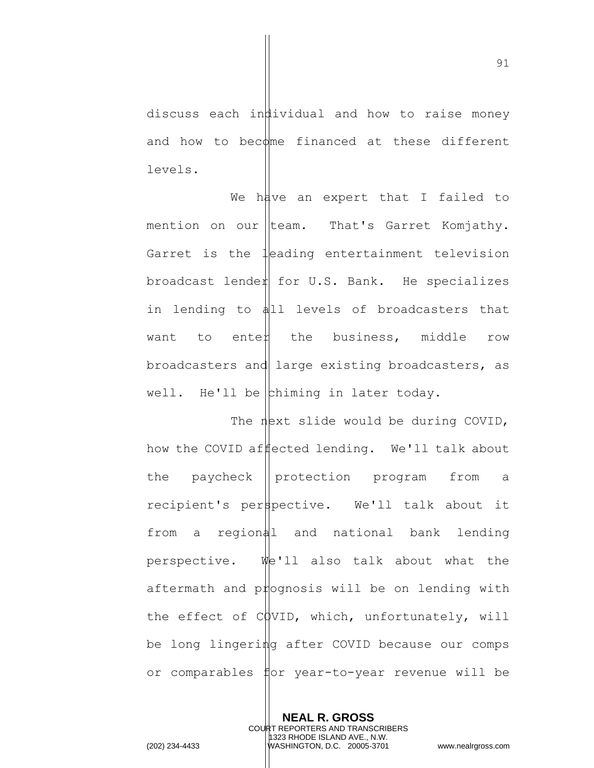discuss each individual and how to raise money and how to become financed at these different levels.

We have an expert that I failed to mention on our team. That's Garret Komjathy. Garret is the leading entertainment television broadcast lender for U.S. Bank. He specializes in lending to all levels of broadcasters that want to enter the business, middle row broadcasters and large existing broadcasters, as well. He'll be chiming in later today.

The next slide would be during COVID, how the COVID affected lending. We'll talk about the paycheck protection program from a recipient's perspective. We'll talk about it from a regional and national bank lending perspective. We'll also talk about what the aftermath and prognosis will be on lending with the effect of COVID, which, unfortunately, will be long lingering after COVID because our comps or comparables for year-to-year revenue will be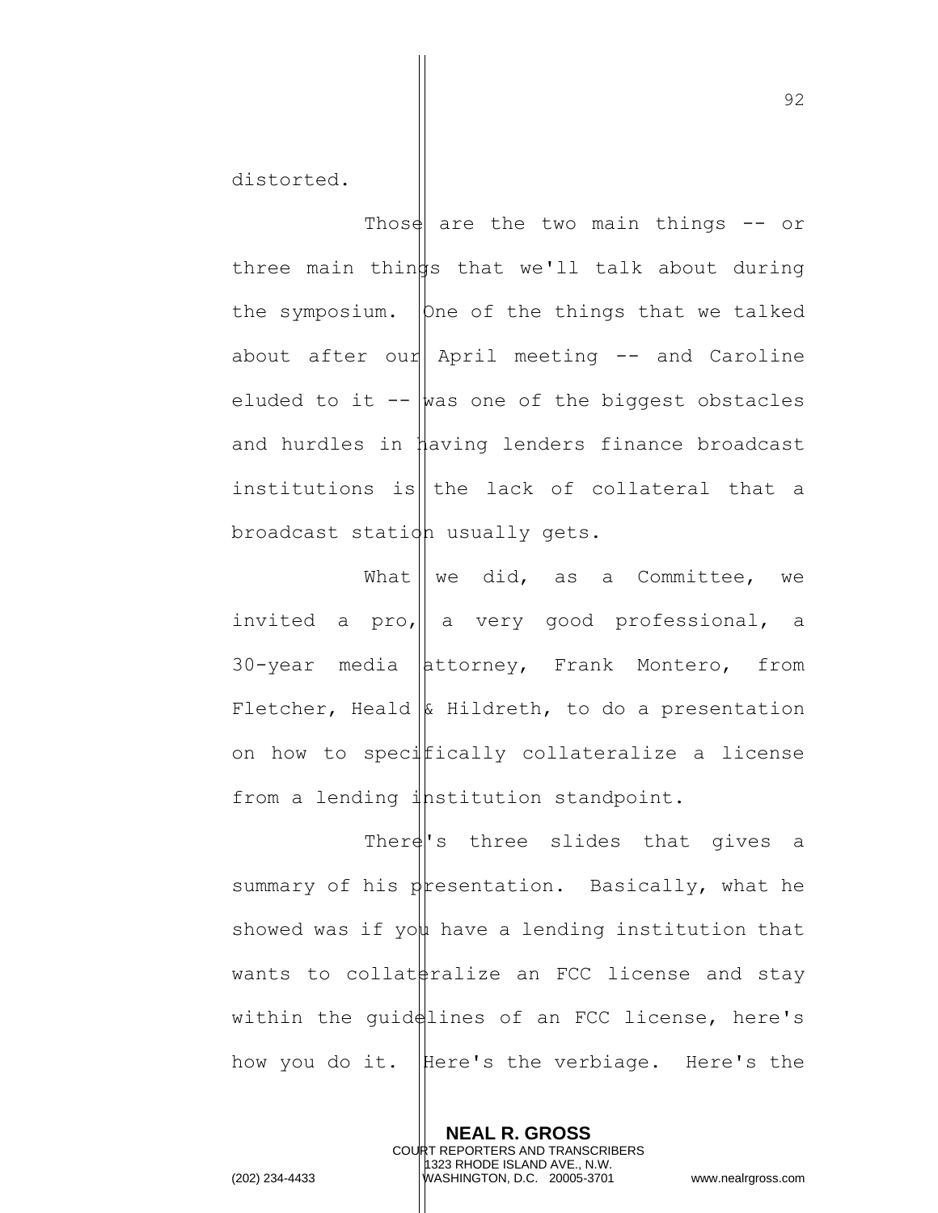distorted.

Those are the two main things -- or three main things that we'll talk about during the symposium. One of the things that we talked about after our April meeting -- and Caroline eluded to it -- was one of the biggest obstacles and hurdles in having lenders finance broadcast institutions is the lack of collateral that a broadcast station usually gets.

What we did, as a Committee, we invited a pro, a very good professional, a 30-year media attorney, Frank Montero, from Fletcher, Heald & Hildreth, to do a presentation on how to specifically collateralize a license from a lending institution standpoint.

There's three slides that gives a summary of his presentation. Basically, what he showed was if you have a lending institution that wants to collateralize an FCC license and stay within the guidelines of an FCC license, here's how you do it. Here's the verbiage. Here's the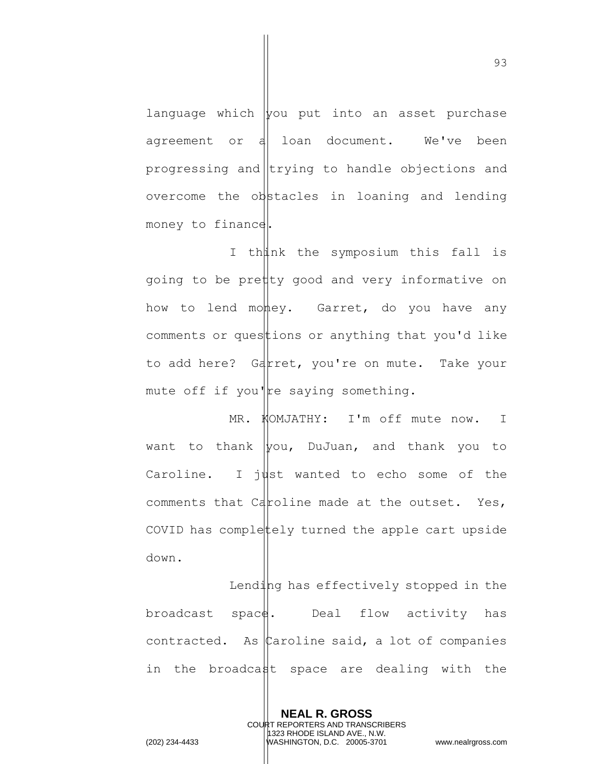language which you put into an asset purchase agreement or a loan document. We've been progressing and trying to handle objections and overcome the obstacles in loaning and lending money to finance.

I think the symposium this fall is going to be pretty good and very informative on how to lend money. Garret, do you have any comments or questions or anything that you'd like to add here? Garret, you're on mute. Take your mute off if you're saying something.

MR. KOMJATHY: I'm off mute now. I want to thank you, DuJuan, and thank you to Caroline. I just wanted to echo some of the comments that Caroline made at the outset. Yes, COVID has completely turned the apple cart upside down.

Lending has effectively stopped in the broadcast space. Deal flow activity has contracted. As Caroline said, a lot of companies in the broadcast space are dealing with the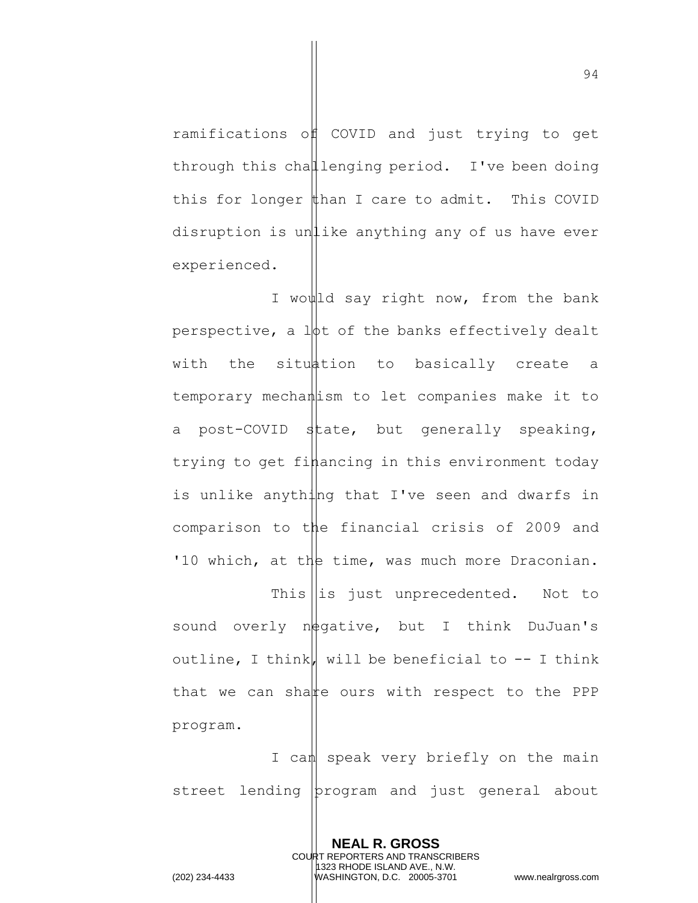ramifications of COVID and just trying to get through this challenging period. I've been doing this for longer than I care to admit. This COVID disruption is unlike anything any of us have ever experienced.

I would say right now, from the bank perspective, a lot of the banks effectively dealt with the situation to basically create a temporary mechanism to let companies make it to a post-COVID state, but generally speaking, trying to get financing in this environment today is unlike anything that I've seen and dwarfs in comparison to the financial crisis of 2009 and '10 which, at the time, was much more Draconian.

This is just unprecedented. Not to sound overly negative, but I think DuJuan's outline, I think, will be beneficial to -- I think that we can share ours with respect to the PPP program.

I can speak very briefly on the main street lending program and just general about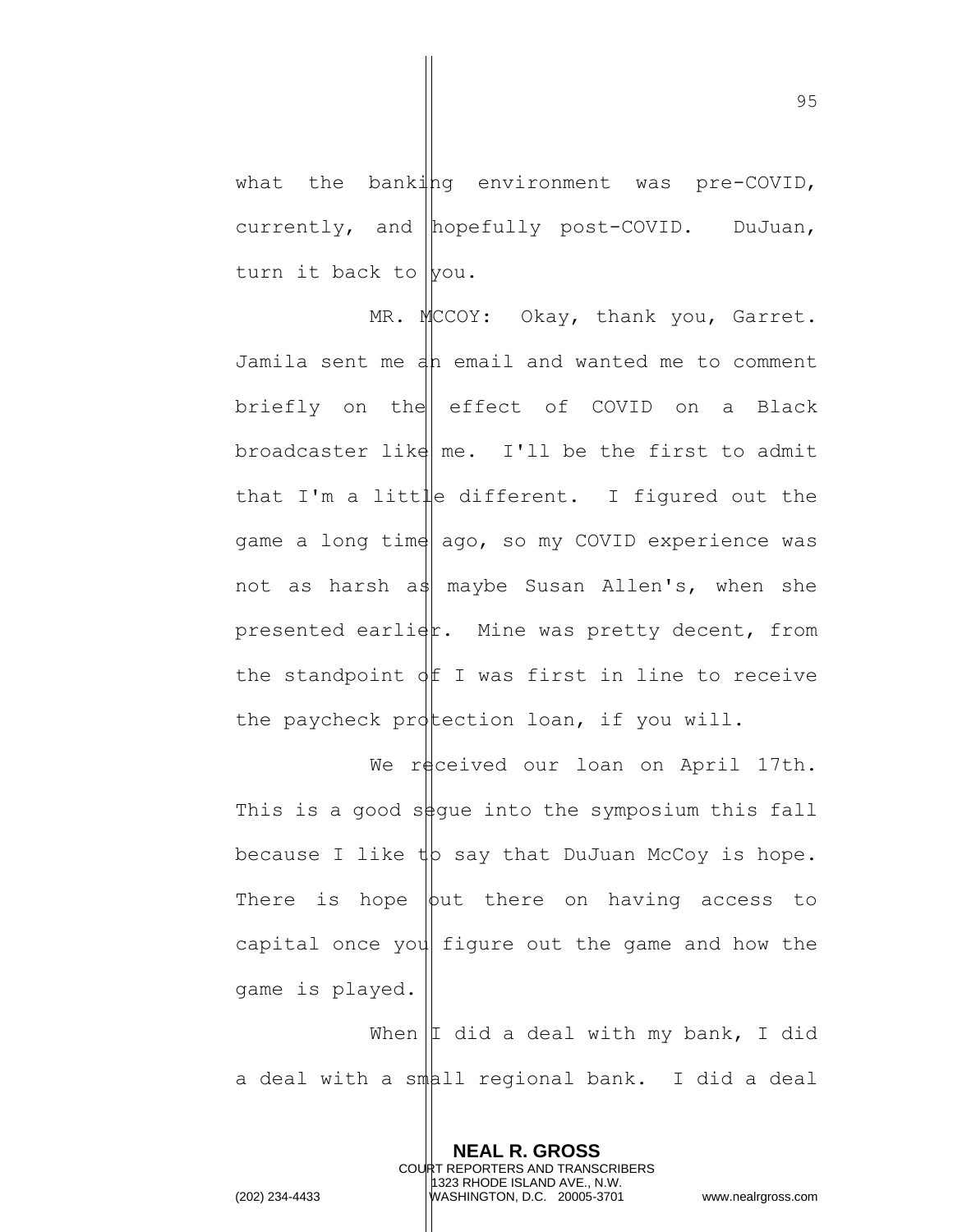what the banking environment was pre-COVID, currently, and hopefully post-COVID. DuJuan, turn it back to you.

MR. MCCOY: Okay, thank you, Garret. Jamila sent me an email and wanted me to comment briefly on the effect of COVID on a Black broadcaster like me. I'll be the first to admit that I'm a little different. I figured out the game a long time ago, so my COVID experience was not as harsh as maybe Susan Allen's, when she presented earlier. Mine was pretty decent, from the standpoint of I was first in line to receive the paycheck protection loan, if you will.

We received our loan on April 17th. This is a good segue into the symposium this fall because I like to say that DuJuan McCoy is hope. There is hope out there on having access to capital once you figure out the game and how the game is played.

When I did a deal with my bank, I did a deal with a small regional bank. I did a deal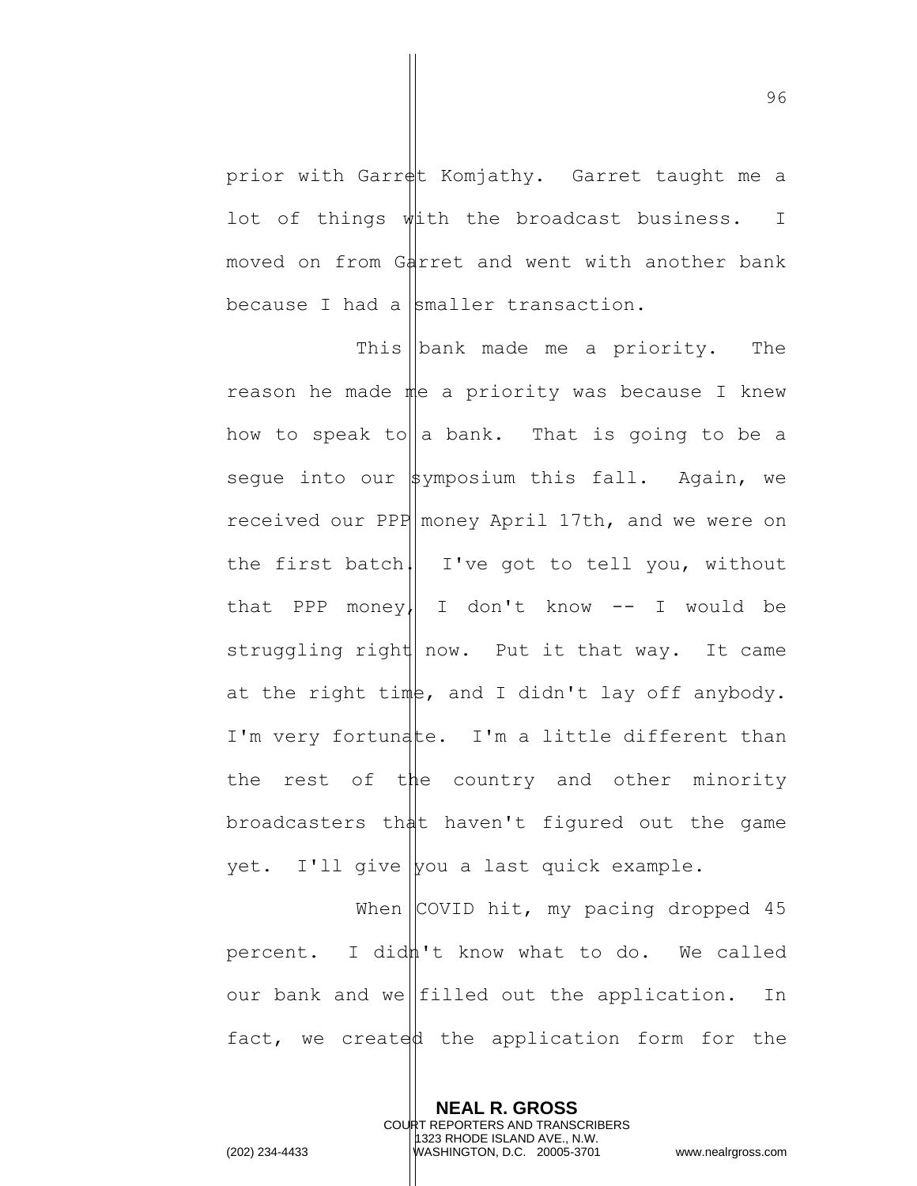prior with Garret Komjathy. Garret taught me a lot of things with the broadcast business. I moved on from Garret and went with another bank because I had a smaller transaction.

This bank made me a priority. The reason he made me a priority was because I knew how to speak to a bank. That is going to be a segue into our symposium this fall. Again, we received our PPP money April 17th, and we were on the first batch. I've got to tell you, without that PPP money, I don't know -- I would be struggling right now. Put it that way. It came at the right time, and I didn't lay off anybody. I'm very fortunate. I'm a little different than the rest of the country and other minority broadcasters that haven't figured out the game yet. I'll give you a last quick example.

When COVID hit, my pacing dropped 45 percent. I didn't know what to do. We called our bank and we filled out the application. In fact, we created the application form for the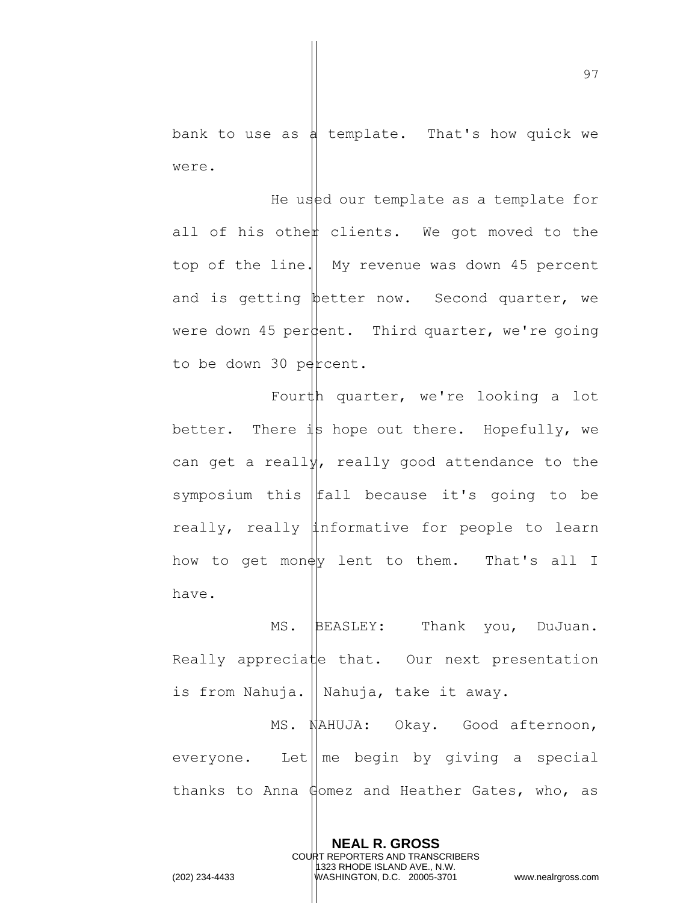bank to use as a template. That's how quick we were.

He used our template as a template for all of his other clients. We got moved to the top of the line. My revenue was down 45 percent and is getting better now. Second quarter, we were down 45 percent. Third quarter, we're going to be down 30 percent.

Fourth quarter, we're looking a lot better. There is hope out there. Hopefully, we can get a really, really good attendance to the symposium this fall because it's going to be really, really informative for people to learn how to get money lent to them. That's all I have.

MS. BEASLEY: Thank you, DuJuan. Really appreciate that. Our next presentation is from Nahuja. Nahuja, take it away.

MS. NAHUJA: Okay. Good afternoon, everyone. Let me begin by giving a special thanks to Anna Gomez and Heather Gates, who, as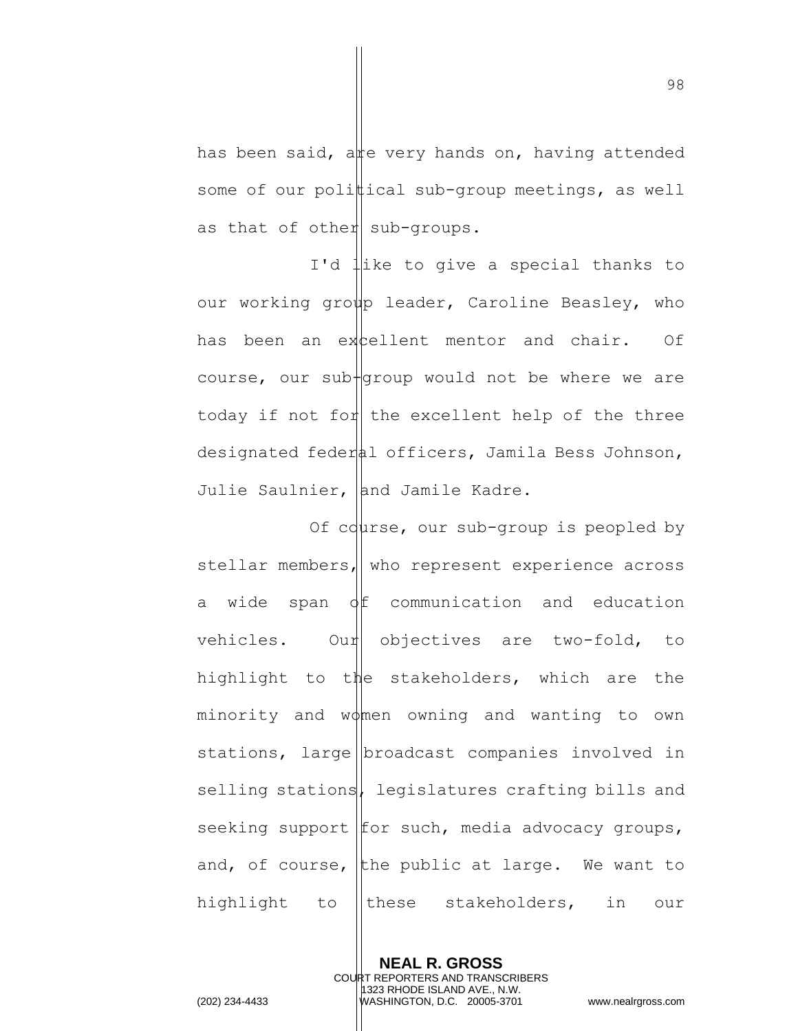has been said, are very hands on, having attended some of our political sub-group meetings, as well as that of other sub-groups.

I'd like to give a special thanks to our working group leader, Caroline Beasley, who has been an excellent mentor and chair. Of course, our sub-group would not be where we are today if not for the excellent help of the three designated federal officers, Jamila Bess Johnson, Julie Saulnier, and Jamile Kadre.

Of course, our sub-group is peopled by stellar members, who represent experience across a wide span of communication and education vehicles. Our objectives are two-fold, to highlight to the stakeholders, which are the minority and women owning and wanting to own stations, large broadcast companies involved in selling stations, legislatures crafting bills and seeking support for such, media advocacy groups, and, of course, the public at large. We want to highlight to these stakeholders, in our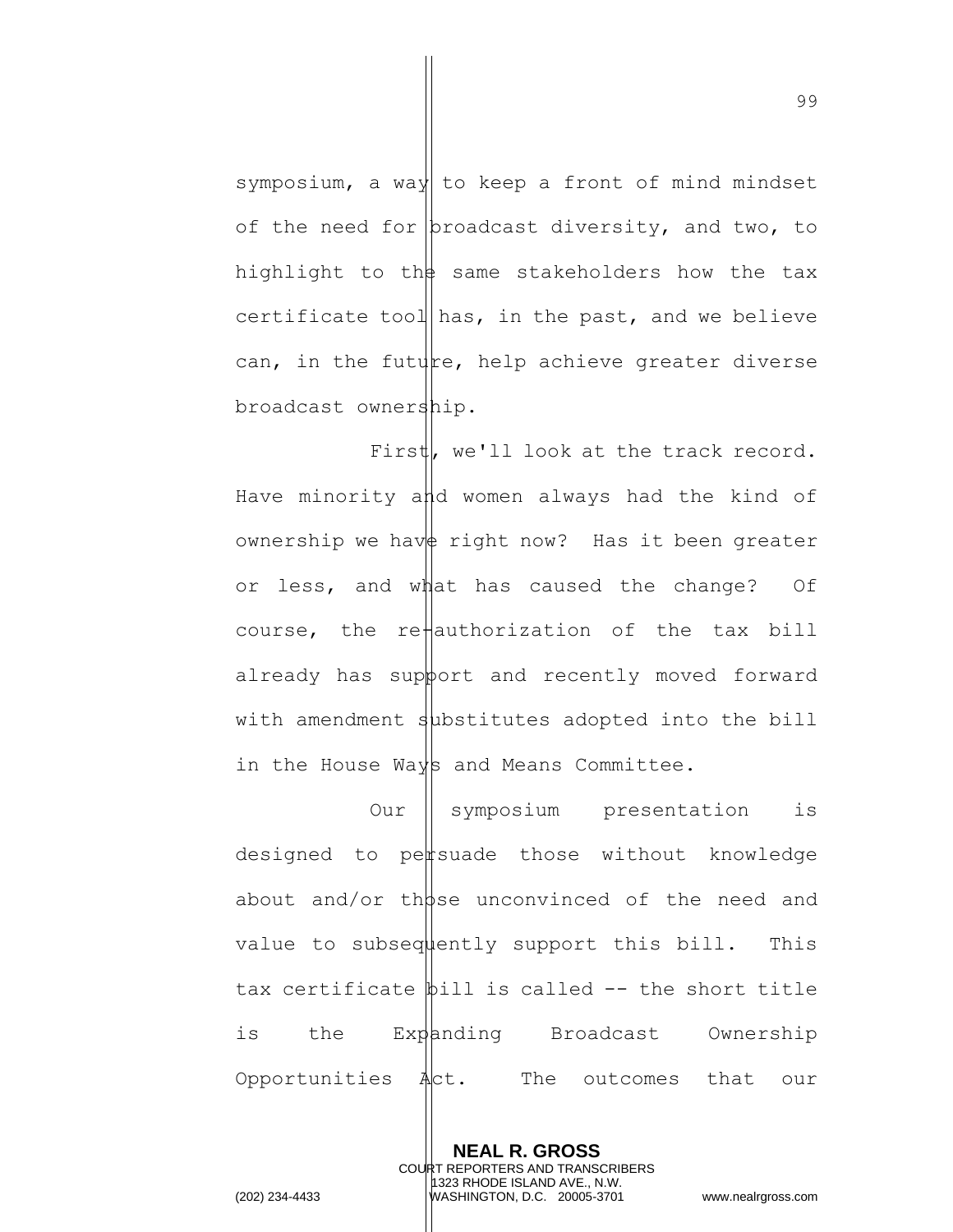symposium, a way to keep a front of mind mindset of the need for broadcast diversity, and two, to highlight to the same stakeholders how the tax certificate tool has, in the past, and we believe can, in the future, help achieve greater diverse broadcast ownership.

First, we'll look at the track record. Have minority and women always had the kind of ownership we have right now? Has it been greater or less, and what has caused the change? Of course, the re-authorization of the tax bill already has support and recently moved forward with amendment substitutes adopted into the bill in the House Ways and Means Committee.

Our symposium presentation is designed to persuade those without knowledge about and/or those unconvinced of the need and value to subsequently support this bill. This tax certificate bill is called -- the short title is the Expanding Broadcast Ownership Opportunities Act. The outcomes that our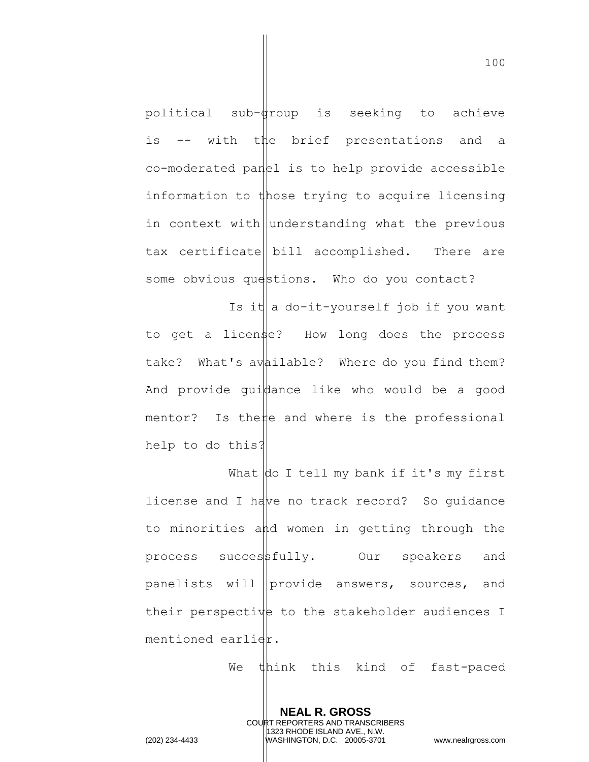political sub-group is seeking to achieve is -- with the brief presentations and a co-moderated panel is to help provide accessible information to those trying to acquire licensing in context with understanding what the previous tax certificate bill accomplished. There are some obvious questions. Who do you contact?

Is it a do-it-yourself job if you want to get a license? How long does the process take? What's available? Where do you find them? And provide guidance like who would be a good mentor? Is there and where is the professional help to do this?

What do I tell my bank if it's my first license and I have no track record? So guidance to minorities and women in getting through the process successfully. Our speakers and panelists will provide answers, sources, and their perspective to the stakeholder audiences I mentioned earlier.

We think this kind of fast-paced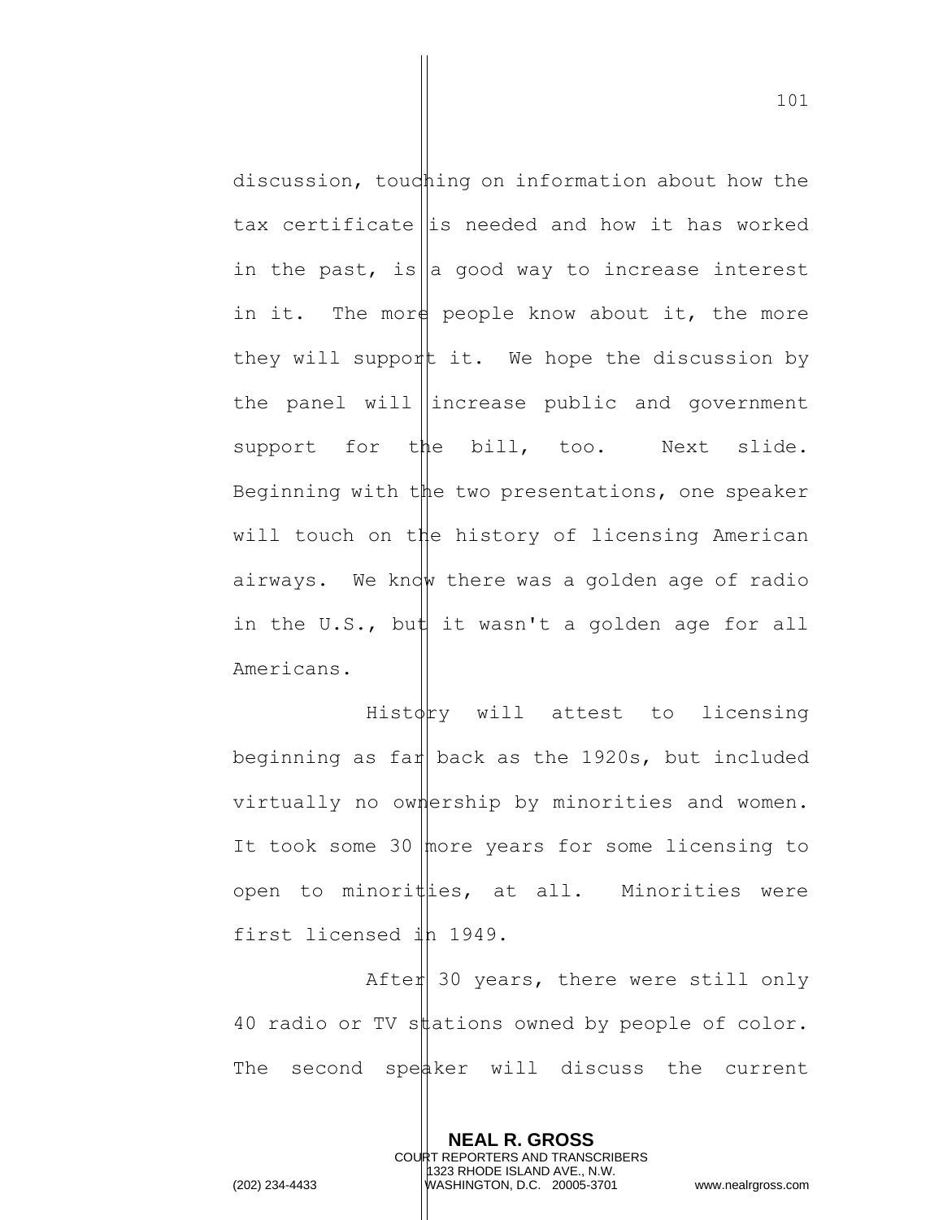discussion, touching on information about how the tax certificate is needed and how it has worked in the past, is a good way to increase interest in it. The more people know about it, the more they will support it. We hope the discussion by the panel will increase public and government support for the bill, too. Next slide. Beginning with the two presentations, one speaker will touch on the history of licensing American airways. We know there was a golden age of radio in the U.S., but it wasn't a golden age for all Americans.

History will attest to licensing beginning as far back as the 1920s, but included virtually no ownership by minorities and women. It took some 30 more years for some licensing to open to minorities, at all. Minorities were first licensed in 1949.

After 30 years, there were still only 40 radio or TV stations owned by people of color. The second speaker will discuss the current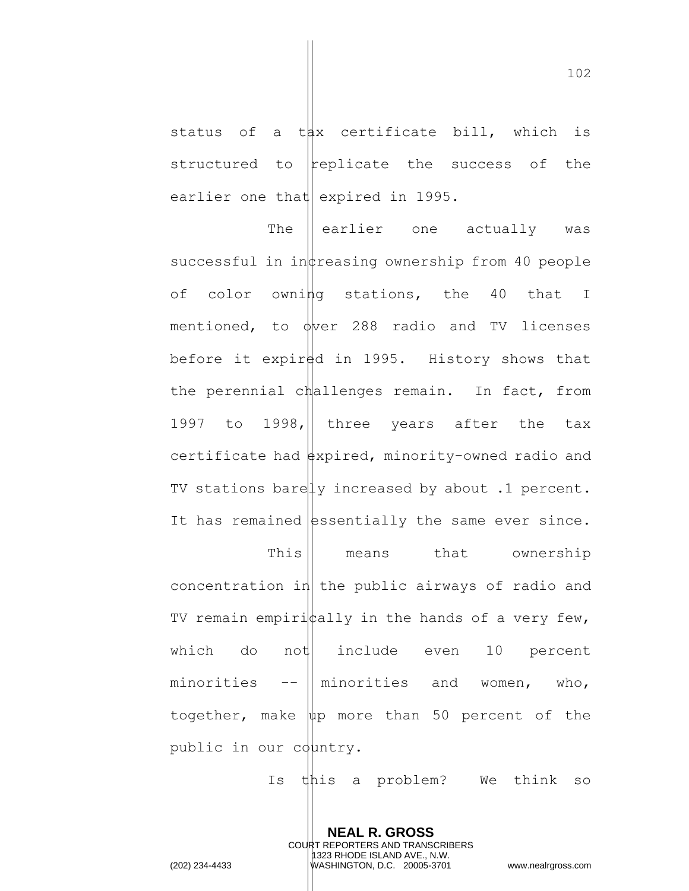status of a tax certificate bill, which is structured to replicate the success of the earlier one that expired in 1995.

The earlier one actually was successful in increasing ownership from 40 people of color owning stations, the 40 that I mentioned, to over 288 radio and TV licenses before it expired in 1995. History shows that the perennial challenges remain. In fact, from 1997 to 1998, three years after the tax certificate had expired, minority-owned radio and TV stations barely increased by about .1 percent. It has remained essentially the same ever since.

This means that ownership concentration in the public airways of radio and TV remain empirically in the hands of a very few, which do not include even 10 percent minorities -- minorities and women, who, together, make up more than 50 percent of the public in our country.

Is this a problem? We think so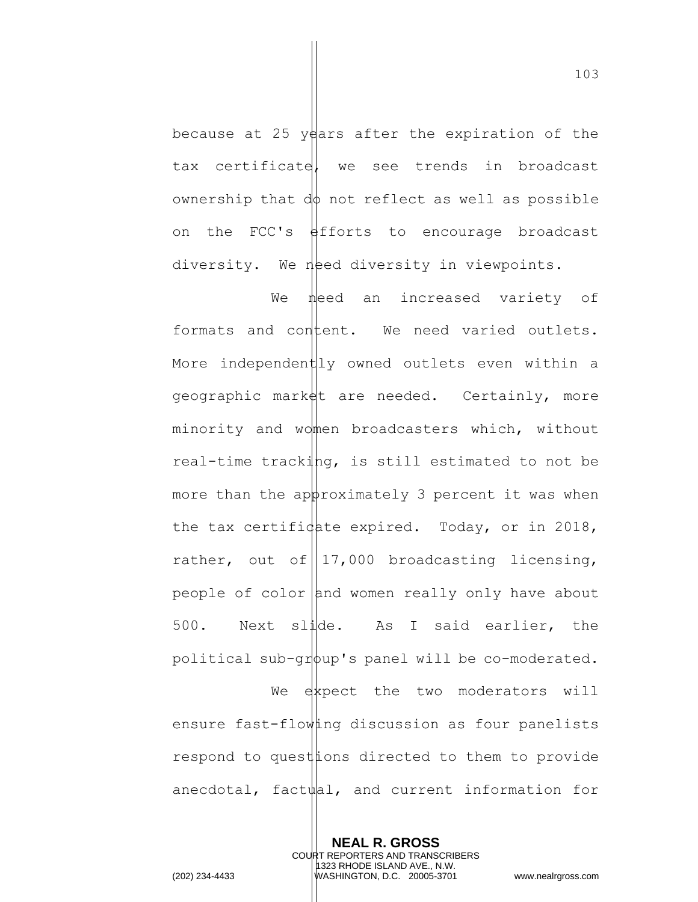because at 25 years after the expiration of the tax certificate, we see trends in broadcast ownership that do not reflect as well as possible on the FCC's efforts to encourage broadcast diversity. We need diversity in viewpoints.

We need an increased variety of formats and content. We need varied outlets. More independently owned outlets even within a geographic market are needed. Certainly, more minority and women broadcasters which, without real-time tracking, is still estimated to not be more than the approximately 3 percent it was when the tax certificate expired. Today, or in 2018, rather, out of 17,000 broadcasting licensing, people of color and women really only have about 500. Next slide. As I said earlier, the political sub-group's panel will be co-moderated.

We expect the two moderators will ensure fast-flowing discussion as four panelists respond to questions directed to them to provide anecdotal, factual, and current information for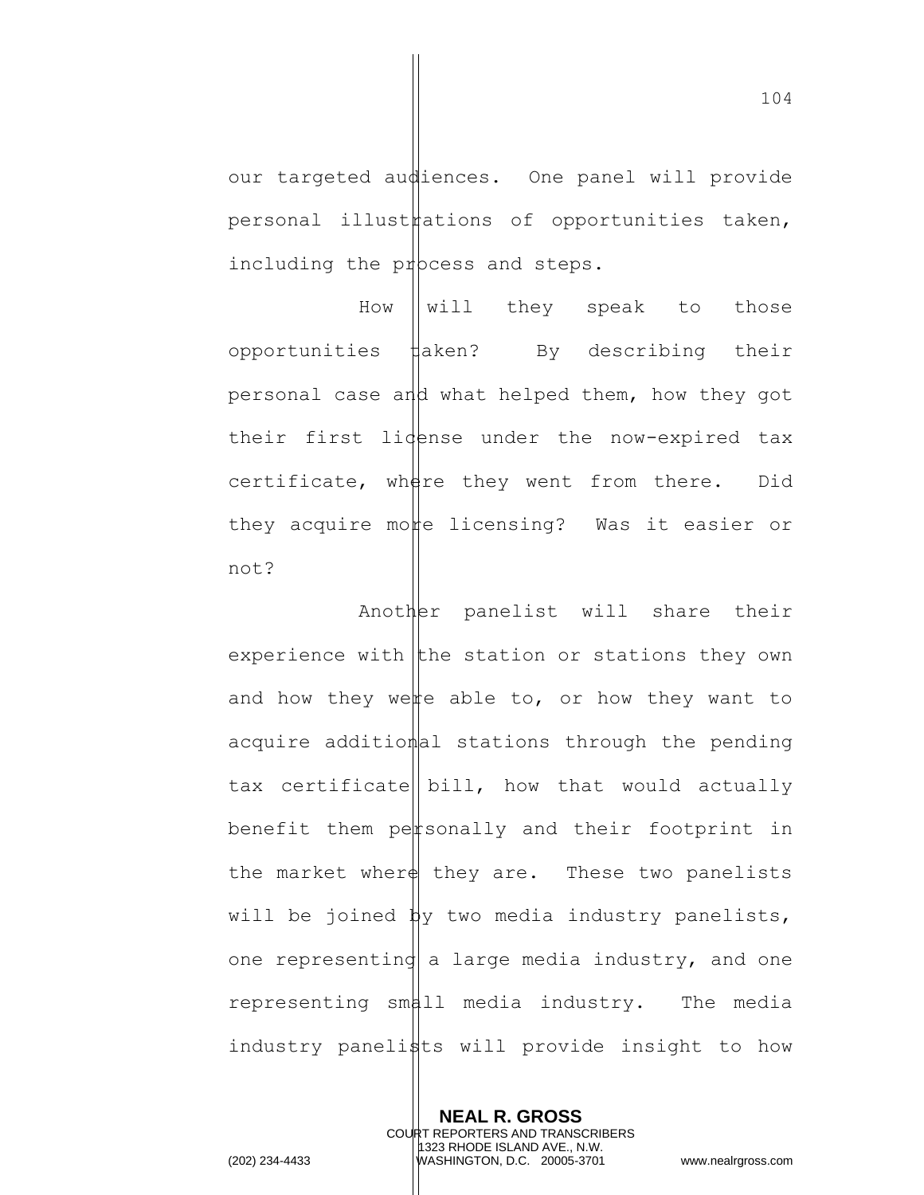our targeted audiences. One panel will provide personal illustrations of opportunities taken, including the process and steps.

How will they speak to those opportunities taken? By describing their personal case and what helped them, how they got their first license under the now-expired tax certificate, where they went from there. Did they acquire more licensing? Was it easier or not?

Another panelist will share their experience with the station or stations they own and how they were able to, or how they want to acquire additional stations through the pending tax certificate bill, how that would actually benefit them personally and their footprint in the market where they are. These two panelists will be joined by two media industry panelists, one representing a large media industry, and one representing small media industry. The media industry panelists will provide insight to how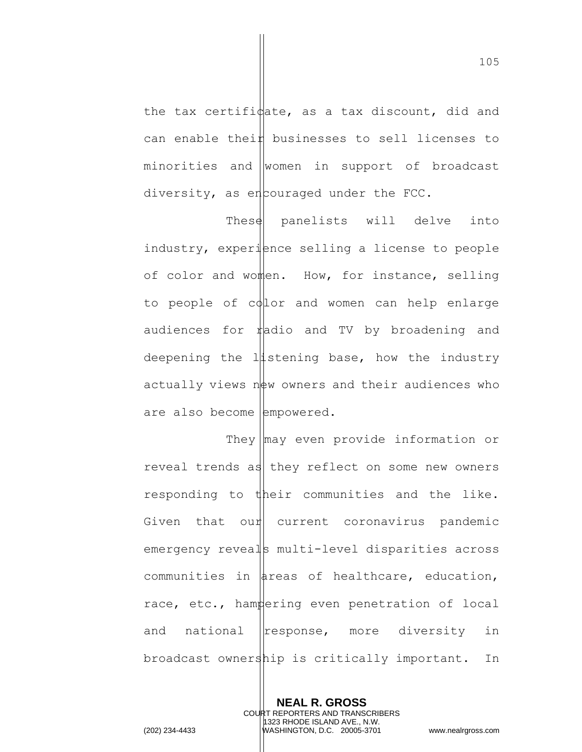the tax certificate, as a tax discount, did and can enable their businesses to sell licenses to minorities and women in support of broadcast diversity, as encouraged under the FCC.

These panelists will delve into industry, experience selling a license to people of color and women. How, for instance, selling to people of color and women can help enlarge audiences for radio and TV by broadening and deepening the listening base, how the industry actually views new owners and their audiences who are also become empowered.

They may even provide information or reveal trends as they reflect on some new owners responding to their communities and the like. Given that our current coronavirus pandemic emergency reveals multi-level disparities across communities in areas of healthcare, education, race, etc., hampering even penetration of local and national response, more diversity in broadcast ownership is critically important. In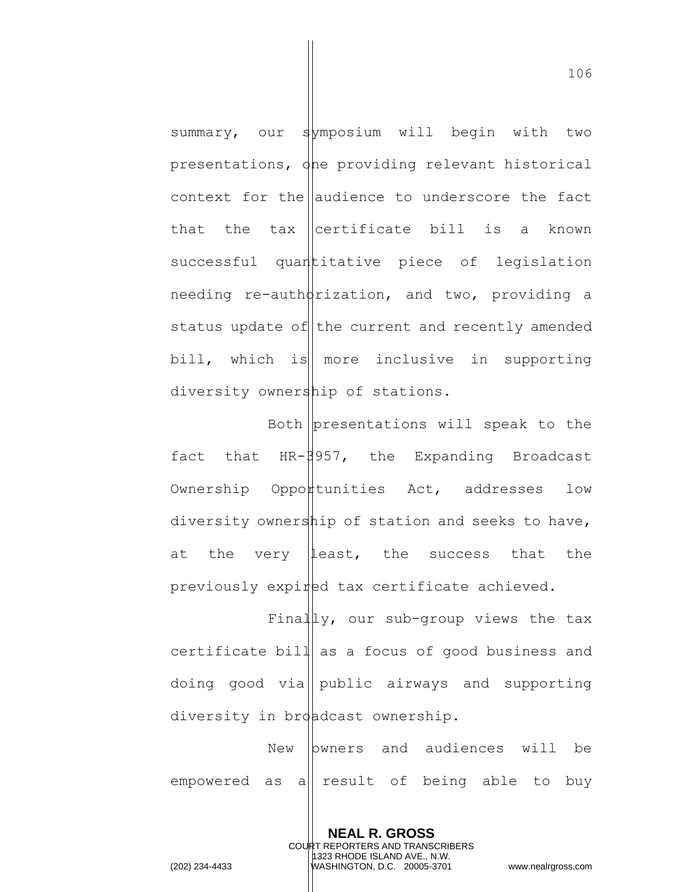summary, our symposium will begin with two presentations, one providing relevant historical context for the audience to underscore the fact that the tax certificate bill is a known successful quantitative piece of legislation needing re-authorization, and two, providing a status update of the current and recently amended bill, which is more inclusive in supporting diversity ownership of stations.

Both presentations will speak to the fact that HR-3957, the Expanding Broadcast Ownership Opportunities Act, addresses low diversity ownership of station and seeks to have, at the very least, the success that the previously expired tax certificate achieved.

Finally, our sub-group views the tax certificate bill as a focus of good business and doing good via public airways and supporting diversity in broadcast ownership.

New owners and audiences will be empowered as a result of being able to buy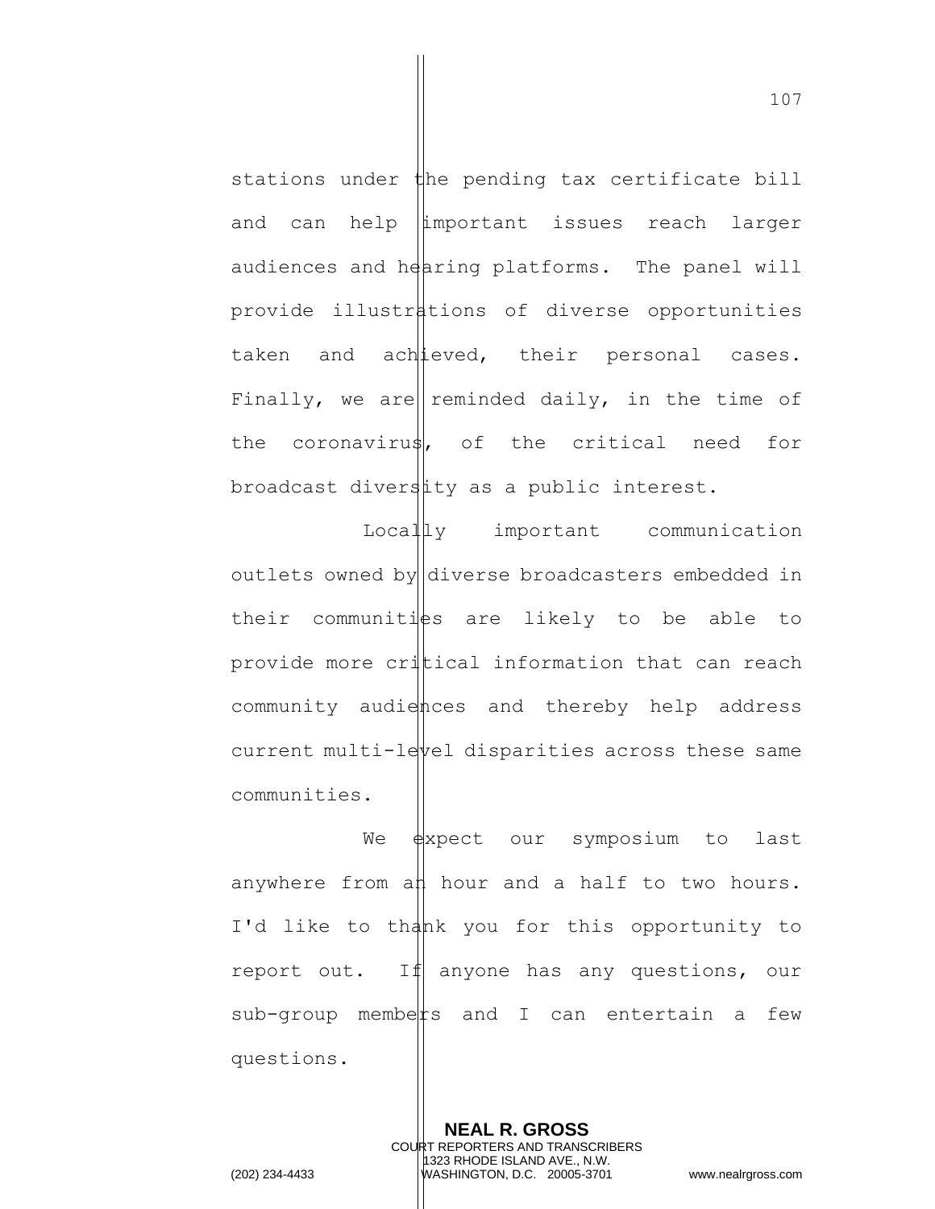stations under the pending tax certificate bill and can help important issues reach larger audiences and hearing platforms. The panel will provide illustrations of diverse opportunities taken and achieved, their personal cases. Finally, we are reminded daily, in the time of the coronavirus, of the critical need for broadcast diversity as a public interest.

Locally important communication outlets owned by diverse broadcasters embedded in their communities are likely to be able to provide more critical information that can reach community audiences and thereby help address current multi-level disparities across these same communities.

We expect our symposium to last anywhere from an hour and a half to two hours. I'd like to thank you for this opportunity to report out. If anyone has any questions, our sub-group members and I can entertain a few questions.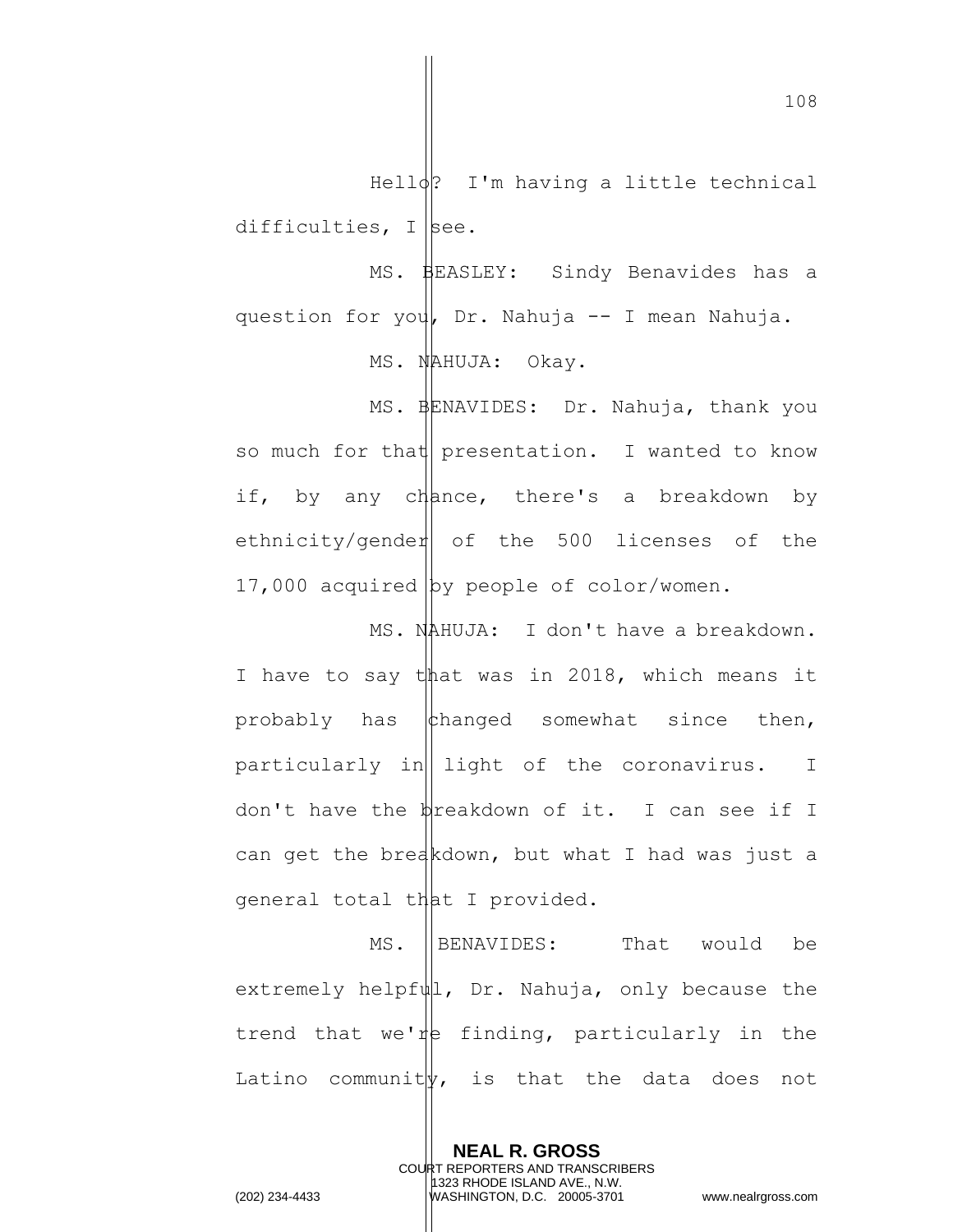Hello? I'm having a little technical difficulties, I see.

MS. BEASLEY: Sindy Benavides has a question for you, Dr. Nahuja -- I mean Nahuja.

MS. NAHUJA: Okay.

MS. BENAVIDES: Dr. Nahuja, thank you so much for that presentation. I wanted to know if, by any chance, there's a breakdown by ethnicity/gender of the 500 licenses of the 17,000 acquired by people of color/women.

MS. NAHUJA: I don't have a breakdown. I have to say that was in 2018, which means it probably has changed somewhat since then, particularly in light of the coronavirus. I don't have the breakdown of it. I can see if I can get the breakdown, but what I had was just a general total that I provided.

MS. BENAVIDES: That would be extremely helpful, Dr. Nahuja, only because the trend that we're finding, particularly in the Latino community, is that the data does not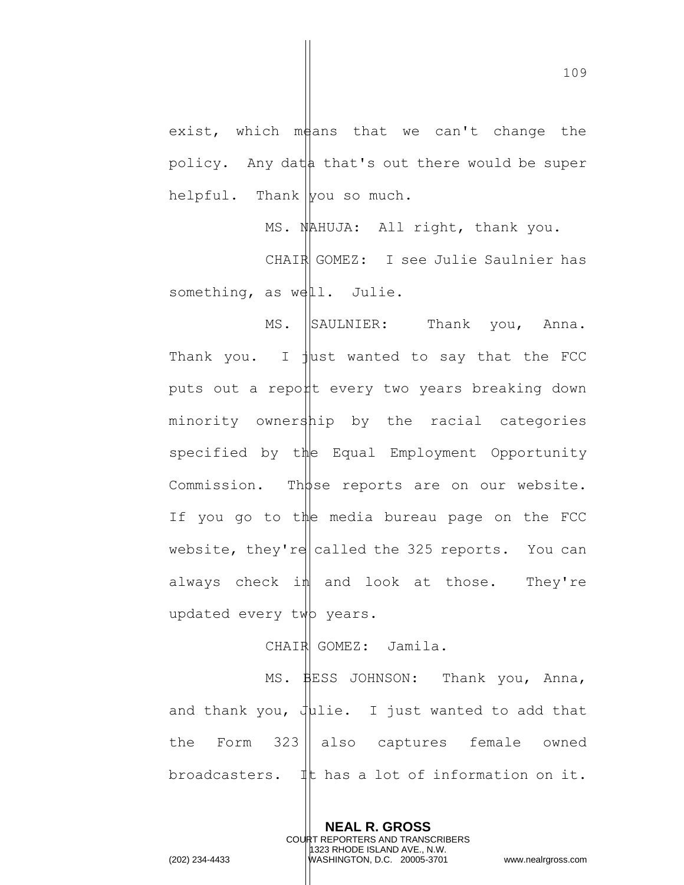exist, which means that we can't change the policy. Any data that's out there would be super helpful. Thank you so much.

MS. NAHUJA: All right, thank you.

CHAIR GOMEZ: I see Julie Saulnier has something, as well. Julie.

MS. SAULNIER: Thank you, Anna. Thank you. I just wanted to say that the FCC puts out a report every two years breaking down minority ownership by the racial categories specified by the Equal Employment Opportunity Commission. Those reports are on our website. If you go to the media bureau page on the FCC website, they're called the 325 reports. You can always check in and look at those. They're updated every two years.

CHAIR GOMEZ: Jamila.

MS. BESS JOHNSON: Thank you, Anna, and thank you, Julie. I just wanted to add that the Form 323 also captures female owned broadcasters. It has a lot of information on it.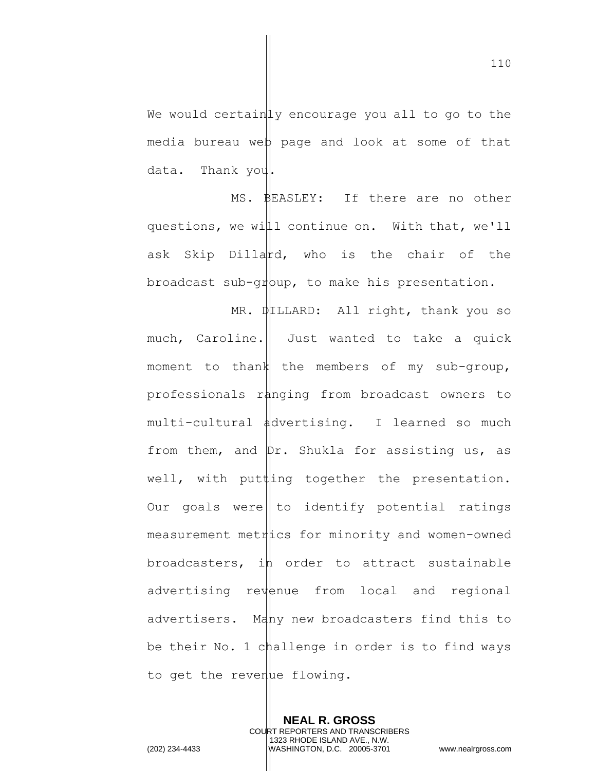We would certainly encourage you all to go to the media bureau web page and look at some of that data. Thank you.

MS. BEASLEY: If there are no other questions, we will continue on. With that, we'll ask Skip Dillard, who is the chair of the broadcast sub-group, to make his presentation.

MR. DILLARD: All right, thank you so much, Caroline. Just wanted to take a quick moment to thank the members of my sub-group, professionals ranging from broadcast owners to multi-cultural advertising. I learned so much from them, and Dr. Shukla for assisting us, as well, with putting together the presentation. Our goals were to identify potential ratings measurement metrics for minority and women-owned broadcasters, in order to attract sustainable advertising revenue from local and regional advertisers. Many new broadcasters find this to be their No. 1 challenge in order is to find ways to get the revenue flowing.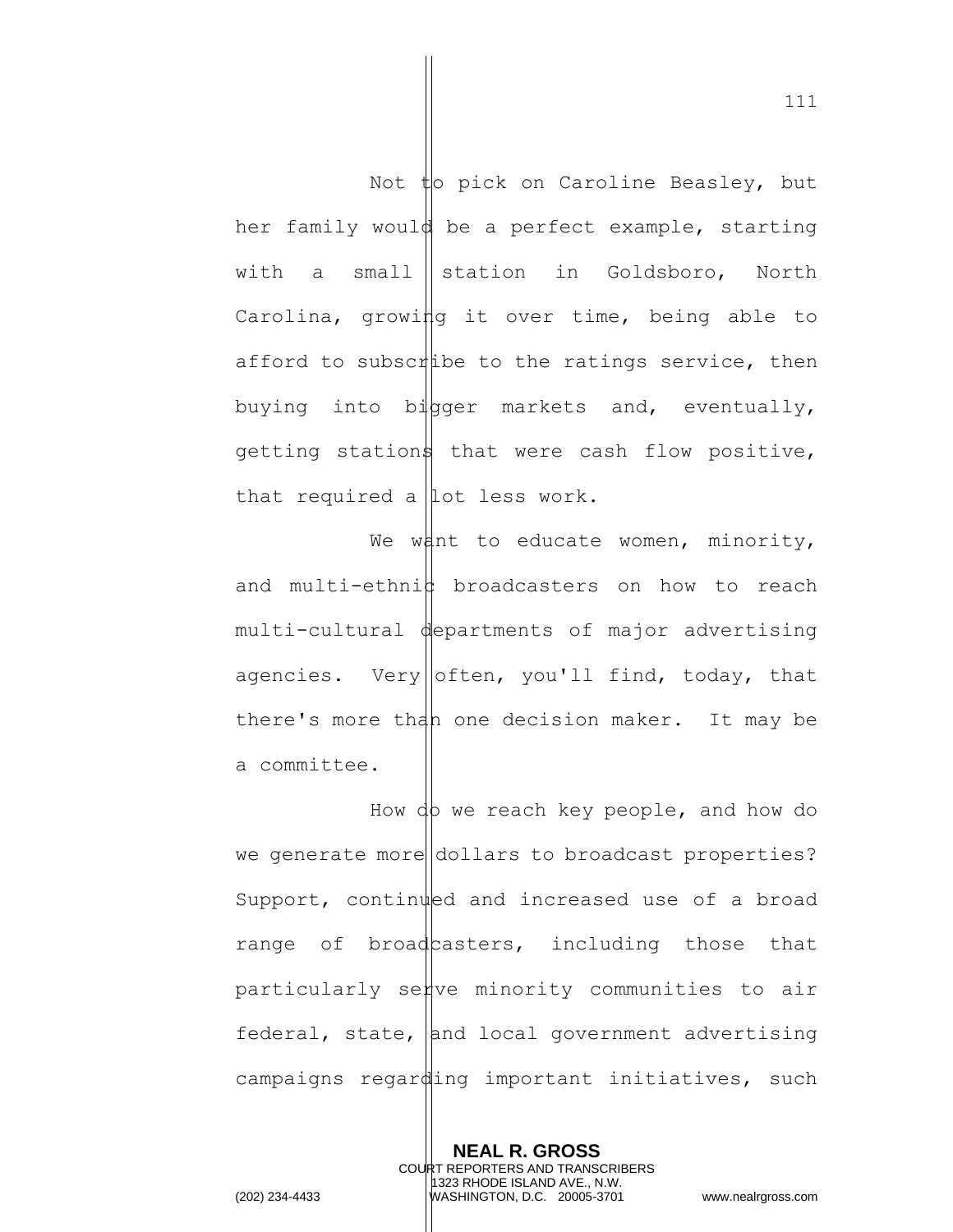Not to pick on Caroline Beasley, but her family would be a perfect example, starting with a small station in Goldsboro, North Carolina, growing it over time, being able to afford to subscribe to the ratings service, then buying into bigger markets and, eventually, getting stations that were cash flow positive, that required a lot less work.

We want to educate women, minority, and multi-ethnic broadcasters on how to reach multi-cultural departments of major advertising agencies. Very often, you'll find, today, that there's more than one decision maker. It may be a committee.

How do we reach key people, and how do we generate more dollars to broadcast properties? Support, continued and increased use of a broad range of broadcasters, including those that particularly serve minority communities to air federal, state, and local government advertising campaigns regarding important initiatives, such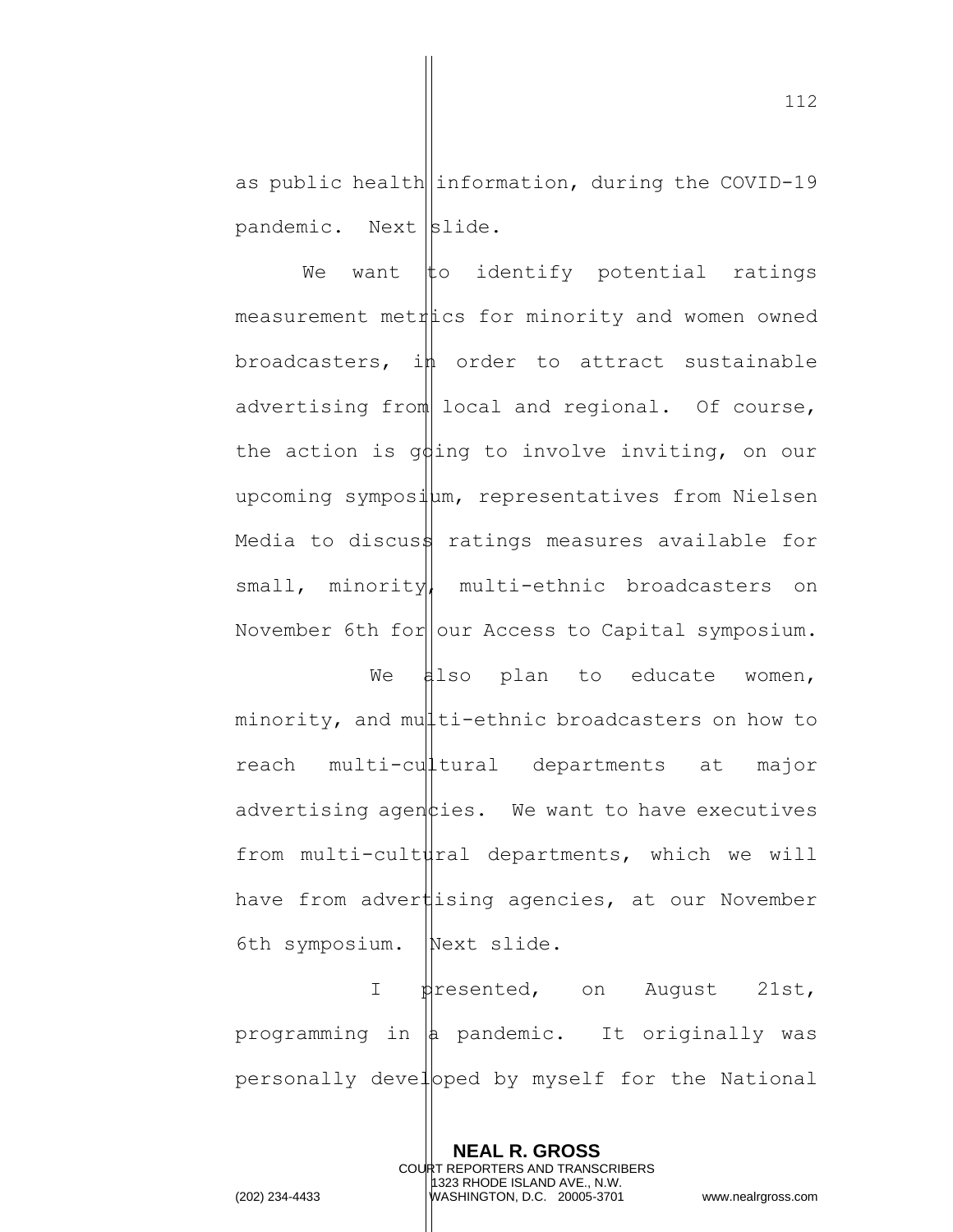as public health information, during the COVID-19 pandemic. Next slide.

We want to identify potential ratings measurement metrics for minority and women owned broadcasters, in order to attract sustainable advertising from local and regional. Of course, the action is going to involve inviting, on our upcoming symposium, representatives from Nielsen Media to discuss ratings measures available for small, minority, multi-ethnic broadcasters on November 6th for our Access to Capital symposium.

We also plan to educate women, minority, and multi-ethnic broadcasters on how to reach multi-cultural departments at major advertising agencies. We want to have executives from multi-cultural departments, which we will have from advertising agencies, at our November 6th symposium. Next slide.

I presented, on August 21st, programming in a pandemic. It originally was personally developed by myself for the National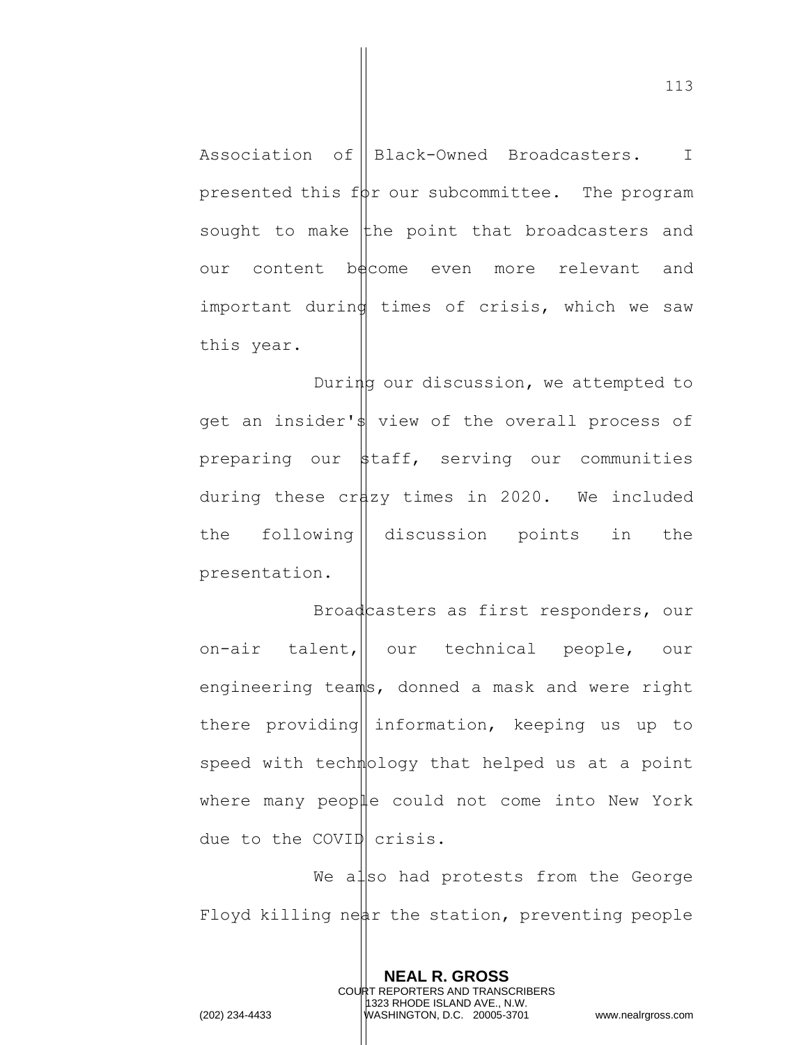Association of Black-Owned Broadcasters. I presented this for our subcommittee. The program sought to make the point that broadcasters and our content become even more relevant and important during times of crisis, which we saw this year.

During our discussion, we attempted to get an insider's view of the overall process of preparing our staff, serving our communities during these crazy times in 2020. We included the following discussion points in the presentation.

Broadcasters as first responders, our on-air talent, our technical people, our engineering teams, donned a mask and were right there providing information, keeping us up to speed with technology that helped us at a point where many people could not come into New York due to the COVID crisis.

We also had protests from the George Floyd killing near the station, preventing people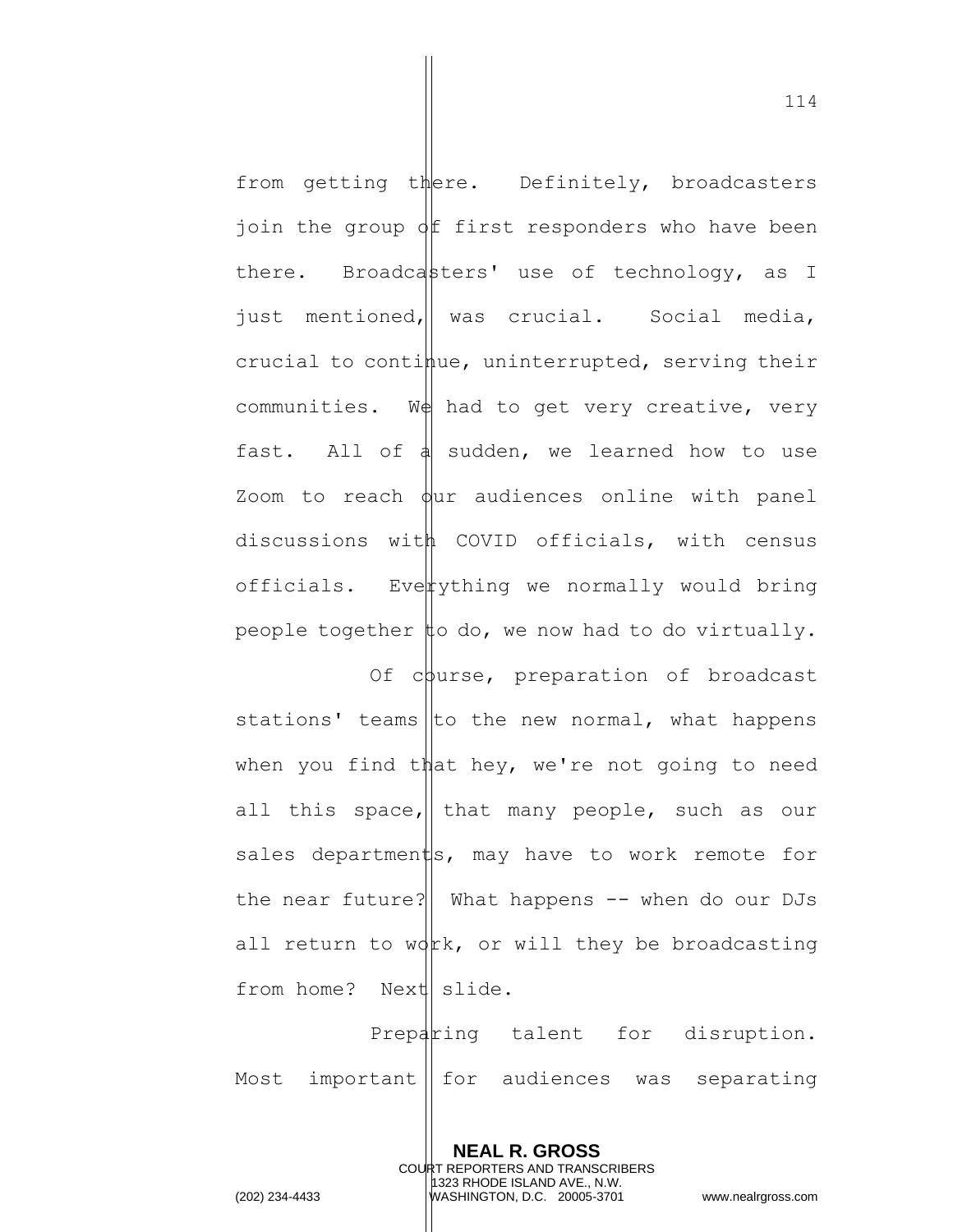from getting there. Definitely, broadcasters join the group of first responders who have been there. Broadcasters' use of technology, as I just mentioned, was crucial. Social media, crucial to continue, uninterrupted, serving their communities. We had to get very creative, very fast. All of a sudden, we learned how to use Zoom to reach our audiences online with panel discussions with COVID officials, with census officials. Everything we normally would bring people together to do, we now had to do virtually.

Of course, preparation of broadcast stations' teams to the new normal, what happens when you find that hey, we're not going to need all this space, that many people, such as our sales departments, may have to work remote for the near future? What happens -- when do our DJs all return to work, or will they be broadcasting from home? Next slide.

Preparing talent for disruption. Most important for audiences was separating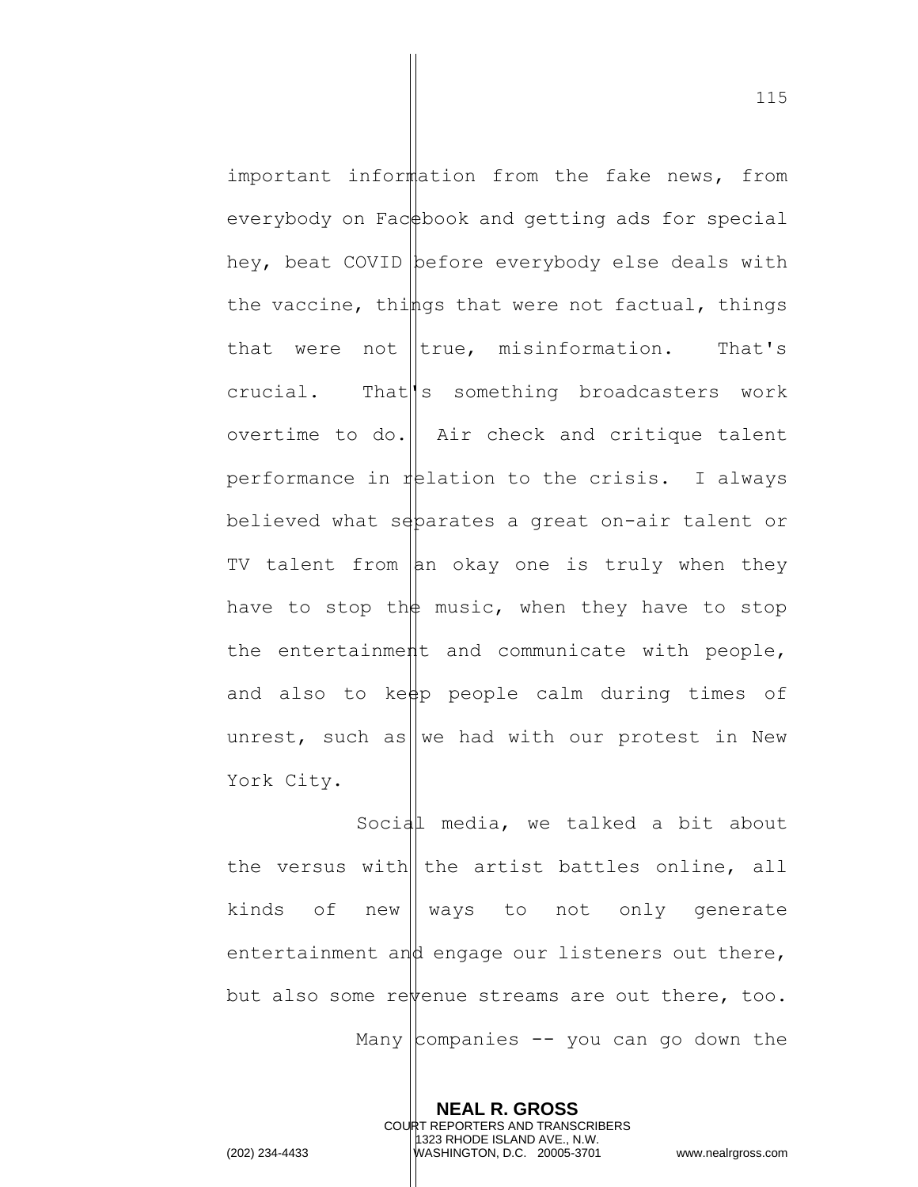important information from the fake news, from everybody on Facebook and getting ads for special hey, beat COVID before everybody else deals with the vaccine, things that were not factual, things that were not true, misinformation. That's crucial. That's something broadcasters work overtime to do. Air check and critique talent performance in relation to the crisis. I always believed what separates a great on-air talent or TV talent from an okay one is truly when they have to stop the music, when they have to stop the entertainment and communicate with people, and also to keep people calm during times of unrest, such as we had with our protest in New York City.

Social media, we talked a bit about the versus with the artist battles online, all kinds of new ways to not only generate entertainment and engage our listeners out there, but also some revenue streams are out there, too.

Many companies -- you can go down the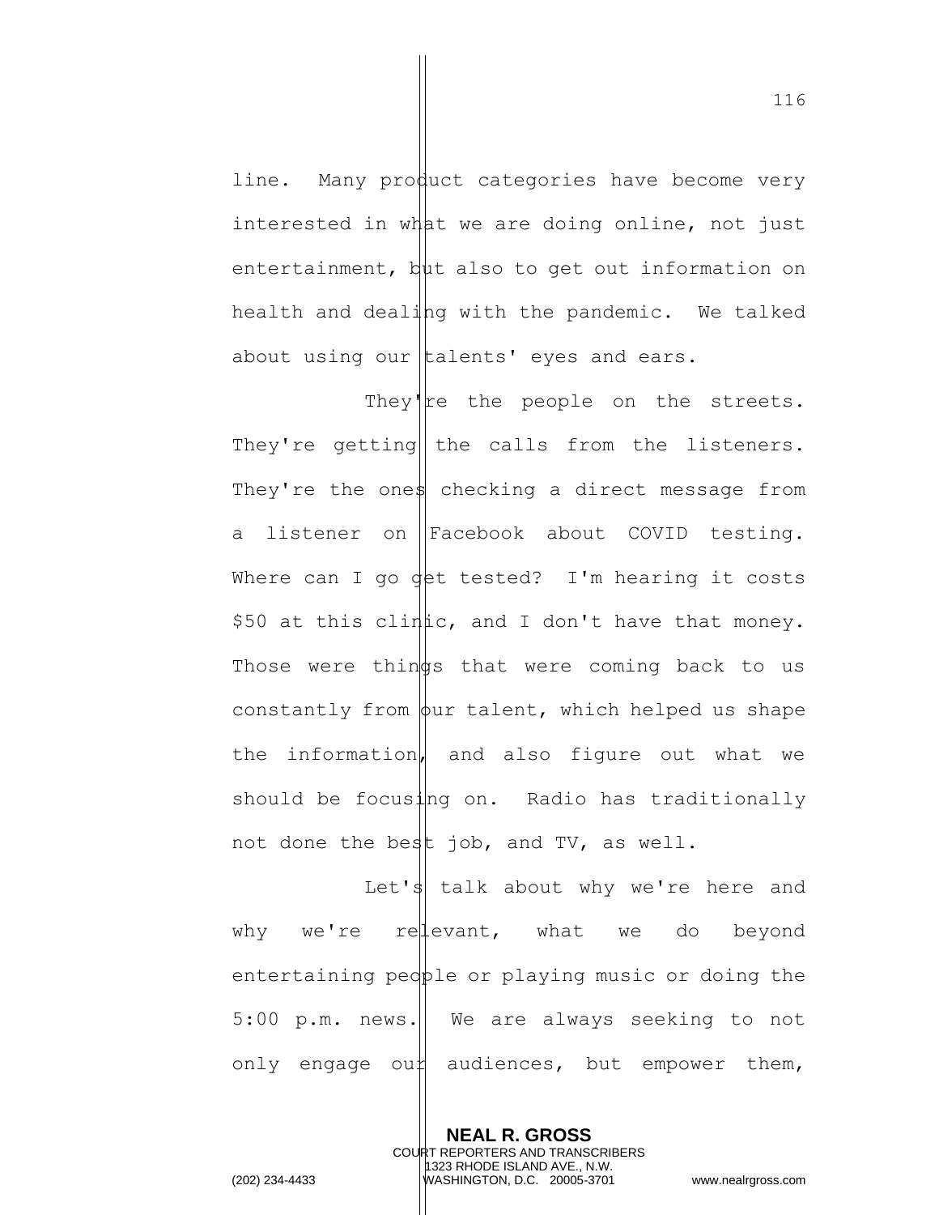line. Many product categories have become very interested in what we are doing online, not just entertainment, but also to get out information on health and dealing with the pandemic. We talked about using our talents' eyes and ears.

They're the people on the streets. They're getting the calls from the listeners. They're the ones checking a direct message from a listener on Facebook about COVID testing. Where can I go get tested? I'm hearing it costs $50 at this clinic, and I don't have that money. Those were things that were coming back to us constantly from our talent, which helped us shape the information, and also figure out what we should be focusing on. Radio has traditionally not done the best job, and TV, as well.

Let's talk about why we're here and why we're relevant, what we do beyond entertaining people or playing music or doing the 5:00 p.m. news. We are always seeking to not only engage our audiences, but empower them,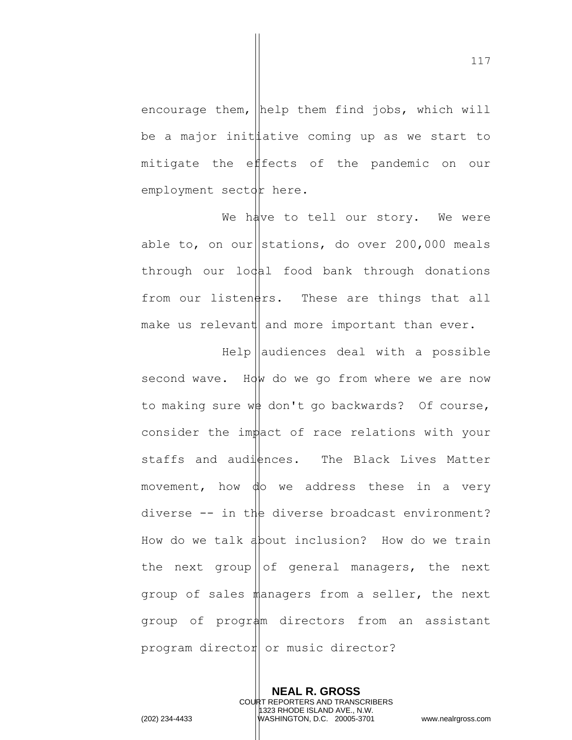encourage them, help them find jobs, which will be a major initiative coming up as we start to mitigate the effects of the pandemic on our employment sector here.

We have to tell our story. We were able to, on our stations, do over 200,000 meals through our local food bank through donations from our listeners. These are things that all make us relevant and more important than ever.

Help audiences deal with a possible second wave. How do we go from where we are now to making sure we don't go backwards? Of course, consider the impact of race relations with your staffs and audiences. The Black Lives Matter movement, how do we address these in a very diverse -- in the diverse broadcast environment? How do we talk about inclusion? How do we train the next group of general managers, the next group of sales managers from a seller, the next group of program directors from an assistant program director or music director?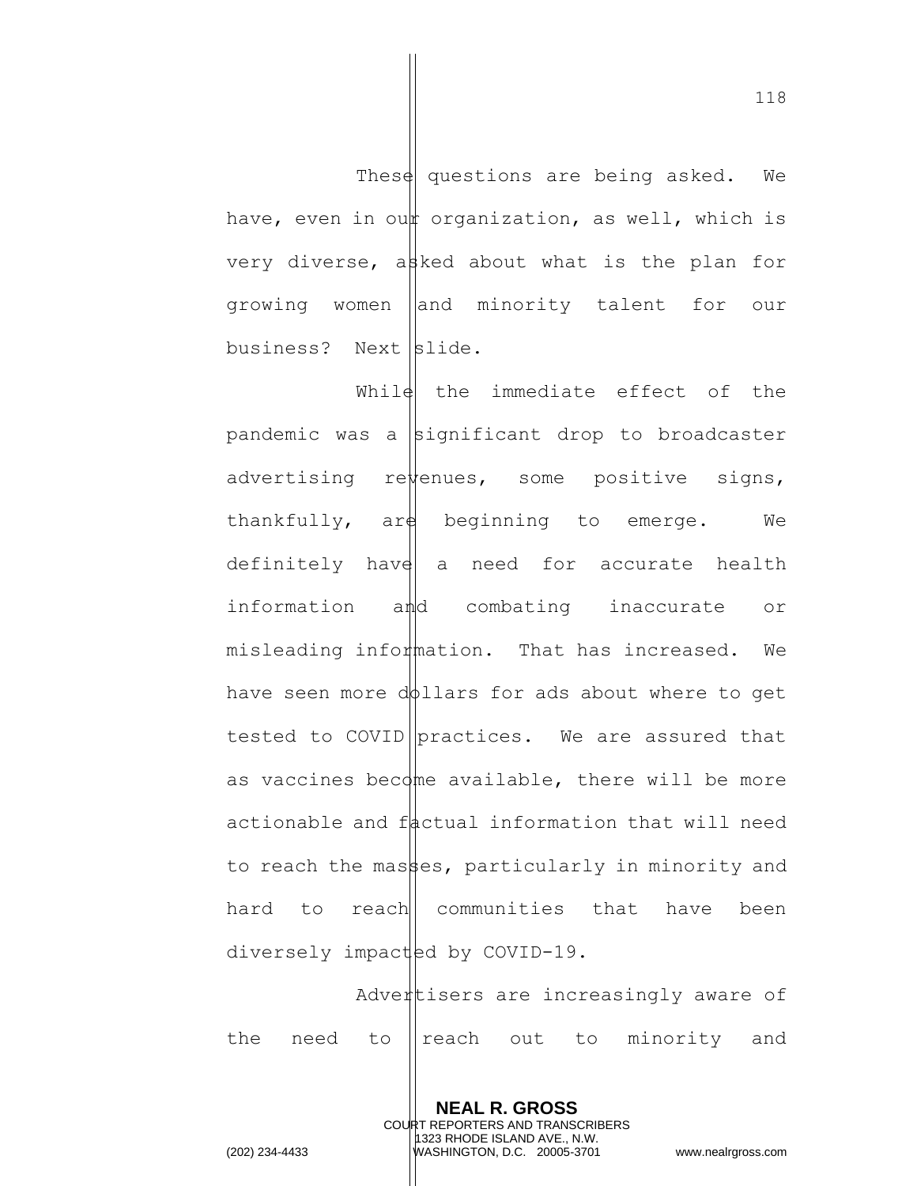These questions are being asked. We have, even in our organization, as well, which is very diverse, asked about what is the plan for growing women and minority talent for our business? Next slide.

While the immediate effect of the pandemic was a significant drop to broadcaster advertising revenues, some positive signs, thankfully, are beginning to emerge. We definitely have a need for accurate health information and combating inaccurate or misleading information. That has increased. We have seen more dollars for ads about where to get tested to COVID practices. We are assured that as vaccines become available, there will be more actionable and factual information that will need to reach the masses, particularly in minority and hard to reach communities that have been diversely impacted by COVID-19.

Advertisers are increasingly aware of the need to reach out to minority and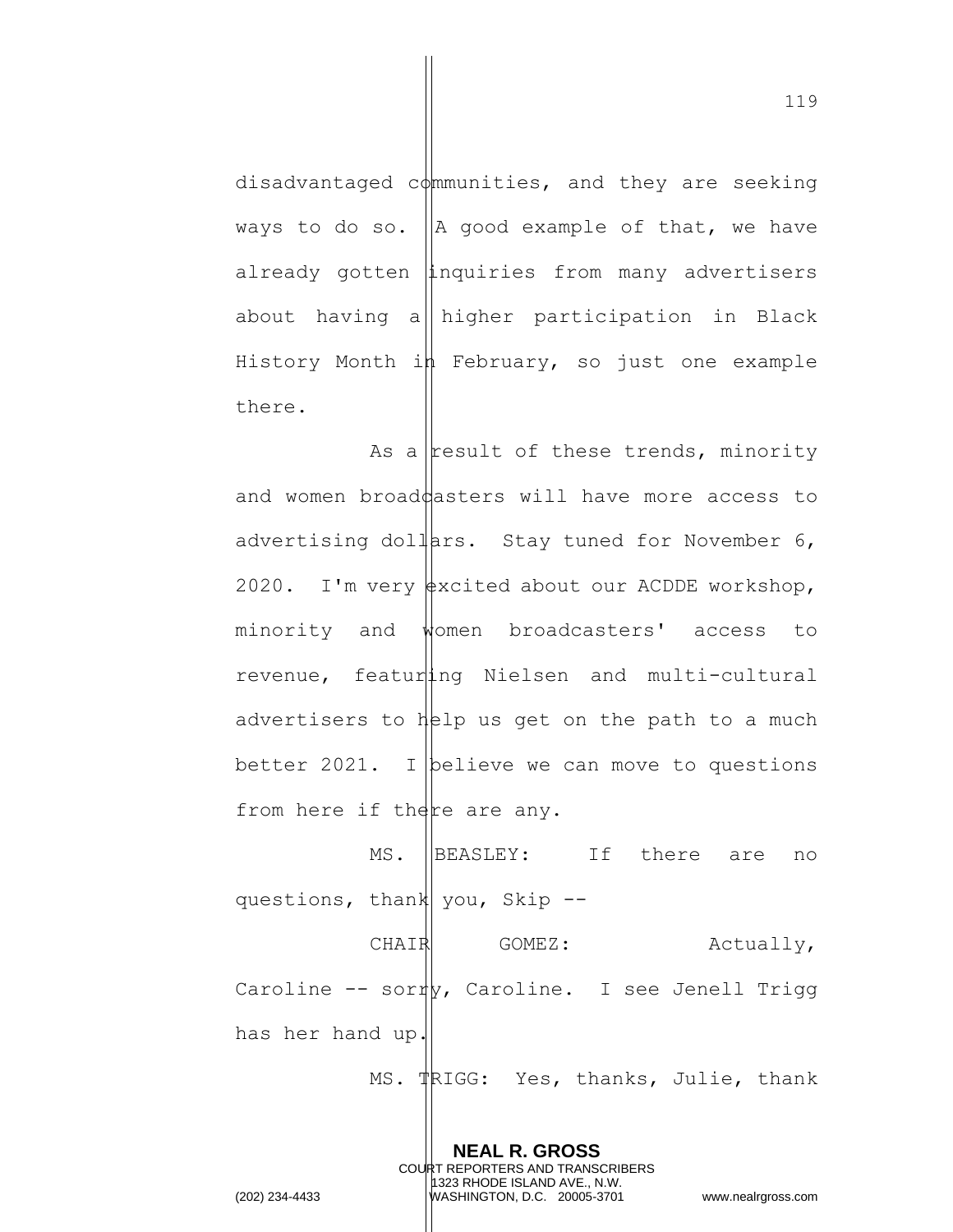disadvantaged communities, and they are seeking ways to do so. A good example of that, we have already gotten inquiries from many advertisers about having a higher participation in Black History Month in February, so just one example there.

As a result of these trends, minority and women broadcasters will have more access to advertising dollars. Stay tuned for November 6, 2020. I'm very excited about our ACDDE workshop, minority and women broadcasters' access to revenue, featuring Nielsen and multi-cultural advertisers to help us get on the path to a much better 2021. I believe we can move to questions from here if there are any.

MS. BEASLEY: If there are no questions, thank you, Skip --

CHAIR GOMEZ: Actually, Caroline -- sorry, Caroline. I see Jenell Trigg has her hand up.

MS. TRIGG: Yes, thanks, Julie, thank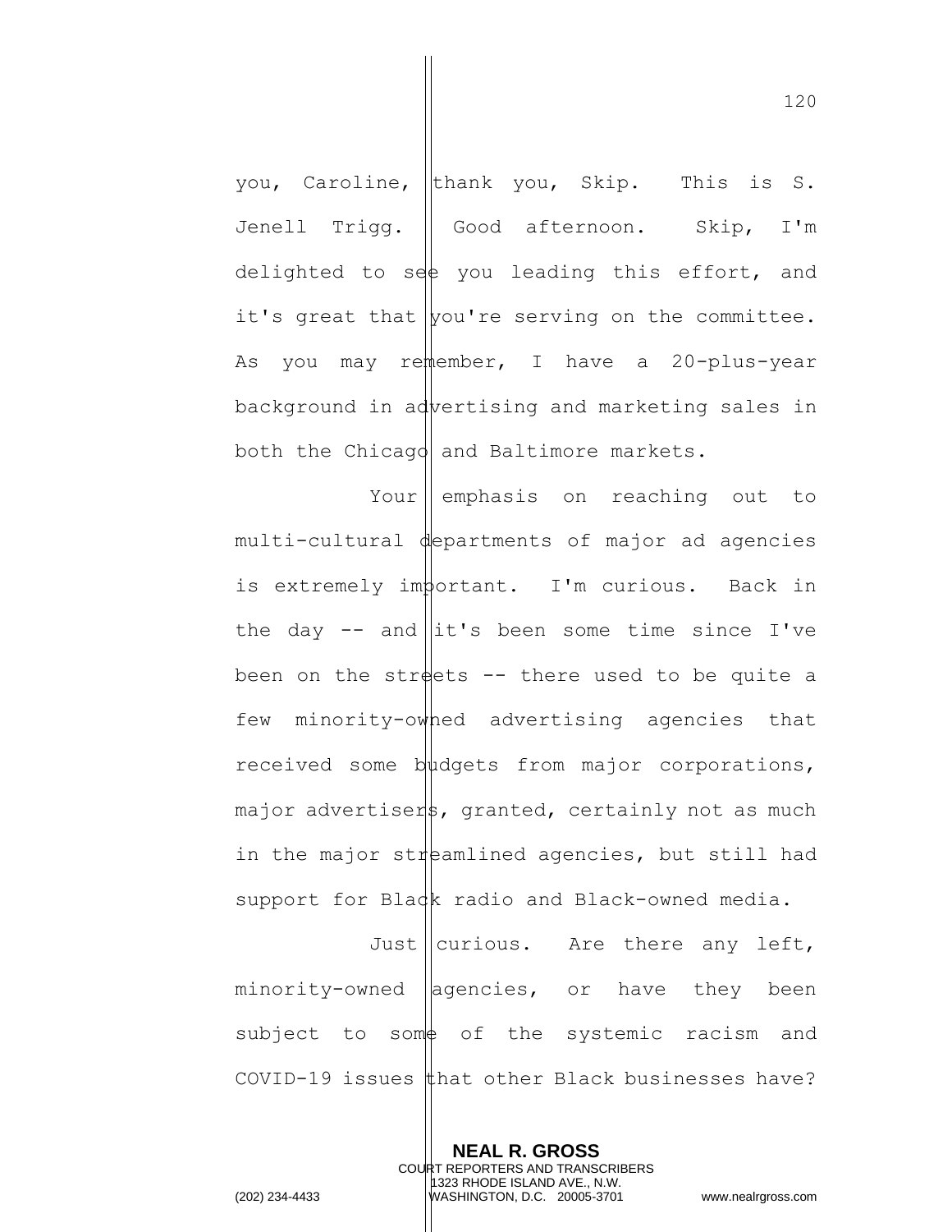you, Caroline, thank you, Skip. This is S. Jenell Trigg. Good afternoon. Skip, I'm delighted to see you leading this effort, and it's great that you're serving on the committee. As you may remember, I have a 20-plus-year background in advertising and marketing sales in both the Chicago and Baltimore markets.

Your emphasis on reaching out to multi-cultural departments of major ad agencies is extremely important. I'm curious. Back in the day -- and it's been some time since I've been on the streets -- there used to be quite a few minority-owned advertising agencies that received some budgets from major corporations, major advertisers, granted, certainly not as much in the major streamlined agencies, but still had support for Black radio and Black-owned media.

Just curious. Are there any left, minority-owned agencies, or have they been subject to some of the systemic racism and COVID-19 issues that other Black businesses have?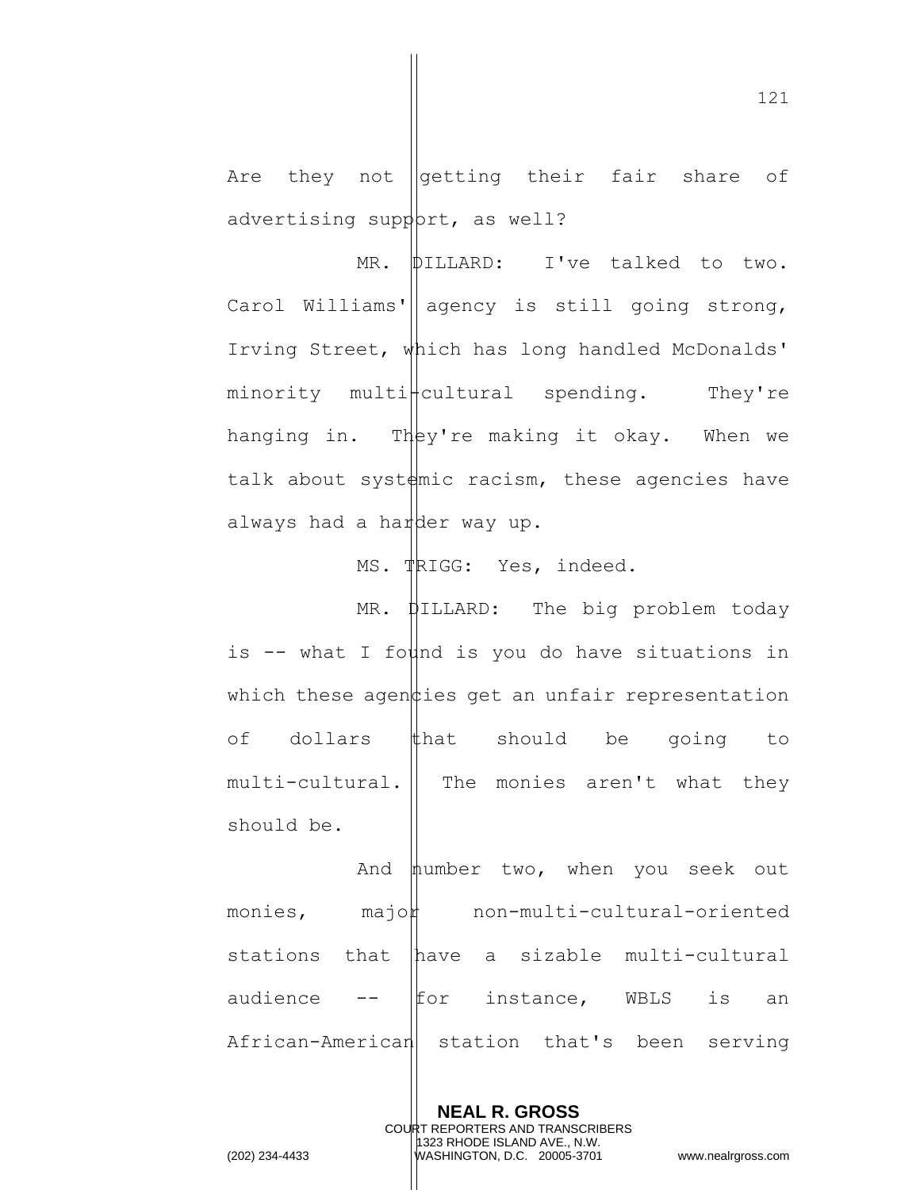Are they not getting their fair share of advertising support, as well?

MR. DILLARD: I've talked to two. Carol Williams' agency is still going strong, Irving Street, which has long handled McDonalds' minority multi-cultural spending. They're hanging in. They're making it okay. When we talk about systemic racism, these agencies have always had a harder way up.

MS. TRIGG: Yes, indeed.

MR. DILLARD: The big problem today is -- what I found is you do have situations in which these agencies get an unfair representation of dollars that should be going to multi-cultural. The monies aren't what they should be.

And number two, when you seek out monies, major non-multi-cultural-oriented stations that have a sizable multi-cultural audience -- for instance, WBLS is an African-American station that's been serving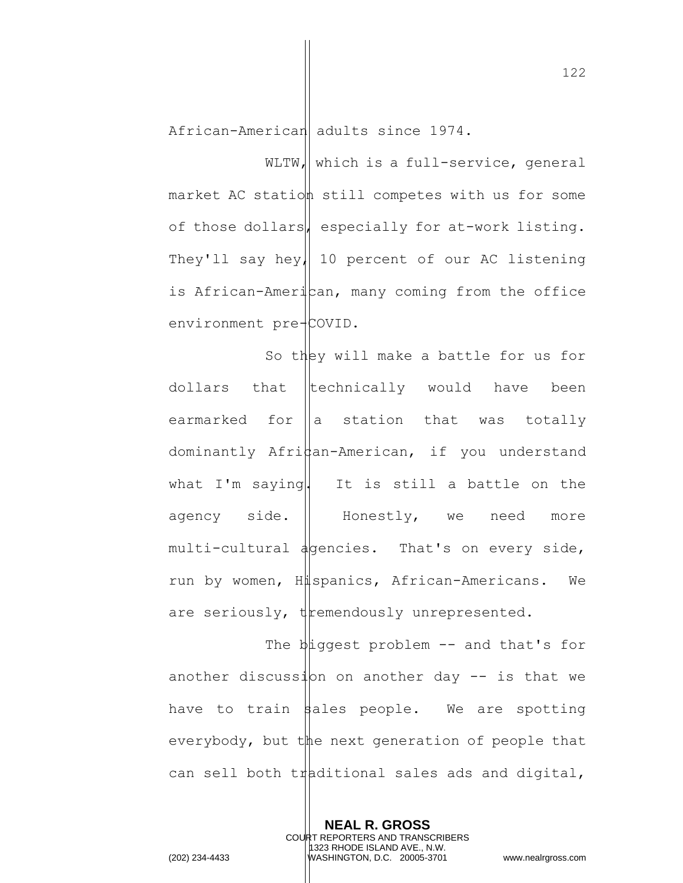African-American adults since 1974.

WLTW, which is a full-service, general market AC station still competes with us for some of those dollars, especially for at-work listing. They'll say hey, 10 percent of our AC listening is African-American, many coming from the office environment pre-COVID.

So they will make a battle for us for dollars that technically would have been earmarked for a station that was totally dominantly African-American, if you understand what I'm saying. It is still a battle on the agency side. Honestly, we need more multi-cultural agencies. That's on every side, run by women, Hispanics, African-Americans. We are seriously, tremendously unrepresented.

The biggest problem -- and that's for another discussion on another day -- is that we have to train sales people. We are spotting everybody, but the next generation of people that can sell both traditional sales ads and digital,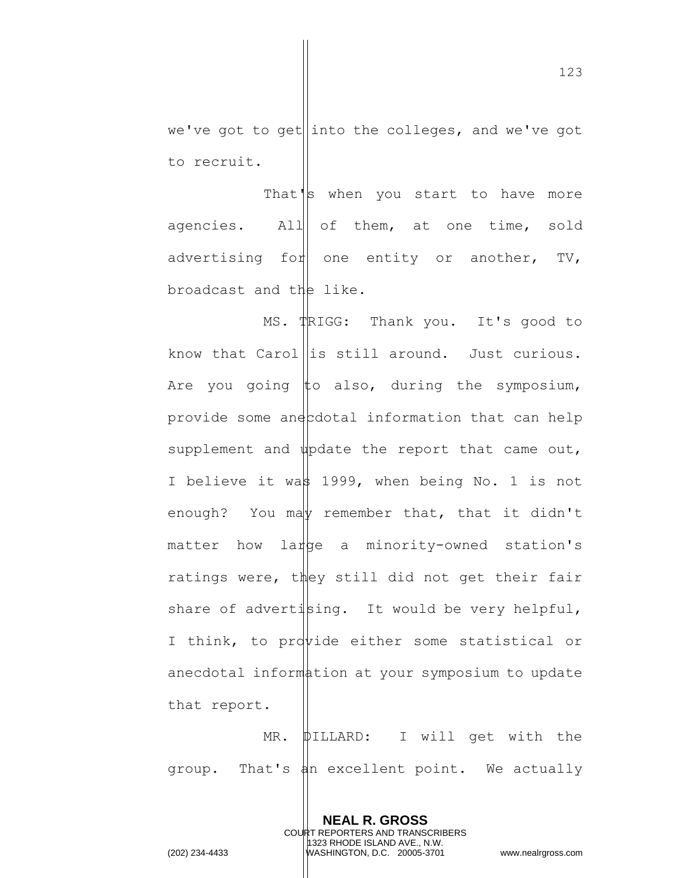we've got to get into the colleges, and we've got to recruit.

That's when you start to have more agencies. All of them, at one time, sold advertising for one entity or another, TV, broadcast and the like.

MS. TRIGG: Thank you. It's good to know that Carol is still around. Just curious. Are you going to also, during the symposium, provide some anecdotal information that can help supplement and update the report that came out, I believe it was 1999, when being No. 1 is not enough? You may remember that, that it didn't matter how large a minority-owned station's ratings were, they still did not get their fair share of advertising. It would be very helpful, I think, to provide either some statistical or anecdotal information at your symposium to update that report.

MR. DILLARD: I will get with the group. That's an excellent point. We actually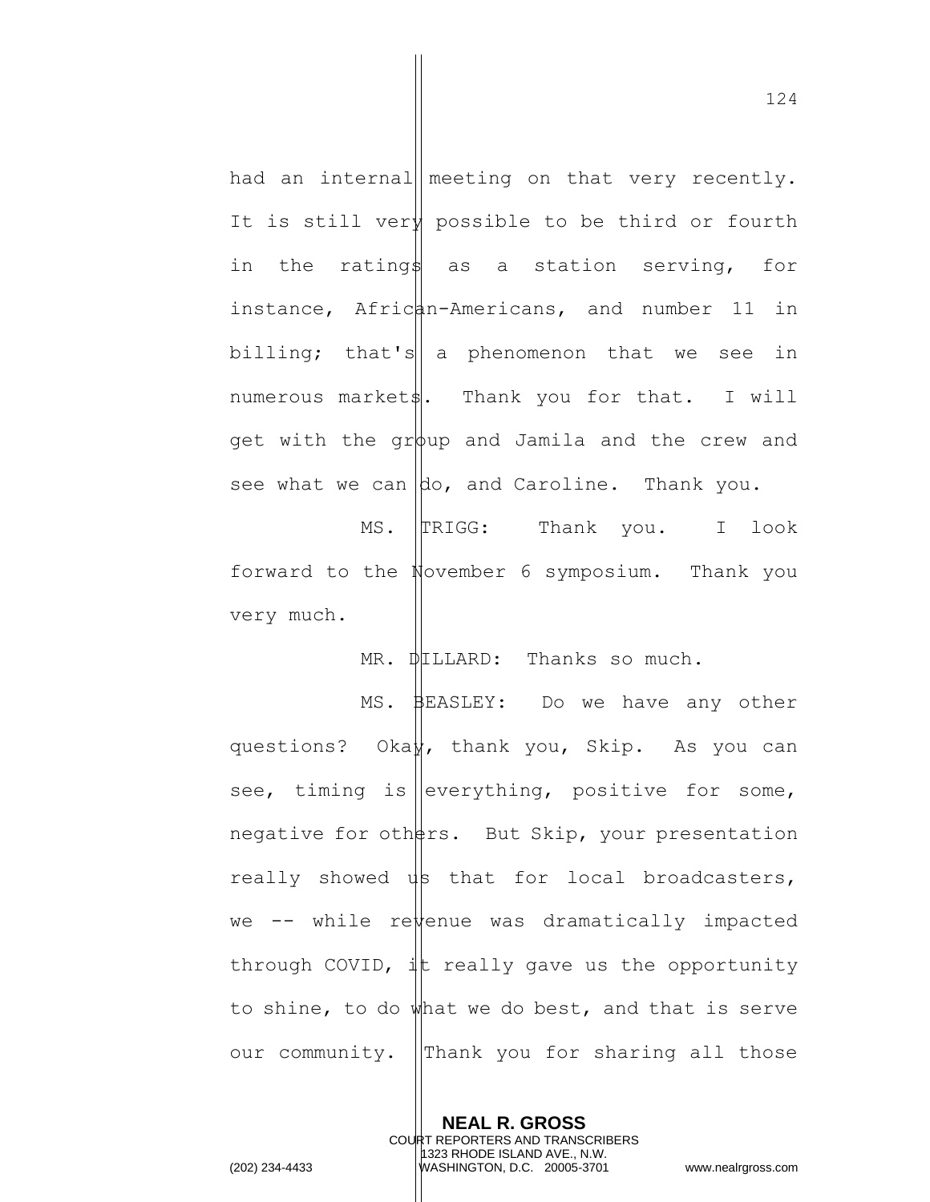had an internal meeting on that very recently. It is still very possible to be third or fourth in the ratings as a station serving, for instance, African-Americans, and number 11 in billing; that's a phenomenon that we see in numerous markets. Thank you for that. I will get with the group and Jamila and the crew and see what we can do, and Caroline. Thank you.

MS. TRIGG: Thank you. I look forward to the November 6 symposium. Thank you very much.

MR. DILLARD: Thanks so much.

MS. BEASLEY: Do we have any other questions? Okay, thank you, Skip. As you can see, timing is everything, positive for some, negative for others. But Skip, your presentation really showed us that for local broadcasters, we -- while revenue was dramatically impacted through COVID, it really gave us the opportunity to shine, to do what we do best, and that is serve our community. Thank you for sharing all those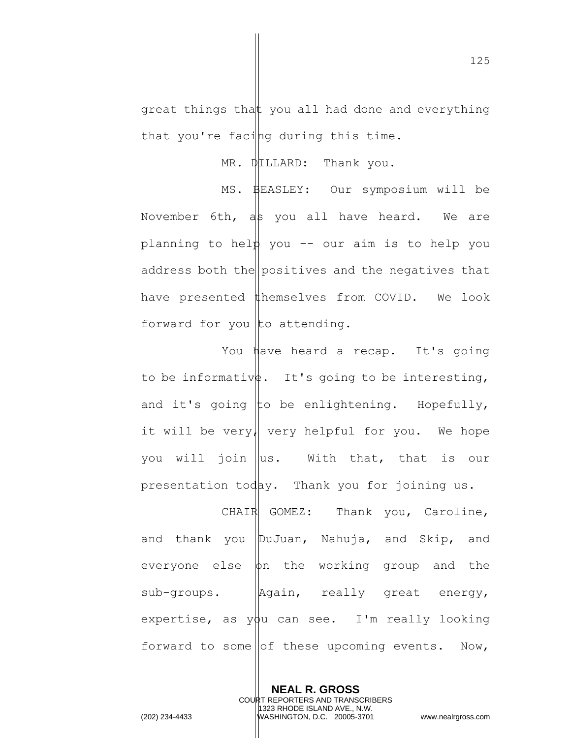great things that you all had done and everything that you're facing during this time.

MR. DILLARD: Thank you.

MS. BEASLEY: Our symposium will be November 6th, as you all have heard. We are planning to help you -- our aim is to help you address both the positives and the negatives that have presented themselves from COVID. We look forward for you to attending.

You have heard a recap. It's going to be informative. It's going to be interesting, and it's going to be enlightening. Hopefully, it will be very, very helpful for you. We hope you will join us. With that, that is our presentation today. Thank you for joining us.

CHAIR GOMEZ: Thank you, Caroline, and thank you DuJuan, Nahuja, and Skip, and everyone else on the working group and the sub-groups. Again, really great energy, expertise, as you can see. I'm really looking forward to some of these upcoming events. Now,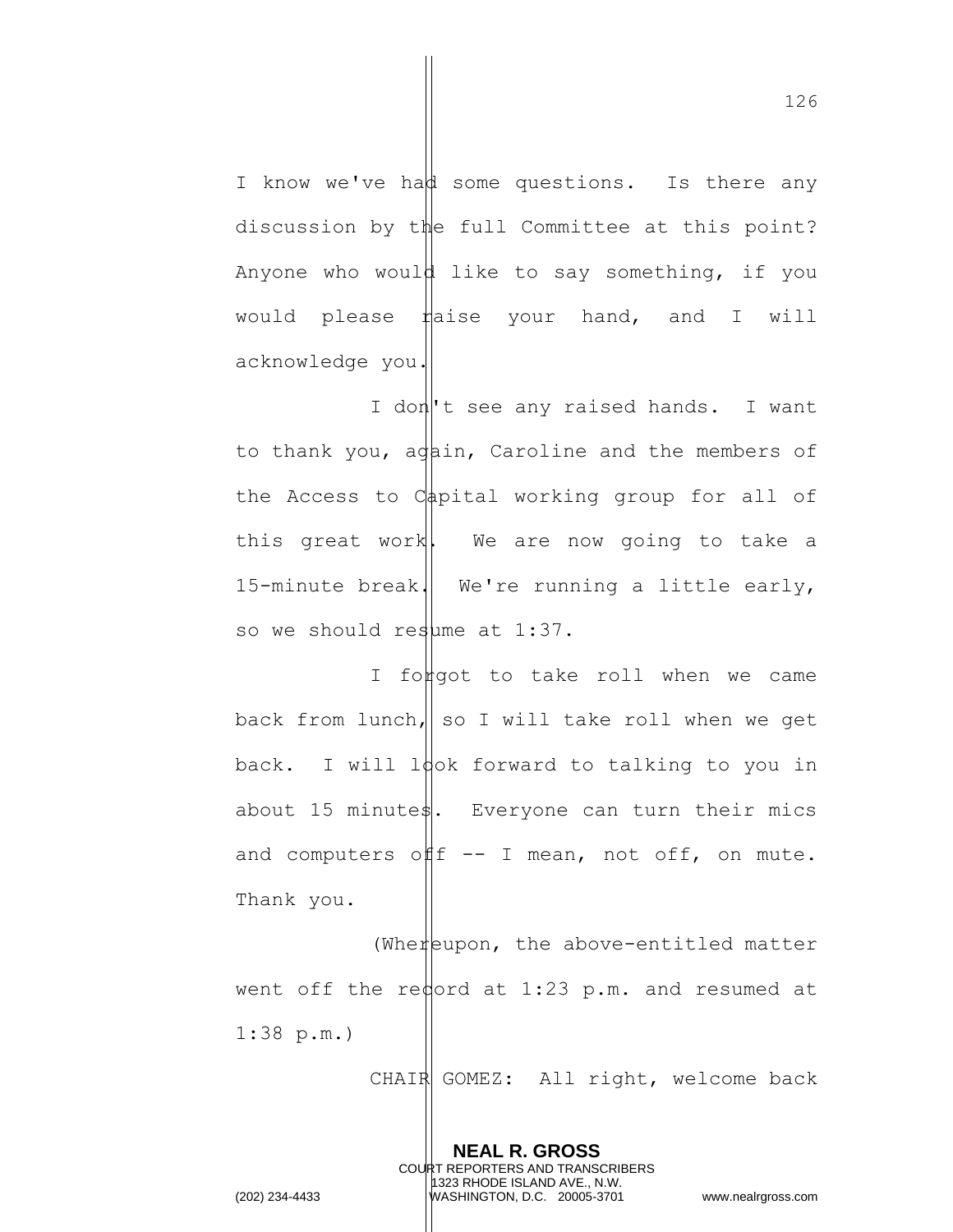I know we've had some questions. Is there any discussion by the full Committee at this point? Anyone who would like to say something, if you would please raise your hand, and I will acknowledge you.

I don't see any raised hands. I want to thank you, again, Caroline and the members of the Access to Capital working group for all of this great work. We are now going to take a 15-minute break. We're running a little early, so we should resume at 1:37.

I forgot to take roll when we came back from lunch, so I will take roll when we get back. I will look forward to talking to you in about 15 minutes. Everyone can turn their mics and computers off -- I mean, not off, on mute. Thank you.

(Whereupon, the above-entitled matter went off the record at 1:23 p.m. and resumed at 1:38 p.m.)

CHAIR GOMEZ: All right, welcome back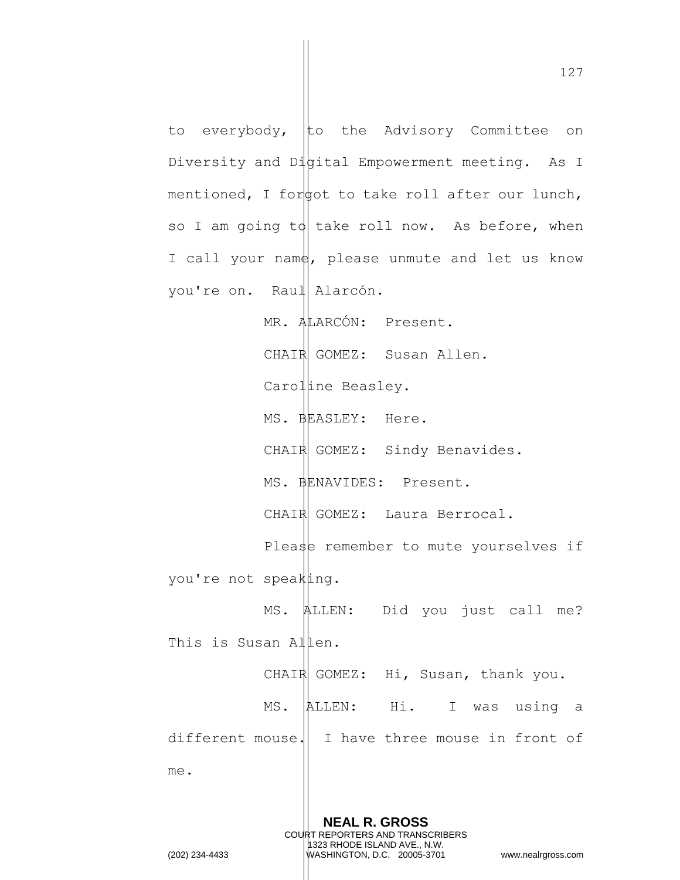to everybody, to the Advisory Committee on Diversity and Digital Empowerment meeting. As I mentioned, I forgot to take roll after our lunch, so I am going to take roll now. As before, when I call your name, please unmute and let us know you're on. Raul Alarcón.

MR. ALARCÓN: Present.

CHAIR GOMEZ: Susan Allen.

Caroline Beasley.

MS. BEASLEY: Here.

CHAIR GOMEZ: Sindy Benavides.

MS. BENAVIDES: Present.

CHAIR GOMEZ: Laura Berrocal.

Please remember to mute yourselves if you're not speaking.

MS. ALLEN: Did you just call me? This is Susan Allen.

CHAIR GOMEZ: Hi, Susan, thank you.

MS. ALLEN: Hi. I was using a different mouse. I have three mouse in front of me.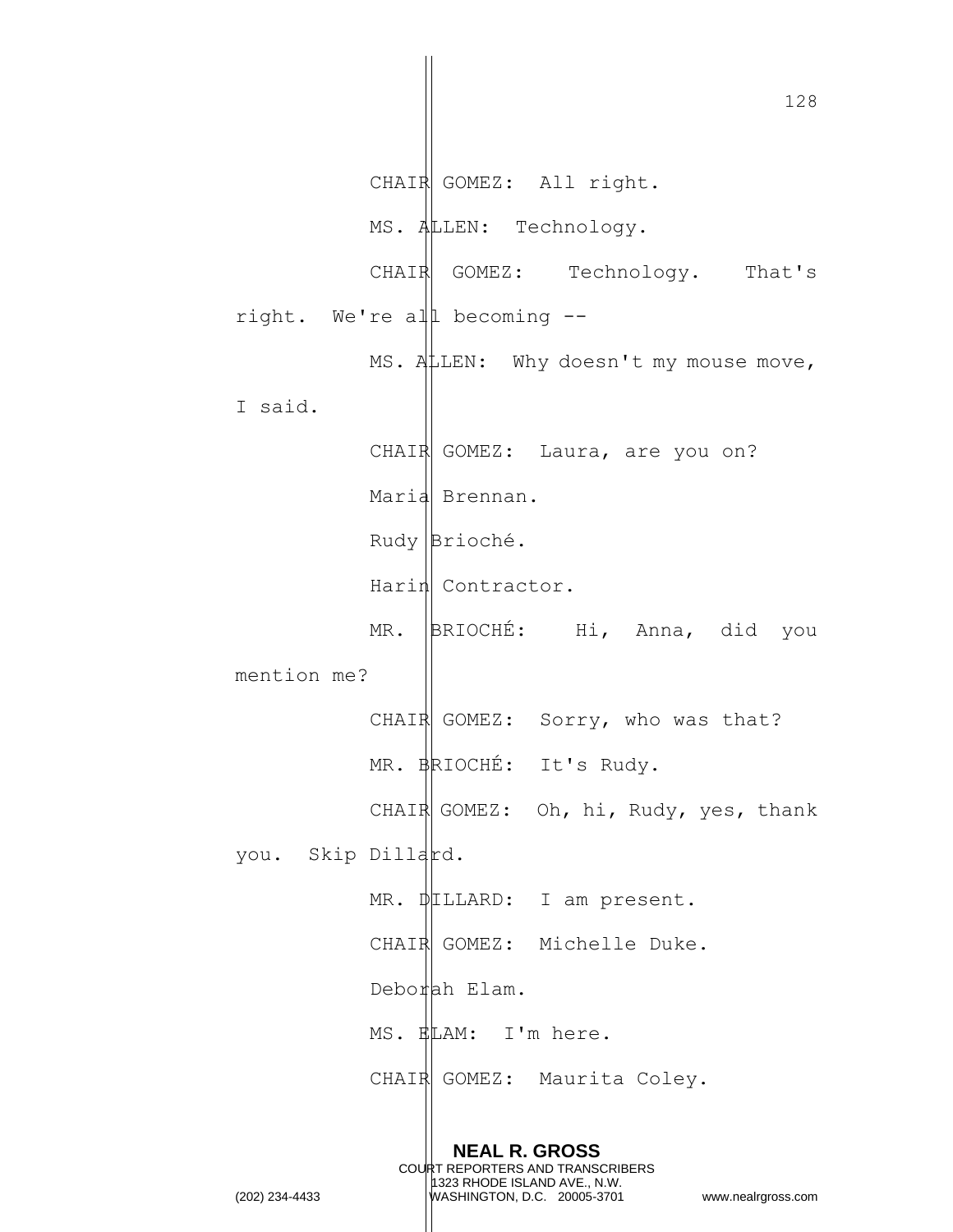CHAIR GOMEZ: All right.

MS. ALLEN: Technology.

CHAIR GOMEZ: Technology. That's right. We're all becoming --

MS. ALLEN: Why doesn't my mouse move, I said.

CHAIR GOMEZ: Laura, are you on?

Maria Brennan.

Rudy Brioché.

Harin Contractor.

MR. BRIOCHÉ: Hi, Anna, did you mention me?

CHAIR GOMEZ: Sorry, who was that?

MR. BRIOCHÉ: It's Rudy.

CHAIR GOMEZ: Oh, hi, Rudy, yes, thank you. Skip Dillard.

MR. DILLARD: I am present.

CHAIR GOMEZ: Michelle Duke.

Deborah Elam.

MS. ELAM: I'm here.

CHAIR GOMEZ: Maurita Coley.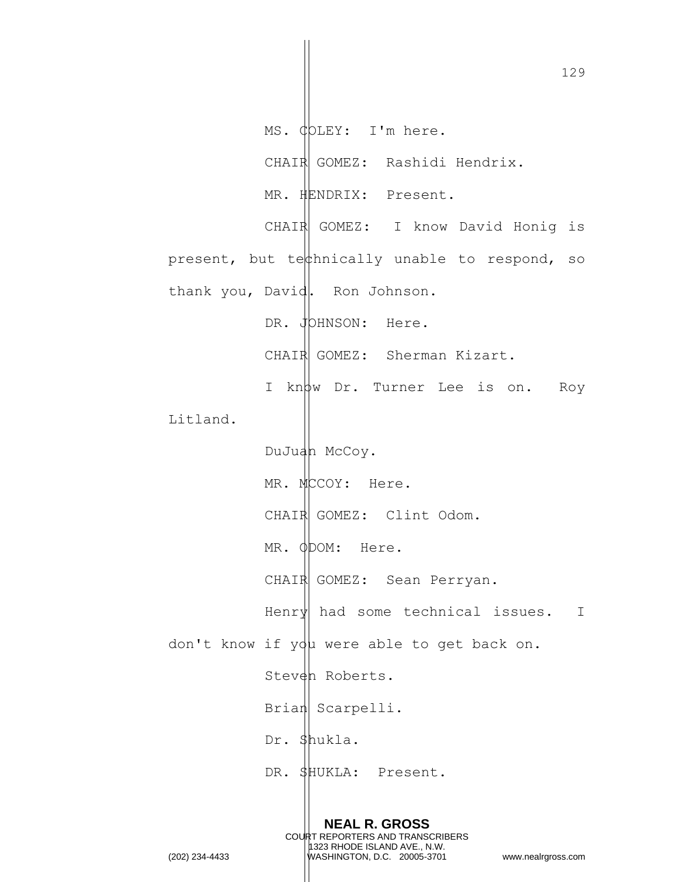MS. COLEY: I'm here.

CHAIR GOMEZ: Rashidi Hendrix.

MR. HENDRIX: Present.

CHAIR GOMEZ: I know David Honig is present, but technically unable to respond, so thank you, David. Ron Johnson.

DR. JOHNSON: Here.

CHAIR GOMEZ: Sherman Kizart.

I know Dr. Turner Lee is on. Roy Litland.

DuJuan McCoy.

MR. MCCOY: Here.

CHAIR GOMEZ: Clint Odom.

MR. ODOM: Here.

CHAIR GOMEZ: Sean Perryan.

Henry had some technical issues. I don't know if you were able to get back on.

Steven Roberts.

Brian Scarpelli.

Dr. Shukla.

DR. SHUKLA: Present.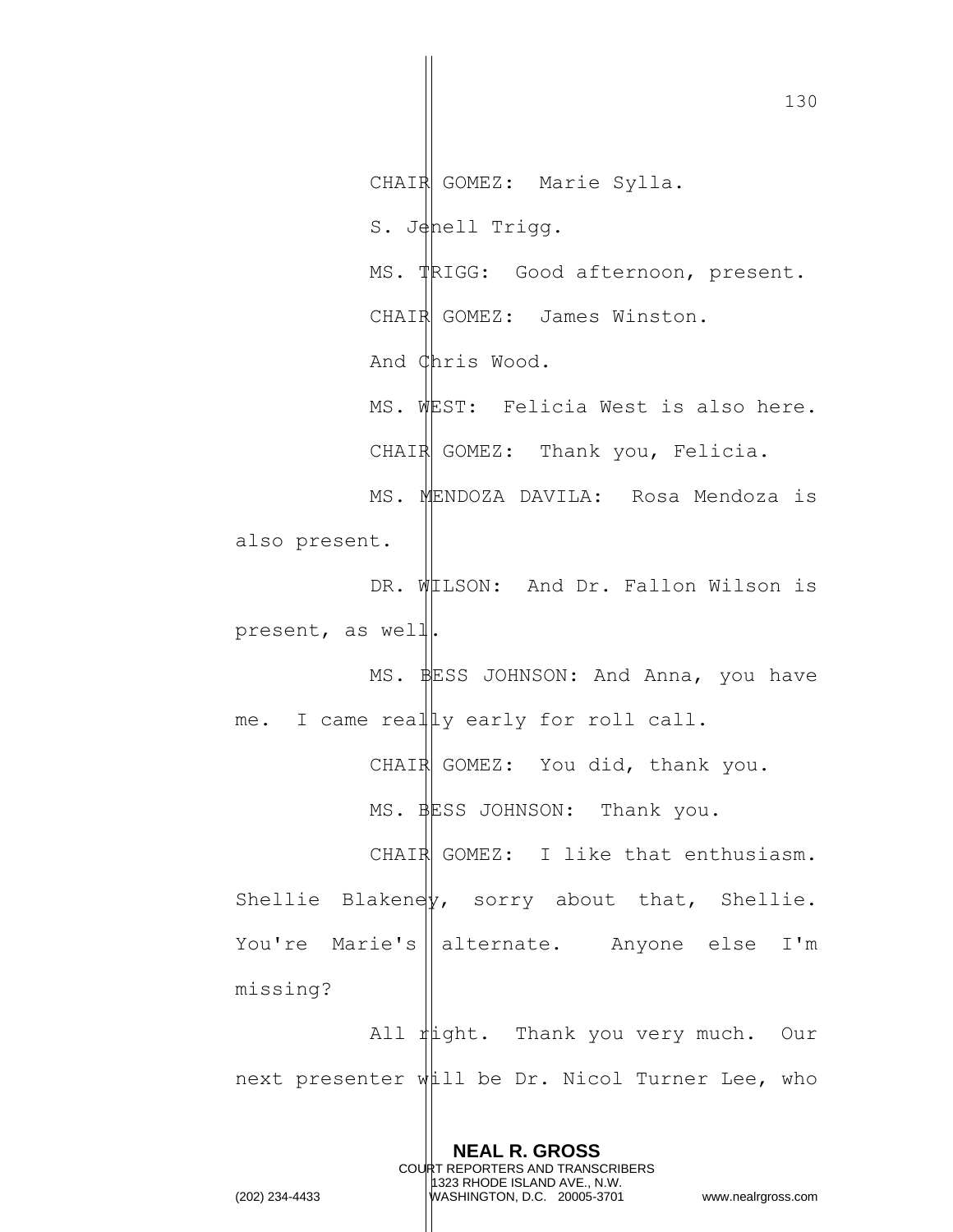CHAIR GOMEZ: Marie Sylla.

S. Jenell Trigg.

MS. TRIGG: Good afternoon, present.

CHAIR GOMEZ: James Winston.

And Chris Wood.

MS. WEST: Felicia West is also here.

CHAIR GOMEZ: Thank you, Felicia.

MS. MENDOZA DAVILA: Rosa Mendoza is also present.

DR. WILSON: And Dr. Fallon Wilson is present, as well.

MS. BESS JOHNSON: And Anna, you have me. I came really early for roll call.

CHAIR GOMEZ: You did, thank you.

MS. BESS JOHNSON: Thank you.

CHAIR GOMEZ: I like that enthusiasm. Shellie Blakeney, sorry about that, Shellie. You're Marie's alternate. Anyone else I'm missing?

All right. Thank you very much. Our next presenter will be Dr. Nicol Turner Lee, who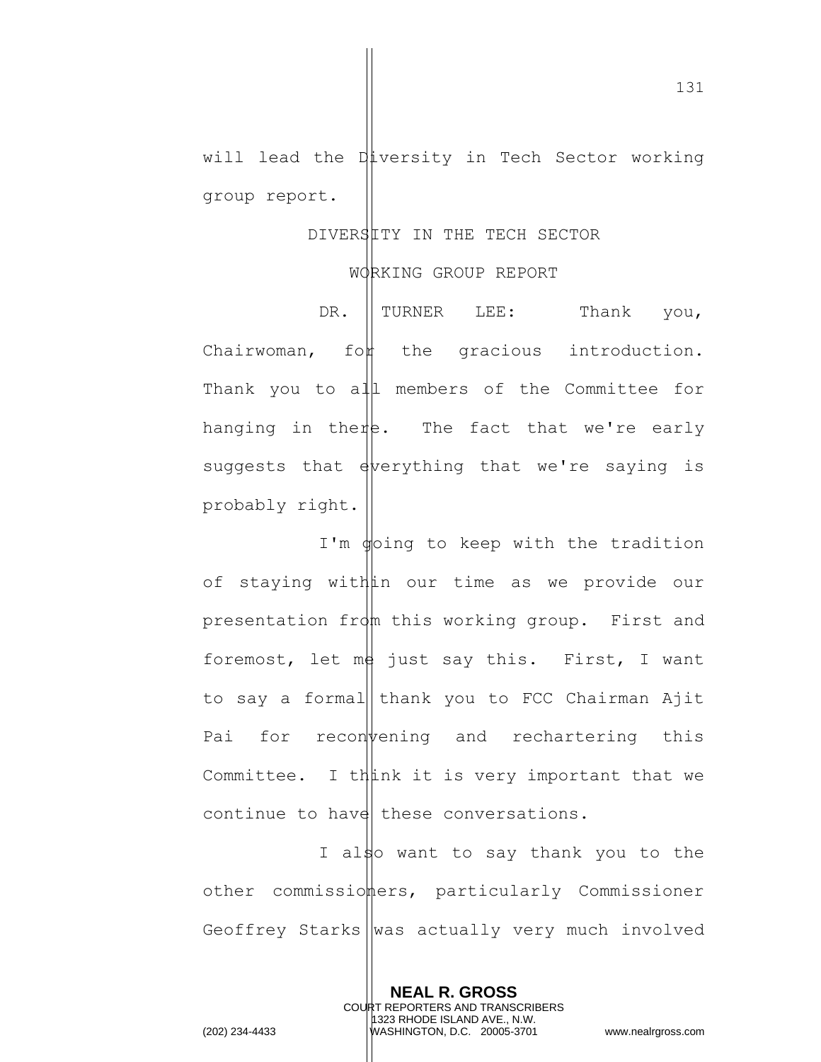will lead the Diversity in Tech Sector working group report.

DIVERSITY IN THE TECH SECTOR

WORKING GROUP REPORT

DR. TURNER LEE: Thank you, Chairwoman, for the gracious introduction. Thank you to all members of the Committee for hanging in there. The fact that we're early suggests that everything that we're saying is probably right.

I'm going to keep with the tradition of staying within our time as we provide our presentation from this working group. First and foremost, let me just say this. First, I want to say a formal thank you to FCC Chairman Ajit Pai for reconvening and rechartering this Committee. I think it is very important that we continue to have these conversations.

I also want to say thank you to the other commissioners, particularly Commissioner Geoffrey Starks was actually very much involved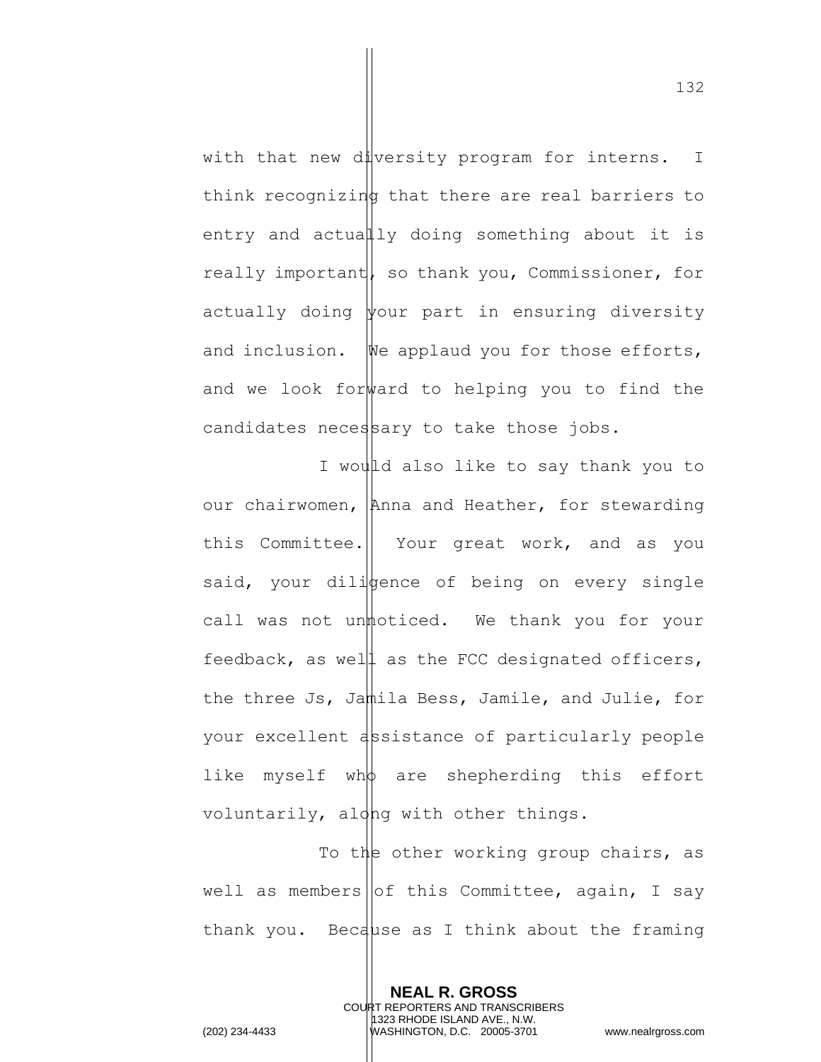with that new diversity program for interns. I think recognizing that there are real barriers to entry and actually doing something about it is really important, so thank you, Commissioner, for actually doing your part in ensuring diversity and inclusion. We applaud you for those efforts, and we look forward to helping you to find the candidates necessary to take those jobs.

I would also like to say thank you to our chairwomen, Anna and Heather, for stewarding this Committee. Your great work, and as you said, your diligence of being on every single call was not unnoticed. We thank you for your feedback, as well as the FCC designated officers, the three Js, Jamila Bess, Jamile, and Julie, for your excellent assistance of particularly people like myself who are shepherding this effort voluntarily, along with other things.

To the other working group chairs, as well as members of this Committee, again, I say thank you. Because as I think about the framing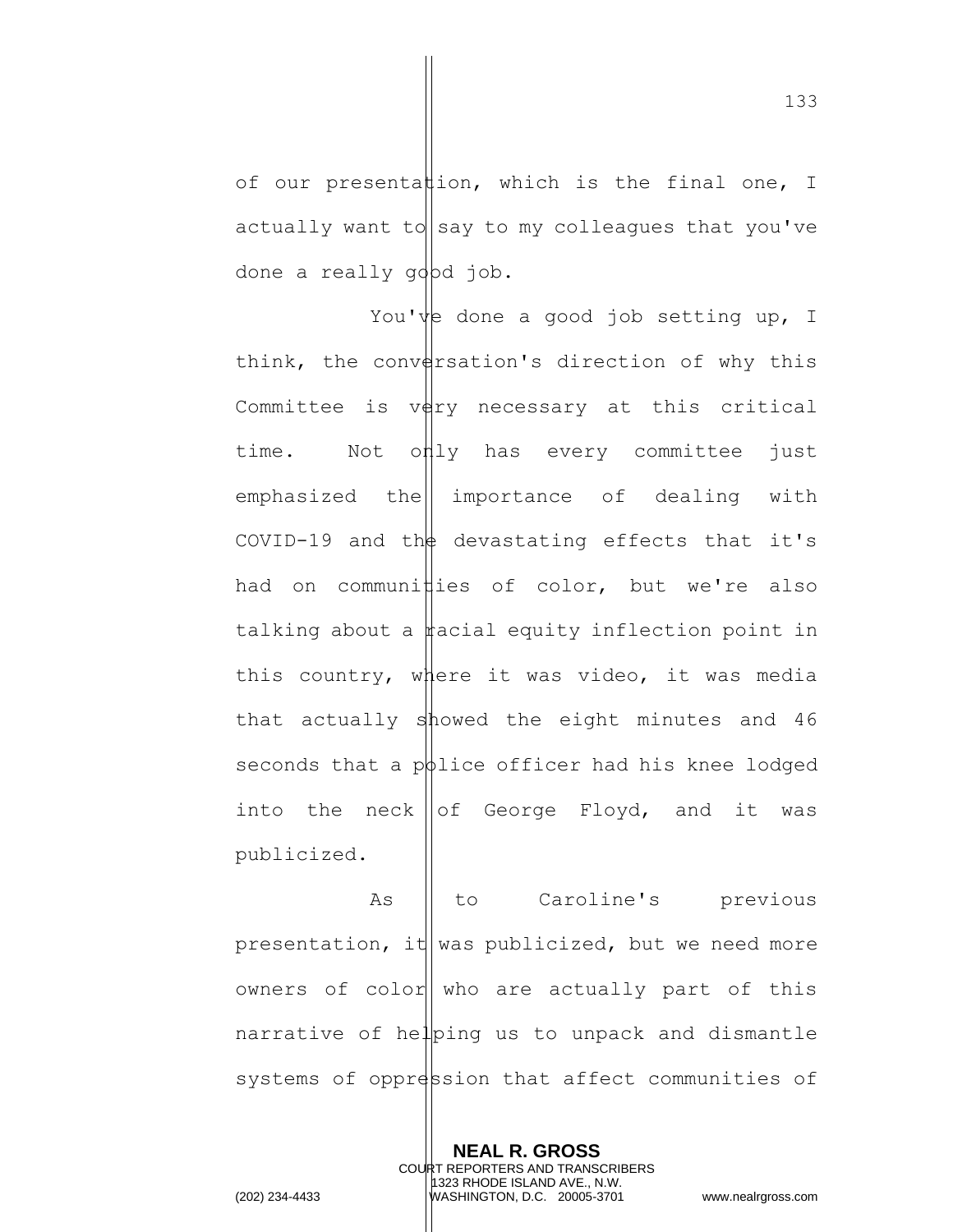of our presentation, which is the final one, I actually want to say to my colleagues that you've done a really good job.

You've done a good job setting up, I think, the conversation's direction of why this Committee is very necessary at this critical time. Not only has every committee just emphasized the importance of dealing with COVID-19 and the devastating effects that it's had on communities of color, but we're also talking about a racial equity inflection point in this country, where it was video, it was media that actually showed the eight minutes and 46 seconds that a police officer had his knee lodged into the neck of George Floyd, and it was publicized.

As to Caroline's previous presentation, it was publicized, but we need more owners of color who are actually part of this narrative of helping us to unpack and dismantle systems of oppression that affect communities of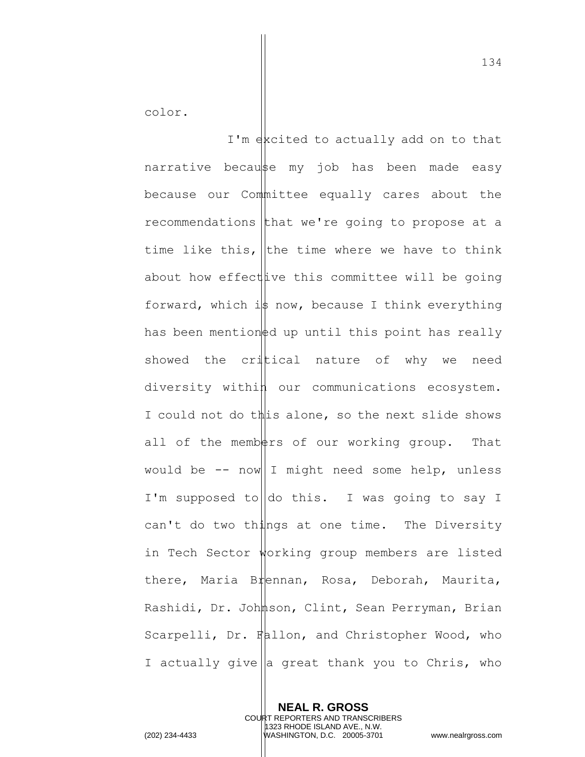color.

I'm excited to actually add on to that narrative because my job has been made easy because our Committee equally cares about the recommendations that we're going to propose at a time like this, the time where we have to think about how effective this committee will be going forward, which is now, because I think everything has been mentioned up until this point has really showed the critical nature of why we need diversity within our communications ecosystem. I could not do this alone, so the next slide shows all of the members of our working group. That would be -- now I might need some help, unless I'm supposed to do this. I was going to say I can't do two things at one time. The Diversity in Tech Sector working group members are listed there, Maria Brennan, Rosa, Deborah, Maurita, Rashidi, Dr. Johnson, Clint, Sean Perryman, Brian Scarpelli, Dr. Fallon, and Christopher Wood, who I actually give a great thank you to Chris, who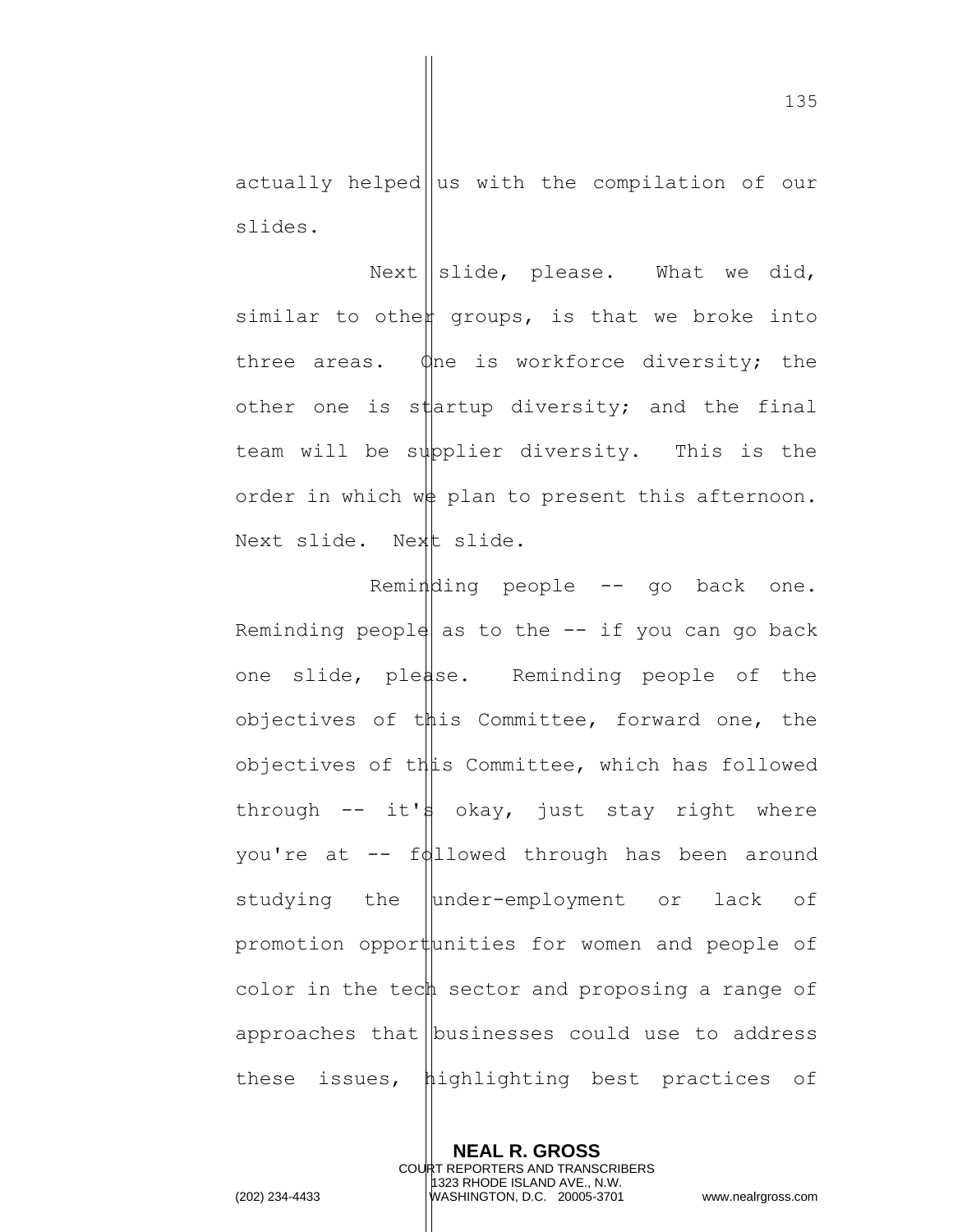actually helped us with the compilation of our slides.

Next slide, please. What we did, similar to other groups, is that we broke into three areas. One is workforce diversity; the other one is startup diversity; and the final team will be supplier diversity. This is the order in which we plan to present this afternoon. Next slide. Next slide.

Reminding people -- go back one. Reminding people as to the -- if you can go back one slide, please. Reminding people of the objectives of this Committee, forward one, the objectives of this Committee, which has followed through -- it's okay, just stay right where you're at -- followed through has been around studying the under-employment or lack of promotion opportunities for women and people of color in the tech sector and proposing a range of approaches that businesses could use to address these issues, highlighting best practices of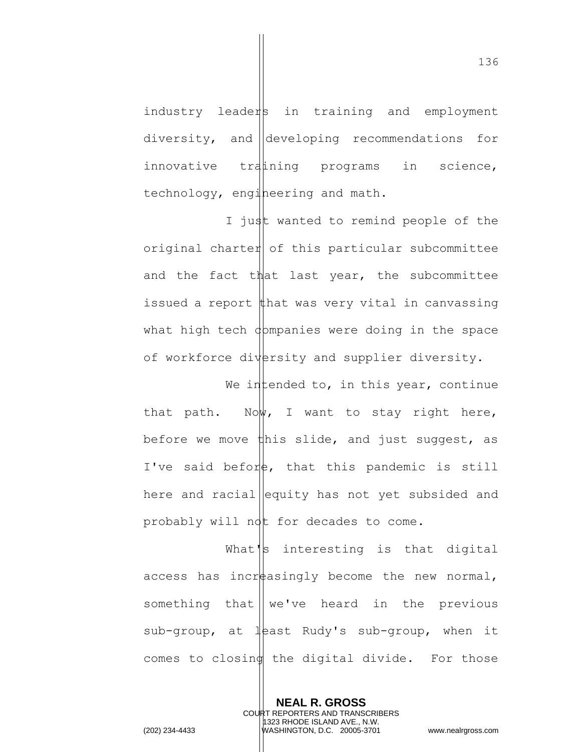industry leaders in training and employment diversity, and developing recommendations for innovative training programs in science, technology, engineering and math.

I just wanted to remind people of the original charter of this particular subcommittee and the fact that last year, the subcommittee issued a report that was very vital in canvassing what high tech companies were doing in the space of workforce diversity and supplier diversity.

We intended to, in this year, continue that path. Now, I want to stay right here, before we move this slide, and just suggest, as I've said before, that this pandemic is still here and racial equity has not yet subsided and probably will not for decades to come.

What's interesting is that digital access has increasingly become the new normal, something that we've heard in the previous sub-group, at least Rudy's sub-group, when it comes to closing the digital divide. For those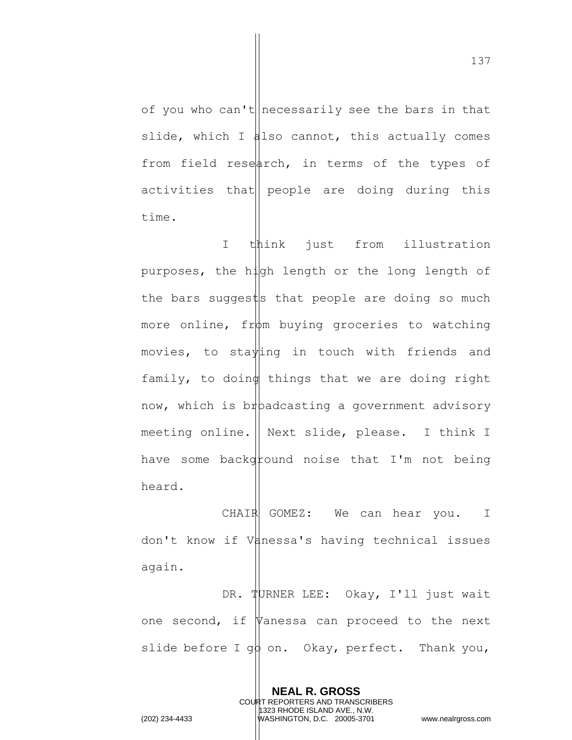of you who can't necessarily see the bars in that slide, which I also cannot, this actually comes from field research, in terms of the types of activities that people are doing during this time.

I think just from illustration purposes, the high length or the long length of the bars suggests that people are doing so much more online, from buying groceries to watching movies, to staying in touch with friends and family, to doing things that we are doing right now, which is broadcasting a government advisory meeting online. Next slide, please. I think I have some background noise that I'm not being heard.

CHAIR GOMEZ: We can hear you. I don't know if Vanessa's having technical issues again.

DR. TURNER LEE: Okay, I'll just wait one second, if Vanessa can proceed to the next slide before I go on. Okay, perfect. Thank you,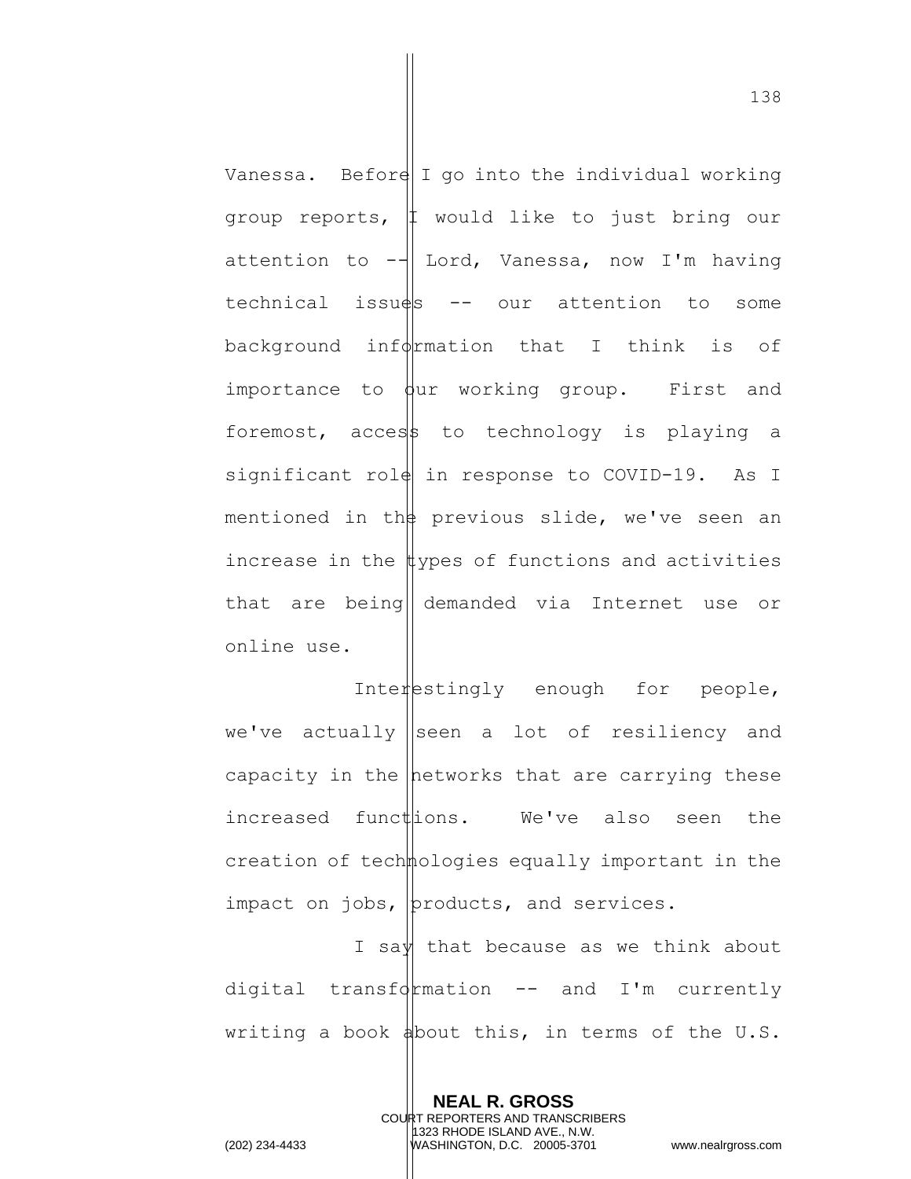Vanessa. Before I go into the individual working group reports, I would like to just bring our attention to -- Lord, Vanessa, now I'm having technical issues -- our attention to some background information that I think is of importance to our working group. First and foremost, access to technology is playing a significant role in response to COVID-19. As I mentioned in the previous slide, we've seen an increase in the types of functions and activities that are being demanded via Internet use or online use.

Interestingly enough for people, we've actually seen a lot of resiliency and capacity in the networks that are carrying these increased functions. We've also seen the creation of technologies equally important in the impact on jobs, products, and services.

I say that because as we think about digital transformation -- and I'm currently writing a book about this, in terms of the U.S.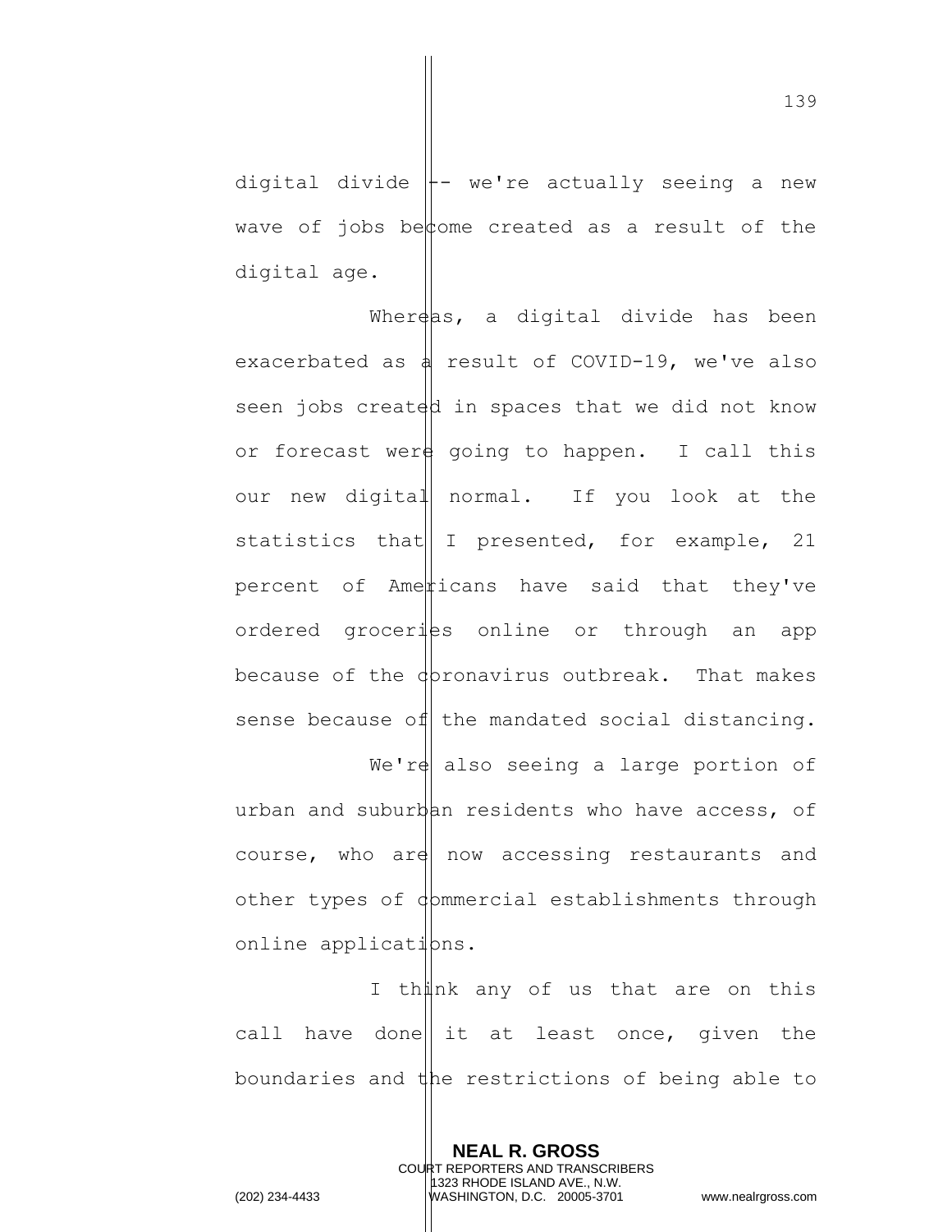digital divide -- we're actually seeing a new wave of jobs become created as a result of the digital age.

Whereas, a digital divide has been exacerbated as a result of COVID-19, we've also seen jobs created in spaces that we did not know or forecast were going to happen. I call this our new digital normal. If you look at the statistics that I presented, for example, 21 percent of Americans have said that they've ordered groceries online or through an app because of the coronavirus outbreak. That makes sense because of the mandated social distancing.

We're also seeing a large portion of urban and suburban residents who have access, of course, who are now accessing restaurants and other types of commercial establishments through online applications.

I think any of us that are on this call have done it at least once, given the boundaries and the restrictions of being able to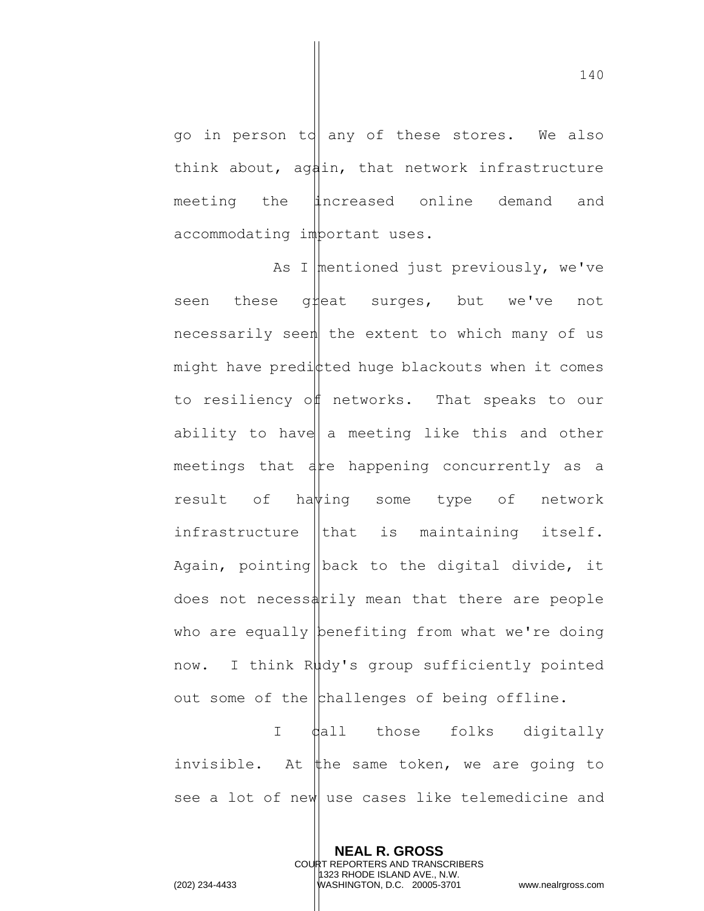go in person to any of these stores. We also think about, again, that network infrastructure meeting the increased online demand and accommodating important uses.

As I mentioned just previously, we've seen these great surges, but we've not necessarily seen the extent to which many of us might have predicted huge blackouts when it comes to resiliency of networks. That speaks to our ability to have a meeting like this and other meetings that are happening concurrently as a result of having some type of network infrastructure that is maintaining itself. Again, pointing back to the digital divide, it does not necessarily mean that there are people who are equally benefiting from what we're doing now. I think Rudy's group sufficiently pointed out some of the challenges of being offline.

I call those folks digitally invisible. At the same token, we are going to see a lot of new use cases like telemedicine and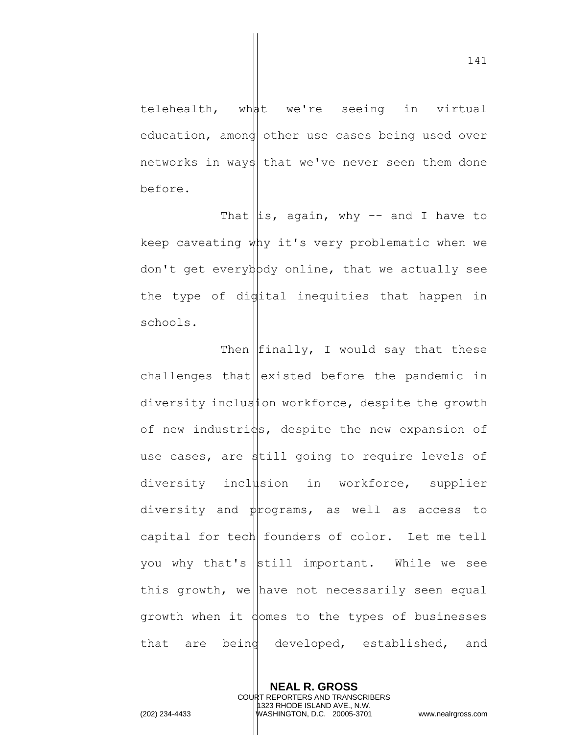telehealth, what we're seeing in virtual education, among other use cases being used over networks in ways that we've never seen them done before.

That is, again, why -- and I have to keep caveating why it's very problematic when we don't get everybody online, that we actually see the type of digital inequities that happen in schools.

Then finally, I would say that these challenges that existed before the pandemic in diversity inclusion workforce, despite the growth of new industries, despite the new expansion of use cases, are still going to require levels of diversity inclusion in workforce, supplier diversity and programs, as well as access to capital for tech founders of color. Let me tell you why that's still important. While we see this growth, we have not necessarily seen equal growth when it comes to the types of businesses that are being developed, established, and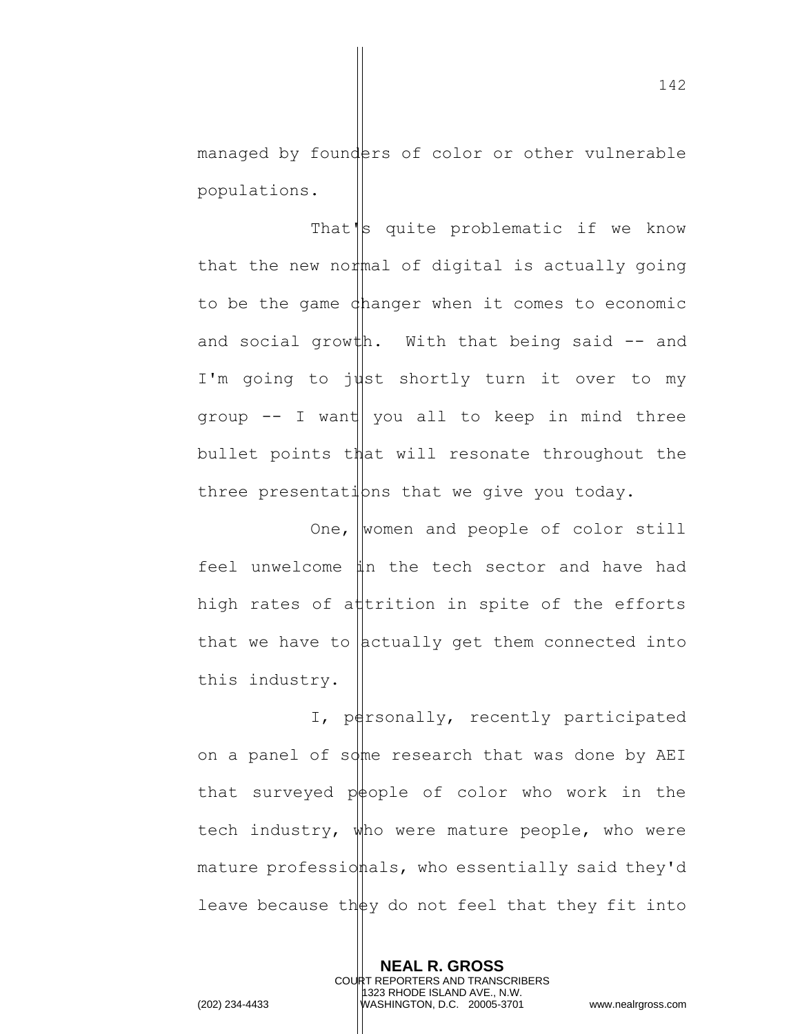managed by founders of color or other vulnerable populations.

That's quite problematic if we know that the new normal of digital is actually going to be the game changer when it comes to economic and social growth. With that being said -- and I'm going to just shortly turn it over to my group -- I want you all to keep in mind three bullet points that will resonate throughout the three presentations that we give you today.

One, women and people of color still feel unwelcome in the tech sector and have had high rates of attrition in spite of the efforts that we have to actually get them connected into this industry.

I, personally, recently participated on a panel of some research that was done by AEI that surveyed people of color who work in the tech industry, who were mature people, who were mature professionals, who essentially said they'd leave because they do not feel that they fit into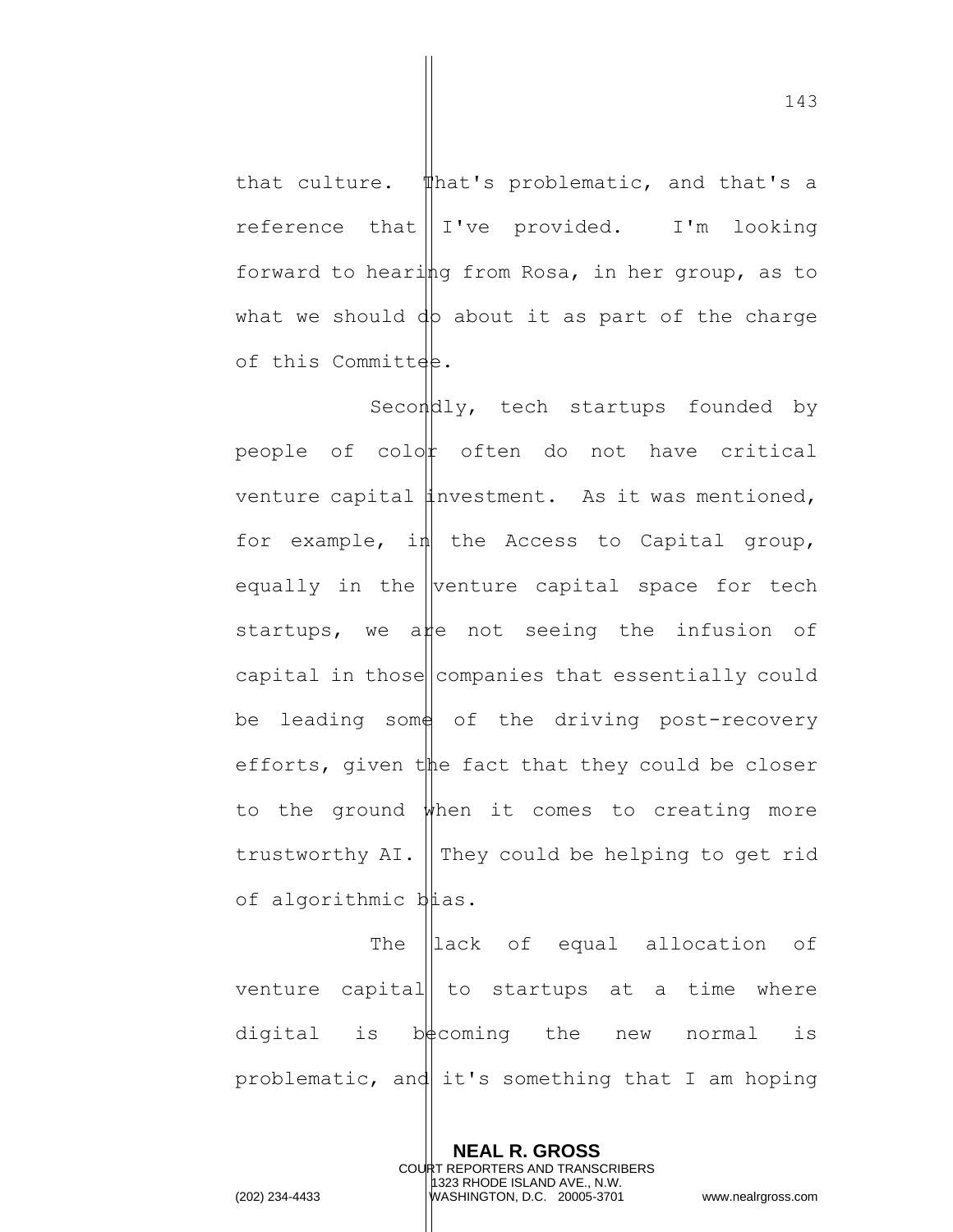that culture. That's problematic, and that's a reference that I've provided. I'm looking forward to hearing from Rosa, in her group, as to what we should do about it as part of the charge of this Committee.

Secondly, tech startups founded by people of color often do not have critical venture capital investment. As it was mentioned, for example, in the Access to Capital group, equally in the venture capital space for tech startups, we are not seeing the infusion of capital in those companies that essentially could be leading some of the driving post-recovery efforts, given the fact that they could be closer to the ground when it comes to creating more trustworthy AI. They could be helping to get rid of algorithmic bias.

The lack of equal allocation of venture capital to startups at a time where digital is becoming the new normal is problematic, and it's something that I am hoping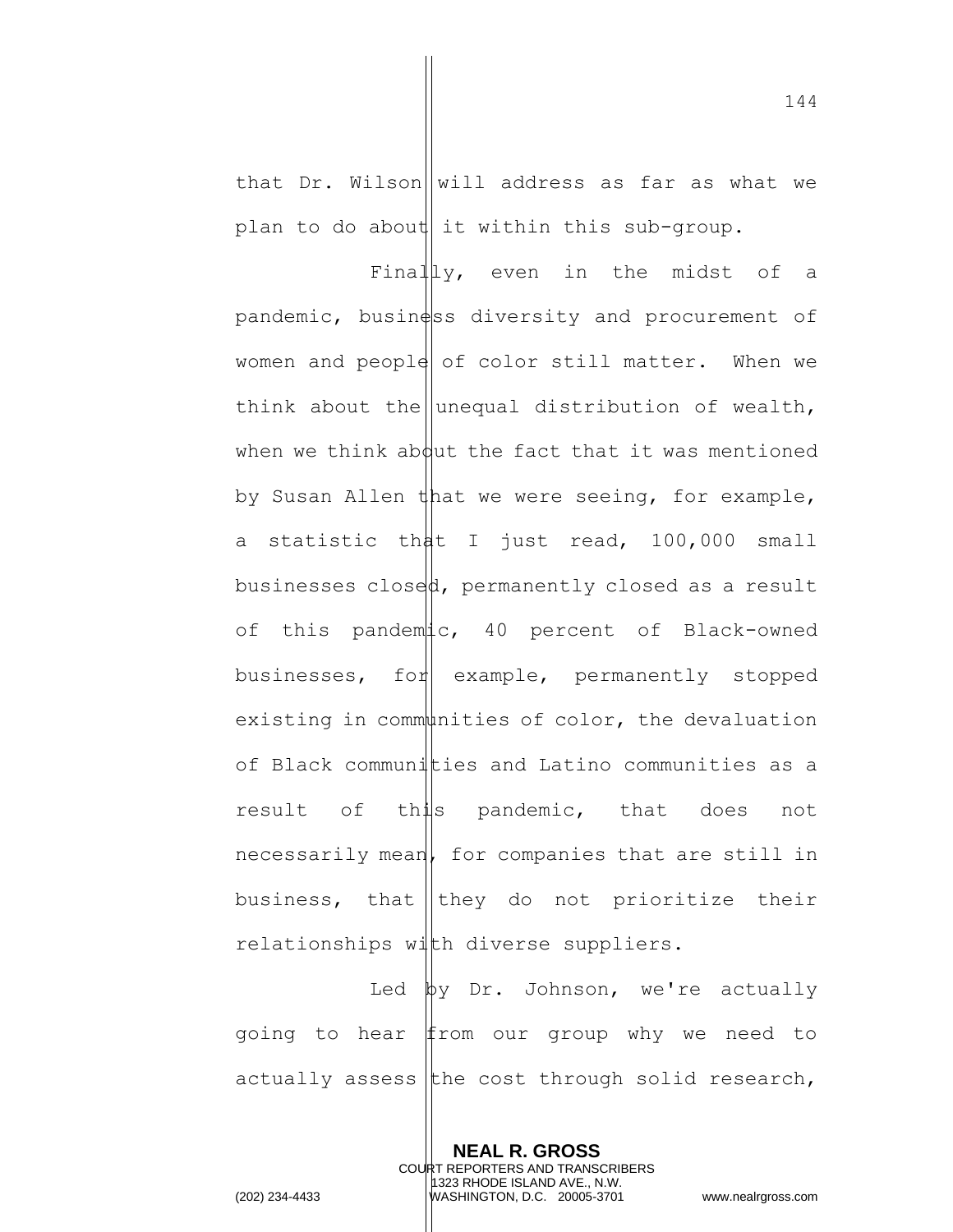that Dr. Wilson will address as far as what we plan to do about it within this sub-group.

Finally, even in the midst of a pandemic, business diversity and procurement of women and people of color still matter. When we think about the unequal distribution of wealth, when we think about the fact that it was mentioned by Susan Allen that we were seeing, for example, a statistic that I just read, 100,000 small businesses closed, permanently closed as a result of this pandemic, 40 percent of Black-owned businesses, for example, permanently stopped existing in communities of color, the devaluation of Black communities and Latino communities as a result of this pandemic, that does not necessarily mean, for companies that are still in business, that they do not prioritize their relationships with diverse suppliers.

Led by Dr. Johnson, we're actually going to hear from our group why we need to actually assess the cost through solid research,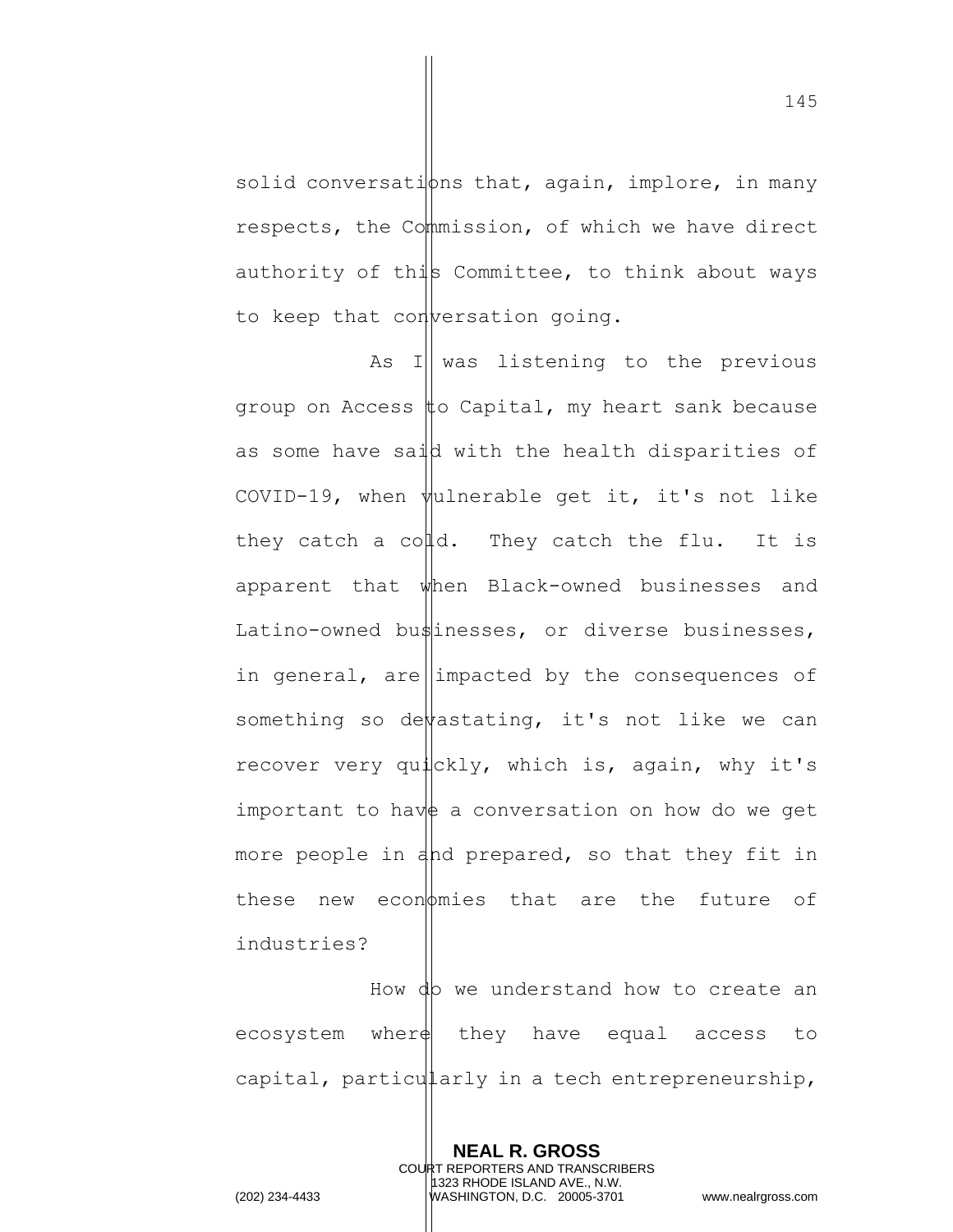solid conversations that, again, implore, in many respects, the Commission, of which we have direct authority of this Committee, to think about ways to keep that conversation going.

As I was listening to the previous group on Access to Capital, my heart sank because as some have said with the health disparities of COVID-19, when vulnerable get it, it's not like they catch a cold. They catch the flu. It is apparent that when Black-owned businesses and Latino-owned businesses, or diverse businesses, in general, are impacted by the consequences of something so devastating, it's not like we can recover very quickly, which is, again, why it's important to have a conversation on how do we get more people in and prepared, so that they fit in these new economies that are the future of industries?

How do we understand how to create an ecosystem where they have equal access to capital, particularly in a tech entrepreneurship,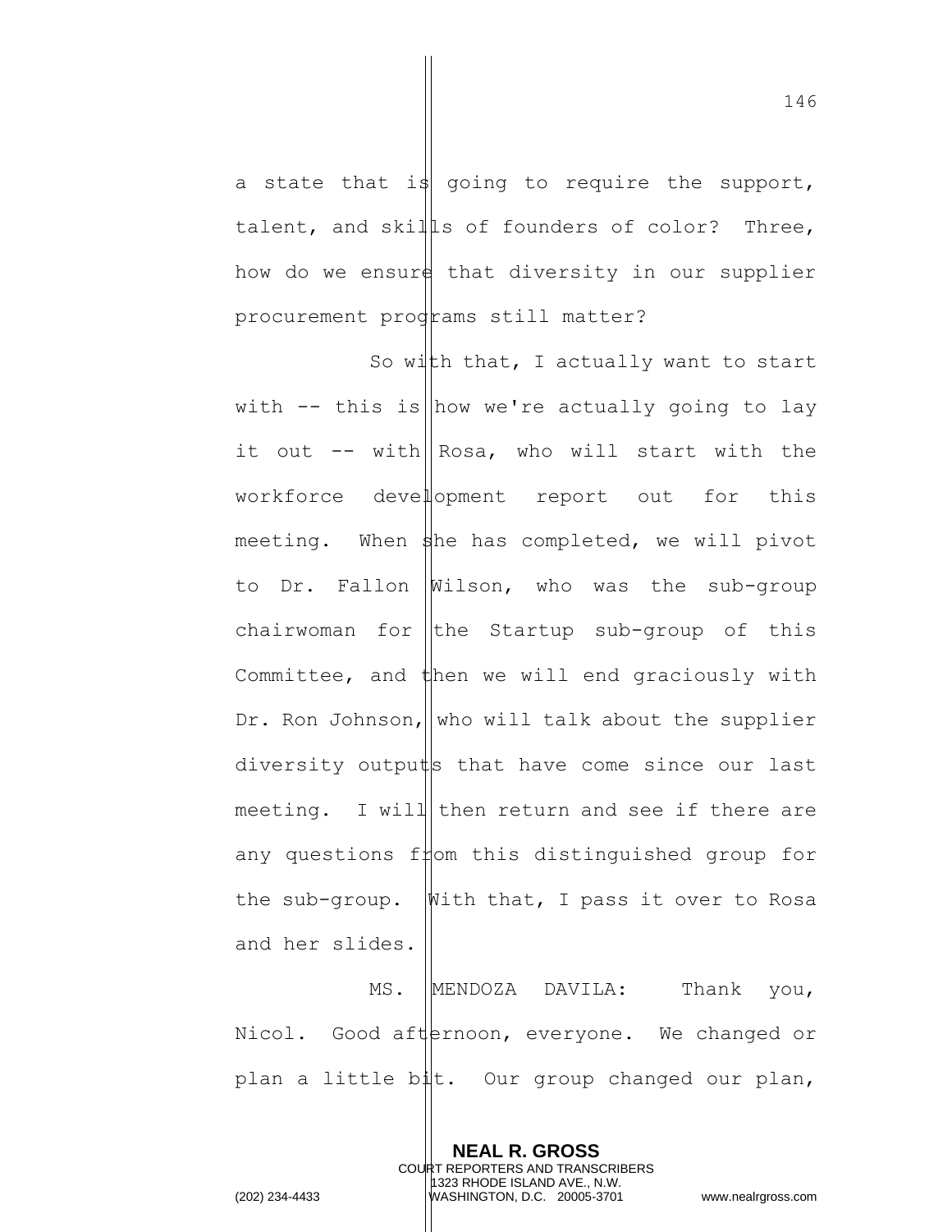a state that is going to require the support, talent, and skills of founders of color? Three, how do we ensure that diversity in our supplier procurement programs still matter?

So with that, I actually want to start with -- this is how we're actually going to lay it out -- with Rosa, who will start with the workforce development report out for this meeting. When she has completed, we will pivot to Dr. Fallon Wilson, who was the sub-group chairwoman for the Startup sub-group of this Committee, and then we will end graciously with Dr. Ron Johnson, who will talk about the supplier diversity outputs that have come since our last meeting. I will then return and see if there are any questions from this distinguished group for the sub-group. With that, I pass it over to Rosa and her slides.

MS. MENDOZA DAVILA: Thank you, Nicol. Good afternoon, everyone. We changed or plan a little bit. Our group changed our plan,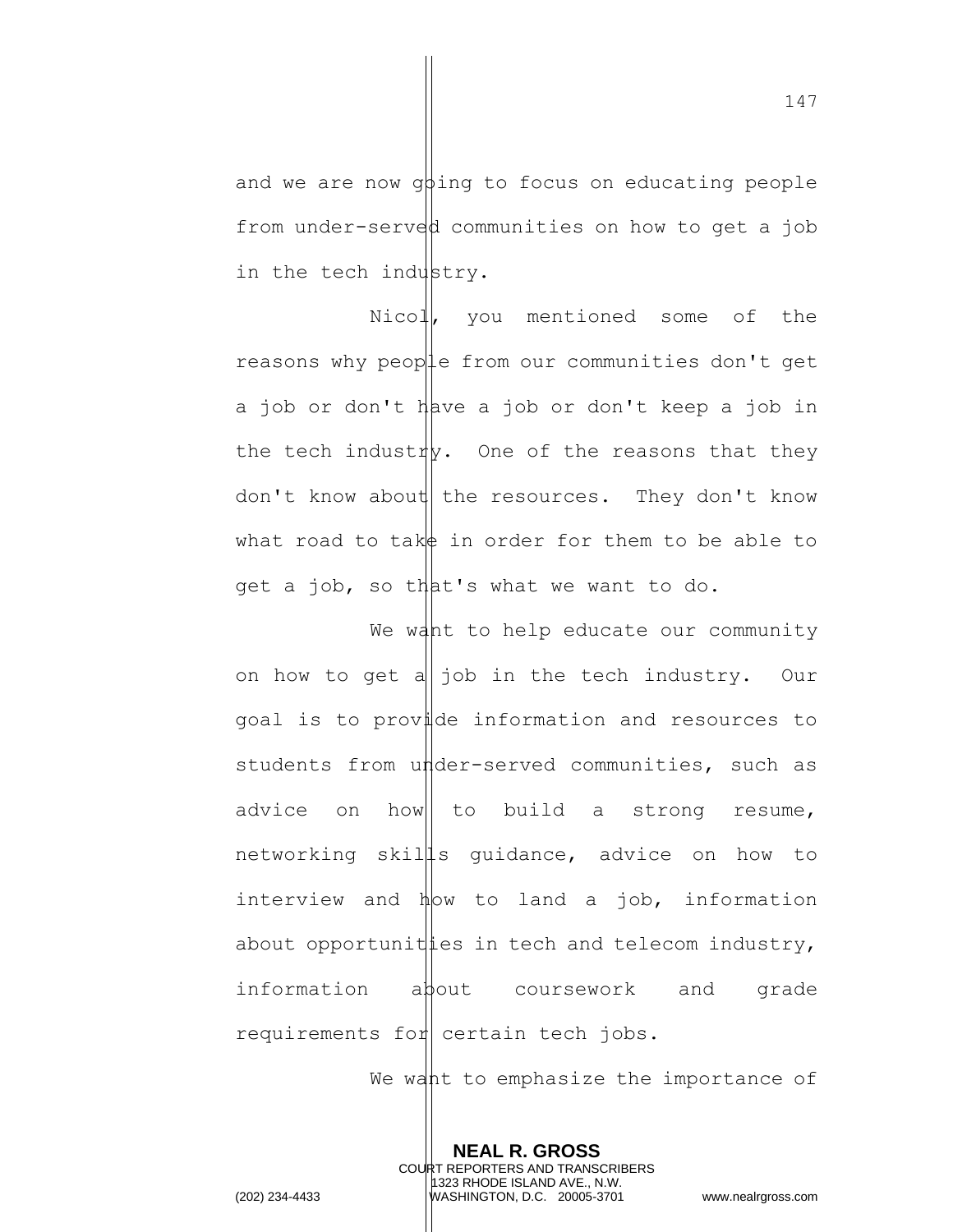and we are now going to focus on educating people from under-served communities on how to get a job in the tech industry.

Nicol, you mentioned some of the reasons why people from our communities don't get a job or don't have a job or don't keep a job in the tech industry. One of the reasons that they don't know about the resources. They don't know what road to take in order for them to be able to get a job, so that's what we want to do.

We want to help educate our community on how to get a job in the tech industry. Our goal is to provide information and resources to students from under-served communities, such as advice on how to build a strong resume, networking skills guidance, advice on how to interview and how to land a job, information about opportunities in tech and telecom industry, information about coursework and grade requirements for certain tech jobs.

We want to emphasize the importance of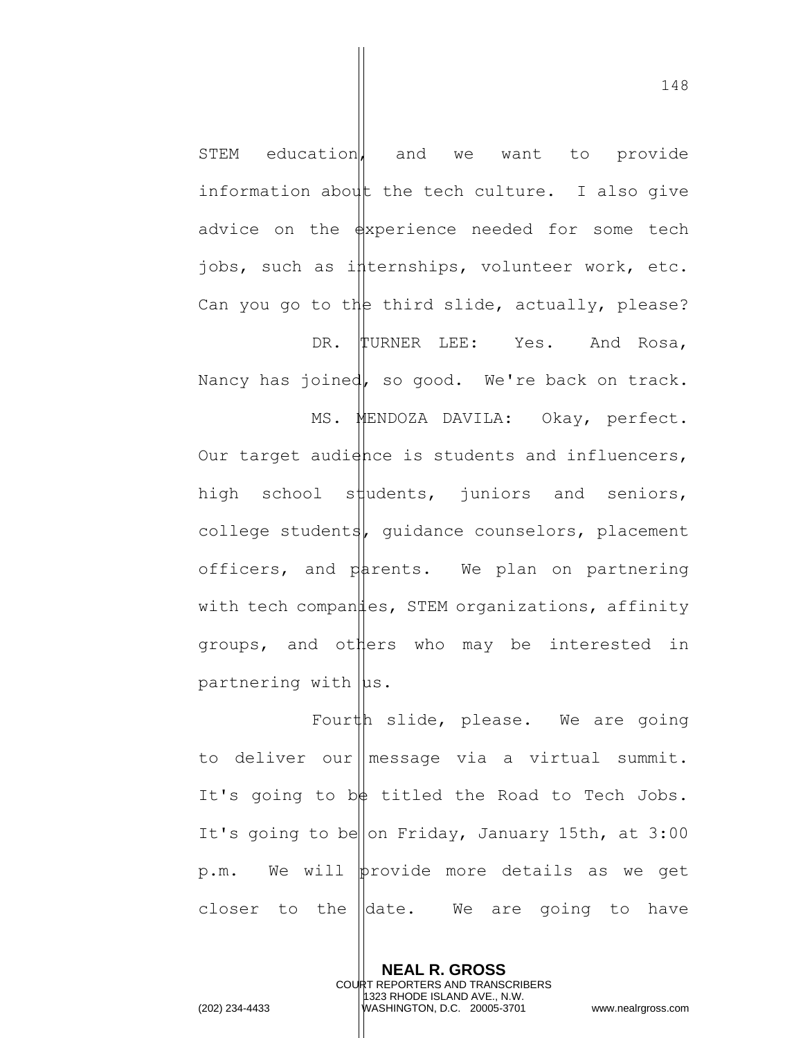STEM education, and we want to provide information about the tech culture. I also give advice on the experience needed for some tech jobs, such as internships, volunteer work, etc. Can you go to the third slide, actually, please?

DR. TURNER LEE: Yes. And Rosa, Nancy has joined, so good. We're back on track.

MS. MENDOZA DAVILA: Okay, perfect. Our target audience is students and influencers, high school students, juniors and seniors, college students, guidance counselors, placement officers, and parents. We plan on partnering with tech companies, STEM organizations, affinity groups, and others who may be interested in partnering with us.

Fourth slide, please. We are going to deliver our message via a virtual summit. It's going to be titled the Road to Tech Jobs. It's going to be on Friday, January 15th, at 3:00 p.m. We will provide more details as we get closer to the date. We are going to have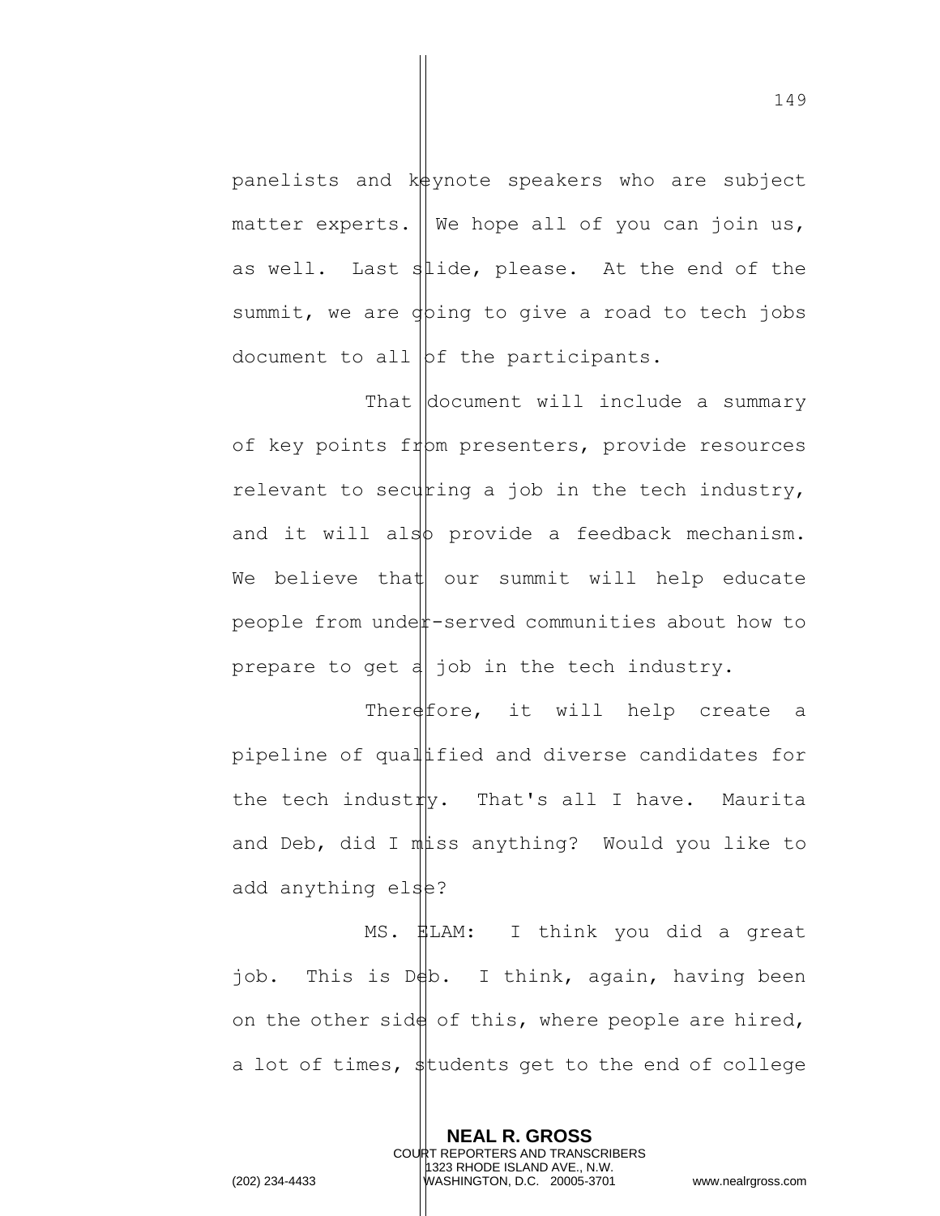panelists and keynote speakers who are subject matter experts. We hope all of you can join us, as well. Last slide, please. At the end of the summit, we are going to give a road to tech jobs document to all of the participants.

That document will include a summary of key points from presenters, provide resources relevant to securing a job in the tech industry, and it will also provide a feedback mechanism. We believe that our summit will help educate people from under-served communities about how to prepare to get a job in the tech industry.

Therefore, it will help create a pipeline of qualified and diverse candidates for the tech industry. That's all I have. Maurita and Deb, did I miss anything? Would you like to add anything else?

MS. ELAM: I think you did a great job. This is Deb. I think, again, having been on the other side of this, where people are hired, a lot of times, students get to the end of college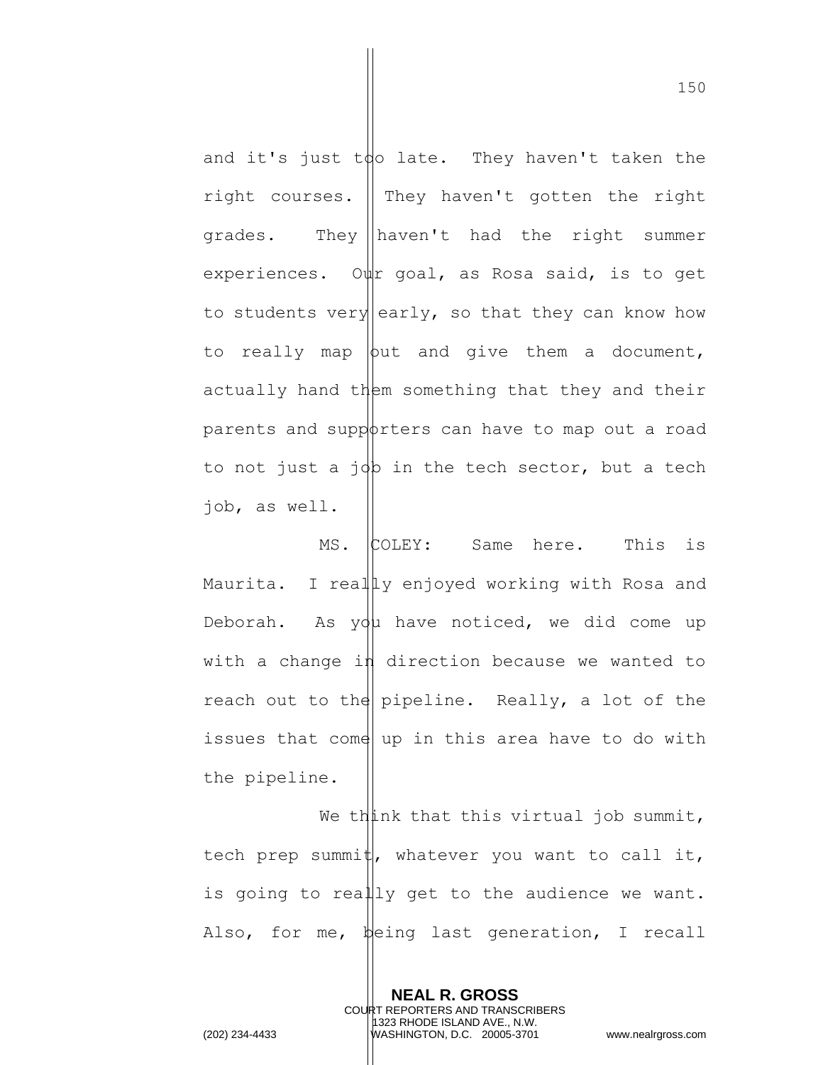and it's just too late. They haven't taken the right courses. They haven't gotten the right grades. They haven't had the right summer experiences. Our goal, as Rosa said, is to get to students very early, so that they can know how to really map out and give them a document, actually hand them something that they and their parents and supporters can have to map out a road to not just a job in the tech sector, but a tech job, as well.

MS. COLEY: Same here. This is Maurita. I really enjoyed working with Rosa and Deborah. As you have noticed, we did come up with a change in direction because we wanted to reach out to the pipeline. Really, a lot of the issues that come up in this area have to do with the pipeline.

We think that this virtual job summit, tech prep summit, whatever you want to call it, is going to really get to the audience we want. Also, for me, being last generation, I recall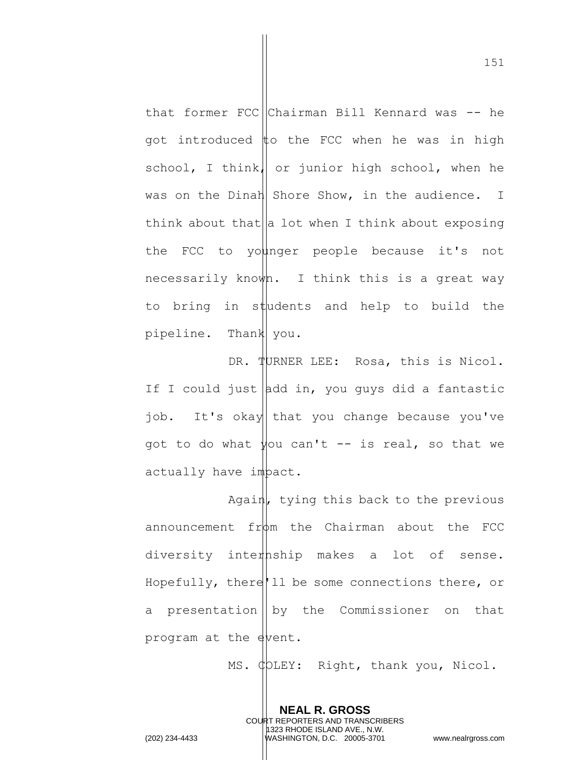that former FCC Chairman Bill Kennard was -- he got introduced to the FCC when he was in high school, I think, or junior high school, when he was on the Dinah Shore Show, in the audience. I think about that a lot when I think about exposing the FCC to younger people because it's not necessarily known. I think this is a great way to bring in students and help to build the pipeline. Thank you.

DR. TURNER LEE: Rosa, this is Nicol. If I could just add in, you guys did a fantastic job. It's okay that you change because you've got to do what you can't -- is real, so that we actually have impact.

Again, tying this back to the previous announcement from the Chairman about the FCC diversity internship makes a lot of sense. Hopefully, there'll be some connections there, or a presentation by the Commissioner on that program at the event.

MS. COLEY: Right, thank you, Nicol.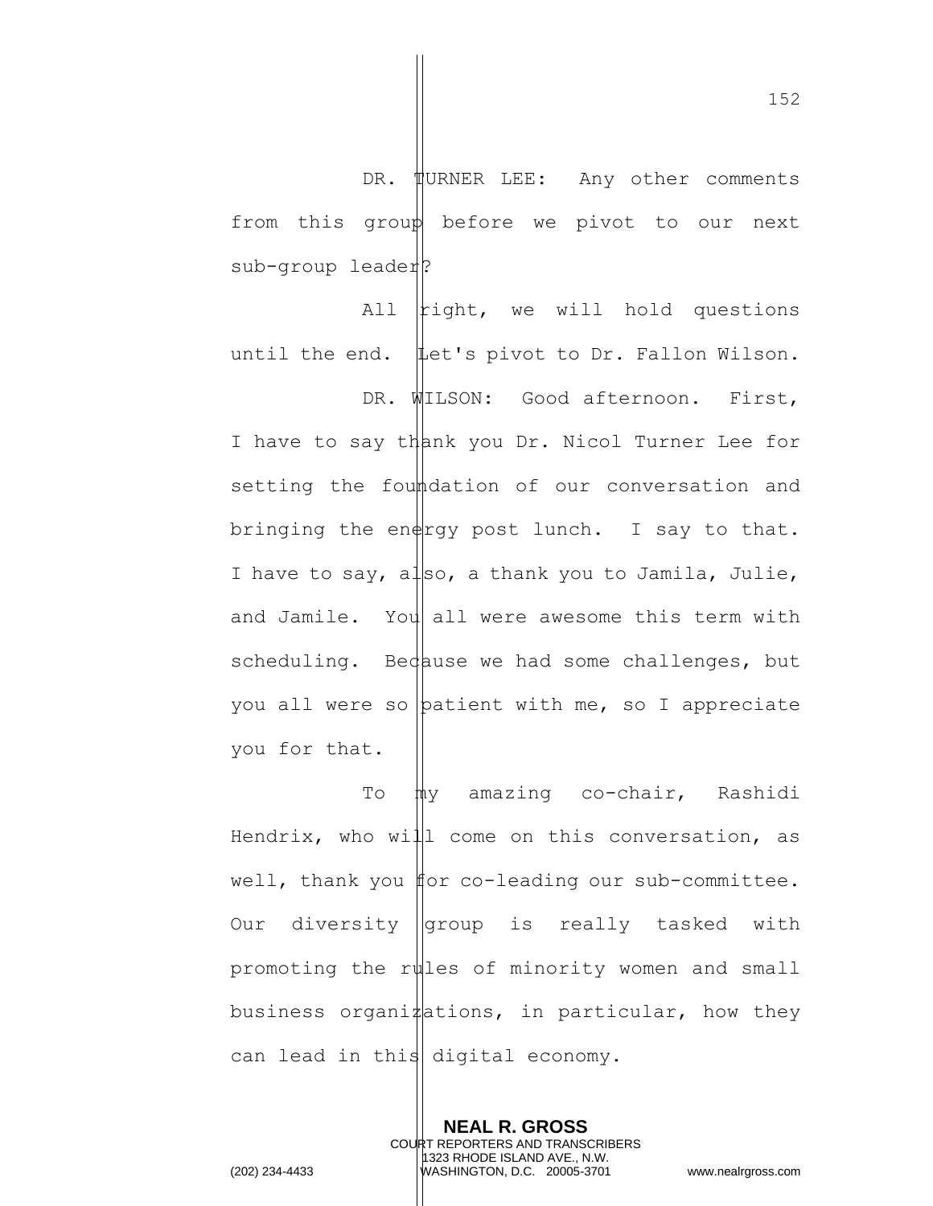DR. TURNER LEE: Any other comments from this group before we pivot to our next sub-group leader?

All right, we will hold questions until the end. Let's pivot to Dr. Fallon Wilson.

DR. WILSON: Good afternoon. First, I have to say thank you Dr. Nicol Turner Lee for setting the foundation of our conversation and bringing the energy post lunch. I say to that. I have to say, also, a thank you to Jamila, Julie, and Jamile. You all were awesome this term with scheduling. Because we had some challenges, but you all were so patient with me, so I appreciate you for that.

To my amazing co-chair, Rashidi Hendrix, who will come on this conversation, as well, thank you for co-leading our sub-committee. Our diversity group is really tasked with promoting the rules of minority women and small business organizations, in particular, how they can lead in this digital economy.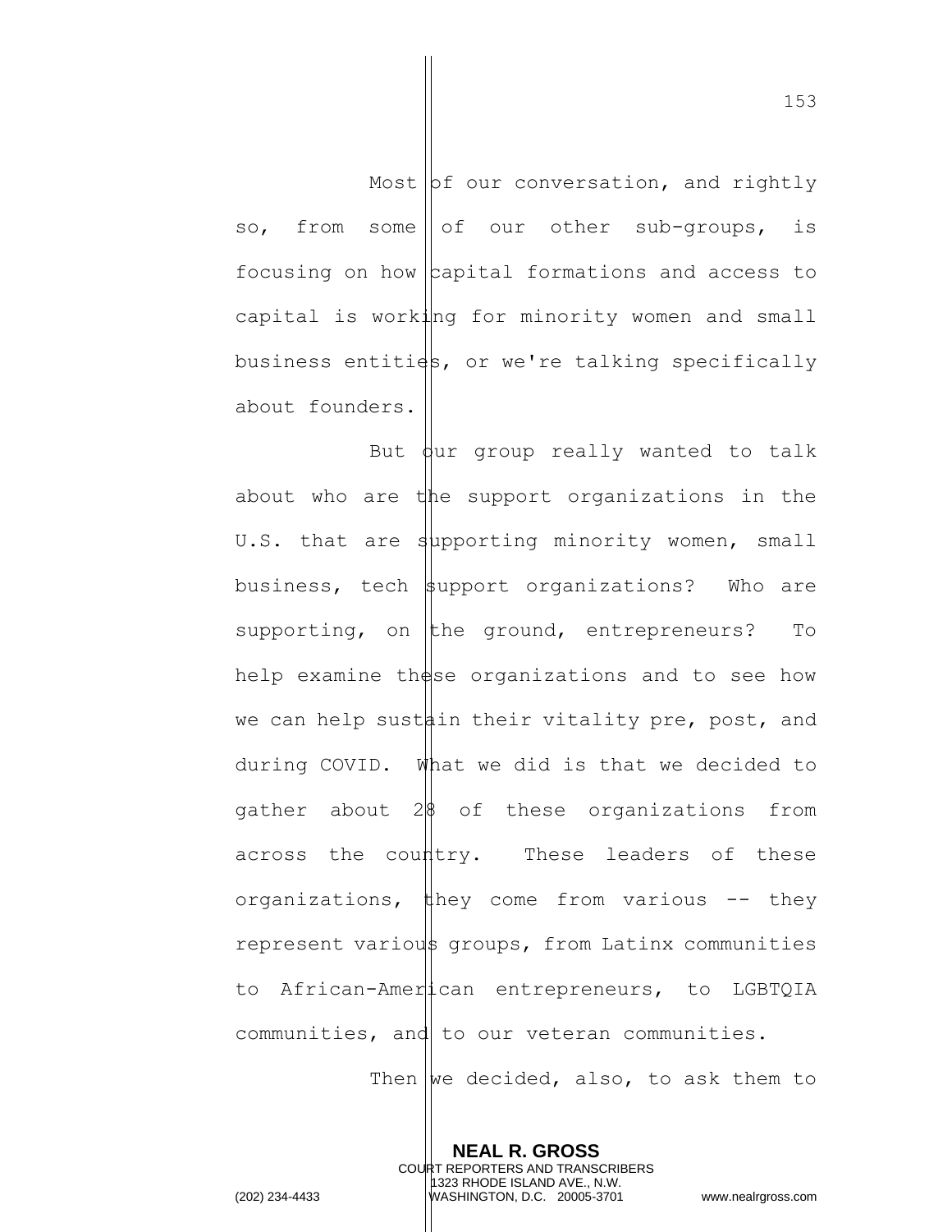Most of our conversation, and rightly so, from some of our other sub-groups, is focusing on how capital formations and access to capital is working for minority women and small business entities, or we're talking specifically about founders.

But our group really wanted to talk about who are the support organizations in the U.S. that are supporting minority women, small business, tech support organizations? Who are supporting, on the ground, entrepreneurs? To help examine these organizations and to see how we can help sustain their vitality pre, post, and during COVID. What we did is that we decided to gather about 28 of these organizations from across the country. These leaders of these organizations, they come from various -- they represent various groups, from Latinx communities to African-American entrepreneurs, to LGBTQIA communities, and to our veteran communities.

Then we decided, also, to ask them to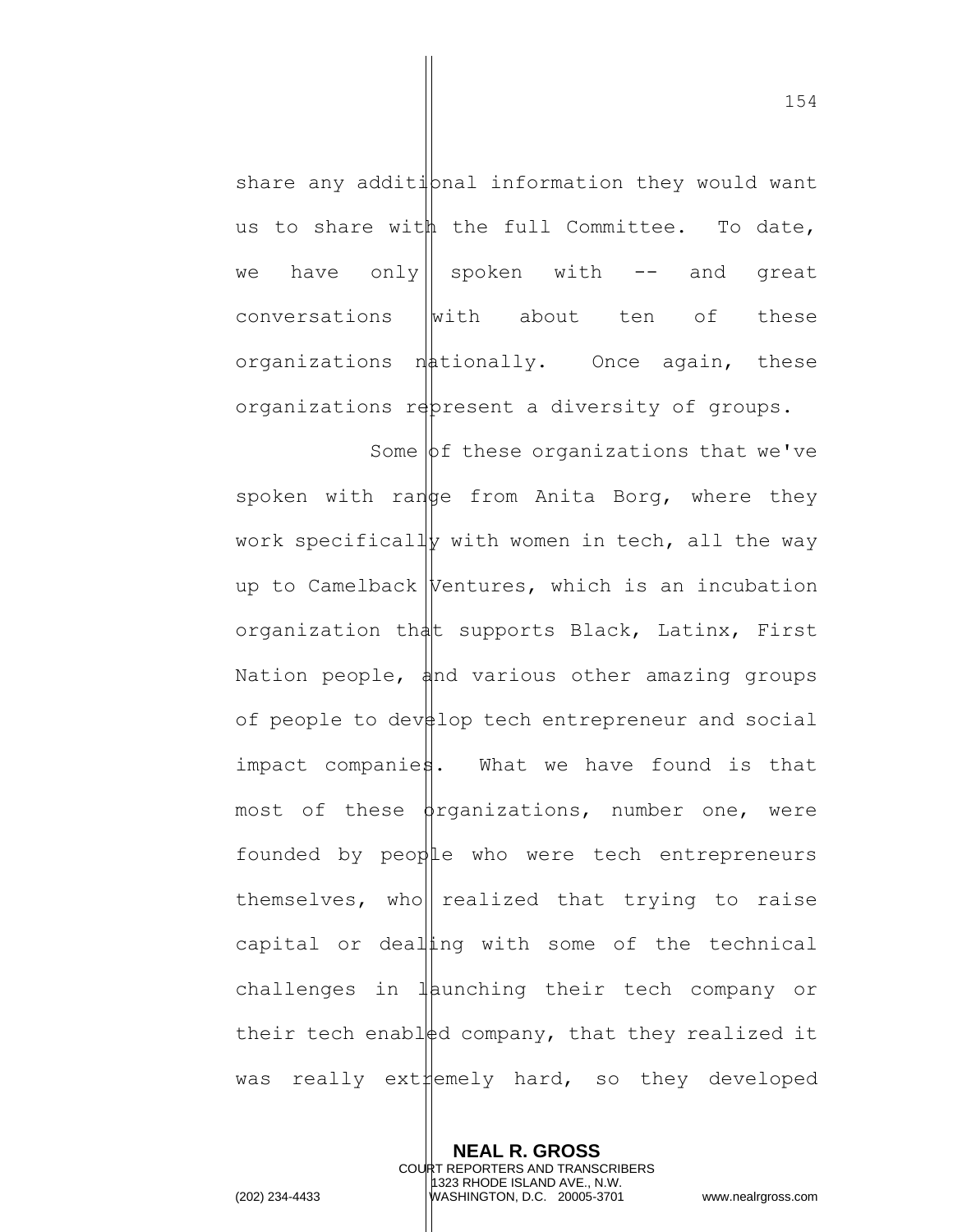share any additional information they would want us to share with the full Committee. To date, we have only spoken with -- and great conversations with about ten of these organizations nationally. Once again, these organizations represent a diversity of groups.

Some of these organizations that we've spoken with range from Anita Borg, where they work specifically with women in tech, all the way up to Camelback Ventures, which is an incubation organization that supports Black, Latinx, First Nation people, and various other amazing groups of people to develop tech entrepreneur and social impact companies. What we have found is that most of these organizations, number one, were founded by people who were tech entrepreneurs themselves, who realized that trying to raise capital or dealing with some of the technical challenges in launching their tech company or their tech enabled company, that they realized it was really extremely hard, so they developed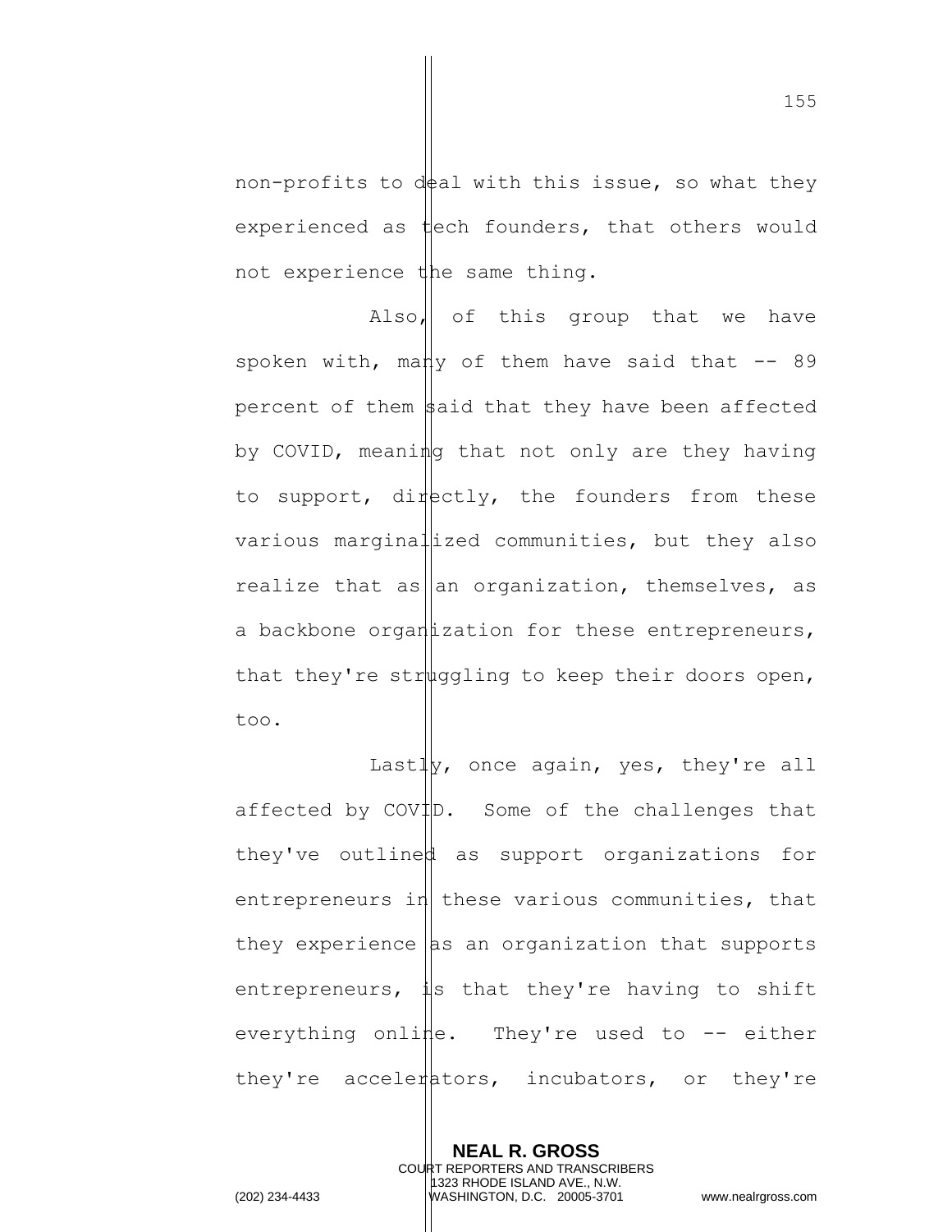non-profits to deal with this issue, so what they experienced as tech founders, that others would not experience the same thing.

Also, of this group that we have spoken with, many of them have said that -- 89 percent of them said that they have been affected by COVID, meaning that not only are they having to support, directly, the founders from these various marginalized communities, but they also realize that as an organization, themselves, as a backbone organization for these entrepreneurs, that they're struggling to keep their doors open, too.

Lastly, once again, yes, they're all affected by COVID. Some of the challenges that they've outlined as support organizations for entrepreneurs in these various communities, that they experience as an organization that supports entrepreneurs, is that they're having to shift everything online. They're used to -- either they're accelerators, incubators, or they're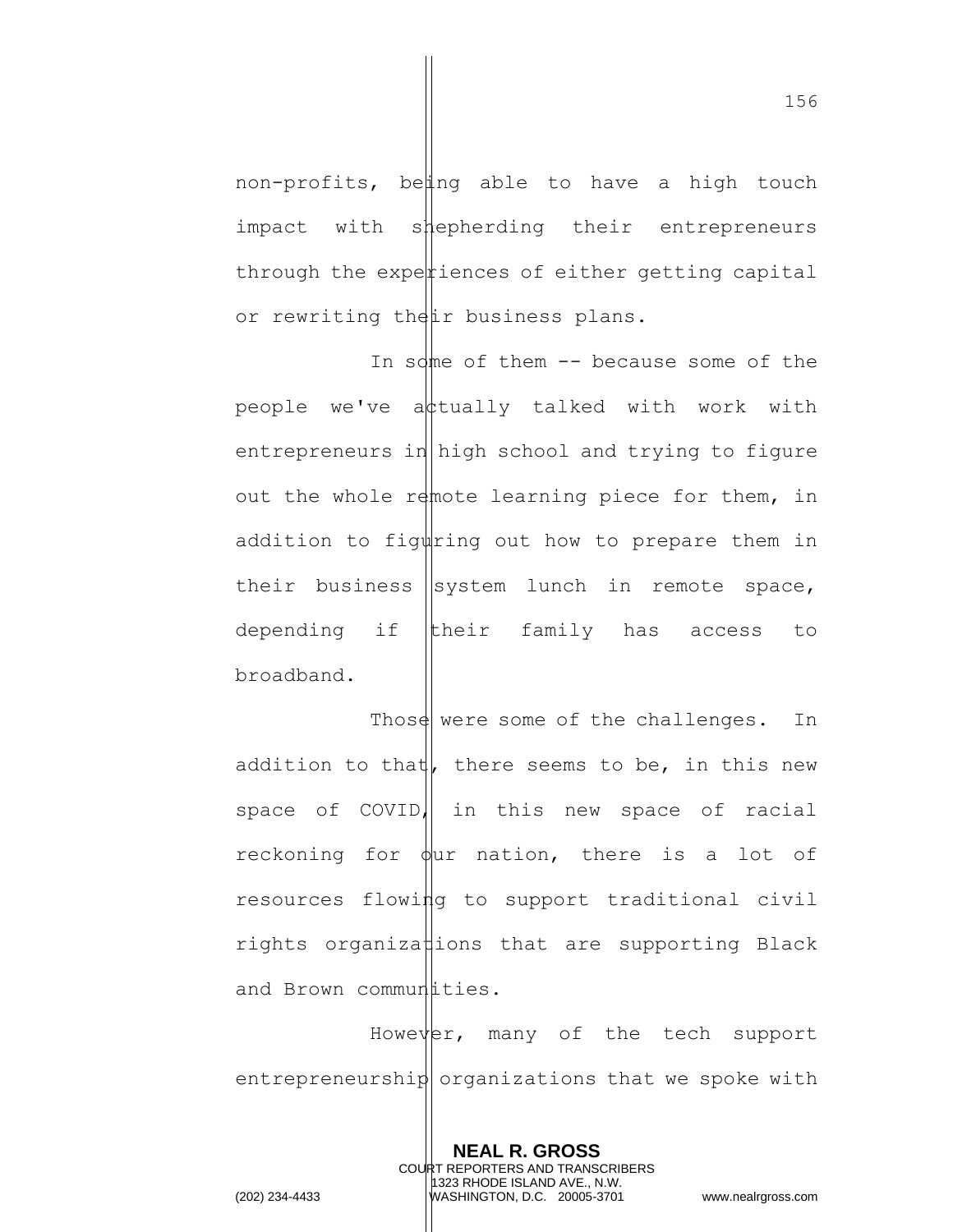non-profits, being able to have a high touch impact with shepherding their entrepreneurs through the experiences of either getting capital or rewriting their business plans.

In some of them -- because some of the people we've actually talked with work with entrepreneurs in high school and trying to figure out the whole remote learning piece for them, in addition to figuring out how to prepare them in their business system lunch in remote space, depending if their family has access to broadband.

Those were some of the challenges. In addition to that, there seems to be, in this new space of COVID, in this new space of racial reckoning for our nation, there is a lot of resources flowing to support traditional civil rights organizations that are supporting Black and Brown communities.

However, many of the tech support entrepreneurship organizations that we spoke with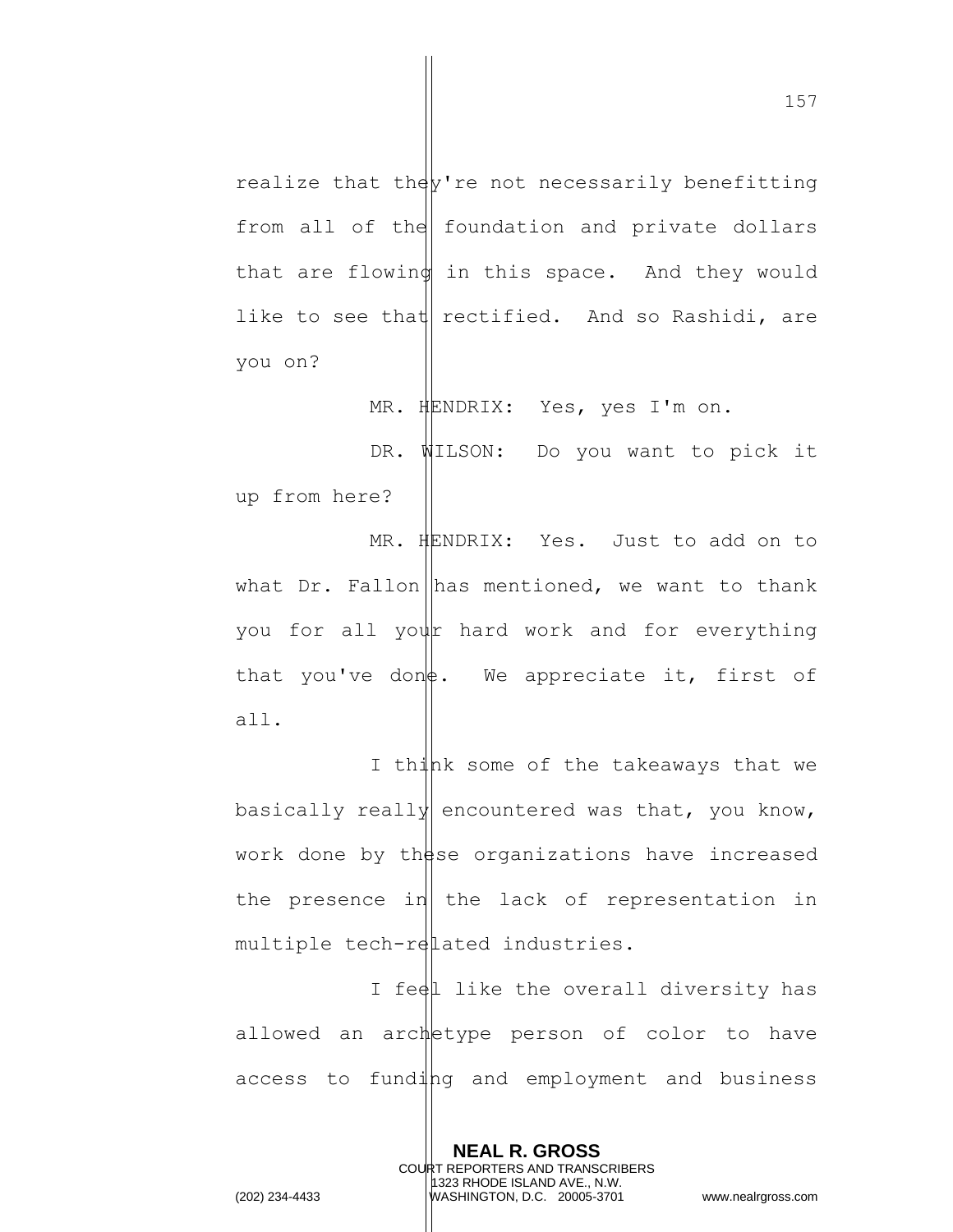realize that they're not necessarily benefitting from all of the foundation and private dollars that are flowing in this space. And they would like to see that rectified. And so Rashidi, are you on?

MR. HENDRIX: Yes, yes I'm on.

DR. WILSON: Do you want to pick it up from here?

MR. HENDRIX: Yes. Just to add on to what Dr. Fallon has mentioned, we want to thank you for all your hard work and for everything that you've done. We appreciate it, first of all.

I think some of the takeaways that we basically really encountered was that, you know, work done by these organizations have increased the presence in the lack of representation in multiple tech-related industries.

I feel like the overall diversity has allowed an archetype person of color to have access to funding and employment and business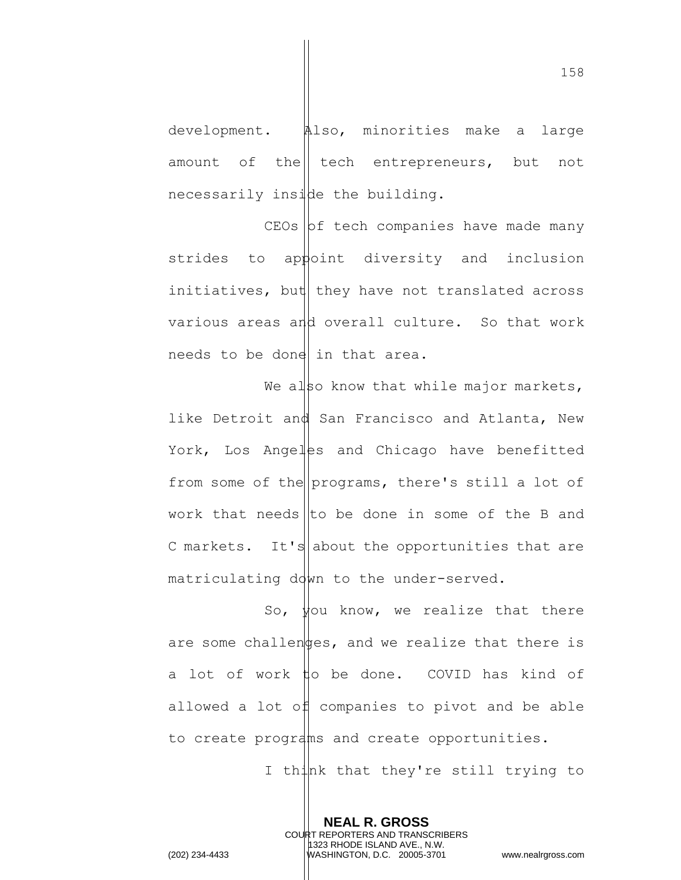development. Also, minorities make a large amount of the tech entrepreneurs, but not necessarily inside the building.

CEOs of tech companies have made many strides to appoint diversity and inclusion initiatives, but they have not translated across various areas and overall culture. So that work needs to be done in that area.

We also know that while major markets, like Detroit and San Francisco and Atlanta, New York, Los Angeles and Chicago have benefitted from some of the programs, there's still a lot of work that needs to be done in some of the B and C markets. It's about the opportunities that are matriculating down to the under-served.

So, you know, we realize that there are some challenges, and we realize that there is a lot of work to be done. COVID has kind of allowed a lot of companies to pivot and be able to create programs and create opportunities.

I think that they're still trying to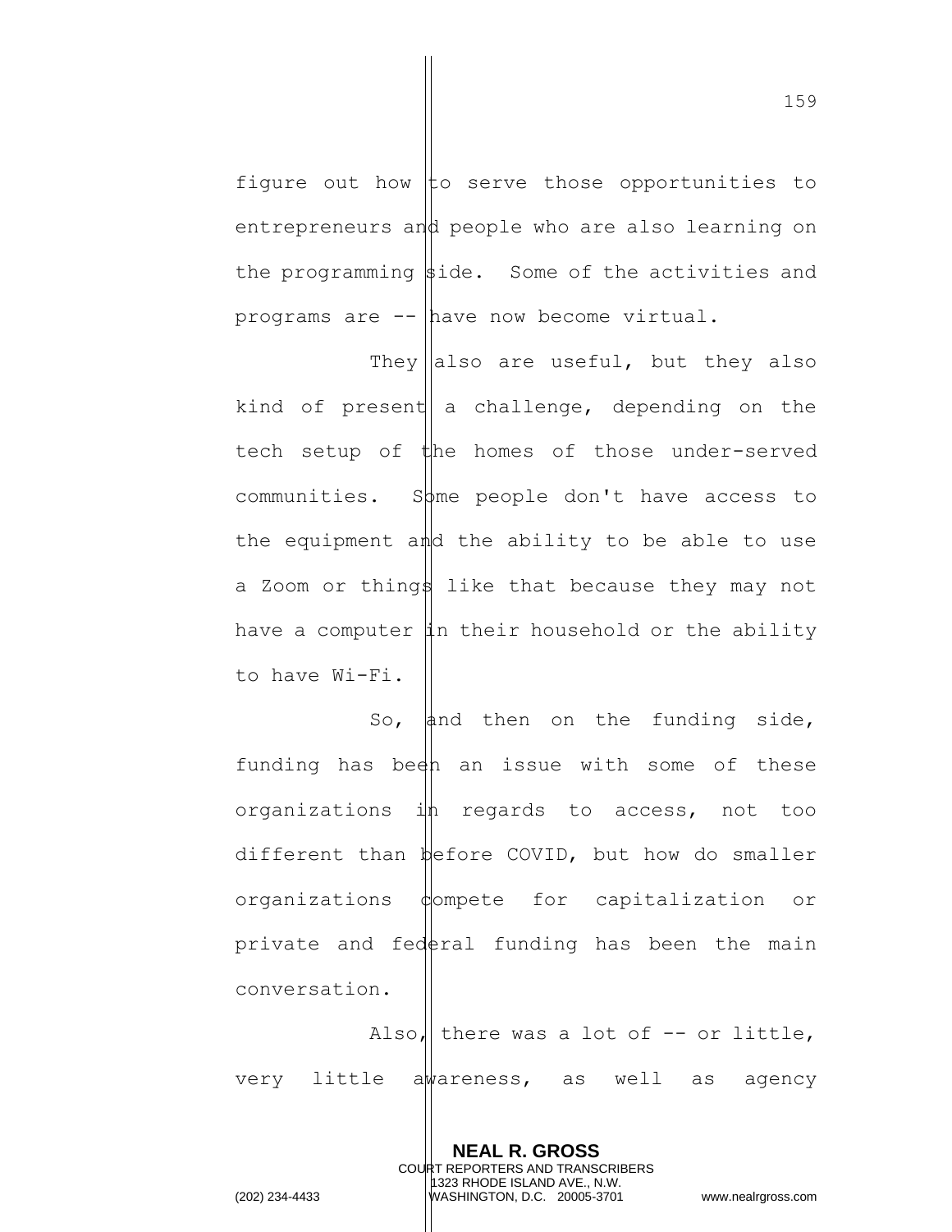figure out how to serve those opportunities to entrepreneurs and people who are also learning on the programming side. Some of the activities and programs are -- have now become virtual.

They also are useful, but they also kind of present a challenge, depending on the tech setup of the homes of those under-served communities. Some people don't have access to the equipment and the ability to be able to use a Zoom or things like that because they may not have a computer in their household or the ability to have Wi-Fi.

So, and then on the funding side, funding has been an issue with some of these organizations in regards to access, not too different than before COVID, but how do smaller organizations compete for capitalization or private and federal funding has been the main conversation.

Also, there was a lot of -- or little, very little awareness, as well as agency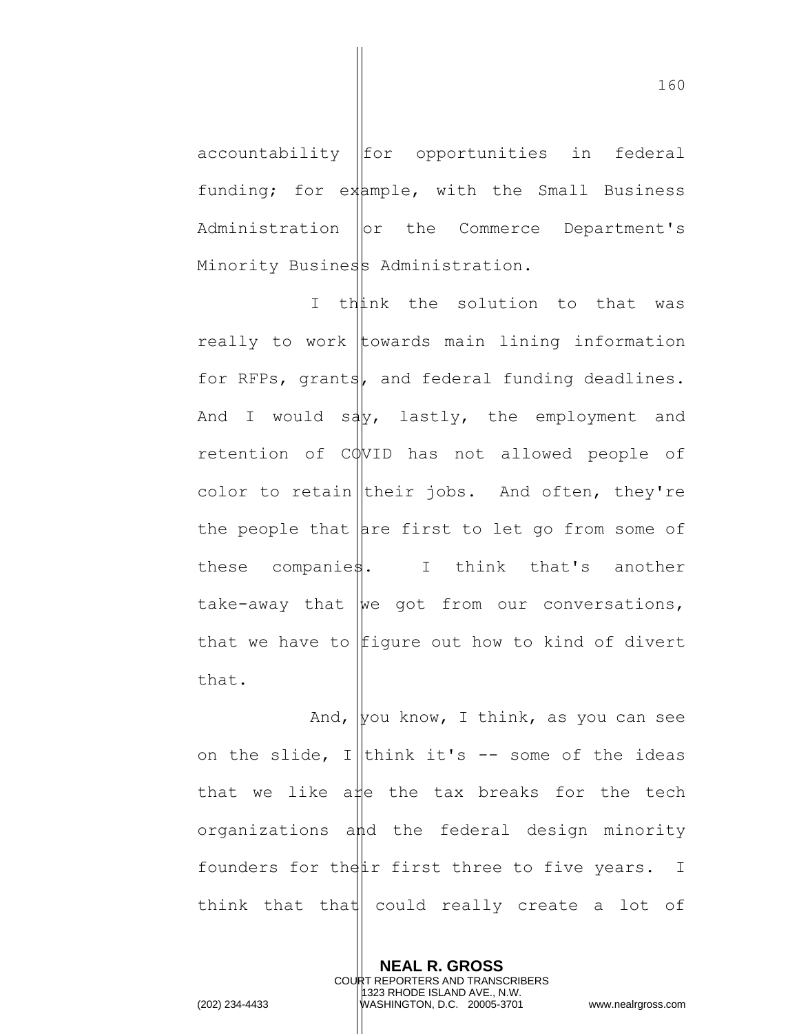accountability for opportunities in federal funding; for example, with the Small Business Administration or the Commerce Department's Minority Business Administration.

I think the solution to that was really to work towards main lining information for RFPs, grants, and federal funding deadlines. And I would say, lastly, the employment and retention of COVID has not allowed people of color to retain their jobs. And often, they're the people that are first to let go from some of these companies. I think that's another take-away that we got from our conversations, that we have to figure out how to kind of divert that.

And, you know, I think, as you can see on the slide, I think it's -- some of the ideas that we like are the tax breaks for the tech organizations and the federal design minority founders for their first three to five years. I think that that could really create a lot of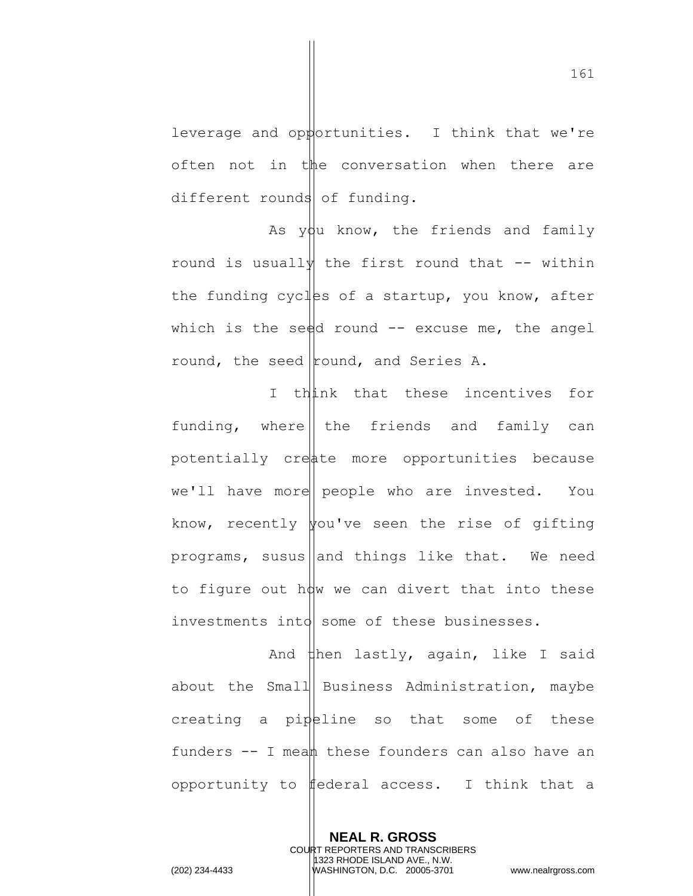leverage and opportunities. I think that we're often not in the conversation when there are different rounds of funding.

As you know, the friends and family round is usually the first round that -- within the funding cycles of a startup, you know, after which is the seed round -- excuse me, the angel round, the seed round, and Series A.

I think that these incentives for funding, where the friends and family can potentially create more opportunities because we'll have more people who are invested. You know, recently you've seen the rise of gifting programs, susus and things like that. We need to figure out how we can divert that into these investments into some of these businesses.

And then lastly, again, like I said about the Small Business Administration, maybe creating a pipeline so that some of these funders -- I mean these founders can also have an opportunity to federal access. I think that a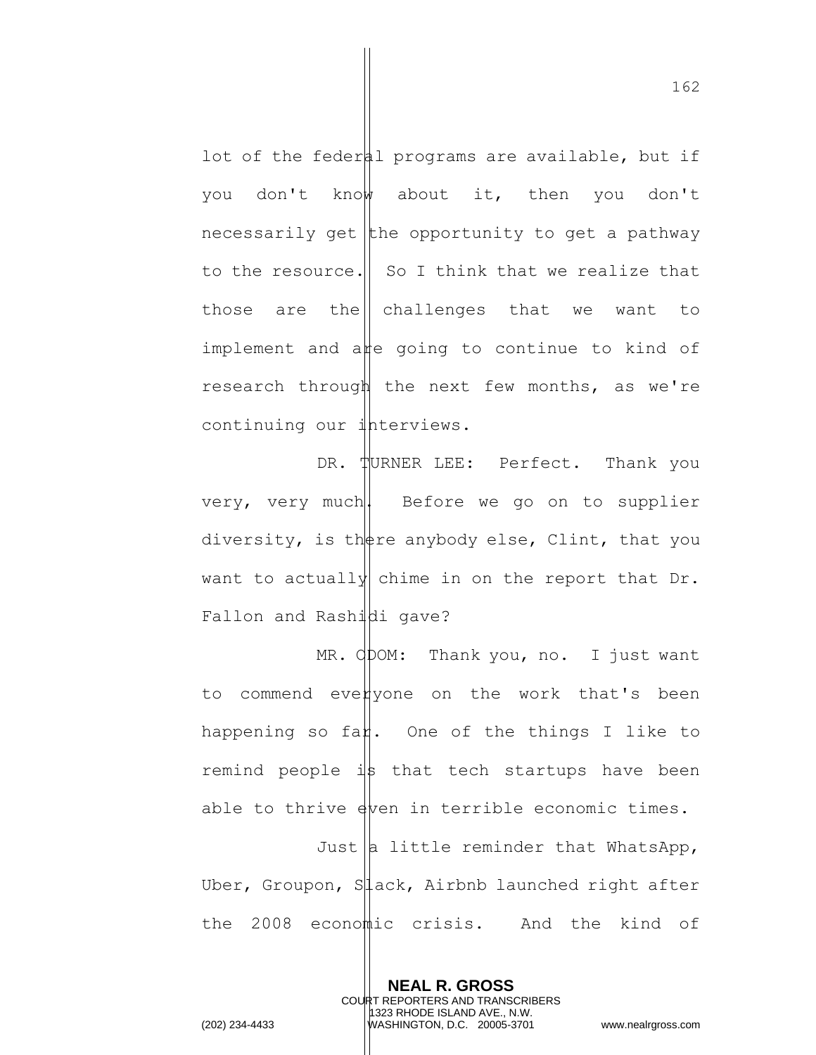lot of the federal programs are available, but if you don't know about it, then you don't necessarily get the opportunity to get a pathway to the resource. So I think that we realize that those are the challenges that we want to implement and are going to continue to kind of research through the next few months, as we're continuing our interviews.

DR. TURNER LEE: Perfect. Thank you very, very much. Before we go on to supplier diversity, is there anybody else, Clint, that you want to actually chime in on the report that Dr. Fallon and Rashidi gave?

MR. ODOM: Thank you, no. I just want to commend everyone on the work that's been happening so far. One of the things I like to remind people is that tech startups have been able to thrive even in terrible economic times.

Just a little reminder that WhatsApp, Uber, Groupon, Slack, Airbnb launched right after the 2008 economic crisis. And the kind of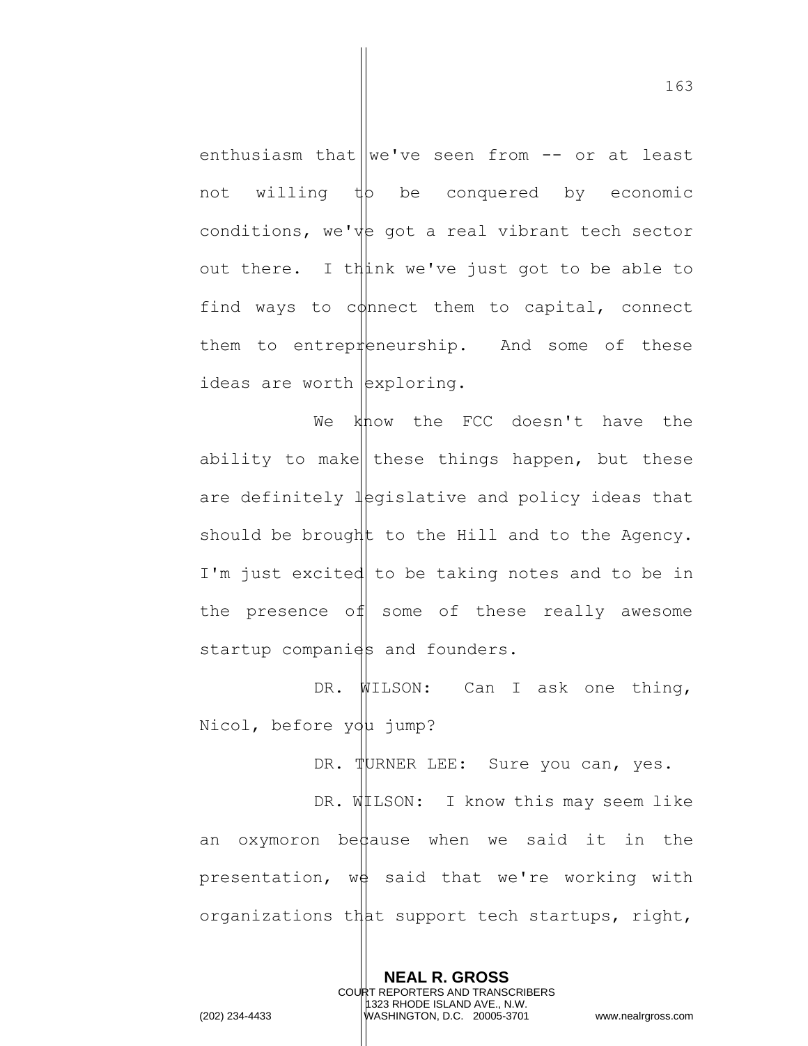enthusiasm that we've seen from -- or at least not willing to be conquered by economic conditions, we've got a real vibrant tech sector out there. I think we've just got to be able to find ways to connect them to capital, connect them to entrepreneurship. And some of these ideas are worth exploring.

We know the FCC doesn't have the ability to make these things happen, but these are definitely legislative and policy ideas that should be brought to the Hill and to the Agency. I'm just excited to be taking notes and to be in the presence of some of these really awesome startup companies and founders.

DR. WILSON: Can I ask one thing, Nicol, before you jump?

DR. TURNER LEE: Sure you can, yes.

DR. WILSON: I know this may seem like an oxymoron because when we said it in the presentation, we said that we're working with organizations that support tech startups, right,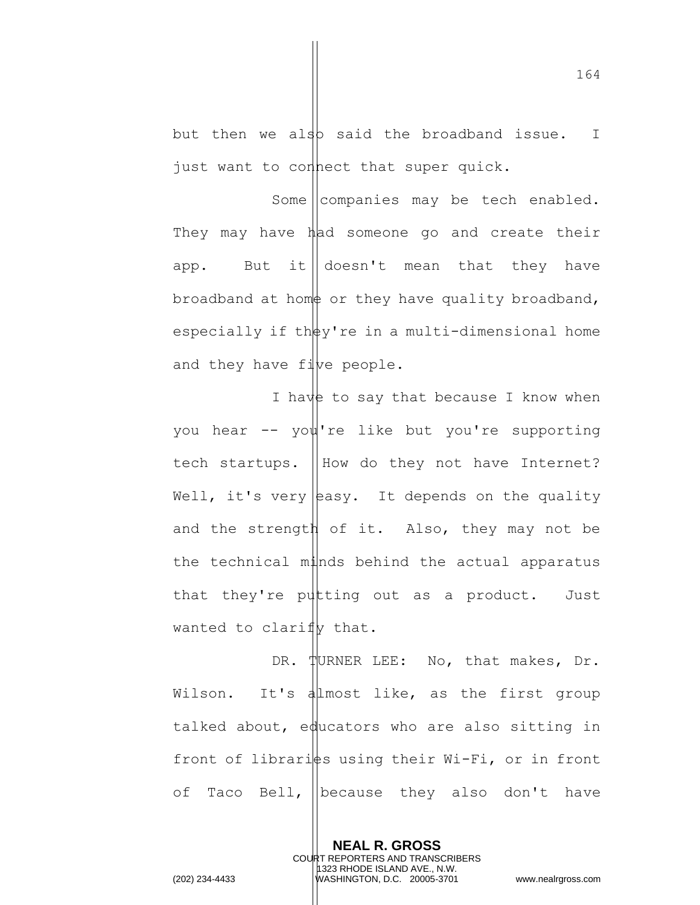but then we also said the broadband issue. I just want to connect that super quick.

Some companies may be tech enabled. They may have had someone go and create their app. But it doesn't mean that they have broadband at home or they have quality broadband, especially if they're in a multi-dimensional home and they have five people.

I have to say that because I know when you hear -- you're like but you're supporting tech startups. How do they not have Internet? Well, it's very easy. It depends on the quality and the strength of it. Also, they may not be the technical minds behind the actual apparatus that they're putting out as a product. Just wanted to clarify that.

DR. TURNER LEE: No, that makes, Dr. Wilson. It's almost like, as the first group talked about, educators who are also sitting in front of libraries using their Wi-Fi, or in front of Taco Bell, because they also don't have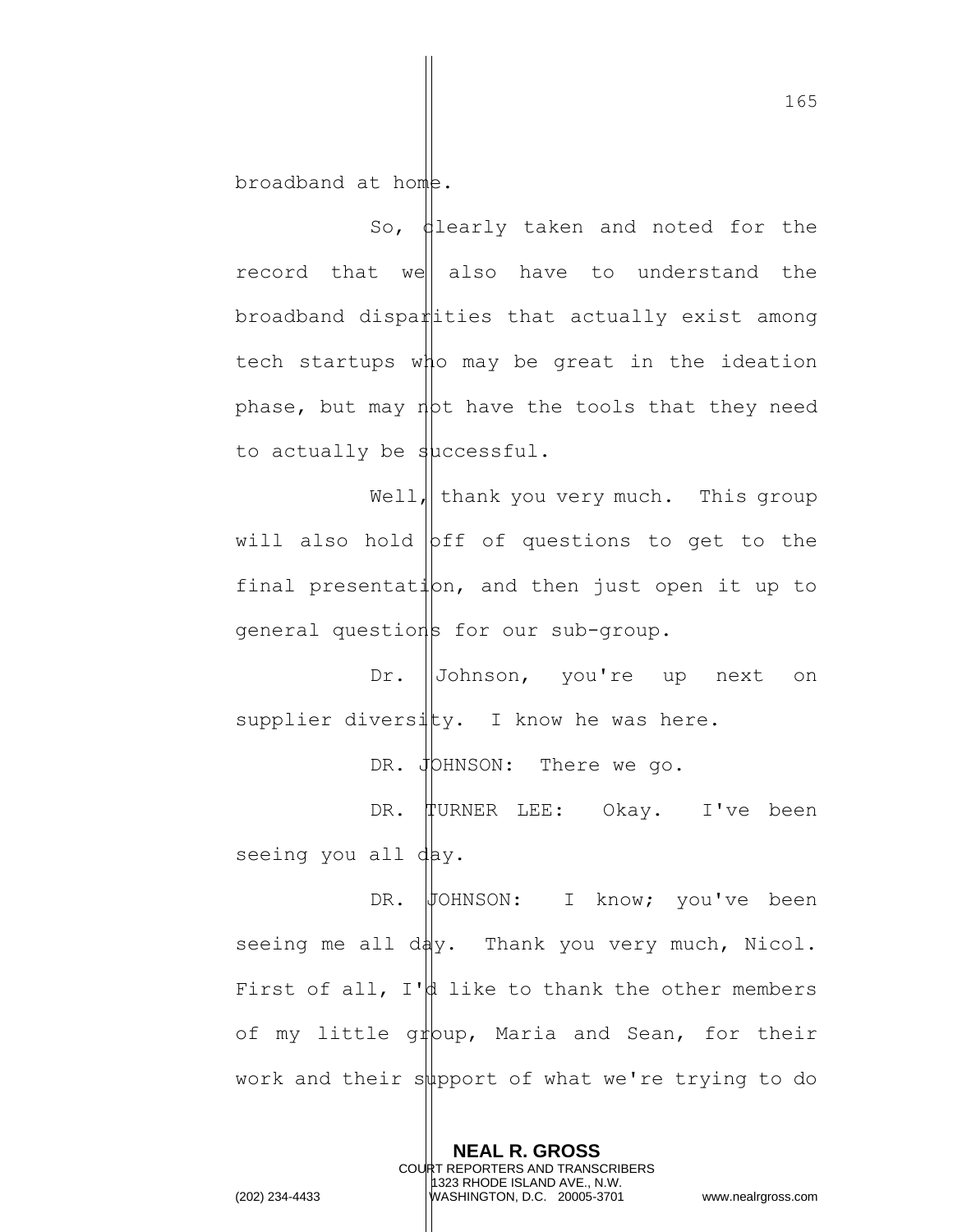broadband at home.

So, clearly taken and noted for the record that we also have to understand the broadband disparities that actually exist among tech startups who may be great in the ideation phase, but may not have the tools that they need to actually be successful.

Well, thank you very much. This group will also hold off of questions to get to the final presentation, and then just open it up to general questions for our sub-group.

Dr. Johnson, you're up next on supplier diversity. I know he was here.

DR. JOHNSON: There we go.

DR. TURNER LEE: Okay. I've been seeing you all day.

DR. JOHNSON: I know; you've been seeing me all day. Thank you very much, Nicol. First of all, I'd like to thank the other members of my little group, Maria and Sean, for their work and their support of what we're trying to do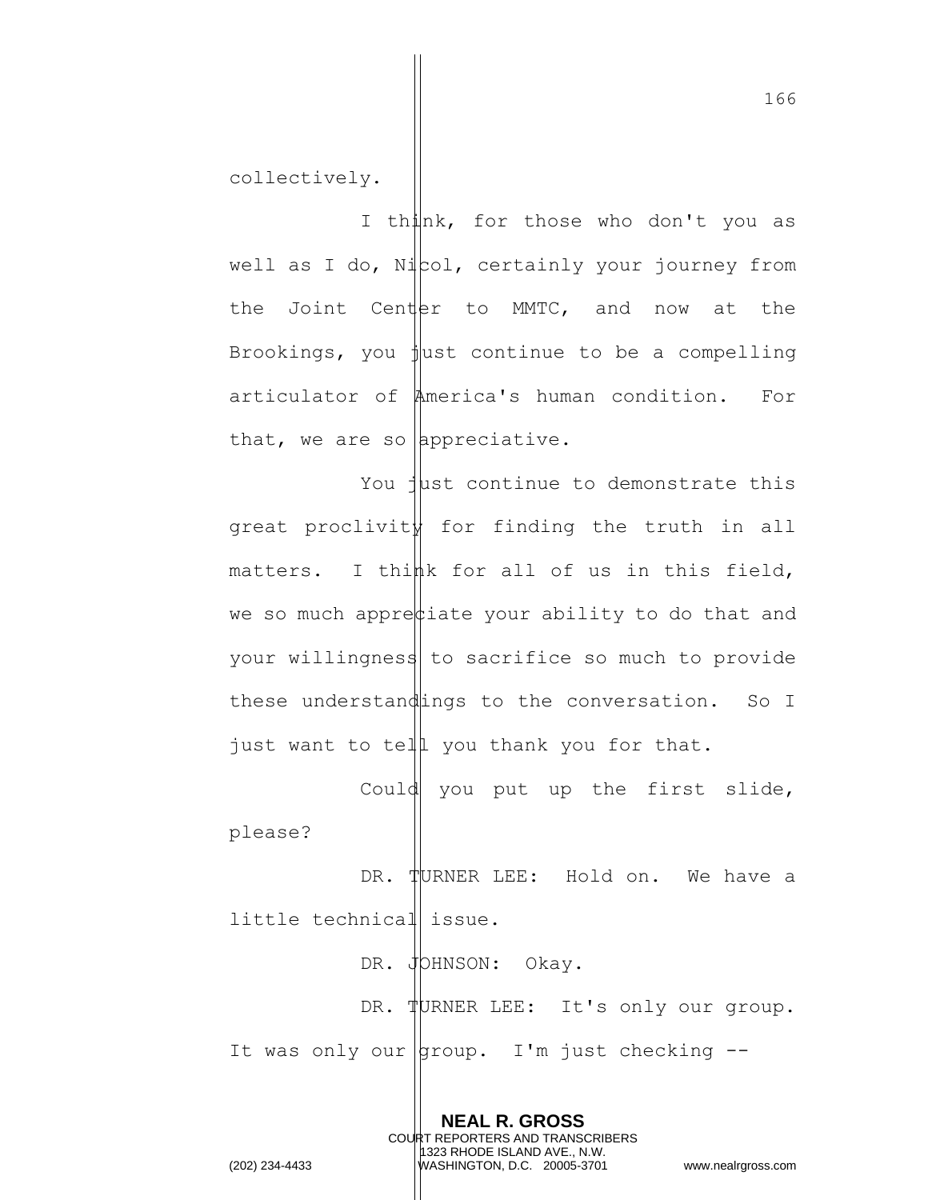collectively.

I think, for those who don't you as well as I do, Nicol, certainly your journey from the Joint Center to MMTC, and now at the Brookings, you just continue to be a compelling articulator of America's human condition. For that, we are so appreciative.

You just continue to demonstrate this great proclivity for finding the truth in all matters. I think for all of us in this field, we so much appreciate your ability to do that and your willingness to sacrifice so much to provide these understandings to the conversation. So I just want to tell you thank you for that.

Could you put up the first slide, please?

DR. TURNER LEE: Hold on. We have a little technical issue.

DR. JOHNSON: Okay.

DR. TURNER LEE: It's only our group. It was only our group. I'm just checking --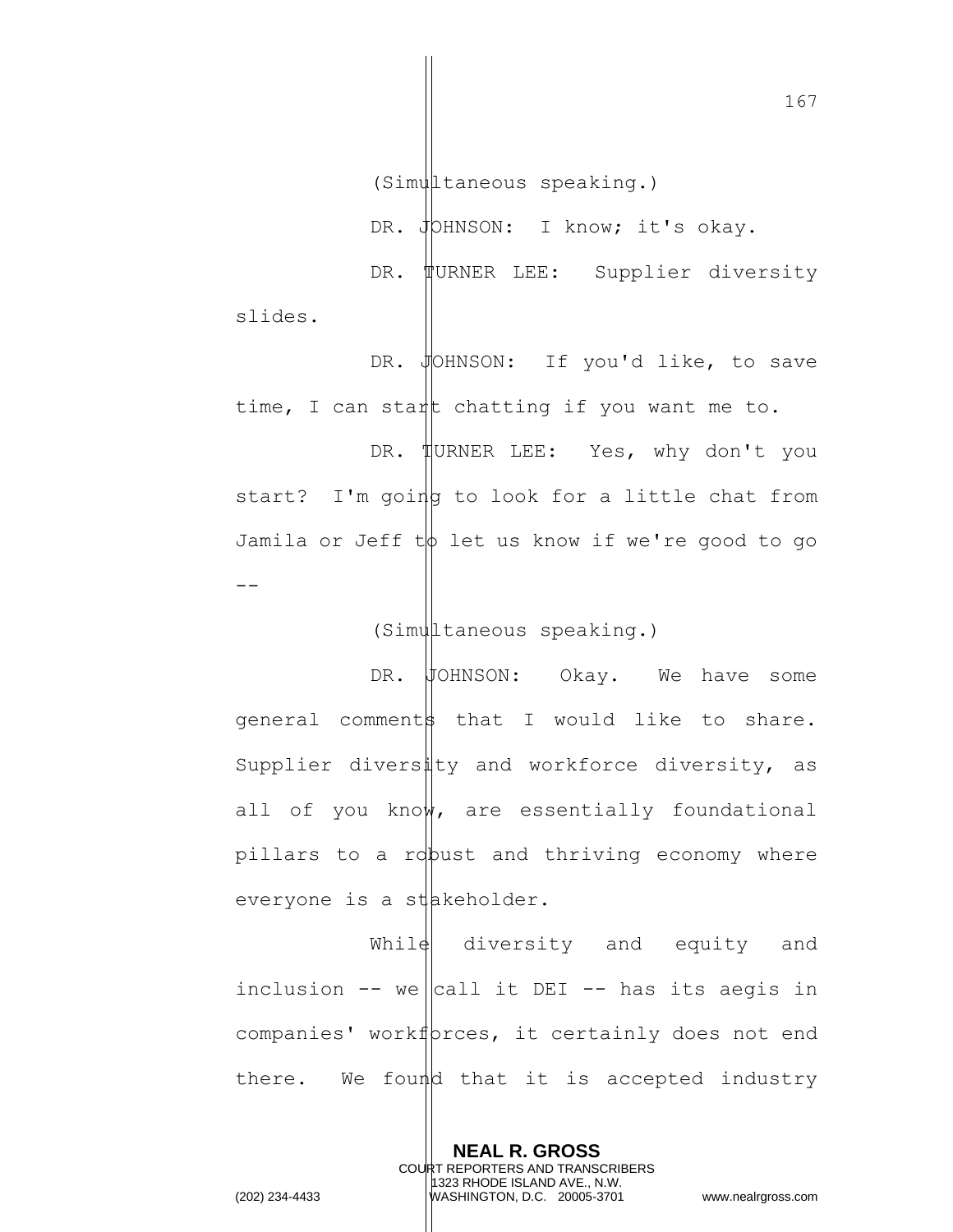(Simultaneous speaking.)

DR. JOHNSON: I know; it's okay.

DR. TURNER LEE: Supplier diversity slides.

DR. JOHNSON: If you'd like, to save time, I can start chatting if you want me to.

DR. TURNER LEE: Yes, why don't you start? I'm going to look for a little chat from Jamila or Jeff to let us know if we're good to go --

(Simultaneous speaking.)

DR. JOHNSON: Okay. We have some general comments that I would like to share. Supplier diversity and workforce diversity, as all of you know, are essentially foundational pillars to a robust and thriving economy where everyone is a stakeholder.

While diversity and equity and inclusion -- we call it DEI -- has its aegis in companies' workforces, it certainly does not end there. We found that it is accepted industry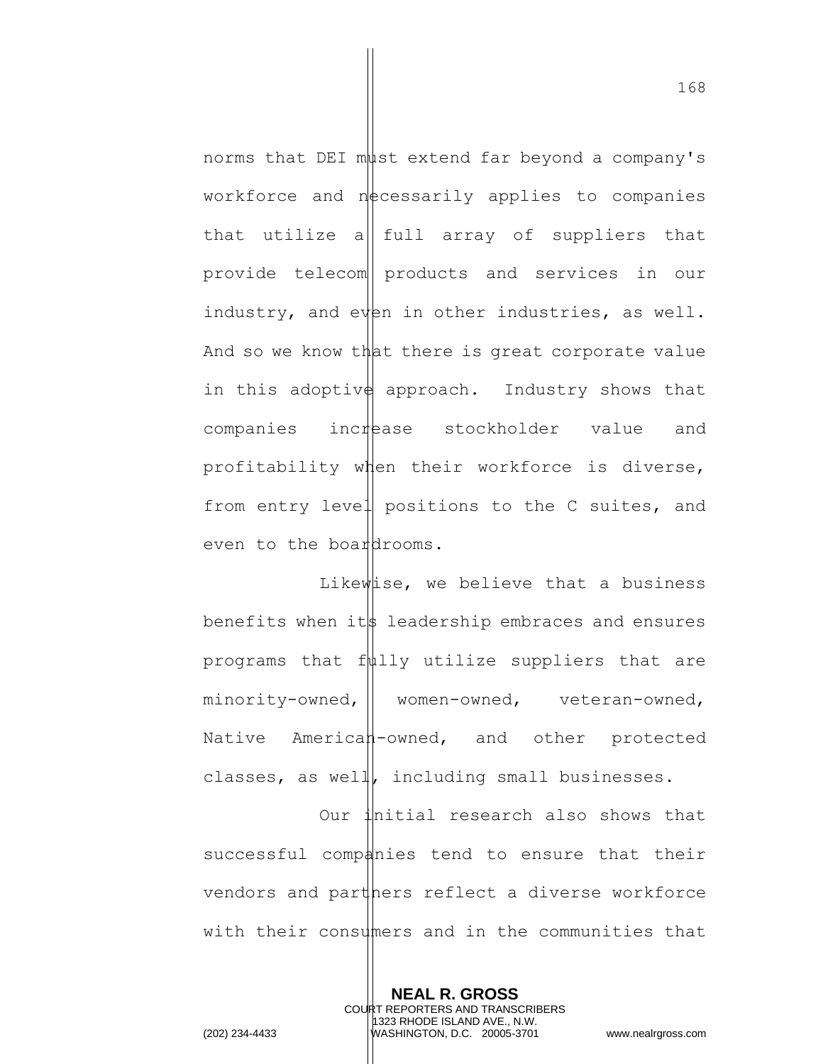norms that DEI must extend far beyond a company's workforce and necessarily applies to companies that utilize a full array of suppliers that provide telecom products and services in our industry, and even in other industries, as well. And so we know that there is great corporate value in this adoptive approach. Industry shows that companies increase stockholder value and profitability when their workforce is diverse, from entry level positions to the C suites, and even to the boardrooms.

Likewise, we believe that a business benefits when its leadership embraces and ensures programs that fully utilize suppliers that are minority-owned, women-owned, veteran-owned, Native American-owned, and other protected classes, as well, including small businesses.

Our initial research also shows that successful companies tend to ensure that their vendors and partners reflect a diverse workforce with their consumers and in the communities that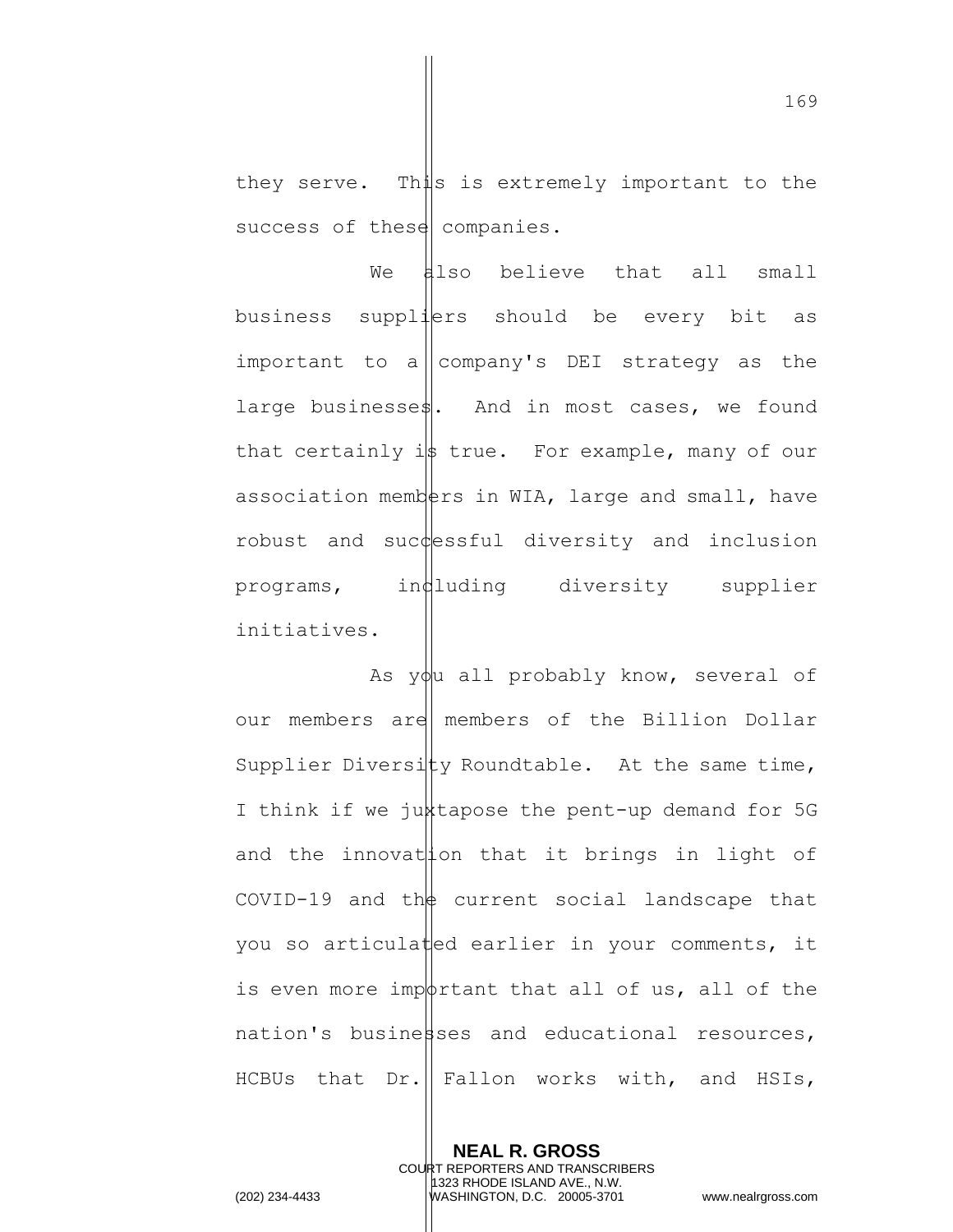they serve. This is extremely important to the success of these companies.

We also believe that all small business suppliers should be every bit as important to a company's DEI strategy as the large businesses. And in most cases, we found that certainly is true. For example, many of our association members in WIA, large and small, have robust and successful diversity and inclusion programs, including diversity supplier initiatives.

As you all probably know, several of our members are members of the Billion Dollar Supplier Diversity Roundtable. At the same time, I think if we juxtapose the pent-up demand for 5G and the innovation that it brings in light of COVID-19 and the current social landscape that you so articulated earlier in your comments, it is even more important that all of us, all of the nation's businesses and educational resources, HCBUs that Dr. Fallon works with, and HSIs,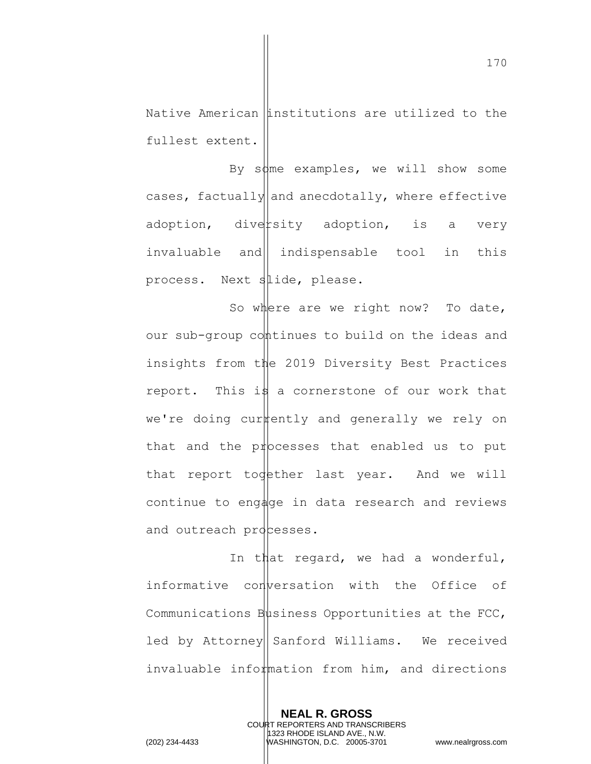Native American institutions are utilized to the fullest extent.

By some examples, we will show some cases, factually and anecdotally, where effective adoption, diversity adoption, is a very invaluable and indispensable tool in this process. Next slide, please.

So where are we right now? To date, our sub-group continues to build on the ideas and insights from the 2019 Diversity Best Practices report. This is a cornerstone of our work that we're doing currently and generally we rely on that and the processes that enabled us to put that report together last year. And we will continue to engage in data research and reviews and outreach processes.

In that regard, we had a wonderful, informative conversation with the Office of Communications Business Opportunities at the FCC, led by Attorney Sanford Williams. We received invaluable information from him, and directions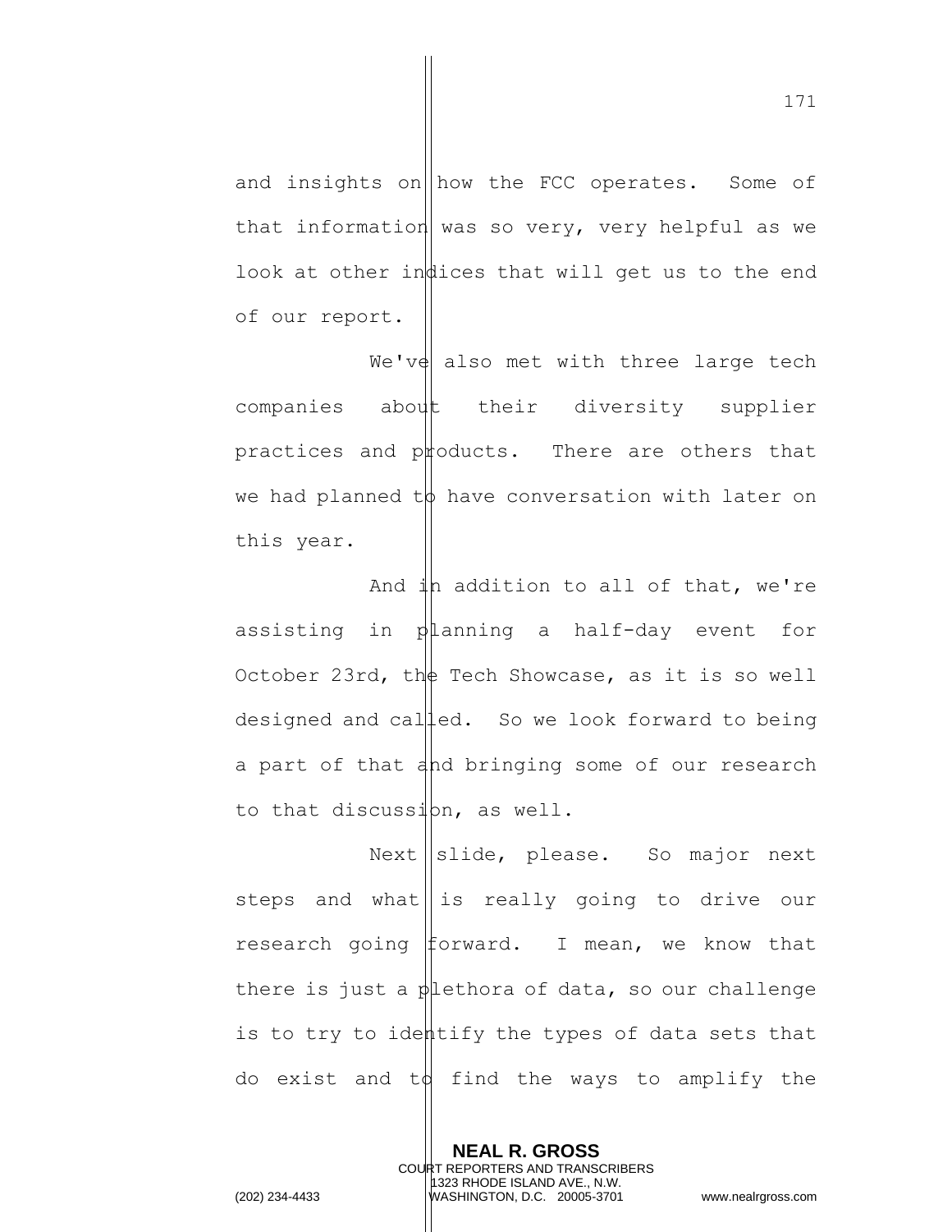and insights on how the FCC operates. Some of that information was so very, very helpful as we look at other indices that will get us to the end of our report.

We've also met with three large tech companies about their diversity supplier practices and products. There are others that we had planned to have conversation with later on this year.

And in addition to all of that, we're assisting in planning a half-day event for October 23rd, the Tech Showcase, as it is so well designed and called. So we look forward to being a part of that and bringing some of our research to that discussion, as well.

Next slide, please. So major next steps and what is really going to drive our research going forward. I mean, we know that there is just a plethora of data, so our challenge is to try to identify the types of data sets that do exist and to find the ways to amplify the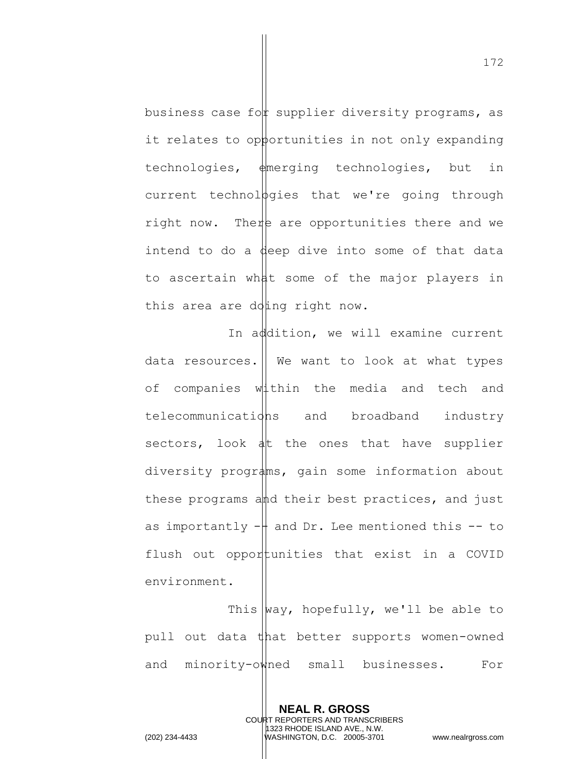business case for supplier diversity programs, as it relates to opportunities in not only expanding technologies, emerging technologies, but in current technologies that we're going through right now. There are opportunities there and we intend to do a deep dive into some of that data to ascertain what some of the major players in this area are doing right now.

In addition, we will examine current data resources. We want to look at what types of companies within the media and tech and telecommunications and broadband industry sectors, look at the ones that have supplier diversity programs, gain some information about these programs and their best practices, and just as importantly -- and Dr. Lee mentioned this -- to flush out opportunities that exist in a COVID environment.

This way, hopefully, we'll be able to pull out data that better supports women-owned and minority-owned small businesses. For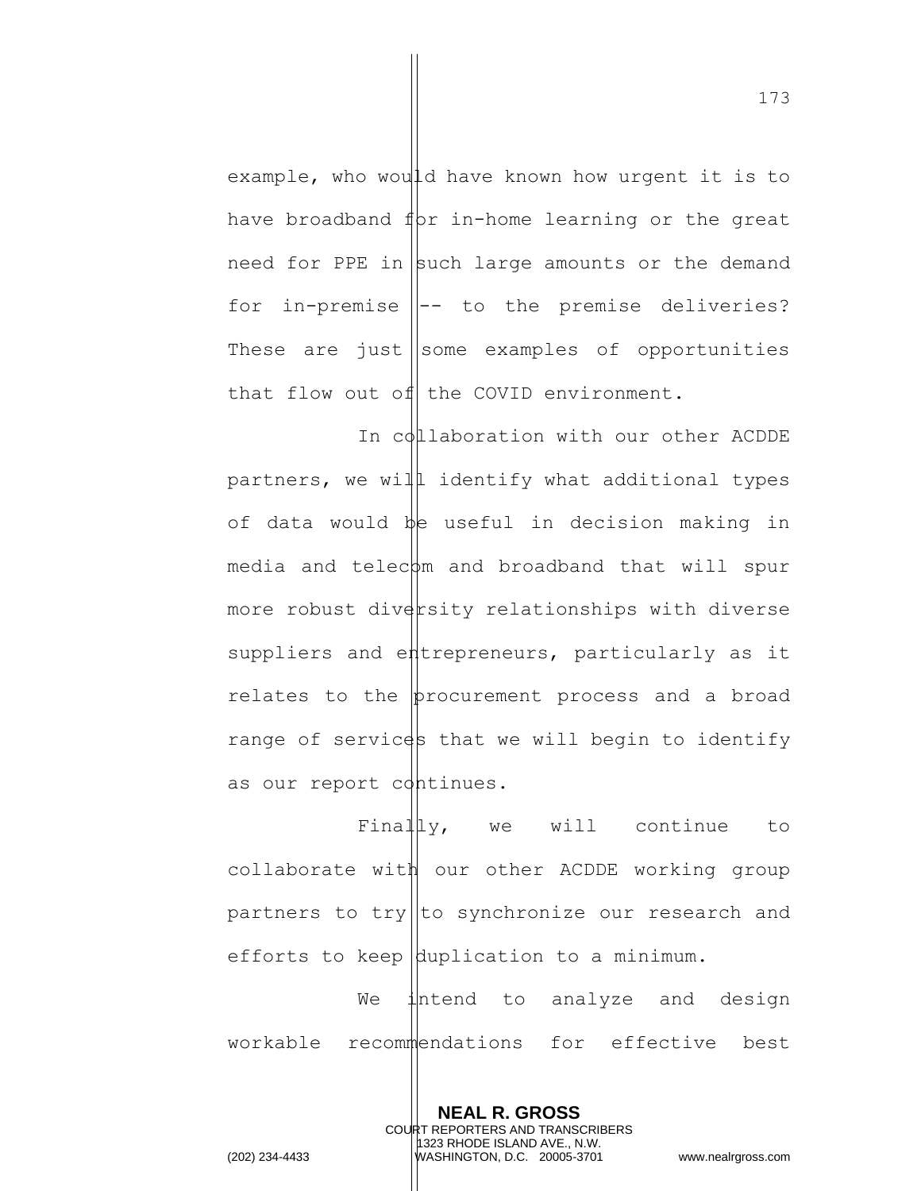example, who would have known how urgent it is to have broadband for in-home learning or the great need for PPE in such large amounts or the demand for in-premise -- to the premise deliveries? These are just some examples of opportunities that flow out of the COVID environment.

In collaboration with our other ACDDE partners, we will identify what additional types of data would be useful in decision making in media and telecom and broadband that will spur more robust diversity relationships with diverse suppliers and entrepreneurs, particularly as it relates to the procurement process and a broad range of services that we will begin to identify as our report continues.

Finally, we will continue to collaborate with our other ACDDE working group partners to try to synchronize our research and efforts to keep duplication to a minimum.

We intend to analyze and design workable recommendations for effective best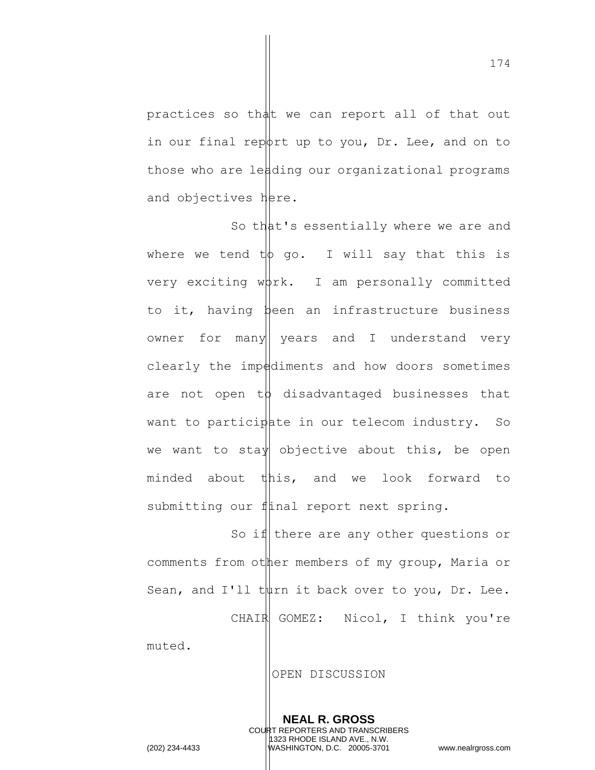practices so that we can report all of that out in our final report up to you, Dr. Lee, and on to those who are leading our organizational programs and objectives here.

So that's essentially where we are and where we tend to go. I will say that this is very exciting work. I am personally committed to it, having been an infrastructure business owner for many years and I understand very clearly the impediments and how doors sometimes are not open to disadvantaged businesses that want to participate in our telecom industry. So we want to stay objective about this, be open minded about this, and we look forward to submitting our final report next spring.

So if there are any other questions or comments from other members of my group, Maria or Sean, and I'll turn it back over to you, Dr. Lee.

CHAIR GOMEZ: Nicol, I think you're muted.

OPEN DISCUSSION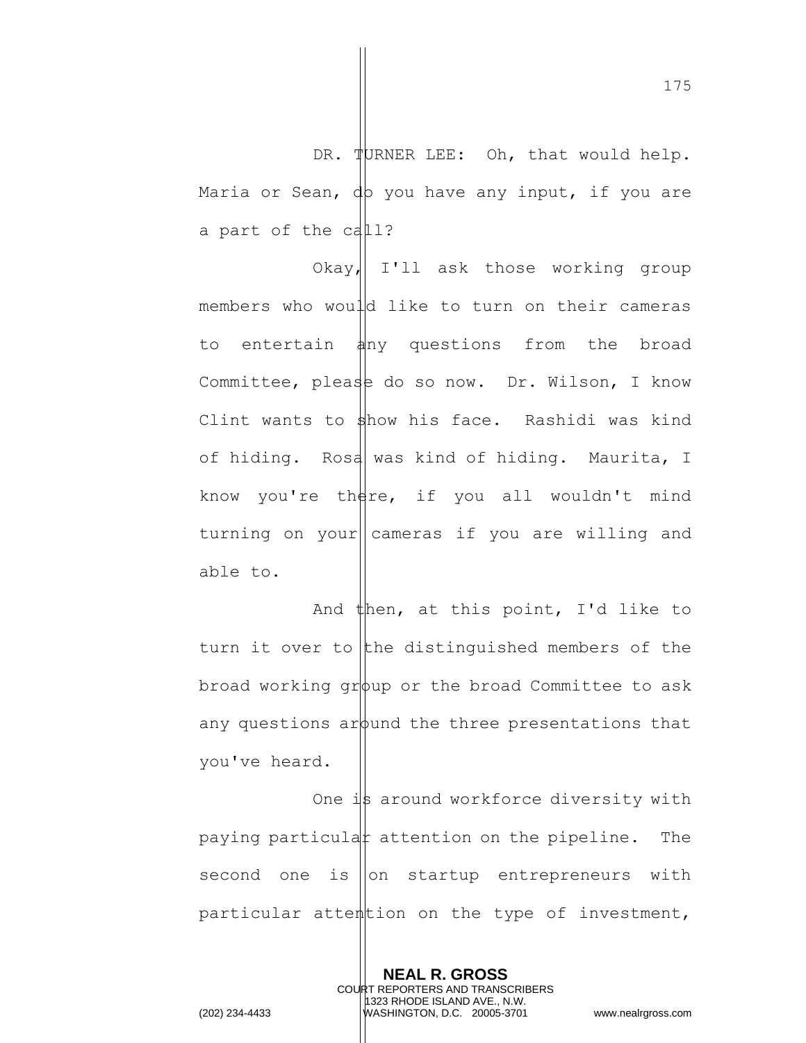DR. TURNER LEE: Oh, that would help. Maria or Sean, do you have any input, if you are a part of the call?

Okay, I'll ask those working group members who would like to turn on their cameras to entertain any questions from the broad Committee, please do so now. Dr. Wilson, I know Clint wants to show his face. Rashidi was kind of hiding. Rosa was kind of hiding. Maurita, I know you're there, if you all wouldn't mind turning on your cameras if you are willing and able to.

And then, at this point, I'd like to turn it over to the distinguished members of the broad working group or the broad Committee to ask any questions around the three presentations that you've heard.

One is around workforce diversity with paying particular attention on the pipeline. The second one is on startup entrepreneurs with particular attention on the type of investment,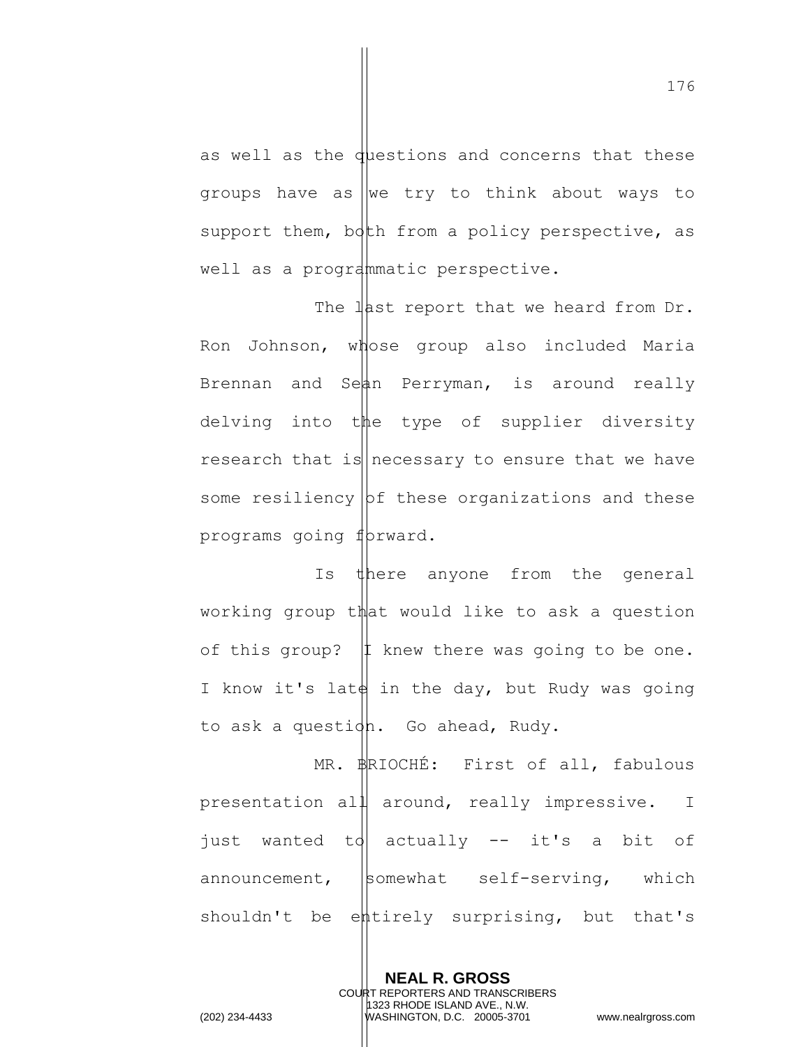as well as the questions and concerns that these groups have as we try to think about ways to support them, both from a policy perspective, as well as a programmatic perspective.

The last report that we heard from Dr. Ron Johnson, whose group also included Maria Brennan and Sean Perryman, is around really delving into the type of supplier diversity research that is necessary to ensure that we have some resiliency of these organizations and these programs going forward.

Is there anyone from the general working group that would like to ask a question of this group? I knew there was going to be one. I know it's late in the day, but Rudy was going to ask a question. Go ahead, Rudy.

MR. BRIOCHÉ: First of all, fabulous presentation all around, really impressive. I just wanted to actually -- it's a bit of announcement, somewhat self-serving, which shouldn't be entirely surprising, but that's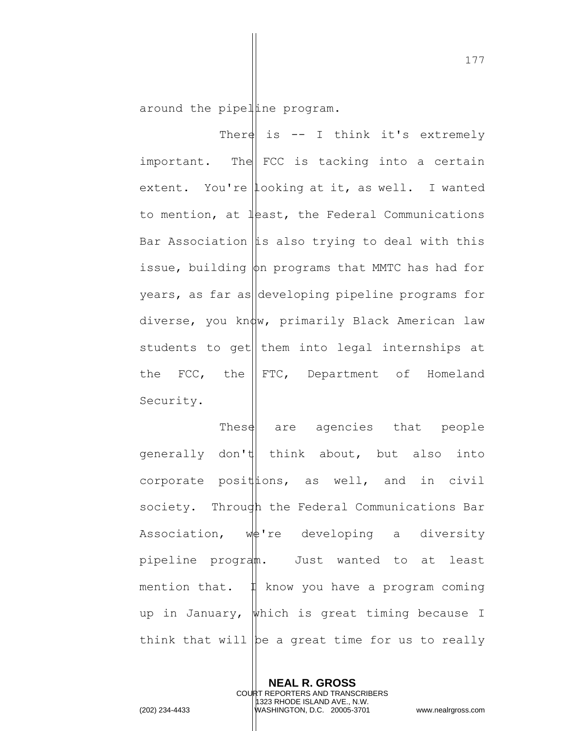around the pipeline program.

There is -- I think it's extremely important. The FCC is tacking into a certain extent. You're looking at it, as well. I wanted to mention, at least, the Federal Communications Bar Association is also trying to deal with this issue, building on programs that MMTC has had for years, as far as developing pipeline programs for diverse, you know, primarily Black American law students to get them into legal internships at the FCC, the FTC, Department of Homeland Security.

These are agencies that people generally don't think about, but also into corporate positions, as well, and in civil society. Through the Federal Communications Bar Association, we're developing a diversity pipeline program. Just wanted to at least mention that. I know you have a program coming up in January, which is great timing because I think that will be a great time for us to really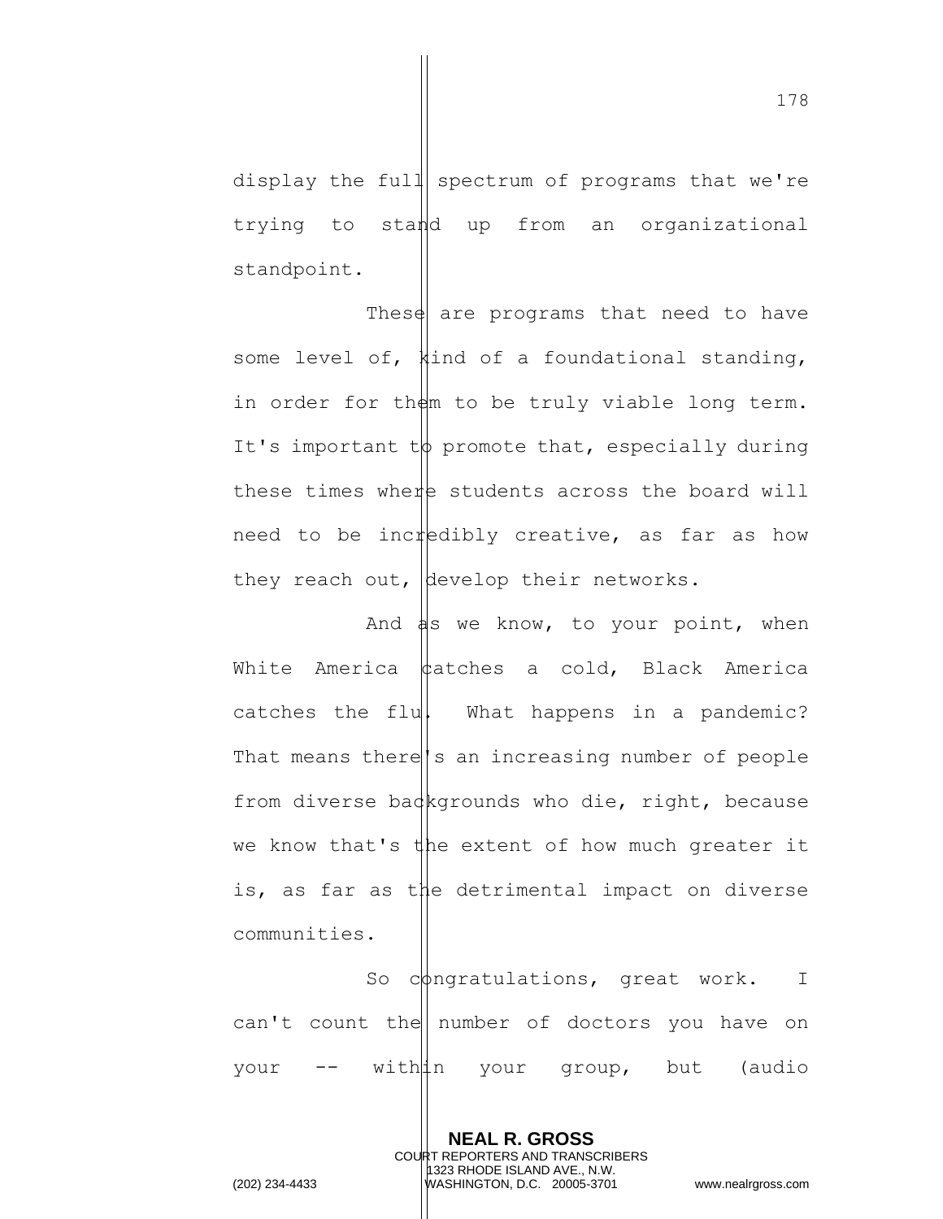display the full spectrum of programs that we're trying to stand up from an organizational standpoint.

These are programs that need to have some level of, kind of a foundational standing, in order for them to be truly viable long term. It's important to promote that, especially during these times where students across the board will need to be incredibly creative, as far as how they reach out, develop their networks.

And as we know, to your point, when White America catches a cold, Black America catches the flu. What happens in a pandemic? That means there's an increasing number of people from diverse backgrounds who die, right, because we know that's the extent of how much greater it is, as far as the detrimental impact on diverse communities.

So congratulations, great work. I can't count the number of doctors you have on your -- within your group, but (audio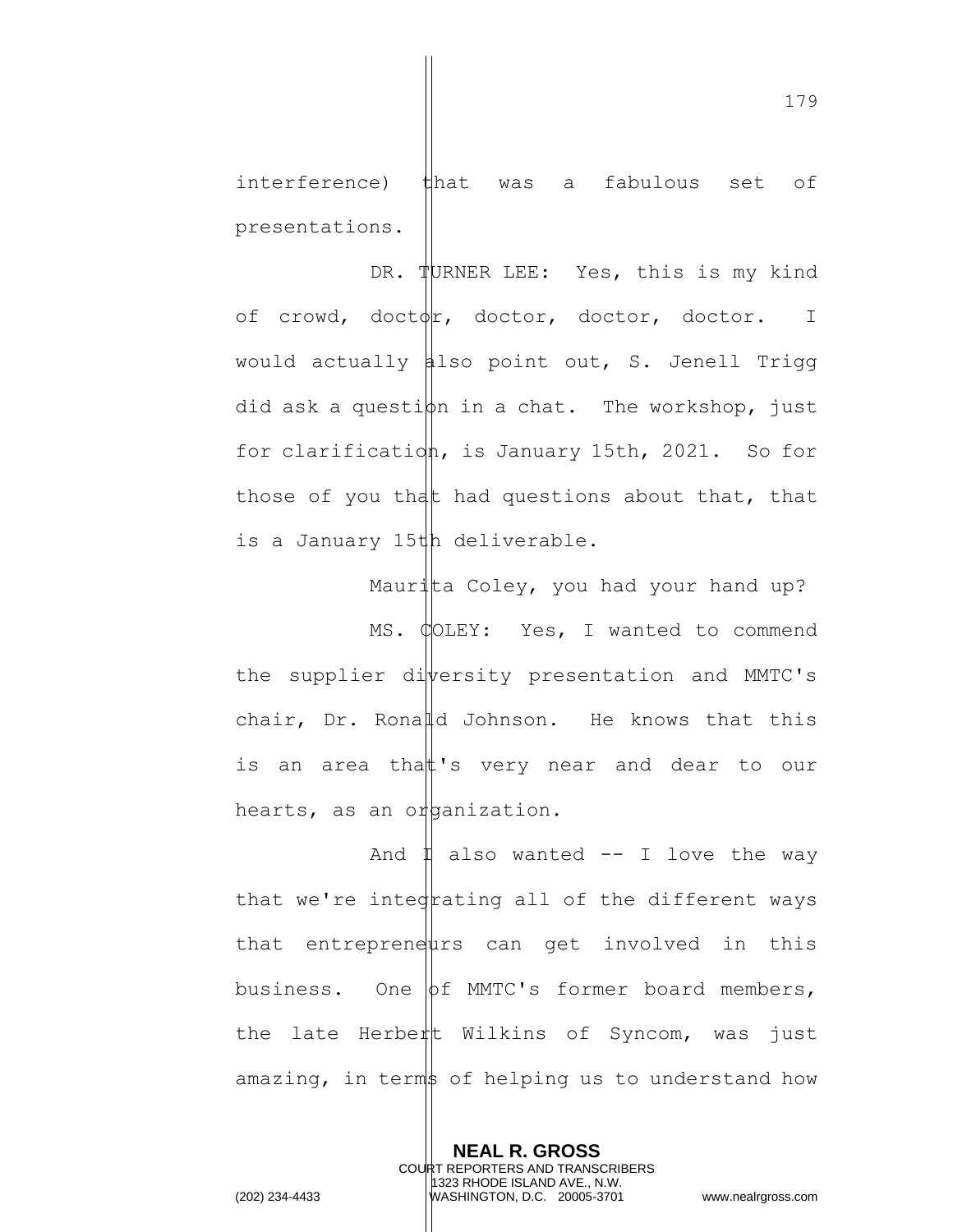interference) that was a fabulous set of presentations.

DR. TURNER LEE: Yes, this is my kind of crowd, doctor, doctor, doctor, doctor. I would actually also point out, S. Jenell Trigg did ask a question in a chat. The workshop, just for clarification, is January 15th, 2021. So for those of you that had questions about that, that is a January 15th deliverable.

Maurita Coley, you had your hand up?

MS. COLEY: Yes, I wanted to commend the supplier diversity presentation and MMTC's chair, Dr. Ronald Johnson. He knows that this is an area that's very near and dear to our hearts, as an organization.

And I also wanted -- I love the way that we're integrating all of the different ways that entrepreneurs can get involved in this business. One of MMTC's former board members, the late Herbert Wilkins of Syncom, was just amazing, in terms of helping us to understand how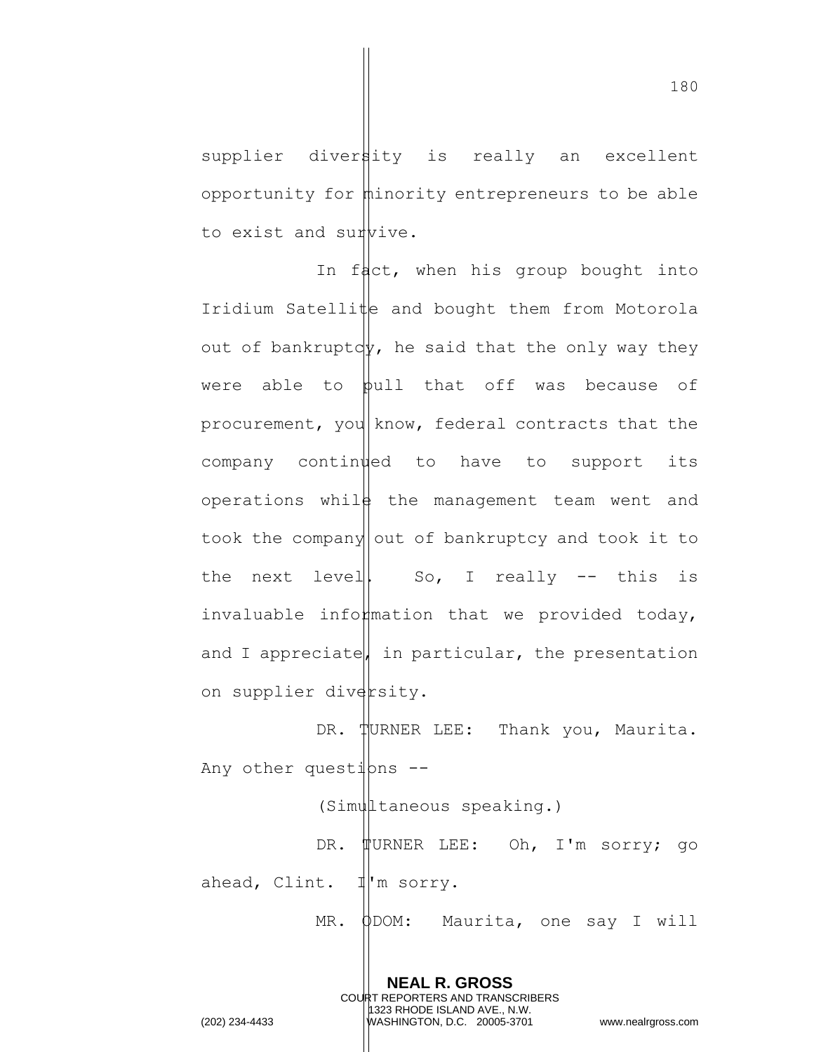supplier diversity is really an excellent opportunity for minority entrepreneurs to be able to exist and survive.

In fact, when his group bought into Iridium Satellite and bought them from Motorola out of bankruptcy, he said that the only way they were able to pull that off was because of procurement, you know, federal contracts that the company continued to have to support its operations while the management team went and took the company out of bankruptcy and took it to the next level. So, I really -- this is invaluable information that we provided today, and I appreciate, in particular, the presentation on supplier diversity.

DR. TURNER LEE: Thank you, Maurita. Any other questions --

(Simultaneous speaking.)

DR. TURNER LEE: Oh, I'm sorry; go ahead, Clint. I'm sorry.

MR. ODOM: Maurita, one say I will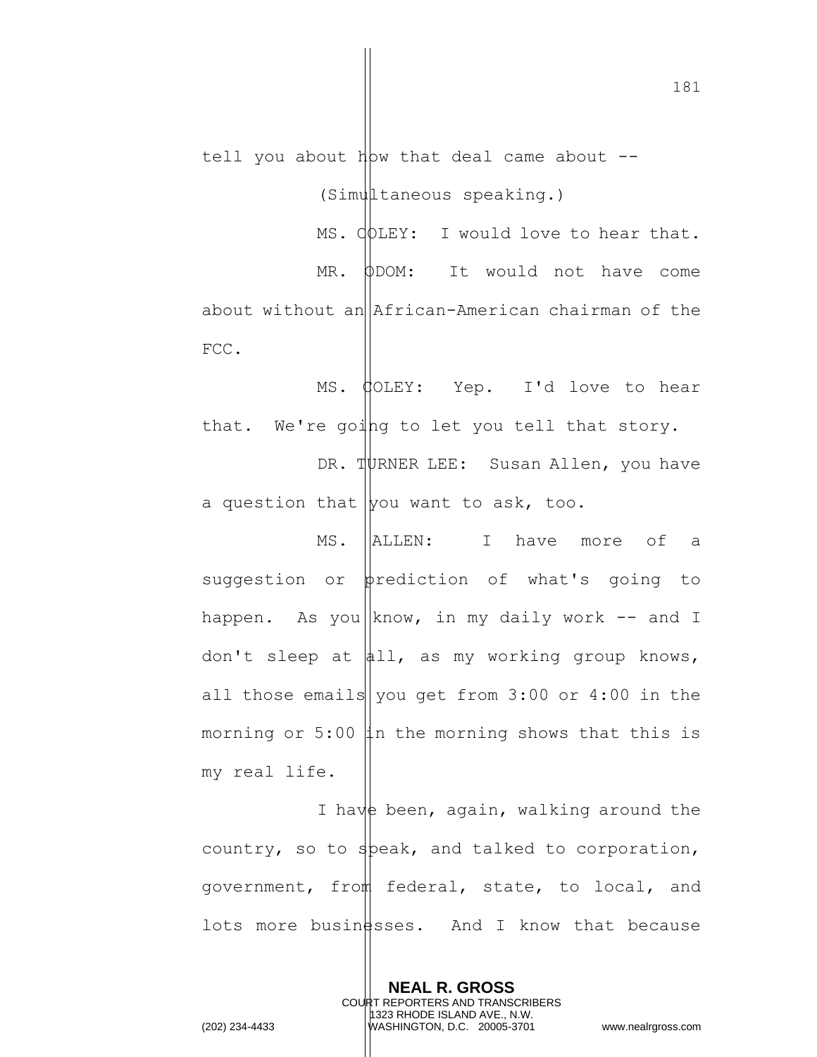tell you about how that deal came about --

(Simultaneous speaking.)

MS. COLEY: I would love to hear that.

MR. ODOM: It would not have come about without an African-American chairman of the FCC.

MS. COLEY: Yep. I'd love to hear that. We're going to let you tell that story.

DR. TURNER LEE: Susan Allen, you have a question that you want to ask, too.

MS. ALLEN: I have more of a suggestion or prediction of what's going to happen. As you know, in my daily work -- and I don't sleep at all, as my working group knows, all those emails you get from 3:00 or 4:00 in the morning or 5:00 in the morning shows that this is my real life.

I have been, again, walking around the country, so to speak, and talked to corporation, government, from federal, state, to local, and lots more businesses. And I know that because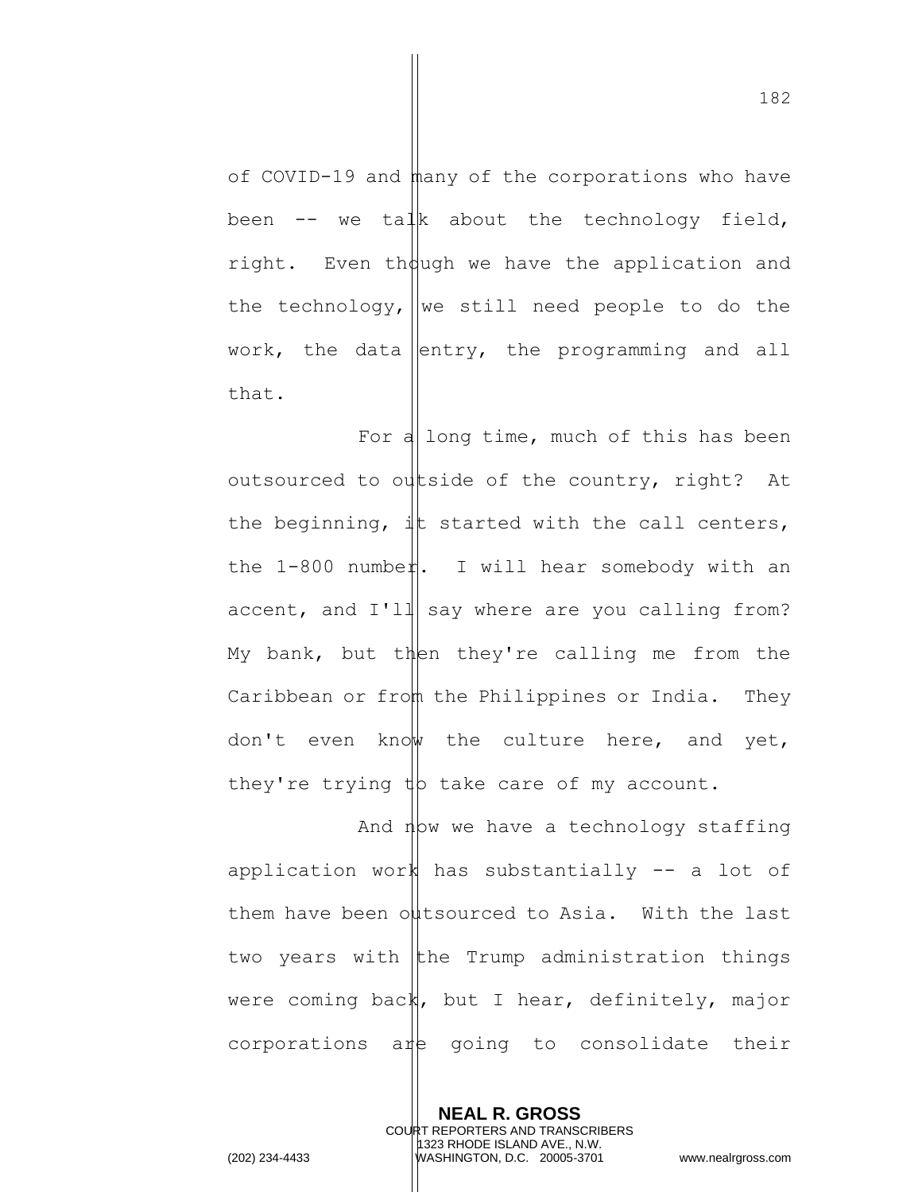of COVID-19 and many of the corporations who have been -- we talk about the technology field, right. Even though we have the application and the technology, we still need people to do the work, the data entry, the programming and all that.

For a long time, much of this has been outsourced to outside of the country, right? At the beginning, it started with the call centers, the 1-800 number. I will hear somebody with an accent, and I'll say where are you calling from? My bank, but then they're calling me from the Caribbean or from the Philippines or India. They don't even know the culture here, and yet, they're trying to take care of my account.

And now we have a technology staffing application work has substantially -- a lot of them have been outsourced to Asia. With the last two years with the Trump administration things were coming back, but I hear, definitely, major corporations are going to consolidate their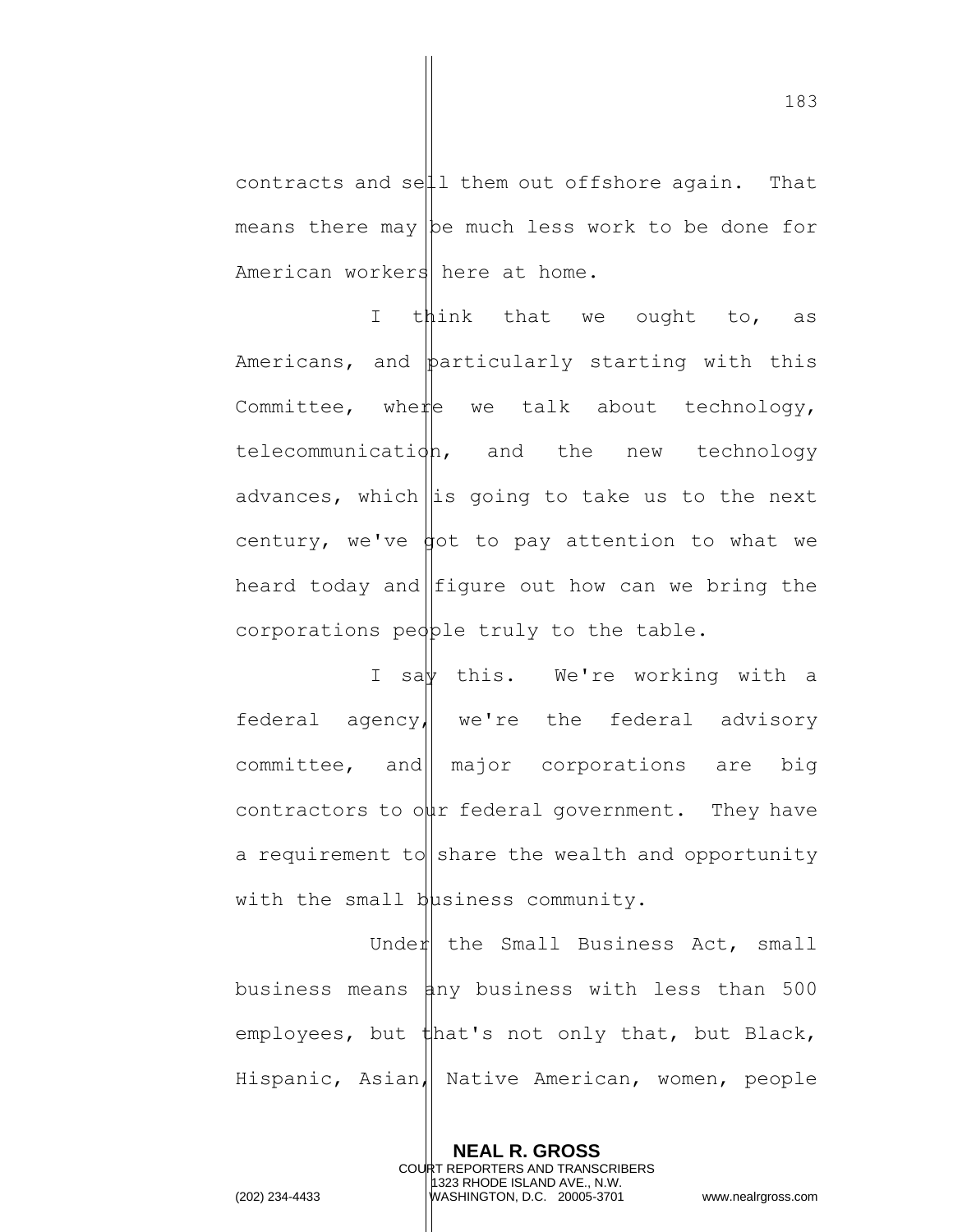contracts and sell them out offshore again. That means there may be much less work to be done for American workers here at home.

I think that we ought to, as Americans, and particularly starting with this Committee, where we talk about technology, telecommunication, and the new technology advances, which is going to take us to the next century, we've got to pay attention to what we heard today and figure out how can we bring the corporations people truly to the table.

I say this. We're working with a federal agency, we're the federal advisory committee, and major corporations are big contractors to our federal government. They have a requirement to share the wealth and opportunity with the small business community.

Under the Small Business Act, small business means any business with less than 500 employees, but that's not only that, but Black, Hispanic, Asian, Native American, women, people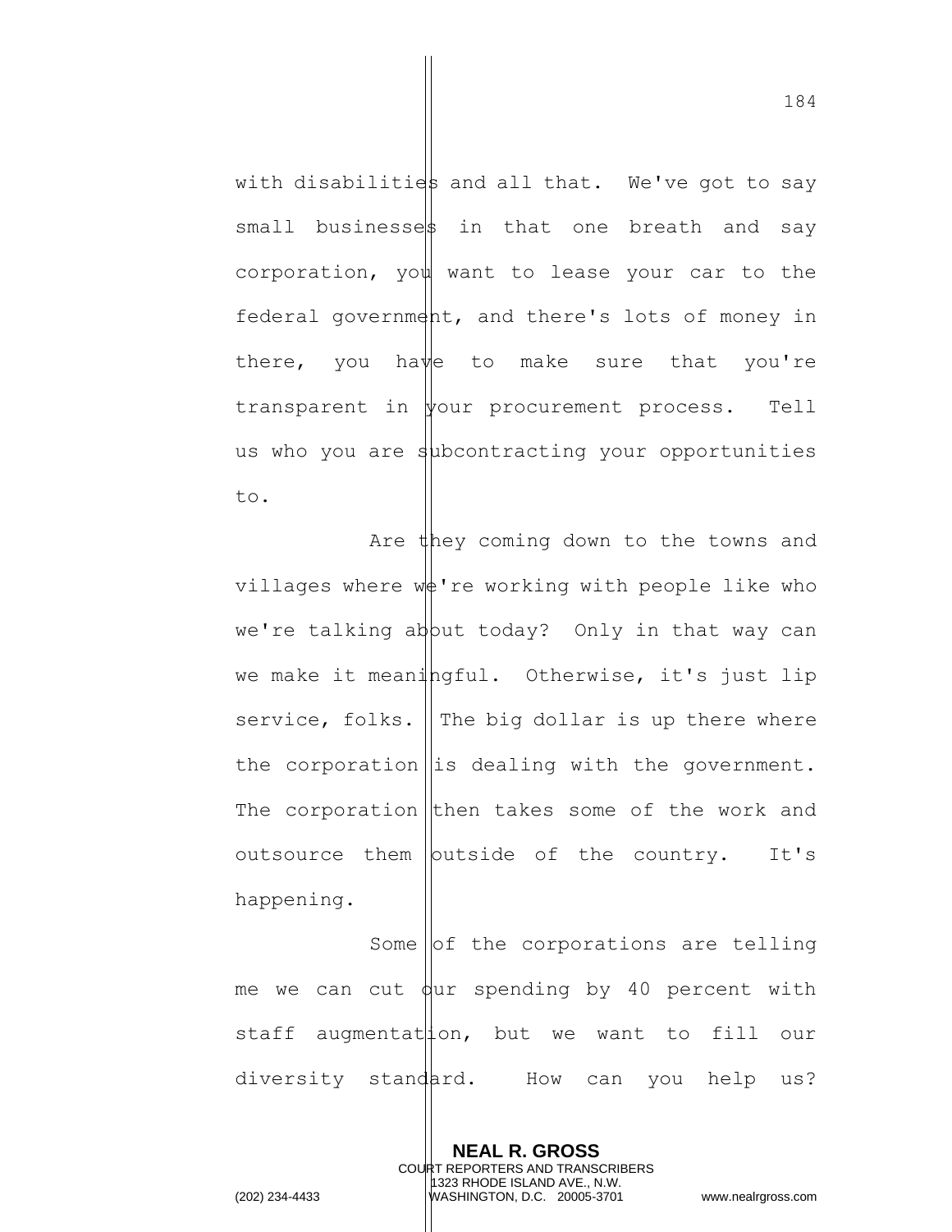with disabilities and all that. We've got to say small businesses in that one breath and say corporation, you want to lease your car to the federal government, and there's lots of money in there, you have to make sure that you're transparent in your procurement process. Tell us who you are subcontracting your opportunities to.

Are they coming down to the towns and villages where we're working with people like who we're talking about today? Only in that way can we make it meaningful. Otherwise, it's just lip service, folks. The big dollar is up there where the corporation is dealing with the government. The corporation then takes some of the work and outsource them outside of the country. It's happening.

Some of the corporations are telling me we can cut our spending by 40 percent with staff augmentation, but we want to fill our diversity standard. How can you help us?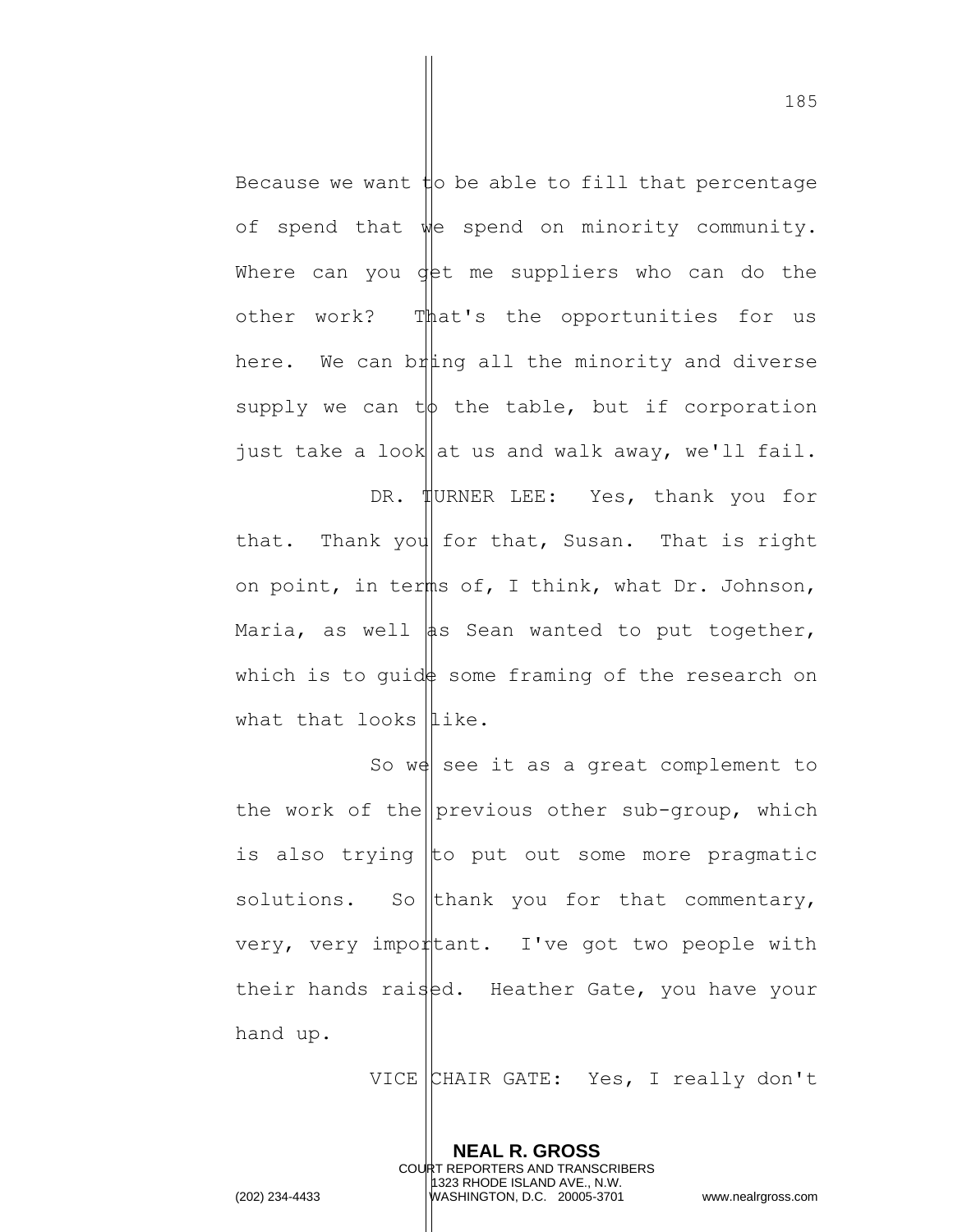Because we want to be able to fill that percentage of spend that we spend on minority community. Where can you get me suppliers who can do the other work? That's the opportunities for us here. We can bring all the minority and diverse supply we can to the table, but if corporation just take a look at us and walk away, we'll fail.

DR. TURNER LEE: Yes, thank you for that. Thank you for that, Susan. That is right on point, in terms of, I think, what Dr. Johnson, Maria, as well as Sean wanted to put together, which is to guide some framing of the research on what that looks like.

So we see it as a great complement to the work of the previous other sub-group, which is also trying to put out some more pragmatic solutions. So thank you for that commentary, very, very important. I've got two people with their hands raised. Heather Gate, you have your hand up.

VICE CHAIR GATE: Yes, I really don't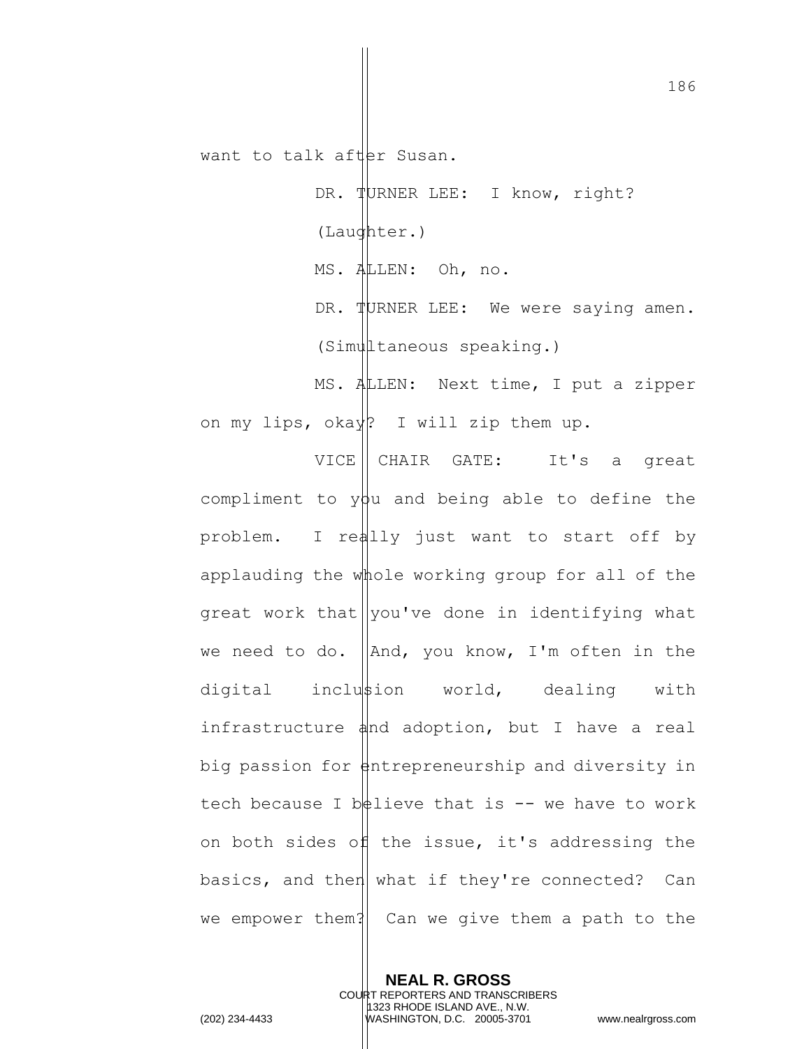want to talk after Susan.

DR. TURNER LEE: I know, right?

(Laughter.)

MS. ALLEN: Oh, no.

DR. TURNER LEE: We were saying amen.

(Simultaneous speaking.)

MS. ALLEN: Next time, I put a zipper on my lips, okay? I will zip them up.

VICE CHAIR GATE: It's a great compliment to you and being able to define the problem. I really just want to start off by applauding the whole working group for all of the great work that you've done in identifying what we need to do. And, you know, I'm often in the digital inclusion world, dealing with infrastructure and adoption, but I have a real big passion for entrepreneurship and diversity in tech because I believe that is -- we have to work on both sides of the issue, it's addressing the basics, and then what if they're connected? Can we empower them? Can we give them a path to the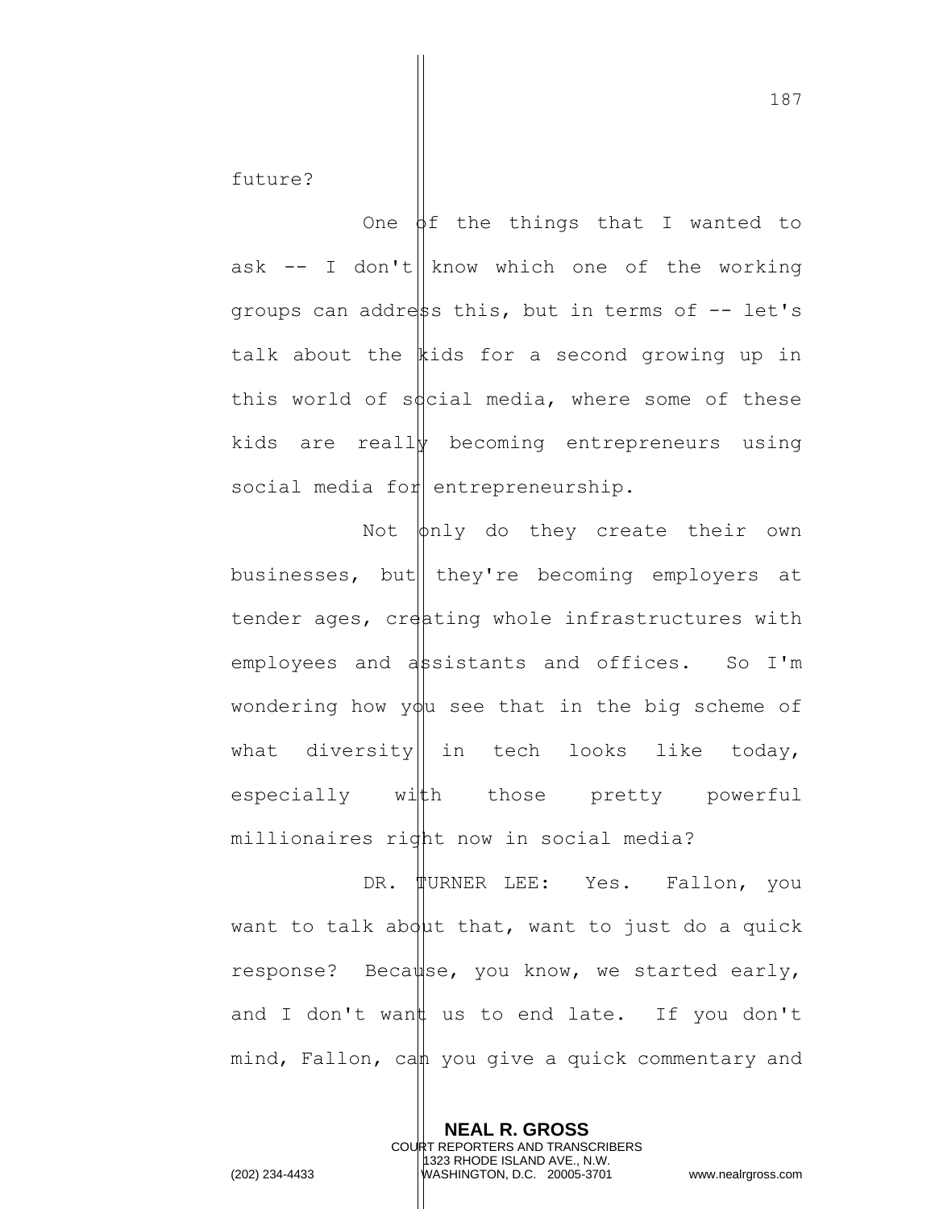future?

One of the things that I wanted to ask -- I don't know which one of the working groups can address this, but in terms of -- let's talk about the kids for a second growing up in this world of social media, where some of these kids are really becoming entrepreneurs using social media for entrepreneurship.

Not only do they create their own businesses, but they're becoming employers at tender ages, creating whole infrastructures with employees and assistants and offices. So I'm wondering how you see that in the big scheme of what diversity in tech looks like today, especially with those pretty powerful millionaires right now in social media?

DR. TURNER LEE: Yes. Fallon, you want to talk about that, want to just do a quick response? Because, you know, we started early, and I don't want us to end late. If you don't mind, Fallon, can you give a quick commentary and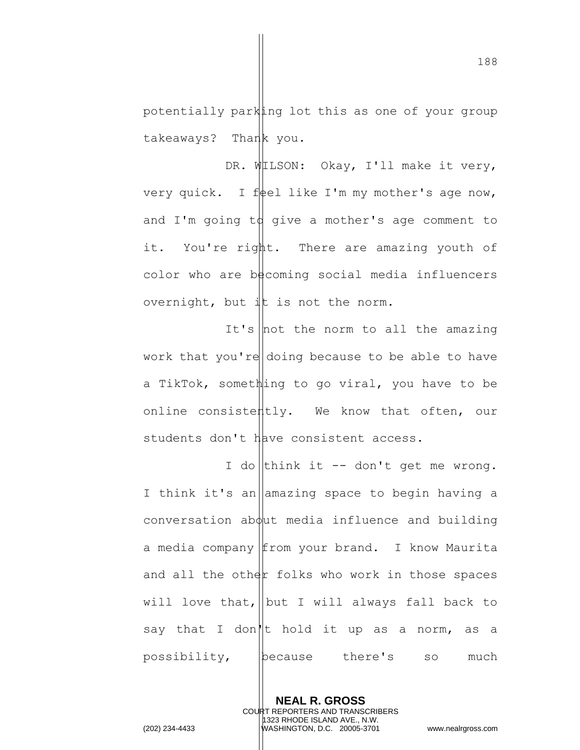potentially parking lot this as one of your group takeaways? Thank you.

DR. WILSON: Okay, I'll make it very, very quick. I feel like I'm my mother's age now, and I'm going to give a mother's age comment to it. You're right. There are amazing youth of color who are becoming social media influencers overnight, but it is not the norm.

It's not the norm to all the amazing work that you're doing because to be able to have a TikTok, something to go viral, you have to be online consistently. We know that often, our students don't have consistent access.

I do think it -- don't get me wrong. I think it's an amazing space to begin having a conversation about media influence and building a media company from your brand. I know Maurita and all the other folks who work in those spaces will love that, but I will always fall back to say that I don't hold it up as a norm, as a possibility, because there's so much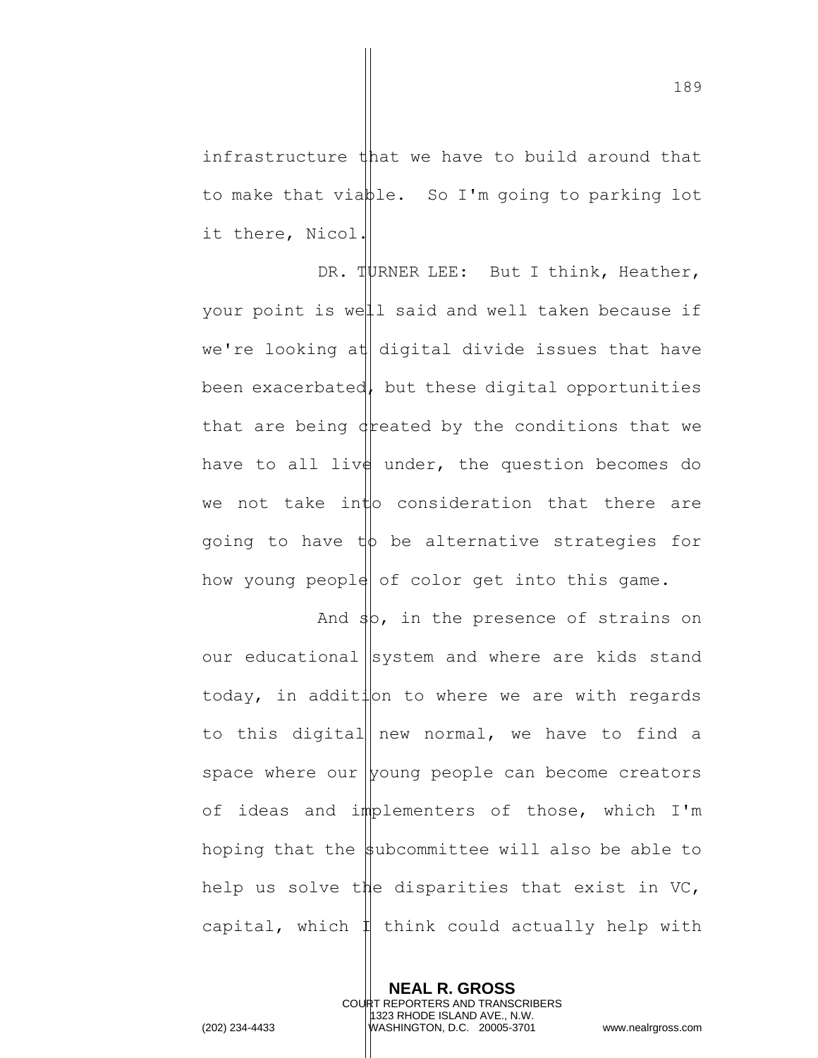infrastructure that we have to build around that to make that viable. So I'm going to parking lot it there, Nicol.

DR. TURNER LEE: But I think, Heather, your point is well said and well taken because if we're looking at digital divide issues that have been exacerbated, but these digital opportunities that are being created by the conditions that we have to all live under, the question becomes do we not take into consideration that there are going to have to be alternative strategies for how young people of color get into this game.

And so, in the presence of strains on our educational system and where are kids stand today, in addition to where we are with regards to this digital new normal, we have to find a space where our young people can become creators of ideas and implementers of those, which I'm hoping that the subcommittee will also be able to help us solve the disparities that exist in VC, capital, which I think could actually help with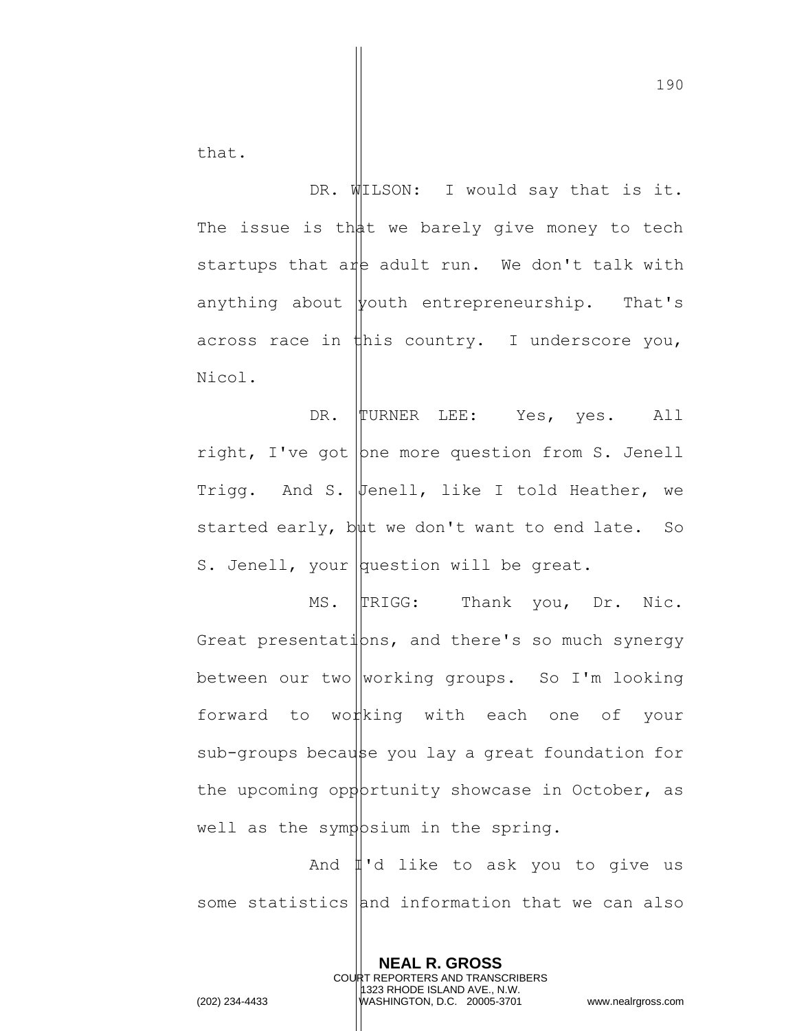that.

DR. WILSON: I would say that is it. The issue is that we barely give money to tech startups that are adult run. We don't talk with anything about youth entrepreneurship. That's across race in this country. I underscore you, Nicol.

DR. TURNER LEE: Yes, yes. All right, I've got one more question from S. Jenell Trigg. And S. Jenell, like I told Heather, we started early, but we don't want to end late. So S. Jenell, your question will be great.

MS. TRIGG: Thank you, Dr. Nic. Great presentations, and there's so much synergy between our two working groups. So I'm looking forward to working with each one of your sub-groups because you lay a great foundation for the upcoming opportunity showcase in October, as well as the symposium in the spring.

And I'd like to ask you to give us some statistics and information that we can also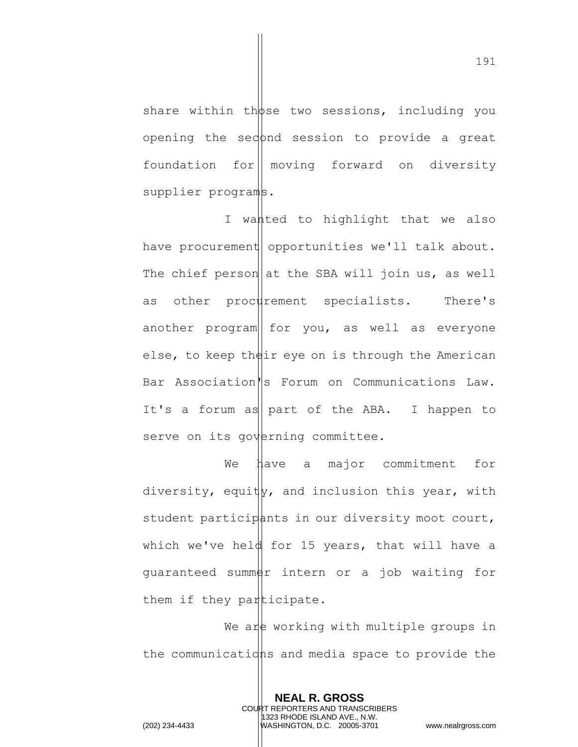share within those two sessions, including you opening the second session to provide a great foundation for moving forward on diversity supplier programs.

I wanted to highlight that we also have procurement opportunities we'll talk about. The chief person at the SBA will join us, as well as other procurement specialists. There's another program for you, as well as everyone else, to keep their eye on is through the American Bar Association's Forum on Communications Law. It's a forum as part of the ABA. I happen to serve on its governing committee.

We have a major commitment for diversity, equity, and inclusion this year, with student participants in our diversity moot court, which we've held for 15 years, that will have a guaranteed summer intern or a job waiting for them if they participate.

We are working with multiple groups in the communications and media space to provide the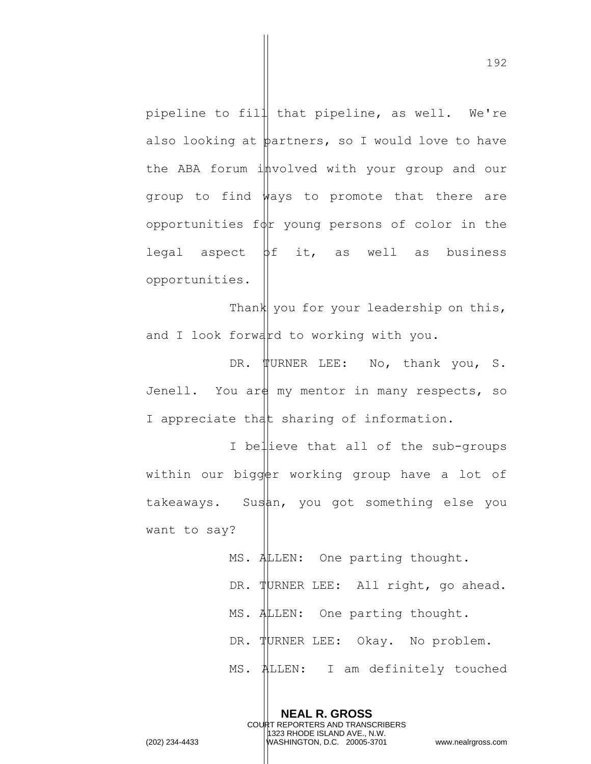pipeline to fill that pipeline, as well. We're also looking at partners, so I would love to have the ABA forum involved with your group and our group to find ways to promote that there are opportunities for young persons of color in the legal aspect of it, as well as business opportunities.

Thank you for your leadership on this, and I look forward to working with you.

DR. TURNER LEE: No, thank you, S. Jenell. You are my mentor in many respects, so I appreciate that sharing of information.

I believe that all of the sub-groups within our bigger working group have a lot of takeaways. Susan, you got something else you want to say?

MS. ALLEN: One parting thought.

DR. TURNER LEE: All right, go ahead.

MS. ALLEN: One parting thought.

DR. TURNER LEE: Okay. No problem.

MS. ALLEN: I am definitely touched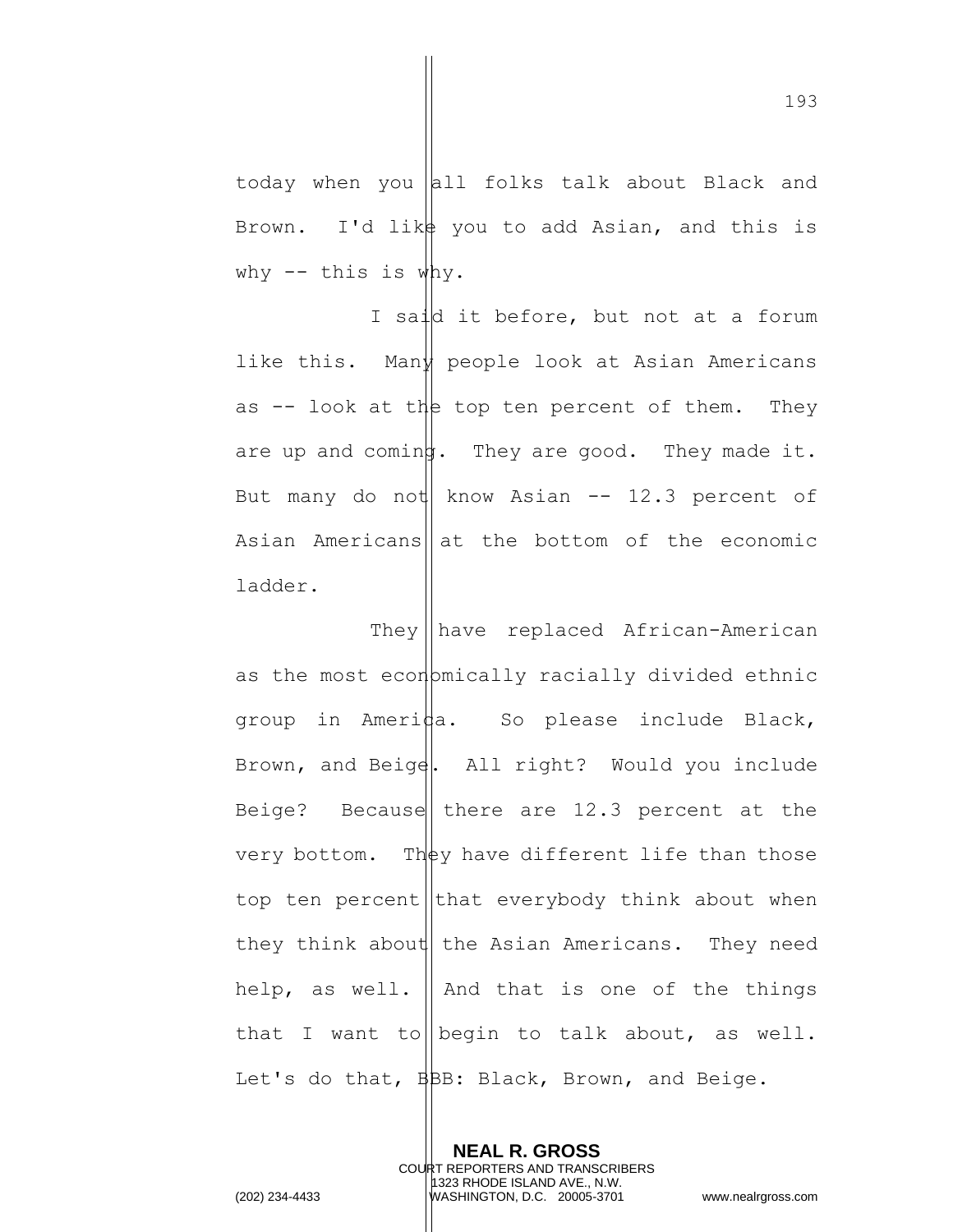today when you all folks talk about Black and Brown. I'd like you to add Asian, and this is why -- this is why.

I said it before, but not at a forum like this. Many people look at Asian Americans as -- look at the top ten percent of them. They are up and coming. They are good. They made it. But many do not know Asian -- 12.3 percent of Asian Americans at the bottom of the economic ladder.

They have replaced African-American as the most economically racially divided ethnic group in America. So please include Black, Brown, and Beige. All right? Would you include Beige? Because there are 12.3 percent at the very bottom. They have different life than those top ten percent that everybody think about when they think about the Asian Americans. They need help, as well. And that is one of the things that I want to begin to talk about, as well. Let's do that, BBB: Black, Brown, and Beige.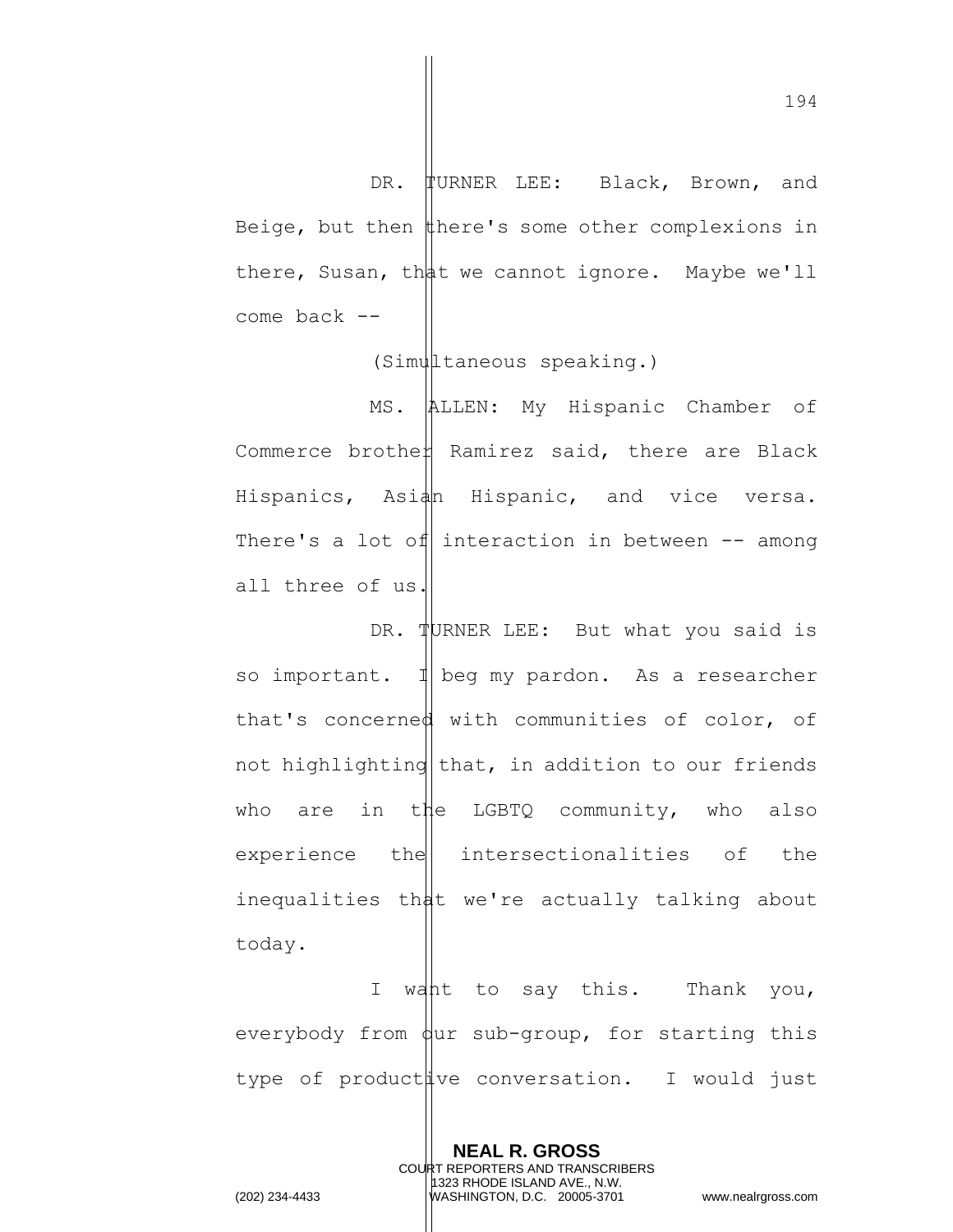DR. TURNER LEE: Black, Brown, and Beige, but then there's some other complexions in there, Susan, that we cannot ignore. Maybe we'll come back --

(Simultaneous speaking.)

MS. ALLEN: My Hispanic Chamber of Commerce brother Ramirez said, there are Black Hispanics, Asian Hispanic, and vice versa. There's a lot of interaction in between -- among all three of us.

DR. TURNER LEE: But what you said is so important. I beg my pardon. As a researcher that's concerned with communities of color, of not highlighting that, in addition to our friends who are in the LGBTQ community, who also experience the intersectionalities of the inequalities that we're actually talking about today.

I want to say this. Thank you, everybody from our sub-group, for starting this type of productive conversation. I would just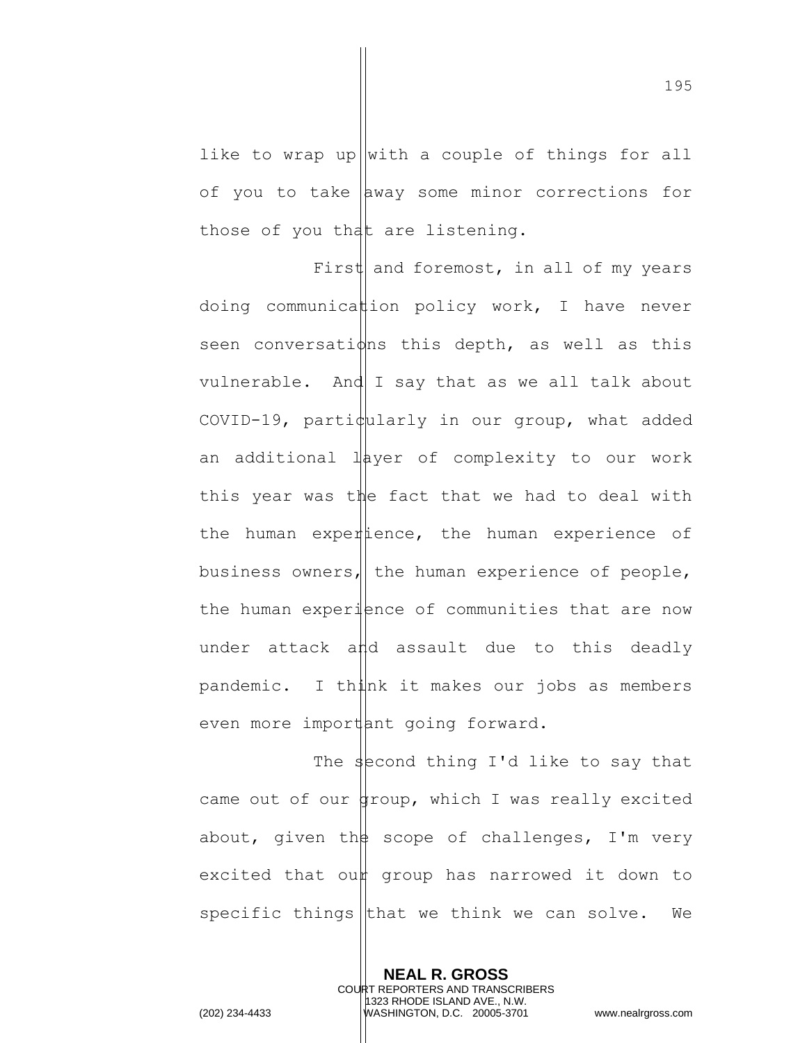like to wrap up with a couple of things for all of you to take away some minor corrections for those of you that are listening.

First and foremost, in all of my years doing communication policy work, I have never seen conversations this depth, as well as this vulnerable. And I say that as we all talk about COVID-19, particularly in our group, what added an additional layer of complexity to our work this year was the fact that we had to deal with the human experience, the human experience of business owners, the human experience of people, the human experience of communities that are now under attack and assault due to this deadly pandemic. I think it makes our jobs as members even more important going forward.

The second thing I'd like to say that came out of our group, which I was really excited about, given the scope of challenges, I'm very excited that our group has narrowed it down to specific things that we think we can solve. We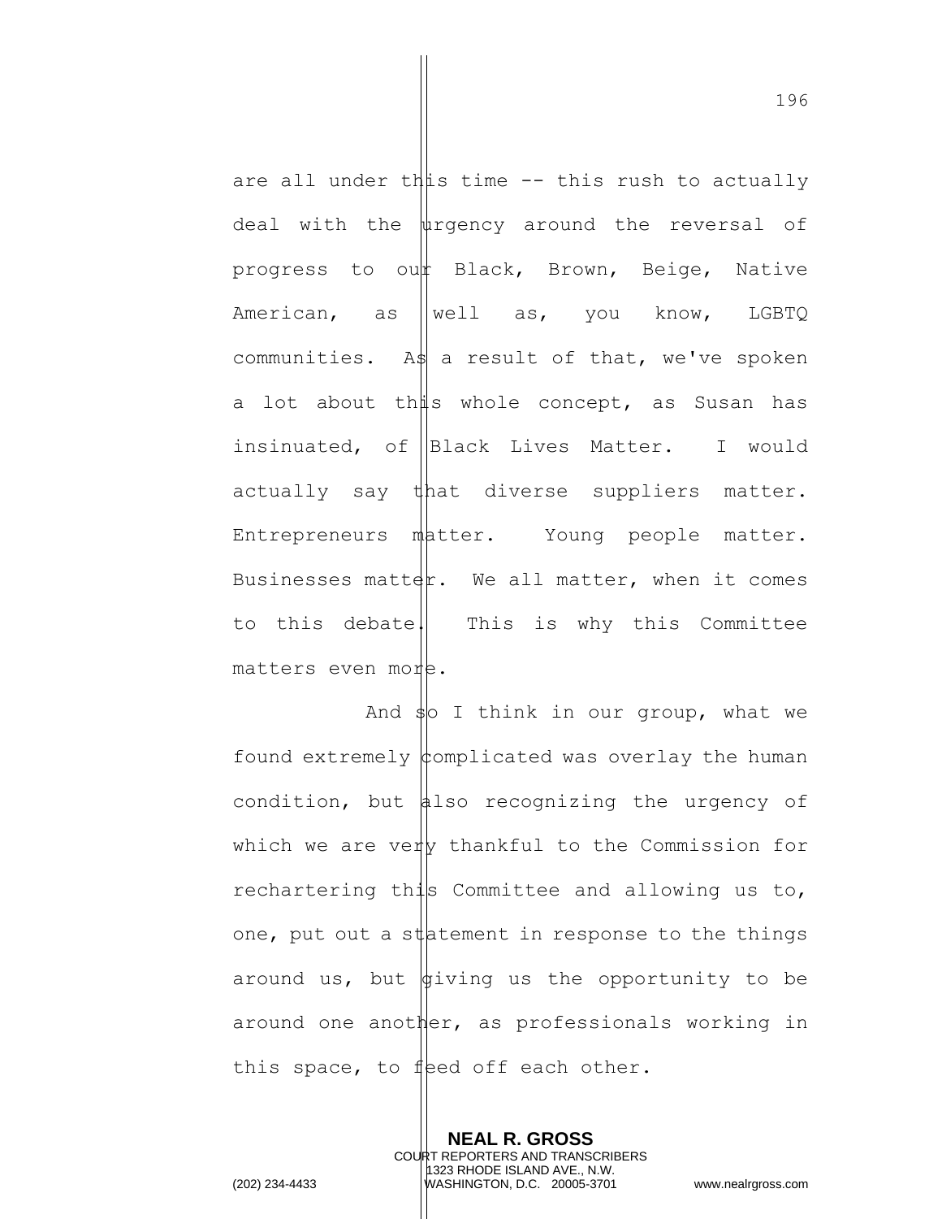are all under this time -- this rush to actually deal with the urgency around the reversal of progress to our Black, Brown, Beige, Native American, as well as, you know, LGBTQ communities. As a result of that, we've spoken a lot about this whole concept, as Susan has insinuated, of Black Lives Matter. I would actually say that diverse suppliers matter. Entrepreneurs matter. Young people matter. Businesses matter. We all matter, when it comes to this debate. This is why this Committee matters even more.

And so I think in our group, what we found extremely complicated was overlay the human condition, but also recognizing the urgency of which we are very thankful to the Commission for rechartering this Committee and allowing us to, one, put out a statement in response to the things around us, but giving us the opportunity to be around one another, as professionals working in this space, to feed off each other.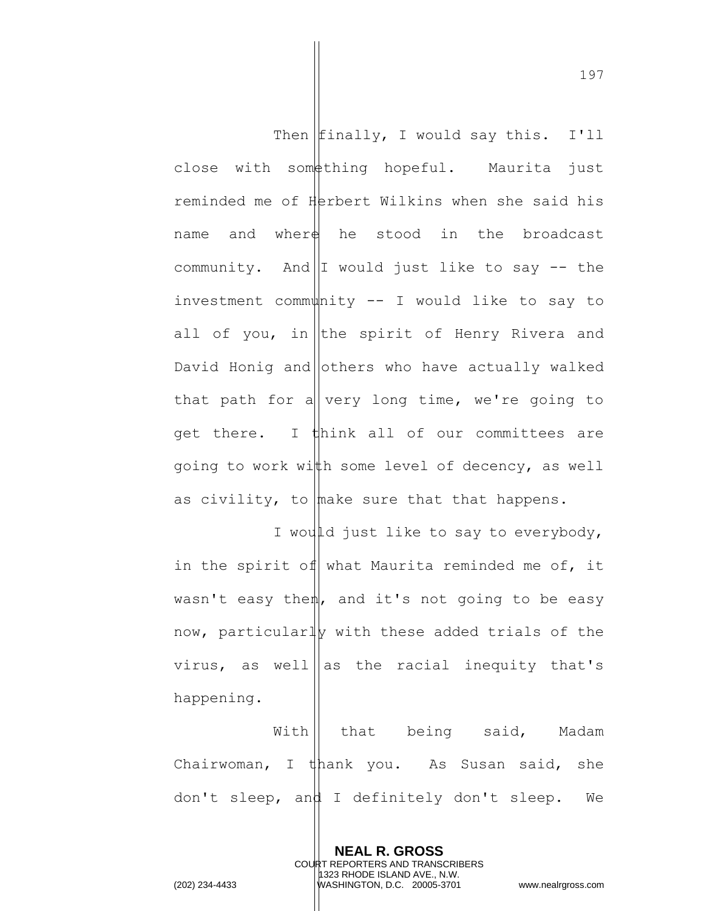Then finally, I would say this. I'll close with something hopeful. Maurita just reminded me of Herbert Wilkins when she said his name and where he stood in the broadcast community. And I would just like to say -- the investment community -- I would like to say to all of you, in the spirit of Henry Rivera and David Honig and others who have actually walked that path for a very long time, we're going to get there. I think all of our committees are going to work with some level of decency, as well as civility, to make sure that that happens.

I would just like to say to everybody, in the spirit of what Maurita reminded me of, it wasn't easy then, and it's not going to be easy now, particularly with these added trials of the virus, as well as the racial inequity that's happening.

With that being said, Madam Chairwoman, I thank you. As Susan said, she don't sleep, and I definitely don't sleep. We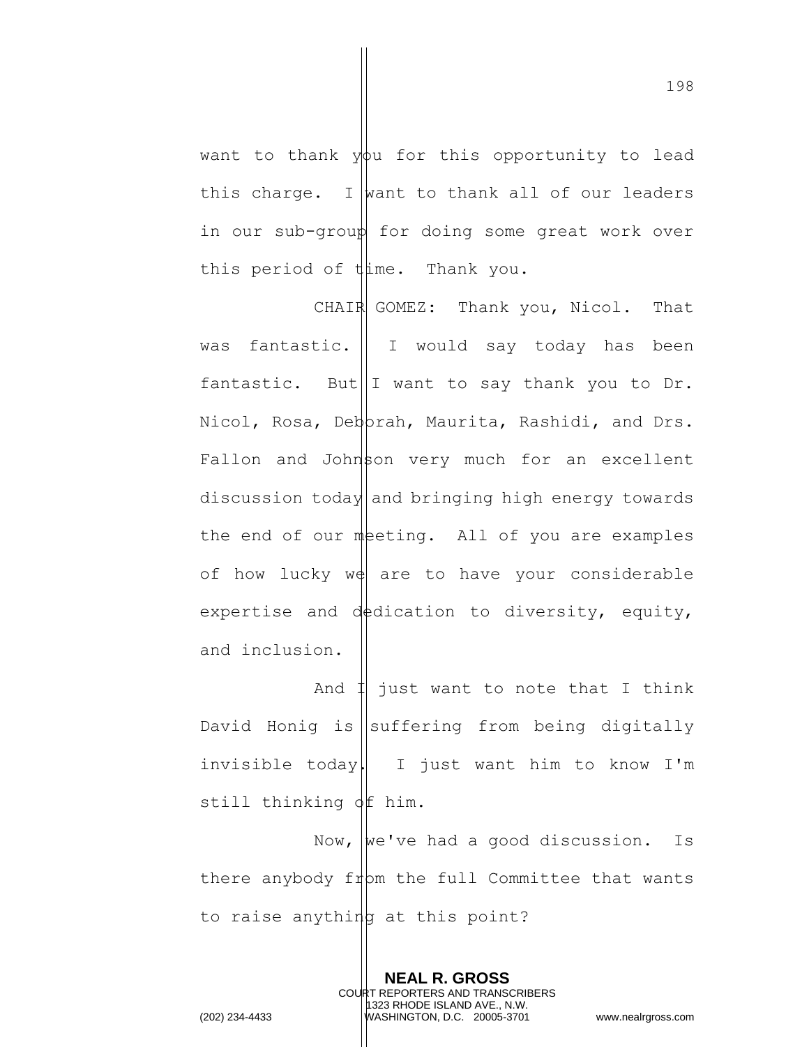want to thank you for this opportunity to lead this charge. I want to thank all of our leaders in our sub-group for doing some great work over this period of time. Thank you.

CHAIR GOMEZ: Thank you, Nicol. That was fantastic. I would say today has been fantastic. But I want to say thank you to Dr. Nicol, Rosa, Deborah, Maurita, Rashidi, and Drs. Fallon and Johnson very much for an excellent discussion today and bringing high energy towards the end of our meeting. All of you are examples of how lucky we are to have your considerable expertise and dedication to diversity, equity, and inclusion.

And I just want to note that I think David Honig is suffering from being digitally invisible today. I just want him to know I'm still thinking of him.

Now, we've had a good discussion. Is there anybody from the full Committee that wants to raise anything at this point?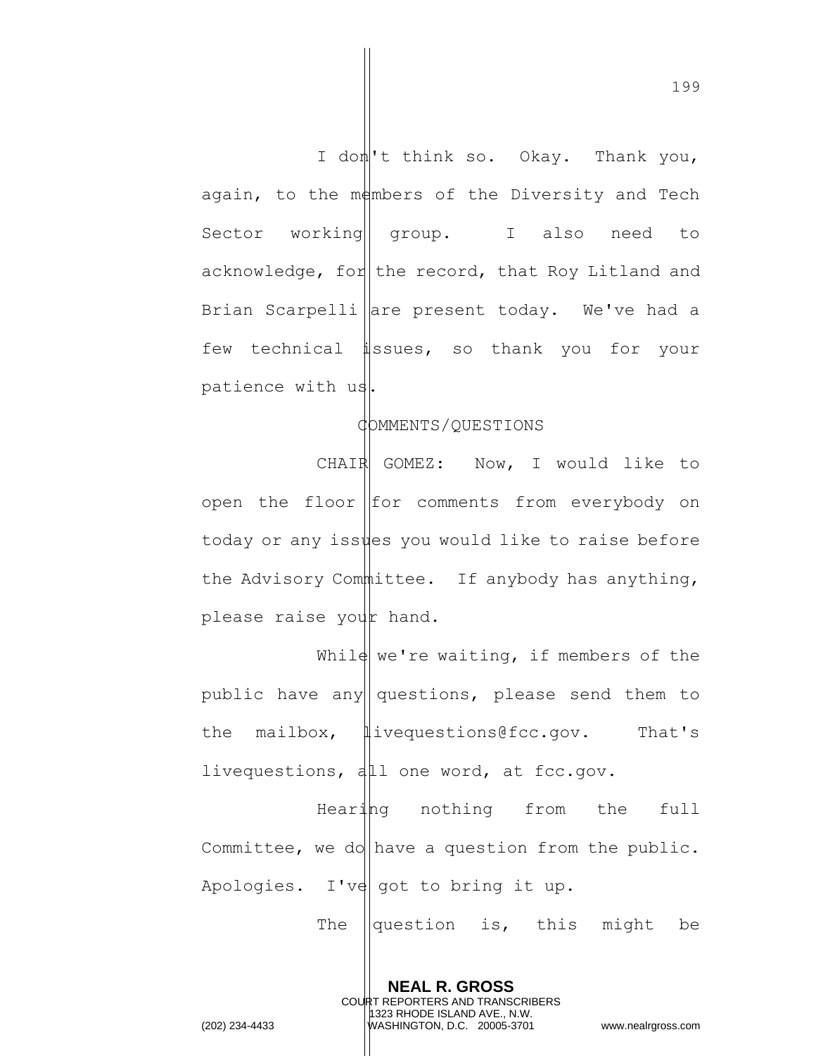I don't think so. Okay. Thank you, again, to the members of the Diversity and Tech Sector working group. I also need to acknowledge, for the record, that Roy Litland and Brian Scarpelli are present today. We've had a few technical issues, so thank you for your patience with us.

COMMENTS/QUESTIONS

CHAIR GOMEZ: Now, I would like to open the floor for comments from everybody on today or any issues you would like to raise before the Advisory Committee. If anybody has anything, please raise your hand.

While we're waiting, if members of the public have any questions, please send them to the mailbox, livequestions@fcc.gov. That's livequestions, all one word, at fcc.gov.

Hearing nothing from the full Committee, we do have a question from the public. Apologies. I've got to bring it up.

The question is, this might be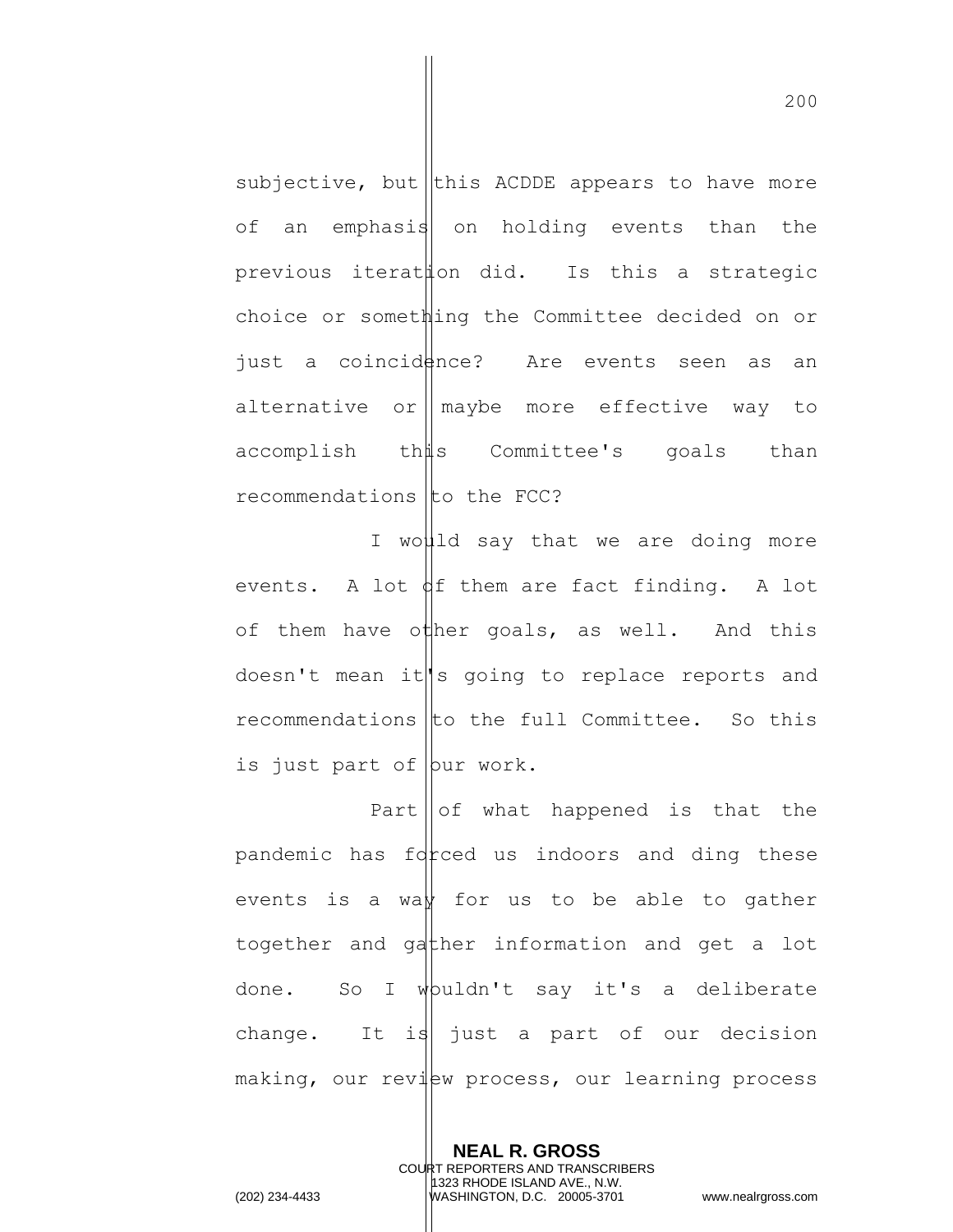subjective, but this ACDDE appears to have more of an emphasis on holding events than the previous iteration did. Is this a strategic choice or something the Committee decided on or just a coincidence? Are events seen as an alternative or maybe more effective way to accomplish this Committee's goals than recommendations to the FCC?

I would say that we are doing more events. A lot of them are fact finding. A lot of them have other goals, as well. And this doesn't mean it's going to replace reports and recommendations to the full Committee. So this is just part of our work.

Part of what happened is that the pandemic has forced us indoors and ding these events is a way for us to be able to gather together and gather information and get a lot done. So I wouldn't say it's a deliberate change. It is just a part of our decision making, our review process, our learning process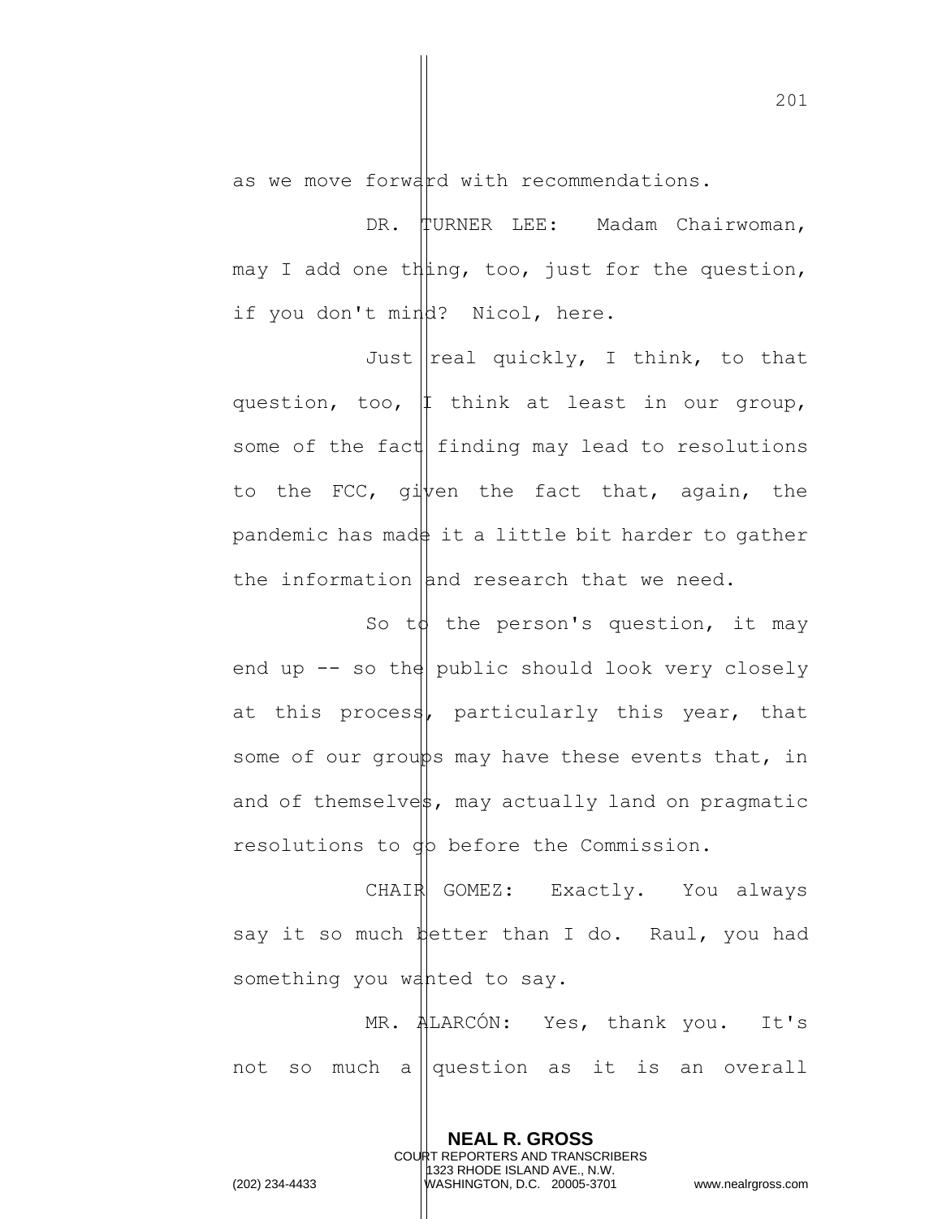as we move forward with recommendations.

DR. TURNER LEE: Madam Chairwoman, may I add one thing, too, just for the question, if you don't mind? Nicol, here.

Just real quickly, I think, to that question, too, I think at least in our group, some of the fact finding may lead to resolutions to the FCC, given the fact that, again, the pandemic has made it a little bit harder to gather the information and research that we need.

So to the person's question, it may end up -- so the public should look very closely at this process, particularly this year, that some of our groups may have these events that, in and of themselves, may actually land on pragmatic resolutions to go before the Commission.

CHAIR GOMEZ: Exactly. You always say it so much better than I do. Raul, you had something you wanted to say.

MR. ALARCÓN: Yes, thank you. It's not so much a question as it is an overall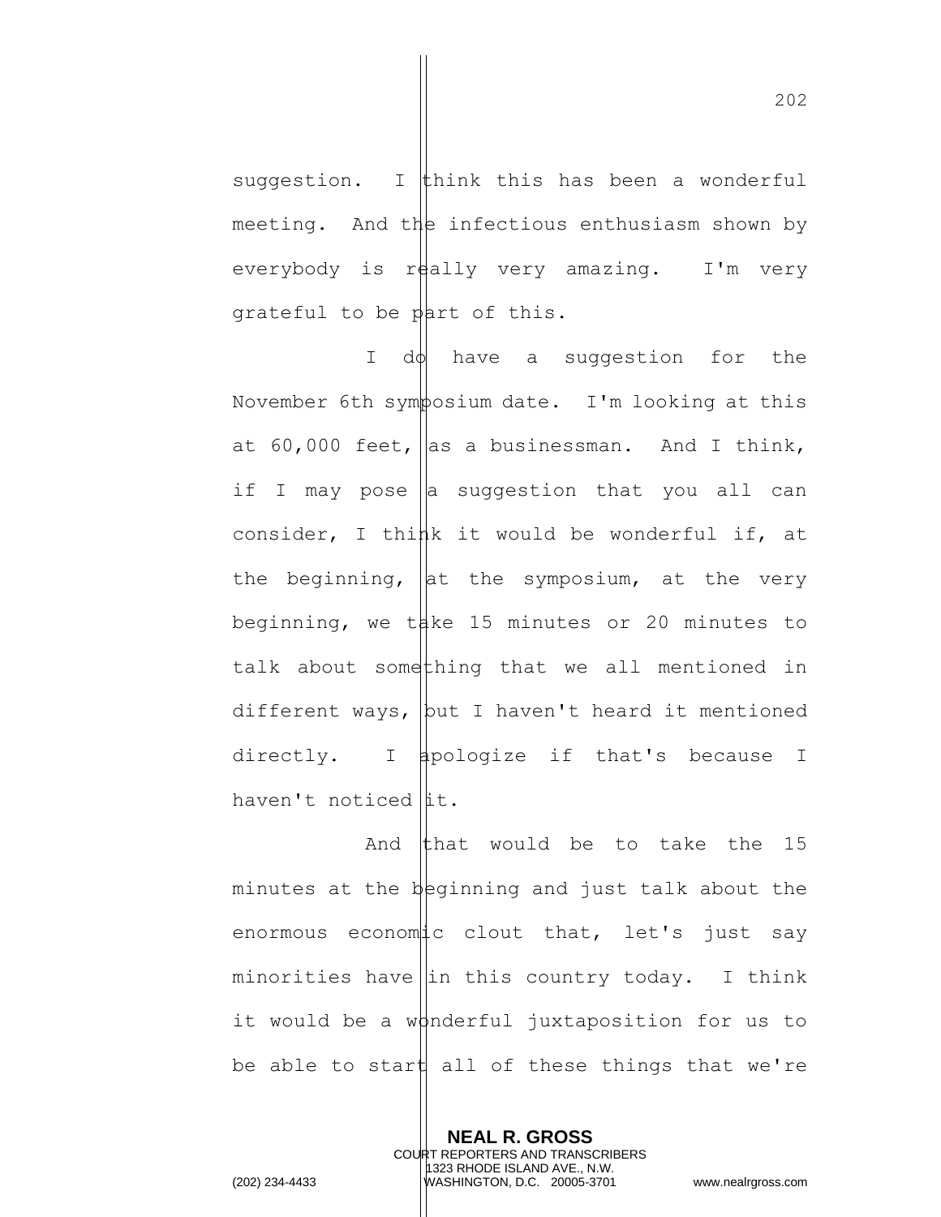suggestion. I think this has been a wonderful meeting. And the infectious enthusiasm shown by everybody is really very amazing. I'm very grateful to be part of this.

I do have a suggestion for the November 6th symposium date. I'm looking at this at 60,000 feet, as a businessman. And I think, if I may pose a suggestion that you all can consider, I think it would be wonderful if, at the beginning, at the symposium, at the very beginning, we take 15 minutes or 20 minutes to talk about something that we all mentioned in different ways, but I haven't heard it mentioned directly. I apologize if that's because I haven't noticed it.

And that would be to take the 15 minutes at the beginning and just talk about the enormous economic clout that, let's just say minorities have in this country today. I think it would be a wonderful juxtaposition for us to be able to start all of these things that we're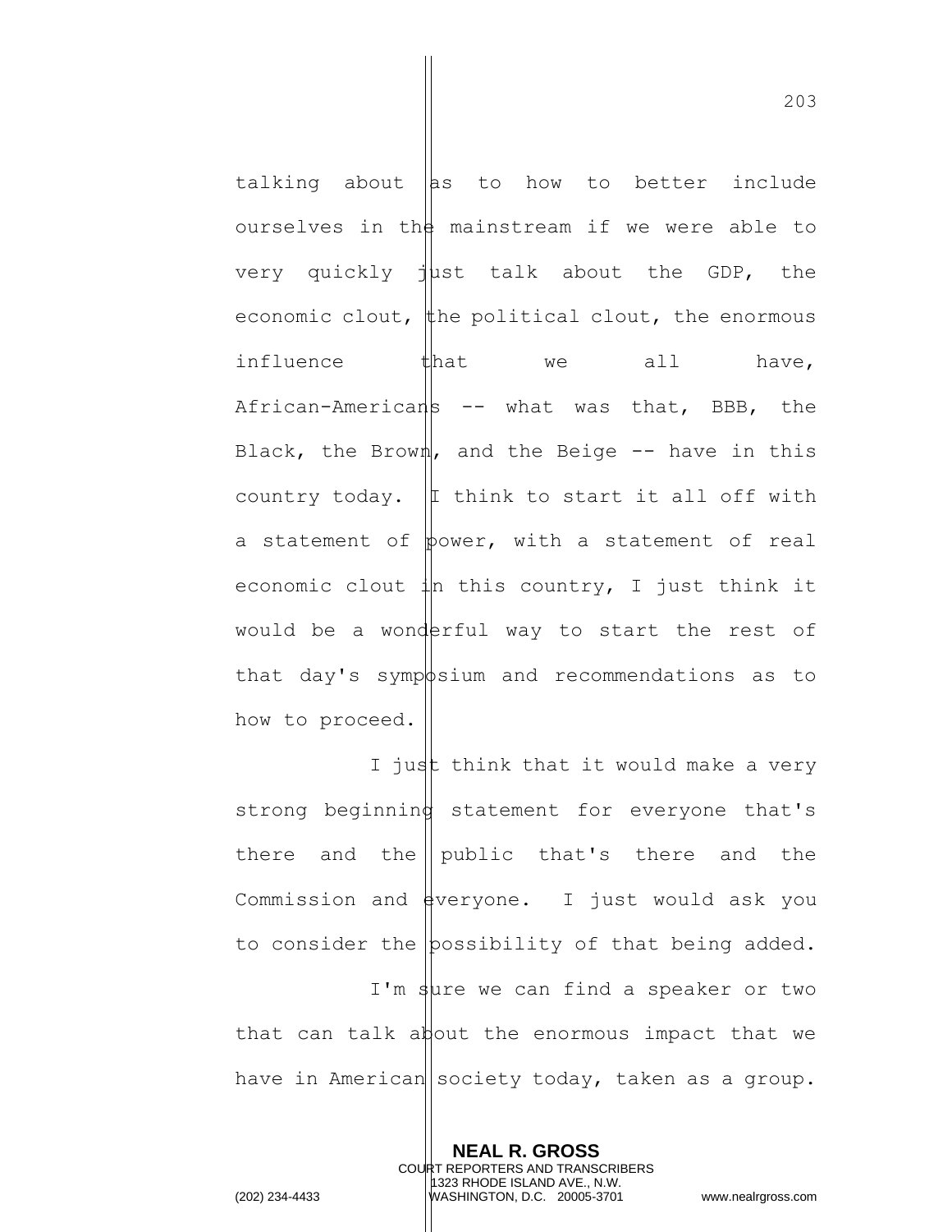talking about as to how to better include ourselves in the mainstream if we were able to very quickly just talk about the GDP, the economic clout, the political clout, the enormous influence that we all have, African-Americans -- what was that, BBB, the Black, the Brown, and the Beige -- have in this country today. I think to start it all off with a statement of power, with a statement of real economic clout in this country, I just think it would be a wonderful way to start the rest of that day's symposium and recommendations as to how to proceed.

I just think that it would make a very strong beginning statement for everyone that's there and the public that's there and the Commission and everyone. I just would ask you to consider the possibility of that being added.

I'm sure we can find a speaker or two that can talk about the enormous impact that we have in American society today, taken as a group.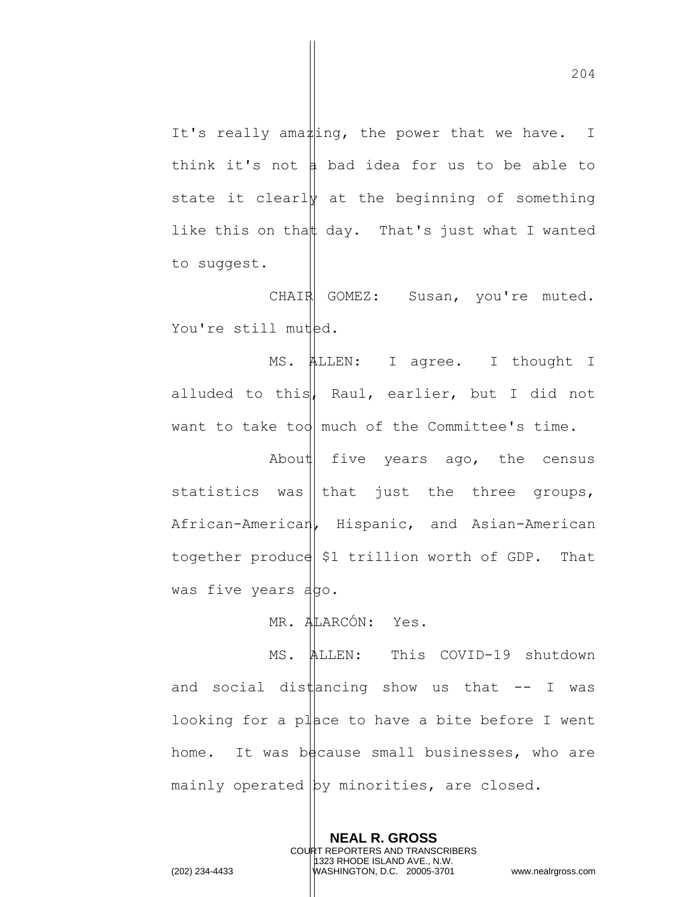It's really amazing, the power that we have. I think it's not a bad idea for us to be able to state it clearly at the beginning of something like this on that day. That's just what I wanted to suggest.

CHAIR GOMEZ: Susan, you're muted. You're still muted.

MS. ALLEN: I agree. I thought I alluded to this, Raul, earlier, but I did not want to take too much of the Committee's time.

About five years ago, the census statistics was that just the three groups, African-American, Hispanic, and Asian-American together produce $1 trillion worth of GDP. That was five years ago.

MR. ALARCÓN: Yes.

MS. ALLEN: This COVID-19 shutdown and social distancing show us that -- I was looking for a place to have a bite before I went home. It was because small businesses, who are mainly operated by minorities, are closed.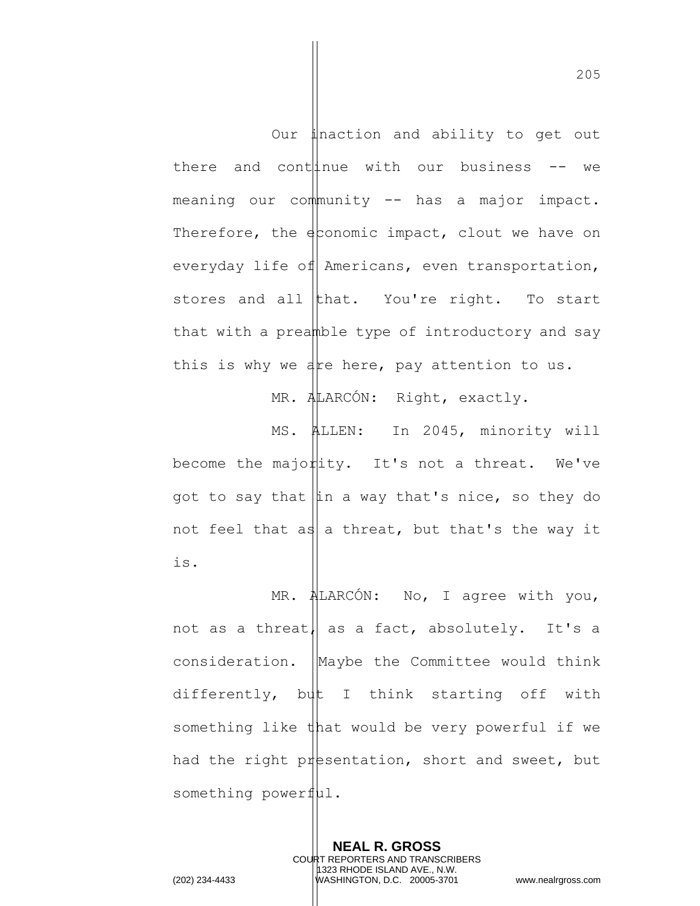Our inaction and ability to get out there and continue with our business -- we meaning our community -- has a major impact. Therefore, the economic impact, clout we have on everyday life of Americans, even transportation, stores and all that. You're right. To start that with a preamble type of introductory and say this is why we are here, pay attention to us.

MR. ALARCÓN: Right, exactly.

MS. ALLEN: In 2045, minority will become the majority. It's not a threat. We've got to say that in a way that's nice, so they do not feel that as a threat, but that's the way it is.

MR. ALARCÓN: No, I agree with you, not as a threat, as a fact, absolutely. It's a consideration. Maybe the Committee would think differently, but I think starting off with something like that would be very powerful if we had the right presentation, short and sweet, but something powerful.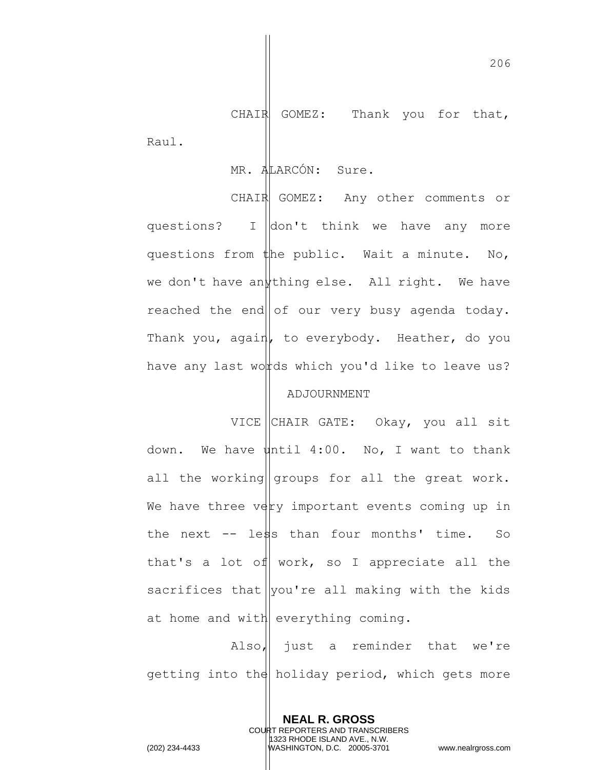CHAIR GOMEZ: Thank you for that, Raul.

MR. ALARCÓN: Sure.

CHAIR GOMEZ: Any other comments or questions? I don't think we have any more questions from the public. Wait a minute. No, we don't have anything else. All right. We have reached the end of our very busy agenda today. Thank you, again, to everybody. Heather, do you have any last words which you'd like to leave us?

ADJOURNMENT

VICE CHAIR GATE: Okay, you all sit down. We have until 4:00. No, I want to thank all the working groups for all the great work. We have three very important events coming up in the next -- less than four months' time. So that's a lot of work, so I appreciate all the sacrifices that you're all making with the kids at home and with everything coming.

Also, just a reminder that we're getting into the holiday period, which gets more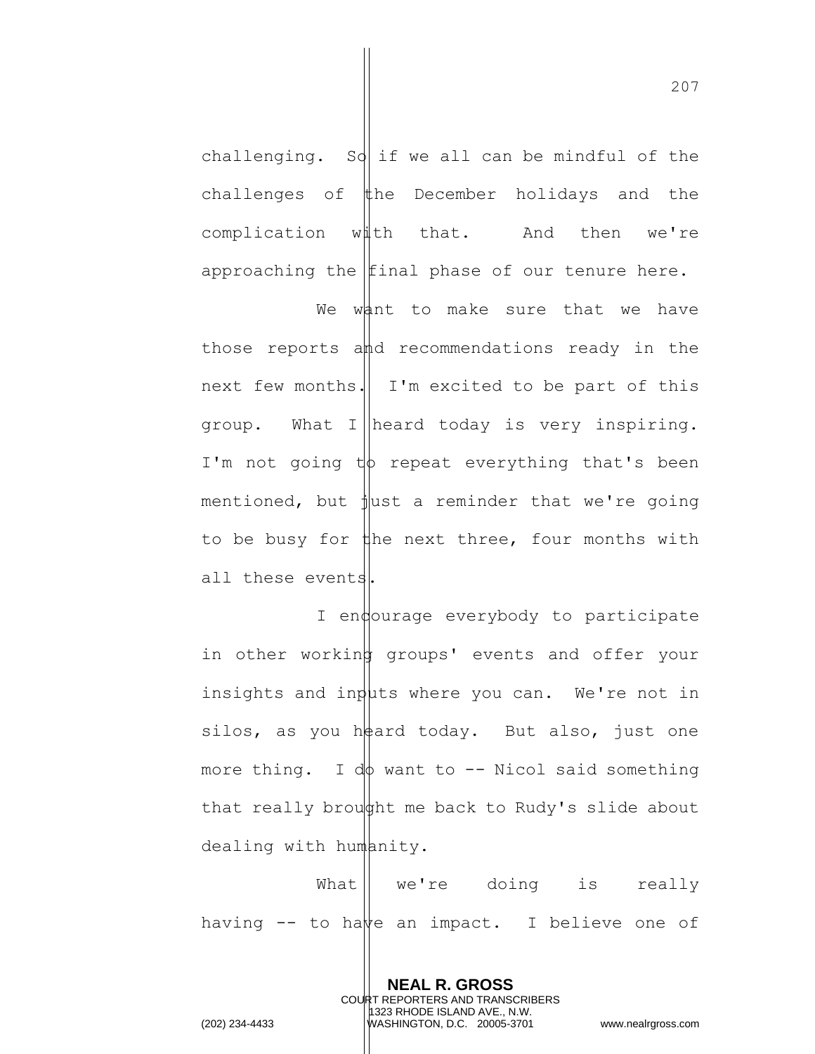challenging. So if we all can be mindful of the challenges of the December holidays and the complication with that. And then we're approaching the final phase of our tenure here.

We want to make sure that we have those reports and recommendations ready in the next few months. I'm excited to be part of this group. What I heard today is very inspiring. I'm not going to repeat everything that's been mentioned, but just a reminder that we're going to be busy for the next three, four months with all these events.

I encourage everybody to participate in other working groups' events and offer your insights and inputs where you can. We're not in silos, as you heard today. But also, just one more thing. I do want to -- Nicol said something that really brought me back to Rudy's slide about dealing with humanity.

What we're doing is really having -- to have an impact. I believe one of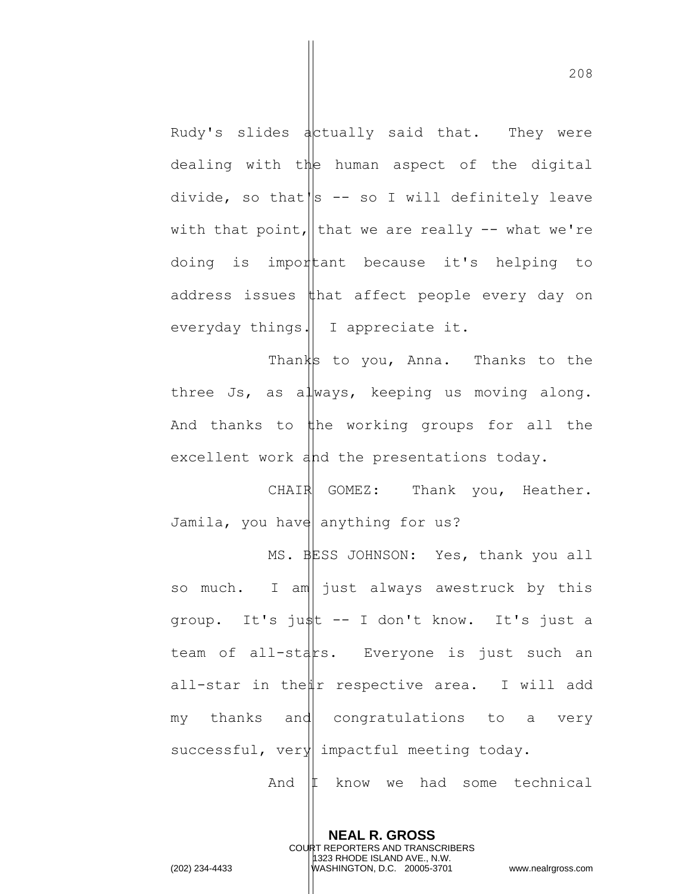Rudy's slides actually said that. They were dealing with the human aspect of the digital divide, so that's -- so I will definitely leave with that point, that we are really -- what we're doing is important because it's helping to address issues that affect people every day on everyday things. I appreciate it.

Thanks to you, Anna. Thanks to the three Js, as always, keeping us moving along. And thanks to the working groups for all the excellent work and the presentations today.

CHAIR GOMEZ: Thank you, Heather. Jamila, you have anything for us?

MS. BESS JOHNSON: Yes, thank you all so much. I am just always awestruck by this group. It's just -- I don't know. It's just a team of all-stars. Everyone is just such an all-star in their respective area. I will add my thanks and congratulations to a very successful, very impactful meeting today.

And I know we had some technical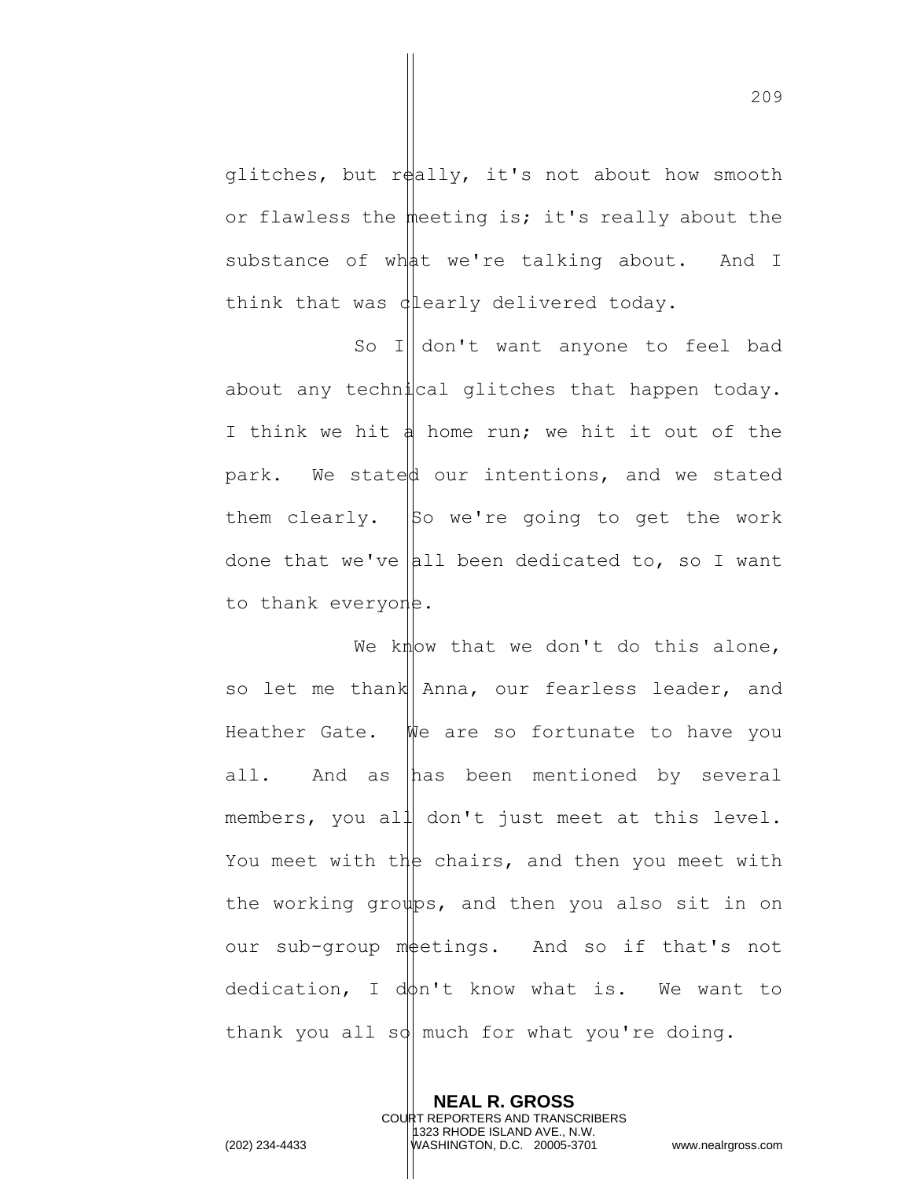glitches, but really, it's not about how smooth or flawless the meeting is; it's really about the substance of what we're talking about. And I think that was clearly delivered today.

So I don't want anyone to feel bad about any technical glitches that happen today. I think we hit a home run; we hit it out of the park. We stated our intentions, and we stated them clearly. So we're going to get the work done that we've all been dedicated to, so I want to thank everyone.

We know that we don't do this alone, so let me thank Anna, our fearless leader, and Heather Gate. We are so fortunate to have you all. And as has been mentioned by several members, you all don't just meet at this level. You meet with the chairs, and then you meet with the working groups, and then you also sit in on our sub-group meetings. And so if that's not dedication, I don't know what is. We want to thank you all so much for what you're doing.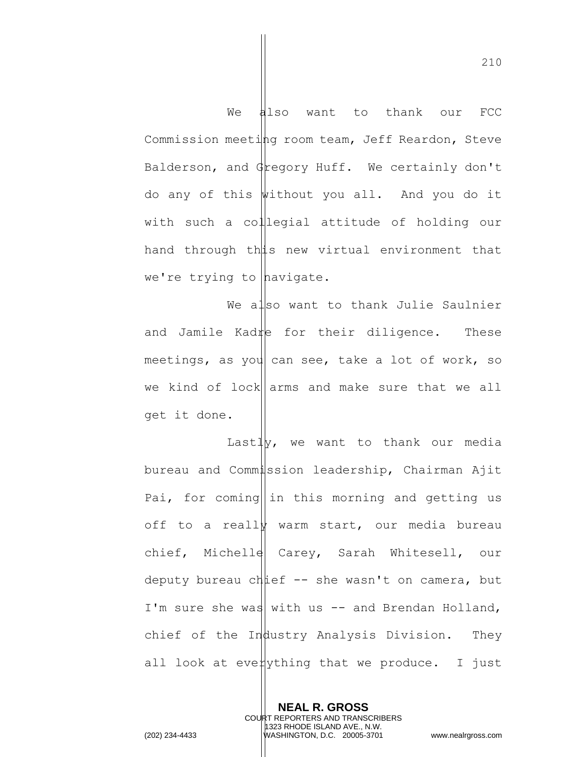We also want to thank our FCC Commission meeting room team, Jeff Reardon, Steve Balderson, and Gregory Huff. We certainly don't do any of this without you all. And you do it with such a collegial attitude of holding our hand through this new virtual environment that we're trying to navigate.

We also want to thank Julie Saulnier and Jamile Kadre for their diligence. These meetings, as you can see, take a lot of work, so we kind of lock arms and make sure that we all get it done.

Lastly, we want to thank our media bureau and Commission leadership, Chairman Ajit Pai, for coming in this morning and getting us off to a really warm start, our media bureau chief, Michelle Carey, Sarah Whitesell, our deputy bureau chief -- she wasn't on camera, but I'm sure she was with us -- and Brendan Holland, chief of the Industry Analysis Division. They all look at everything that we produce. I just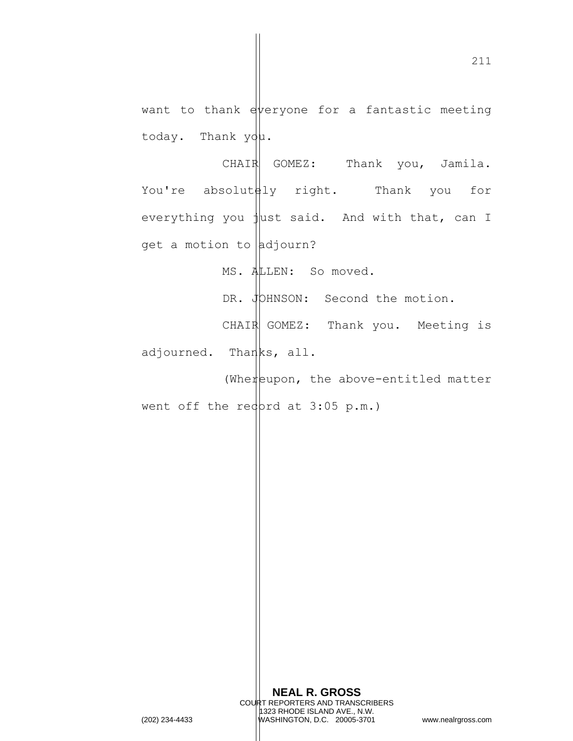want to thank everyone for a fantastic meeting today. Thank you.

CHAIR GOMEZ: Thank you, Jamila. You're absolutely right. Thank you for everything you just said. And with that, can I get a motion to adjourn?

MS. ALLEN: So moved.

DR. JOHNSON: Second the motion.

CHAIR GOMEZ: Thank you. Meeting is adjourned. Thanks, all.

(Whereupon, the above-entitled matter went off the record at 3:05 p.m.)